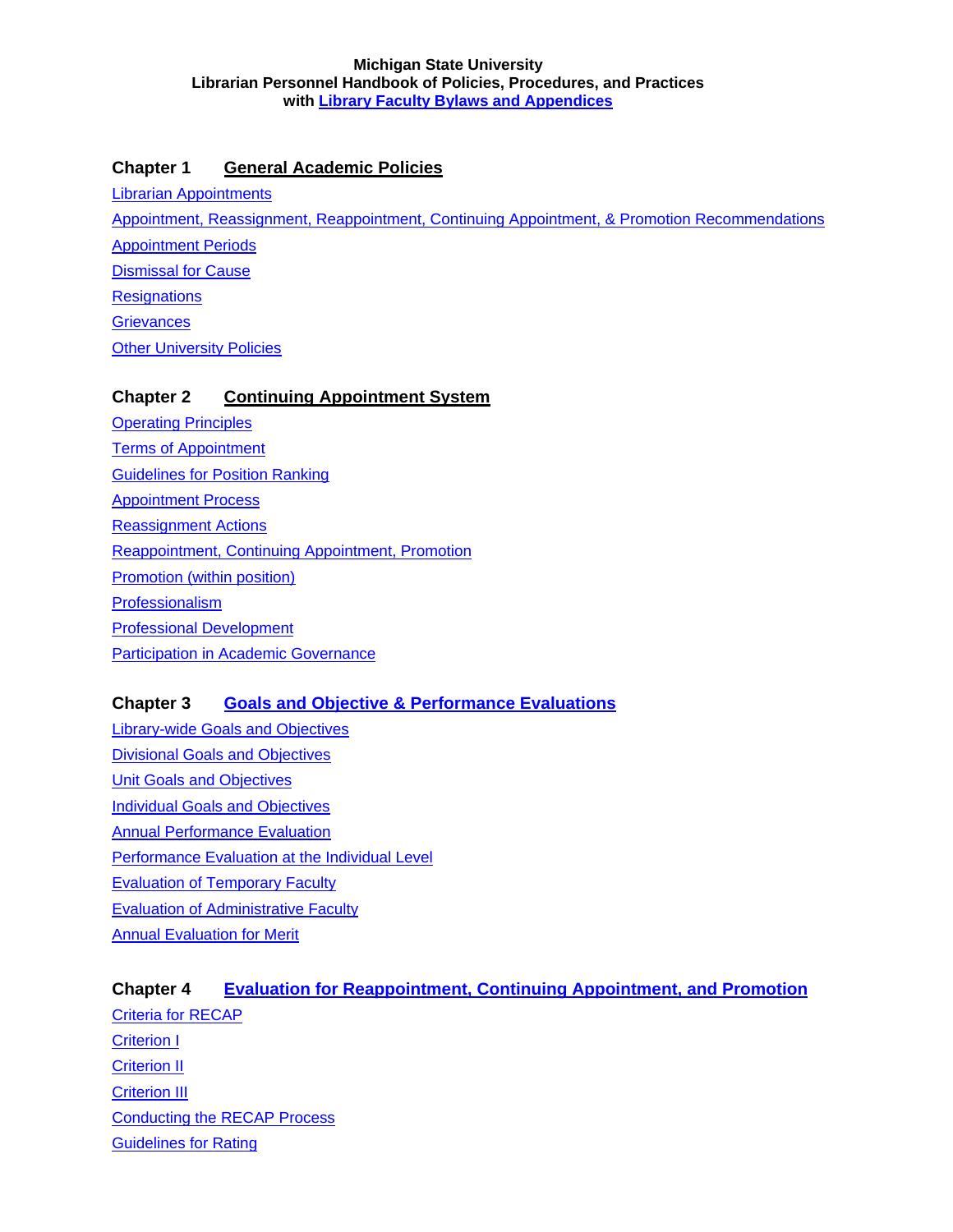**Michigan State University**
**Librarian Personnel Handbook of Policies, Procedures, and Practices**
**with Library Faculty Bylaws and Appendices**

## Chapter 1 General Academic Policies

Librarian Appointments

Appointment, Reassignment, Reappointment, Continuing Appointment, & Promotion Recommendations

Appointment Periods

Dismissal for Cause

Resignations

Grievances

Other University Policies

## Chapter 2 Continuing Appointment System

Operating Principles

Terms of Appointment

Guidelines for Position Ranking

Appointment Process

Reassignment Actions

Reappointment, Continuing Appointment, Promotion

Promotion (within position)

Professionalism

Professional Development

Participation in Academic Governance

## Chapter 3 Goals and Objective & Performance Evaluations

Library-wide Goals and Objectives

Divisional Goals and Objectives

Unit Goals and Objectives

Individual Goals and Objectives

Annual Performance Evaluation

Performance Evaluation at the Individual Level

Evaluation of Temporary Faculty

Evaluation of Administrative Faculty

Annual Evaluation for Merit

## Chapter 4 Evaluation for Reappointment, Continuing Appointment, and Promotion

Criteria for RECAP

Criterion I

Criterion II

Criterion III

Conducting the RECAP Process

Guidelines for Rating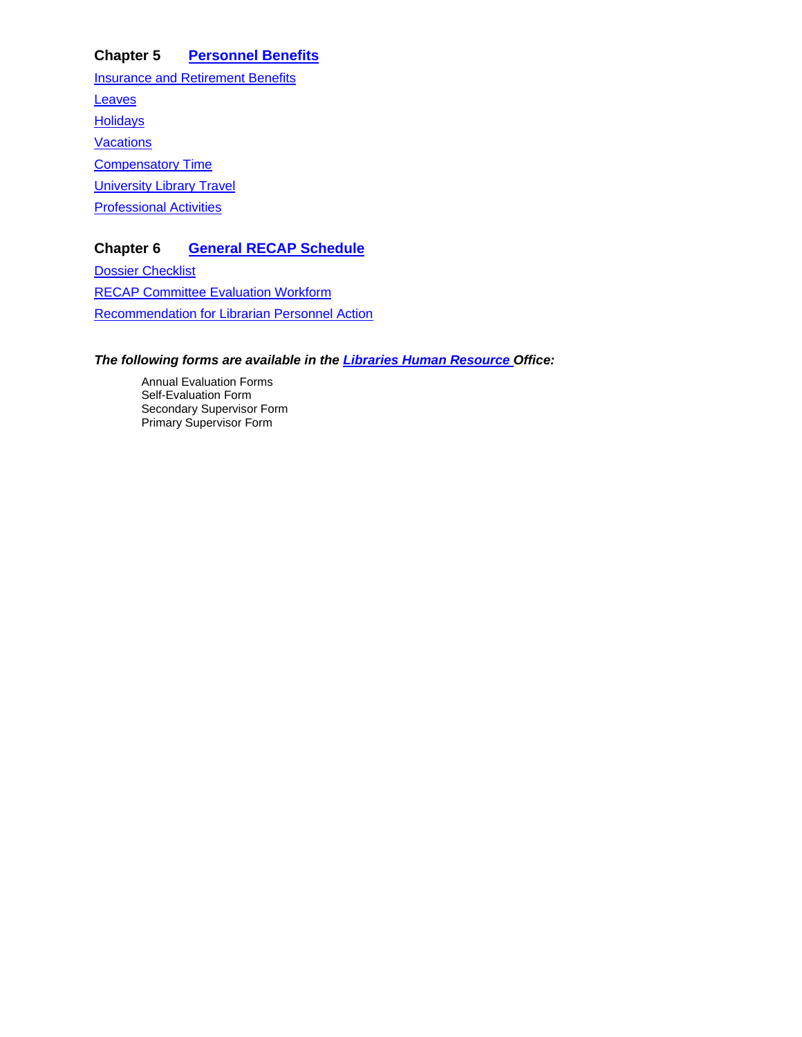## Chapter 5 Personnel Benefits

Insurance and Retirement Benefits

Leaves

Holidays

Vacations

Compensatory Time

University Library Travel

Professional Activities

## Chapter 6 General RECAP Schedule

Dossier Checklist

RECAP Committee Evaluation Workform

Recommendation for Librarian Personnel Action

***The following forms are available in the Libraries Human Resource Office:***

Annual Evaluation Forms
Self-Evaluation Form
Secondary Supervisor Form
Primary Supervisor Form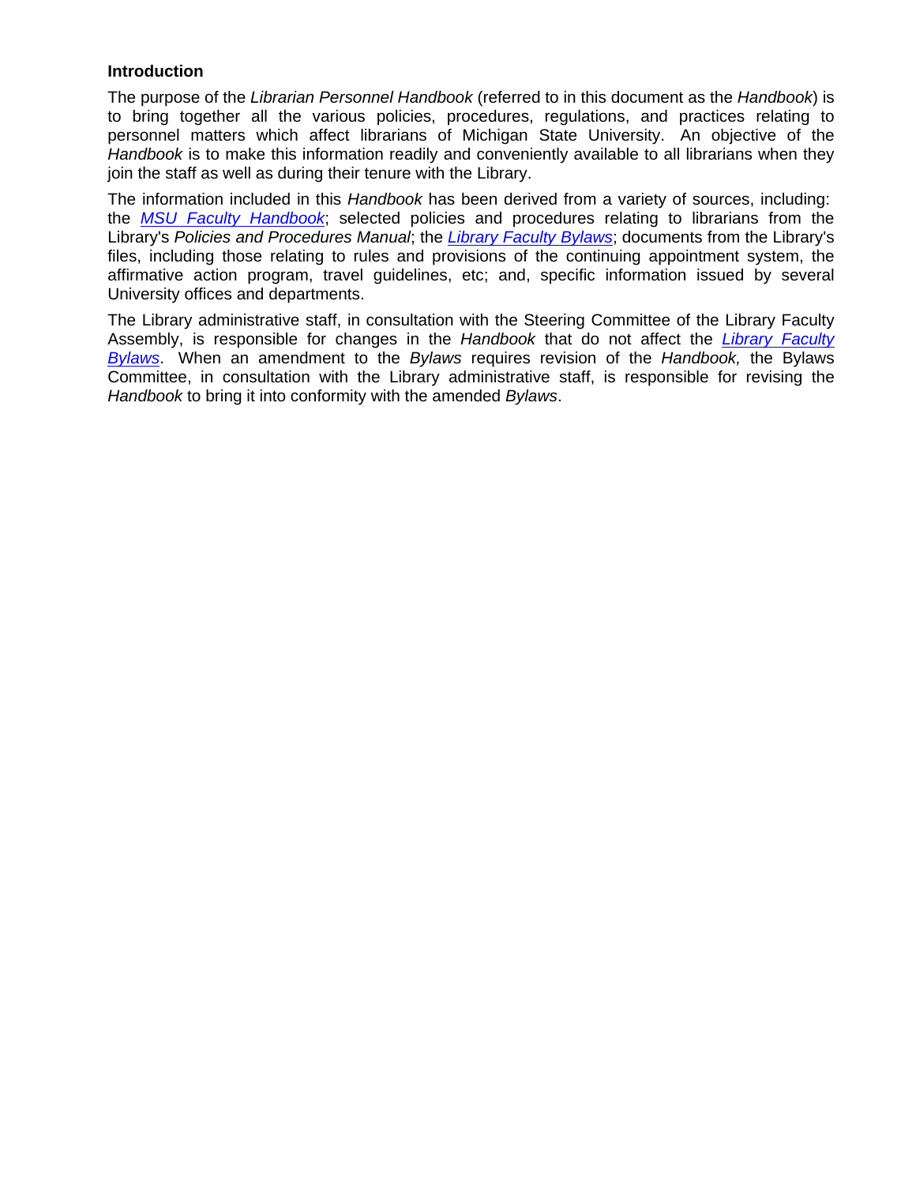## Introduction

The purpose of the *Librarian Personnel Handbook* (referred to in this document as the *Handbook*) is to bring together all the various policies, procedures, regulations, and practices relating to personnel matters which affect librarians of Michigan State University. An objective of the *Handbook* is to make this information readily and conveniently available to all librarians when they join the staff as well as during their tenure with the Library.

The information included in this *Handbook* has been derived from a variety of sources, including: the *MSU Faculty Handbook*; selected policies and procedures relating to librarians from the Library's *Policies and Procedures Manual*; the *Library Faculty Bylaws*; documents from the Library's files, including those relating to rules and provisions of the continuing appointment system, the affirmative action program, travel guidelines, etc; and, specific information issued by several University offices and departments.

The Library administrative staff, in consultation with the Steering Committee of the Library Faculty Assembly, is responsible for changes in the *Handbook* that do not affect the *Library Faculty Bylaws*. When an amendment to the *Bylaws* requires revision of the *Handbook,* the Bylaws Committee, in consultation with the Library administrative staff, is responsible for revising the *Handbook* to bring it into conformity with the amended *Bylaws*.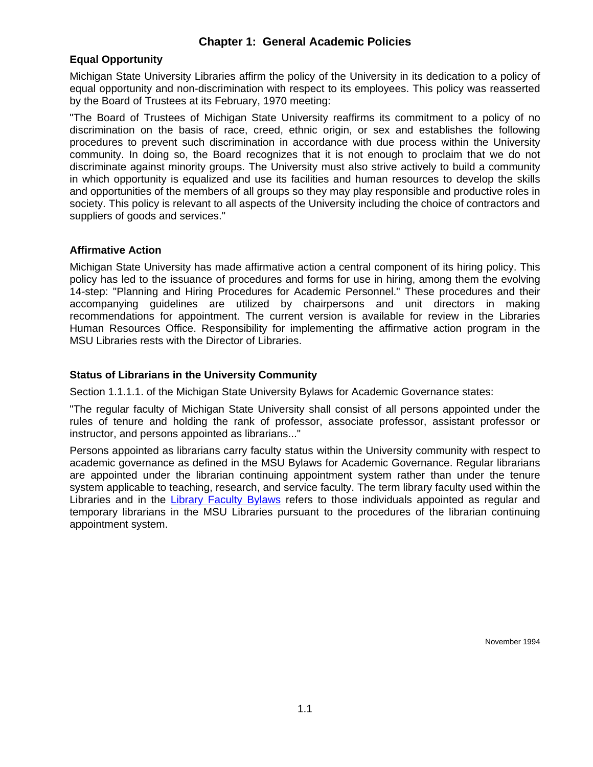# Chapter 1: General Academic Policies

## Equal Opportunity

Michigan State University Libraries affirm the policy of the University in its dedication to a policy of equal opportunity and non-discrimination with respect to its employees. This policy was reasserted by the Board of Trustees at its February, 1970 meeting:

"The Board of Trustees of Michigan State University reaffirms its commitment to a policy of no discrimination on the basis of race, creed, ethnic origin, or sex and establishes the following procedures to prevent such discrimination in accordance with due process within the University community. In doing so, the Board recognizes that it is not enough to proclaim that we do not discriminate against minority groups. The University must also strive actively to build a community in which opportunity is equalized and use its facilities and human resources to develop the skills and opportunities of the members of all groups so they may play responsible and productive roles in society. This policy is relevant to all aspects of the University including the choice of contractors and suppliers of goods and services."

## Affirmative Action

Michigan State University has made affirmative action a central component of its hiring policy. This policy has led to the issuance of procedures and forms for use in hiring, among them the evolving 14-step: "Planning and Hiring Procedures for Academic Personnel." These procedures and their accompanying guidelines are utilized by chairpersons and unit directors in making recommendations for appointment. The current version is available for review in the Libraries Human Resources Office. Responsibility for implementing the affirmative action program in the MSU Libraries rests with the Director of Libraries.

## Status of Librarians in the University Community

Section 1.1.1.1. of the Michigan State University Bylaws for Academic Governance states:

"The regular faculty of Michigan State University shall consist of all persons appointed under the rules of tenure and holding the rank of professor, associate professor, assistant professor or instructor, and persons appointed as librarians..."

Persons appointed as librarians carry faculty status within the University community with respect to academic governance as defined in the MSU Bylaws for Academic Governance. Regular librarians are appointed under the librarian continuing appointment system rather than under the tenure system applicable to teaching, research, and service faculty. The term library faculty used within the Libraries and in the Library Faculty Bylaws refers to those individuals appointed as regular and temporary librarians in the MSU Libraries pursuant to the procedures of the librarian continuing appointment system.

November 1994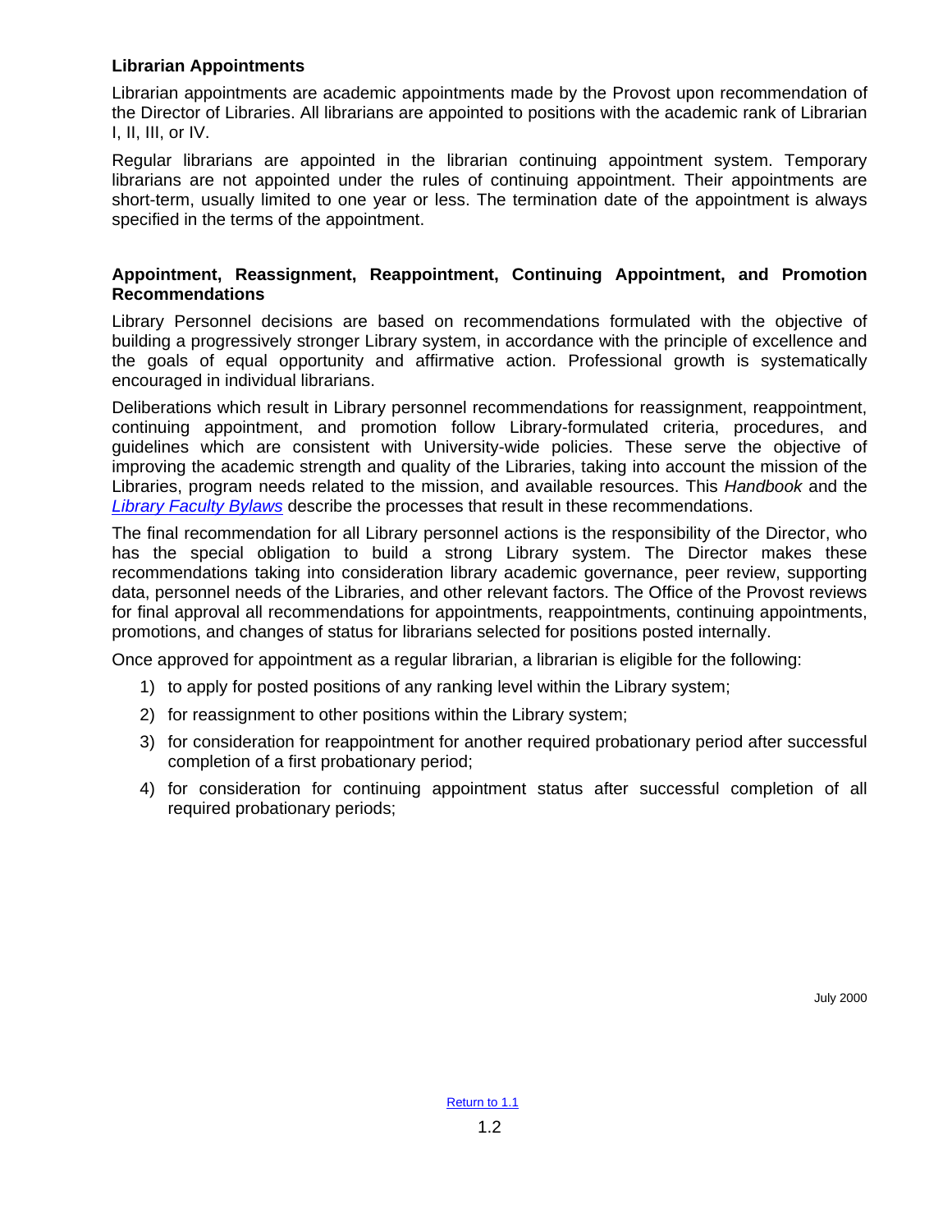### Librarian Appointments

Librarian appointments are academic appointments made by the Provost upon recommendation of the Director of Libraries. All librarians are appointed to positions with the academic rank of Librarian I, II, III, or IV.

Regular librarians are appointed in the librarian continuing appointment system. Temporary librarians are not appointed under the rules of continuing appointment. Their appointments are short-term, usually limited to one year or less. The termination date of the appointment is always specified in the terms of the appointment.

### Appointment, Reassignment, Reappointment, Continuing Appointment, and Promotion Recommendations

Library Personnel decisions are based on recommendations formulated with the objective of building a progressively stronger Library system, in accordance with the principle of excellence and the goals of equal opportunity and affirmative action. Professional growth is systematically encouraged in individual librarians.

Deliberations which result in Library personnel recommendations for reassignment, reappointment, continuing appointment, and promotion follow Library-formulated criteria, procedures, and guidelines which are consistent with University-wide policies. These serve the objective of improving the academic strength and quality of the Libraries, taking into account the mission of the Libraries, program needs related to the mission, and available resources. This *Handbook* and the *Library Faculty Bylaws* describe the processes that result in these recommendations.

The final recommendation for all Library personnel actions is the responsibility of the Director, who has the special obligation to build a strong Library system. The Director makes these recommendations taking into consideration library academic governance, peer review, supporting data, personnel needs of the Libraries, and other relevant factors. The Office of the Provost reviews for final approval all recommendations for appointments, reappointments, continuing appointments, promotions, and changes of status for librarians selected for positions posted internally.

Once approved for appointment as a regular librarian, a librarian is eligible for the following:

1) to apply for posted positions of any ranking level within the Library system;
2) for reassignment to other positions within the Library system;
3) for consideration for reappointment for another required probationary period after successful completion of a first probationary period;
4) for consideration for continuing appointment status after successful completion of all required probationary periods;

July 2000

Return to 1.1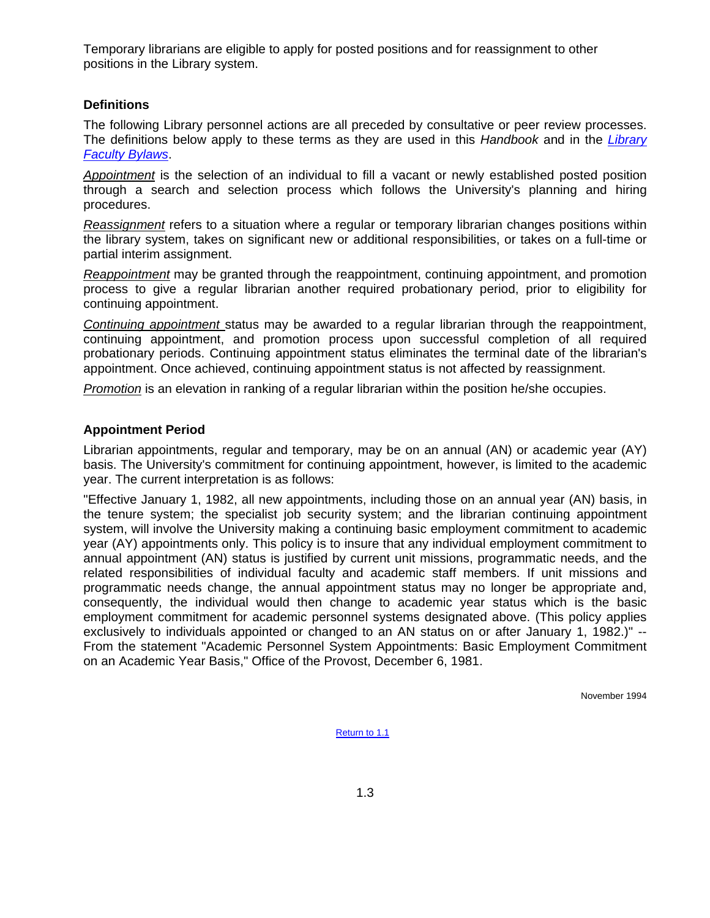Temporary librarians are eligible to apply for posted positions and for reassignment to other positions in the Library system.

### Definitions

The following Library personnel actions are all preceded by consultative or peer review processes. The definitions below apply to these terms as they are used in this *Handbook* and in the *Library Faculty Bylaws*.

*Appointment* is the selection of an individual to fill a vacant or newly established posted position through a search and selection process which follows the University's planning and hiring procedures.

*Reassignment* refers to a situation where a regular or temporary librarian changes positions within the library system, takes on significant new or additional responsibilities, or takes on a full-time or partial interim assignment.

*Reappointment* may be granted through the reappointment, continuing appointment, and promotion process to give a regular librarian another required probationary period, prior to eligibility for continuing appointment.

*Continuing appointment* status may be awarded to a regular librarian through the reappointment, continuing appointment, and promotion process upon successful completion of all required probationary periods. Continuing appointment status eliminates the terminal date of the librarian's appointment. Once achieved, continuing appointment status is not affected by reassignment.

*Promotion* is an elevation in ranking of a regular librarian within the position he/she occupies.

### Appointment Period

Librarian appointments, regular and temporary, may be on an annual (AN) or academic year (AY) basis. The University's commitment for continuing appointment, however, is limited to the academic year. The current interpretation is as follows:

"Effective January 1, 1982, all new appointments, including those on an annual year (AN) basis, in the tenure system; the specialist job security system; and the librarian continuing appointment system, will involve the University making a continuing basic employment commitment to academic year (AY) appointments only. This policy is to insure that any individual employment commitment to annual appointment (AN) status is justified by current unit missions, programmatic needs, and the related responsibilities of individual faculty and academic staff members. If unit missions and programmatic needs change, the annual appointment status may no longer be appropriate and, consequently, the individual would then change to academic year status which is the basic employment commitment for academic personnel systems designated above. (This policy applies exclusively to individuals appointed or changed to an AN status on or after January 1, 1982.)" -- From the statement "Academic Personnel System Appointments: Basic Employment Commitment on an Academic Year Basis," Office of the Provost, December 6, 1981.

November 1994

Return to 1.1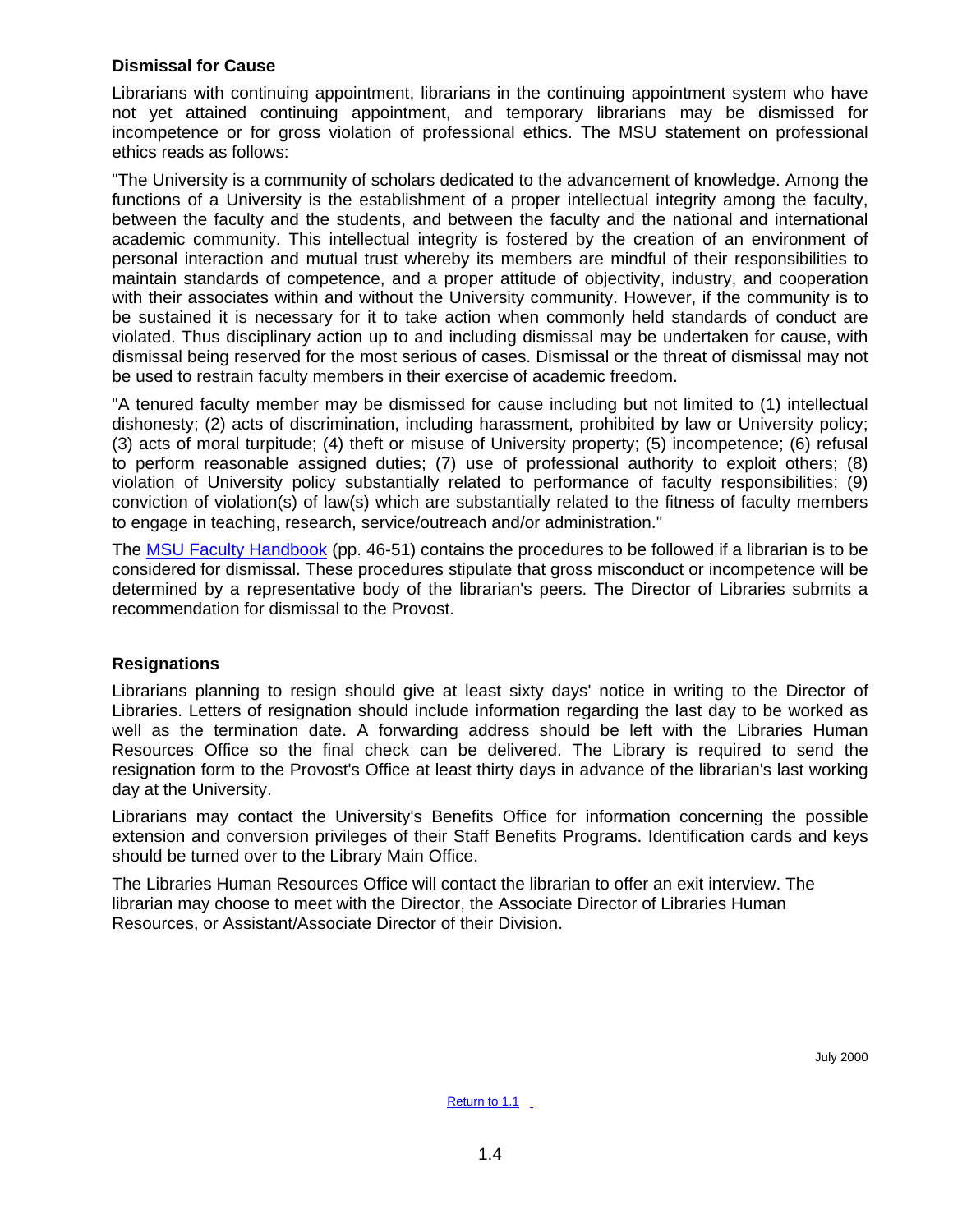### Dismissal for Cause

Librarians with continuing appointment, librarians in the continuing appointment system who have not yet attained continuing appointment, and temporary librarians may be dismissed for incompetence or for gross violation of professional ethics. The MSU statement on professional ethics reads as follows:

"The University is a community of scholars dedicated to the advancement of knowledge. Among the functions of a University is the establishment of a proper intellectual integrity among the faculty, between the faculty and the students, and between the faculty and the national and international academic community. This intellectual integrity is fostered by the creation of an environment of personal interaction and mutual trust whereby its members are mindful of their responsibilities to maintain standards of competence, and a proper attitude of objectivity, industry, and cooperation with their associates within and without the University community. However, if the community is to be sustained it is necessary for it to take action when commonly held standards of conduct are violated. Thus disciplinary action up to and including dismissal may be undertaken for cause, with dismissal being reserved for the most serious of cases. Dismissal or the threat of dismissal may not be used to restrain faculty members in their exercise of academic freedom.

"A tenured faculty member may be dismissed for cause including but not limited to (1) intellectual dishonesty; (2) acts of discrimination, including harassment, prohibited by law or University policy; (3) acts of moral turpitude; (4) theft or misuse of University property; (5) incompetence; (6) refusal to perform reasonable assigned duties; (7) use of professional authority to exploit others; (8) violation of University policy substantially related to performance of faculty responsibilities; (9) conviction of violation(s) of law(s) which are substantially related to the fitness of faculty members to engage in teaching, research, service/outreach and/or administration."

The MSU Faculty Handbook (pp. 46-51) contains the procedures to be followed if a librarian is to be considered for dismissal. These procedures stipulate that gross misconduct or incompetence will be determined by a representative body of the librarian's peers. The Director of Libraries submits a recommendation for dismissal to the Provost.

### Resignations

Librarians planning to resign should give at least sixty days' notice in writing to the Director of Libraries. Letters of resignation should include information regarding the last day to be worked as well as the termination date. A forwarding address should be left with the Libraries Human Resources Office so the final check can be delivered. The Library is required to send the resignation form to the Provost's Office at least thirty days in advance of the librarian's last working day at the University.

Librarians may contact the University's Benefits Office for information concerning the possible extension and conversion privileges of their Staff Benefits Programs. Identification cards and keys should be turned over to the Library Main Office.

The Libraries Human Resources Office will contact the librarian to offer an exit interview. The librarian may choose to meet with the Director, the Associate Director of Libraries Human Resources, or Assistant/Associate Director of their Division.

July 2000

Return to 1.1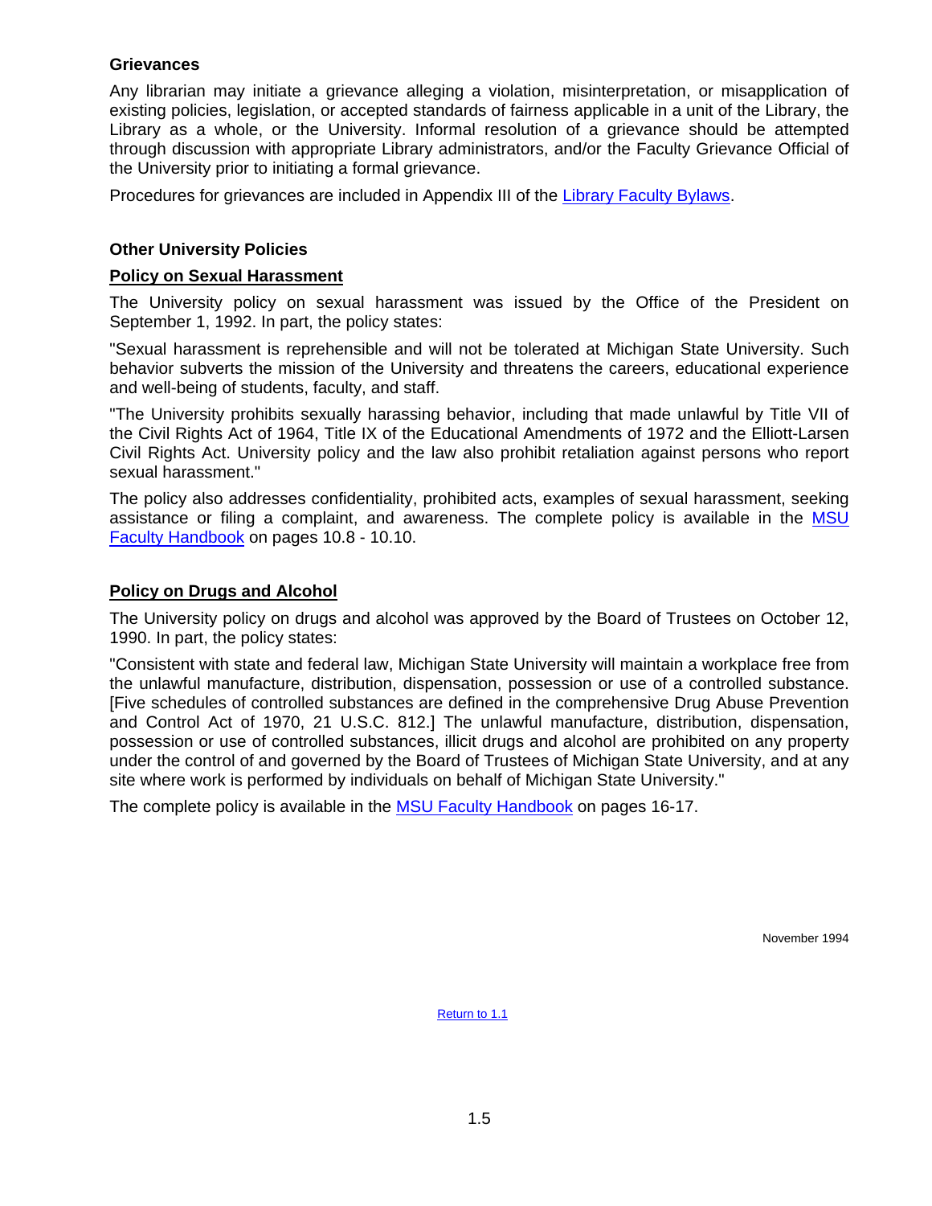### Grievances

Any librarian may initiate a grievance alleging a violation, misinterpretation, or misapplication of existing policies, legislation, or accepted standards of fairness applicable in a unit of the Library, the Library as a whole, or the University. Informal resolution of a grievance should be attempted through discussion with appropriate Library administrators, and/or the Faculty Grievance Official of the University prior to initiating a formal grievance.

Procedures for grievances are included in Appendix III of the Library Faculty Bylaws.

### Other University Policies

#### Policy on Sexual Harassment

The University policy on sexual harassment was issued by the Office of the President on September 1, 1992. In part, the policy states:

"Sexual harassment is reprehensible and will not be tolerated at Michigan State University. Such behavior subverts the mission of the University and threatens the careers, educational experience and well-being of students, faculty, and staff.

"The University prohibits sexually harassing behavior, including that made unlawful by Title VII of the Civil Rights Act of 1964, Title IX of the Educational Amendments of 1972 and the Elliott-Larsen Civil Rights Act. University policy and the law also prohibit retaliation against persons who report sexual harassment."

The policy also addresses confidentiality, prohibited acts, examples of sexual harassment, seeking assistance or filing a complaint, and awareness. The complete policy is available in the MSU Faculty Handbook on pages 10.8 - 10.10.

#### Policy on Drugs and Alcohol

The University policy on drugs and alcohol was approved by the Board of Trustees on October 12, 1990. In part, the policy states:

"Consistent with state and federal law, Michigan State University will maintain a workplace free from the unlawful manufacture, distribution, dispensation, possession or use of a controlled substance. [Five schedules of controlled substances are defined in the comprehensive Drug Abuse Prevention and Control Act of 1970, 21 U.S.C. 812.] The unlawful manufacture, distribution, dispensation, possession or use of controlled substances, illicit drugs and alcohol are prohibited on any property under the control of and governed by the Board of Trustees of Michigan State University, and at any site where work is performed by individuals on behalf of Michigan State University."

The complete policy is available in the MSU Faculty Handbook on pages 16-17.

November 1994

Return to 1.1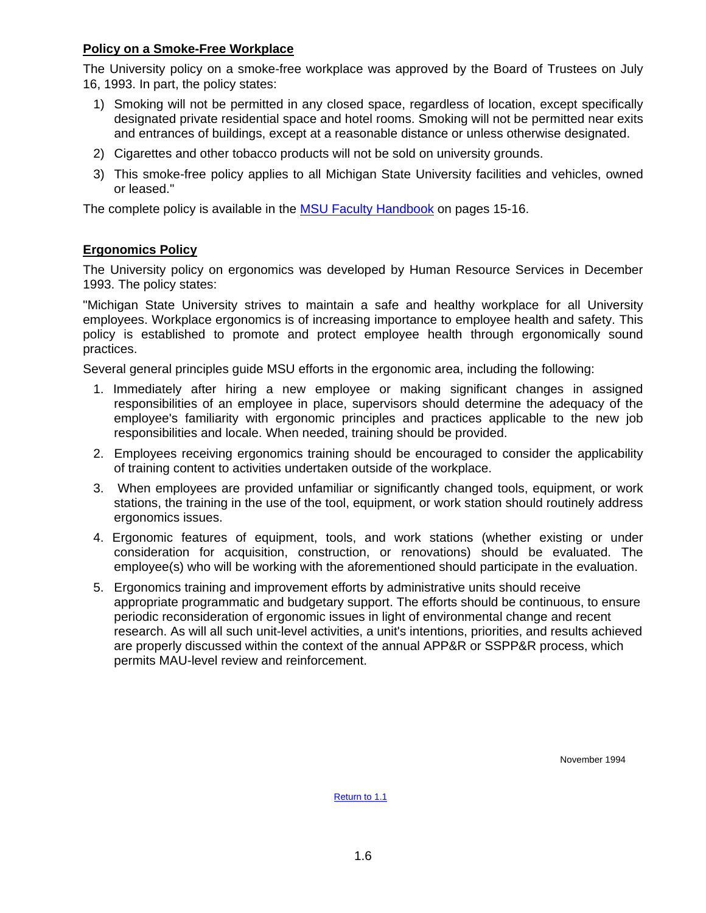## Policy on a Smoke-Free Workplace

The University policy on a smoke-free workplace was approved by the Board of Trustees on July 16, 1993. In part, the policy states:

1) Smoking will not be permitted in any closed space, regardless of location, except specifically designated private residential space and hotel rooms. Smoking will not be permitted near exits and entrances of buildings, except at a reasonable distance or unless otherwise designated.
2) Cigarettes and other tobacco products will not be sold on university grounds.
3) This smoke-free policy applies to all Michigan State University facilities and vehicles, owned or leased."

The complete policy is available in the MSU Faculty Handbook on pages 15-16.

## Ergonomics Policy

The University policy on ergonomics was developed by Human Resource Services in December 1993. The policy states:

"Michigan State University strives to maintain a safe and healthy workplace for all University employees. Workplace ergonomics is of increasing importance to employee health and safety. This policy is established to promote and protect employee health through ergonomically sound practices.

Several general principles guide MSU efforts in the ergonomic area, including the following:

1. Immediately after hiring a new employee or making significant changes in assigned responsibilities of an employee in place, supervisors should determine the adequacy of the employee's familiarity with ergonomic principles and practices applicable to the new job responsibilities and locale. When needed, training should be provided.
2. Employees receiving ergonomics training should be encouraged to consider the applicability of training content to activities undertaken outside of the workplace.
3. When employees are provided unfamiliar or significantly changed tools, equipment, or work stations, the training in the use of the tool, equipment, or work station should routinely address ergonomics issues.
4. Ergonomic features of equipment, tools, and work stations (whether existing or under consideration for acquisition, construction, or renovations) should be evaluated. The employee(s) who will be working with the aforementioned should participate in the evaluation.
5. Ergonomics training and improvement efforts by administrative units should receive appropriate programmatic and budgetary support. The efforts should be continuous, to ensure periodic reconsideration of ergonomic issues in light of environmental change and recent research. As will all such unit-level activities, a unit's intentions, priorities, and results achieved are properly discussed within the context of the annual APP&R or SSPP&R process, which permits MAU-level review and reinforcement.

November 1994

Return to 1.1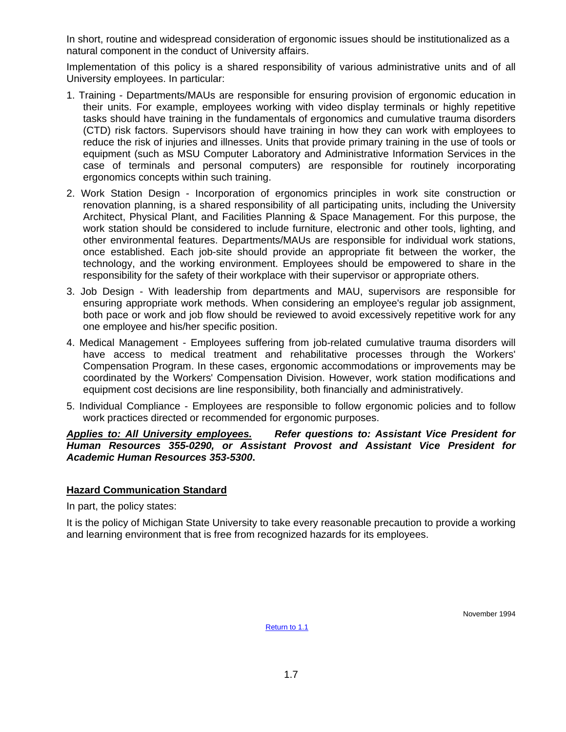In short, routine and widespread consideration of ergonomic issues should be institutionalized as a natural component in the conduct of University affairs.

Implementation of this policy is a shared responsibility of various administrative units and of all University employees. In particular:

1. Training - Departments/MAUs are responsible for ensuring provision of ergonomic education in their units. For example, employees working with video display terminals or highly repetitive tasks should have training in the fundamentals of ergonomics and cumulative trauma disorders (CTD) risk factors. Supervisors should have training in how they can work with employees to reduce the risk of injuries and illnesses. Units that provide primary training in the use of tools or equipment (such as MSU Computer Laboratory and Administrative Information Services in the case of terminals and personal computers) are responsible for routinely incorporating ergonomics concepts within such training.

2. Work Station Design - Incorporation of ergonomics principles in work site construction or renovation planning, is a shared responsibility of all participating units, including the University Architect, Physical Plant, and Facilities Planning & Space Management. For this purpose, the work station should be considered to include furniture, electronic and other tools, lighting, and other environmental features. Departments/MAUs are responsible for individual work stations, once established. Each job-site should provide an appropriate fit between the worker, the technology, and the working environment. Employees should be empowered to share in the responsibility for the safety of their workplace with their supervisor or appropriate others.

3. Job Design - With leadership from departments and MAU, supervisors are responsible for ensuring appropriate work methods. When considering an employee's regular job assignment, both pace or work and job flow should be reviewed to avoid excessively repetitive work for any one employee and his/her specific position.

4. Medical Management - Employees suffering from job-related cumulative trauma disorders will have access to medical treatment and rehabilitative processes through the Workers' Compensation Program. In these cases, ergonomic accommodations or improvements may be coordinated by the Workers' Compensation Division. However, work station modifications and equipment cost decisions are line responsibility, both financially and administratively.

5. Individual Compliance - Employees are responsible to follow ergonomic policies and to follow work practices directed or recommended for ergonomic purposes.

***Applies to: All University employees.*** ***Refer questions to: Assistant Vice President for Human Resources 355-0290, or Assistant Provost and Assistant Vice President for Academic Human Resources 353-5300*.**

## Hazard Communication Standard

In part, the policy states:

It is the policy of Michigan State University to take every reasonable precaution to provide a working and learning environment that is free from recognized hazards for its employees.

November 1994

Return to 1.1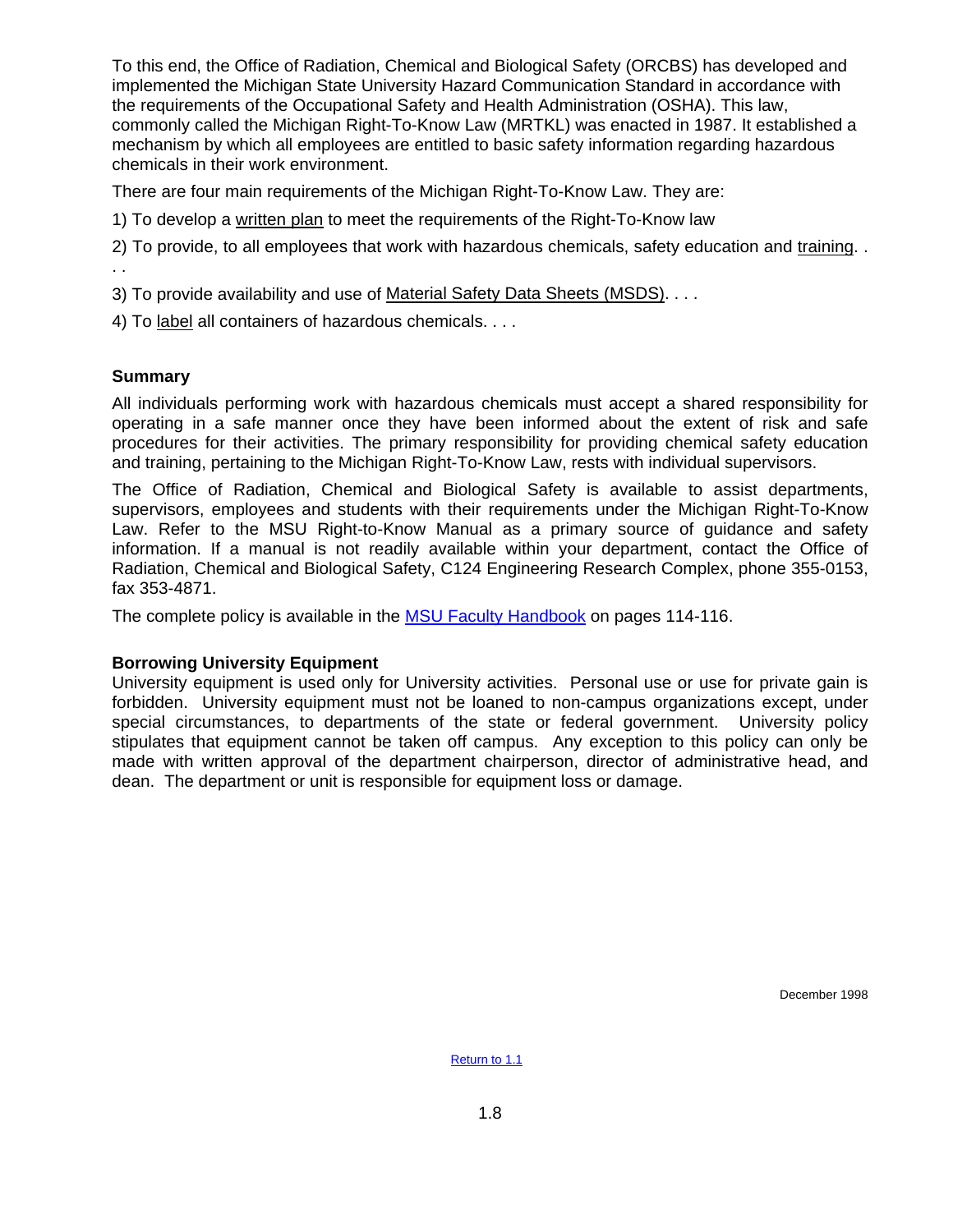To this end, the Office of Radiation, Chemical and Biological Safety (ORCBS) has developed and implemented the Michigan State University Hazard Communication Standard in accordance with the requirements of the Occupational Safety and Health Administration (OSHA). This law, commonly called the Michigan Right-To-Know Law (MRTKL) was enacted in 1987. It established a mechanism by which all employees are entitled to basic safety information regarding hazardous chemicals in their work environment.

There are four main requirements of the Michigan Right-To-Know Law. They are:

1) To develop a written plan to meet the requirements of the Right-To-Know law

2) To provide, to all employees that work with hazardous chemicals, safety education and training. . . .

3) To provide availability and use of Material Safety Data Sheets (MSDS). . . .

4) To label all containers of hazardous chemicals. . . .

### Summary

All individuals performing work with hazardous chemicals must accept a shared responsibility for operating in a safe manner once they have been informed about the extent of risk and safe procedures for their activities. The primary responsibility for providing chemical safety education and training, pertaining to the Michigan Right-To-Know Law, rests with individual supervisors.

The Office of Radiation, Chemical and Biological Safety is available to assist departments, supervisors, employees and students with their requirements under the Michigan Right-To-Know Law. Refer to the MSU Right-to-Know Manual as a primary source of guidance and safety information. If a manual is not readily available within your department, contact the Office of Radiation, Chemical and Biological Safety, C124 Engineering Research Complex, phone 355-0153, fax 353-4871.

The complete policy is available in the MSU Faculty Handbook on pages 114-116.

### Borrowing University Equipment

University equipment is used only for University activities. Personal use or use for private gain is forbidden. University equipment must not be loaned to non-campus organizations except, under special circumstances, to departments of the state or federal government. University policy stipulates that equipment cannot be taken off campus. Any exception to this policy can only be made with written approval of the department chairperson, director of administrative head, and dean. The department or unit is responsible for equipment loss or damage.

December 1998

Return to 1.1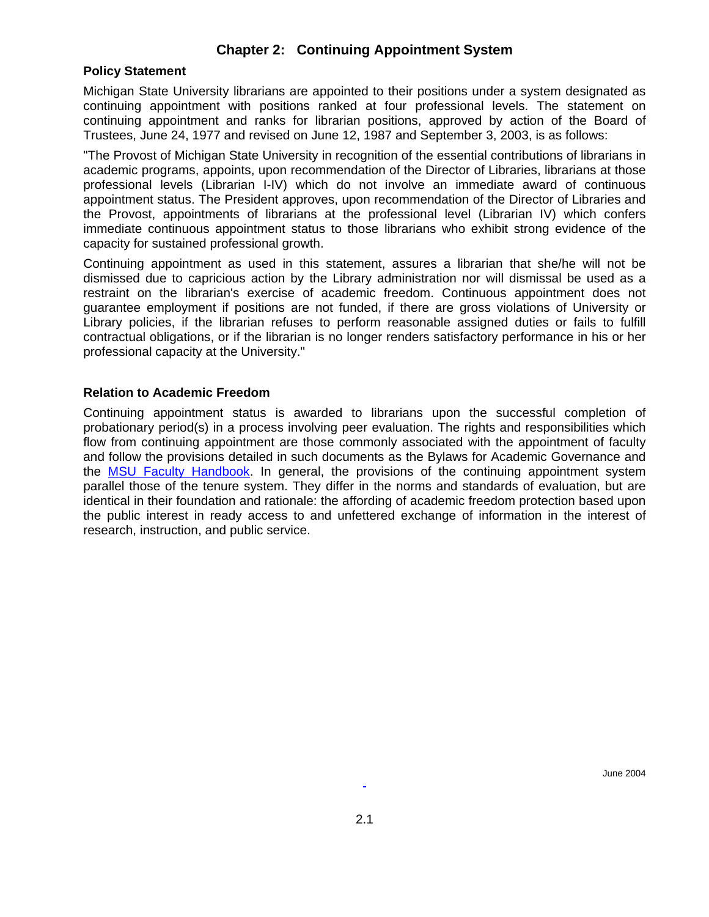## Chapter 2: Continuing Appointment System

### Policy Statement

Michigan State University librarians are appointed to their positions under a system designated as continuing appointment with positions ranked at four professional levels. The statement on continuing appointment and ranks for librarian positions, approved by action of the Board of Trustees, June 24, 1977 and revised on June 12, 1987 and September 3, 2003, is as follows:

"The Provost of Michigan State University in recognition of the essential contributions of librarians in academic programs, appoints, upon recommendation of the Director of Libraries, librarians at those professional levels (Librarian I-IV) which do not involve an immediate award of continuous appointment status. The President approves, upon recommendation of the Director of Libraries and the Provost, appointments of librarians at the professional level (Librarian IV) which confers immediate continuous appointment status to those librarians who exhibit strong evidence of the capacity for sustained professional growth.

Continuing appointment as used in this statement, assures a librarian that she/he will not be dismissed due to capricious action by the Library administration nor will dismissal be used as a restraint on the librarian's exercise of academic freedom. Continuous appointment does not guarantee employment if positions are not funded, if there are gross violations of University or Library policies, if the librarian refuses to perform reasonable assigned duties or fails to fulfill contractual obligations, or if the librarian is no longer renders satisfactory performance in his or her professional capacity at the University."

### Relation to Academic Freedom

Continuing appointment status is awarded to librarians upon the successful completion of probationary period(s) in a process involving peer evaluation. The rights and responsibilities which flow from continuing appointment are those commonly associated with the appointment of faculty and follow the provisions detailed in such documents as the Bylaws for Academic Governance and the MSU Faculty Handbook. In general, the provisions of the continuing appointment system parallel those of the tenure system. They differ in the norms and standards of evaluation, but are identical in their foundation and rationale: the affording of academic freedom protection based upon the public interest in ready access to and unfettered exchange of information in the interest of research, instruction, and public service.

June 2004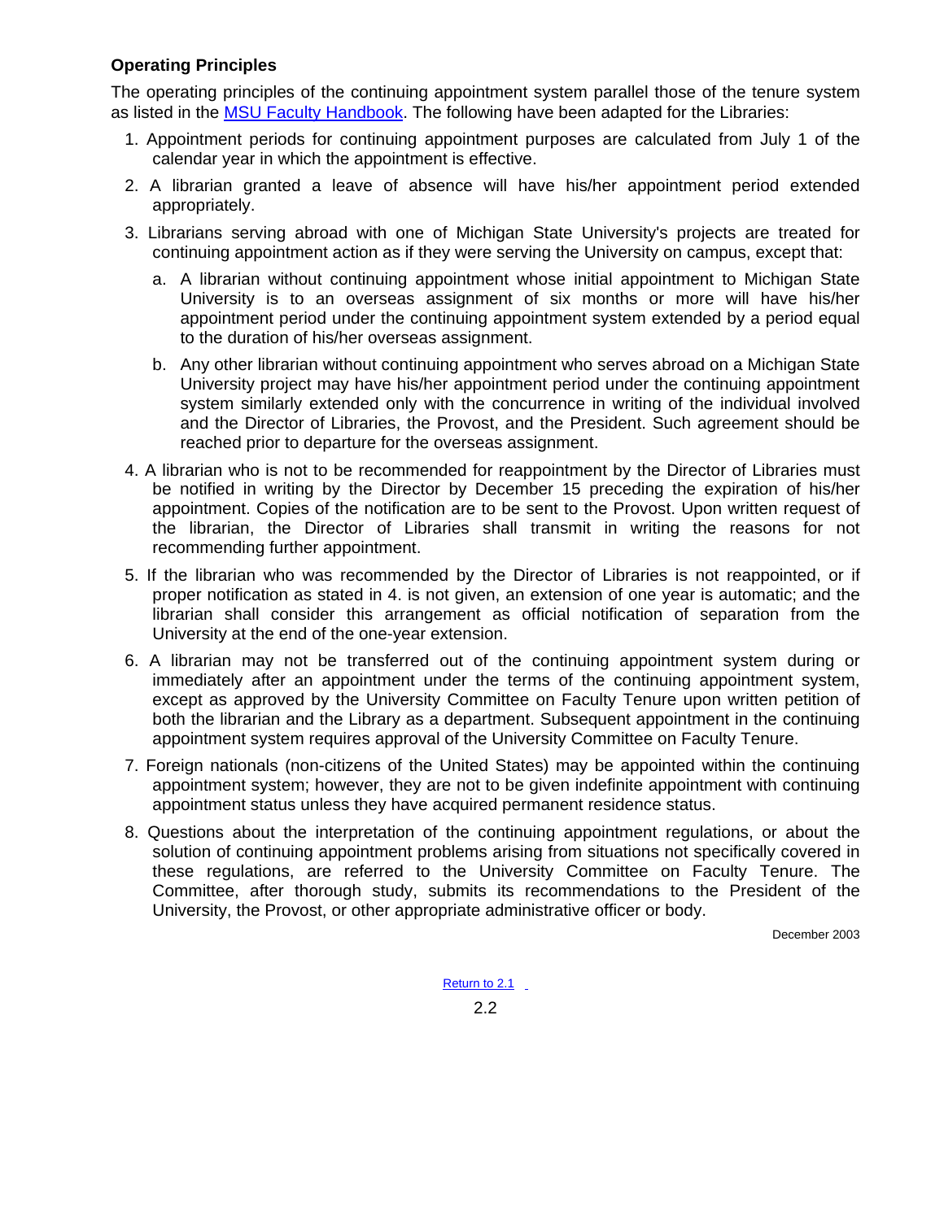### Operating Principles

The operating principles of the continuing appointment system parallel those of the tenure system as listed in the [MSU Faculty Handbook](). The following have been adapted for the Libraries:

1. Appointment periods for continuing appointment purposes are calculated from July 1 of the calendar year in which the appointment is effective.
2. A librarian granted a leave of absence will have his/her appointment period extended appropriately.
3. Librarians serving abroad with one of Michigan State University's projects are treated for continuing appointment action as if they were serving the University on campus, except that:
   a. A librarian without continuing appointment whose initial appointment to Michigan State University is to an overseas assignment of six months or more will have his/her appointment period under the continuing appointment system extended by a period equal to the duration of his/her overseas assignment.
   b. Any other librarian without continuing appointment who serves abroad on a Michigan State University project may have his/her appointment period under the continuing appointment system similarly extended only with the concurrence in writing of the individual involved and the Director of Libraries, the Provost, and the President. Such agreement should be reached prior to departure for the overseas assignment.
4. A librarian who is not to be recommended for reappointment by the Director of Libraries must be notified in writing by the Director by December 15 preceding the expiration of his/her appointment. Copies of the notification are to be sent to the Provost. Upon written request of the librarian, the Director of Libraries shall transmit in writing the reasons for not recommending further appointment.
5. If the librarian who was recommended by the Director of Libraries is not reappointed, or if proper notification as stated in 4. is not given, an extension of one year is automatic; and the librarian shall consider this arrangement as official notification of separation from the University at the end of the one-year extension.
6. A librarian may not be transferred out of the continuing appointment system during or immediately after an appointment under the terms of the continuing appointment system, except as approved by the University Committee on Faculty Tenure upon written petition of both the librarian and the Library as a department. Subsequent appointment in the continuing appointment system requires approval of the University Committee on Faculty Tenure.
7. Foreign nationals (non-citizens of the United States) may be appointed within the continuing appointment system; however, they are not to be given indefinite appointment with continuing appointment status unless they have acquired permanent residence status.
8. Questions about the interpretation of the continuing appointment regulations, or about the solution of continuing appointment problems arising from situations not specifically covered in these regulations, are referred to the University Committee on Faculty Tenure. The Committee, after thorough study, submits its recommendations to the President of the University, the Provost, or other appropriate administrative officer or body.

December 2003

[Return to 2.1]()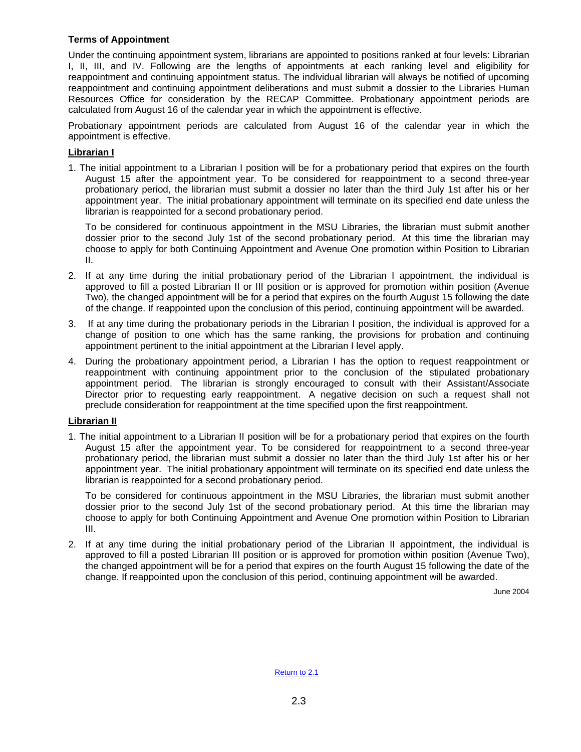**Terms of Appointment**

Under the continuing appointment system, librarians are appointed to positions ranked at four levels: Librarian I, II, III, and IV. Following are the lengths of appointments at each ranking level and eligibility for reappointment and continuing appointment status. The individual librarian will always be notified of upcoming reappointment and continuing appointment deliberations and must submit a dossier to the Libraries Human Resources Office for consideration by the RECAP Committee. Probationary appointment periods are calculated from August 16 of the calendar year in which the appointment is effective.

Probationary appointment periods are calculated from August 16 of the calendar year in which the appointment is effective.

**<u>Librarian I</u>**

1. The initial appointment to a Librarian I position will be for a probationary period that expires on the fourth August 15 after the appointment year. To be considered for reappointment to a second three-year probationary period, the librarian must submit a dossier no later than the third July 1st after his or her appointment year. The initial probationary appointment will terminate on its specified end date unless the librarian is reappointed for a second probationary period.

   To be considered for continuous appointment in the MSU Libraries, the librarian must submit another dossier prior to the second July 1st of the second probationary period. At this time the librarian may choose to apply for both Continuing Appointment and Avenue One promotion within Position to Librarian II.

2. If at any time during the initial probationary period of the Librarian I appointment, the individual is approved to fill a posted Librarian II or III position or is approved for promotion within position (Avenue Two), the changed appointment will be for a period that expires on the fourth August 15 following the date of the change. If reappointed upon the conclusion of this period, continuing appointment will be awarded.

3. If at any time during the probationary periods in the Librarian I position, the individual is approved for a change of position to one which has the same ranking, the provisions for probation and continuing appointment pertinent to the initial appointment at the Librarian I level apply.

4. During the probationary appointment period, a Librarian I has the option to request reappointment or reappointment with continuing appointment prior to the conclusion of the stipulated probationary appointment period. The librarian is strongly encouraged to consult with their Assistant/Associate Director prior to requesting early reappointment. A negative decision on such a request shall not preclude consideration for reappointment at the time specified upon the first reappointment.

**<u>Librarian II</u>**

1. The initial appointment to a Librarian II position will be for a probationary period that expires on the fourth August 15 after the appointment year. To be considered for reappointment to a second three-year probationary period, the librarian must submit a dossier no later than the third July 1st after his or her appointment year. The initial probationary appointment will terminate on its specified end date unless the librarian is reappointed for a second probationary period.

   To be considered for continuous appointment in the MSU Libraries, the librarian must submit another dossier prior to the second July 1st of the second probationary period. At this time the librarian may choose to apply for both Continuing Appointment and Avenue One promotion within Position to Librarian III.

2. If at any time during the initial probationary period of the Librarian II appointment, the individual is approved to fill a posted Librarian III position or is approved for promotion within position (Avenue Two), the changed appointment will be for a period that expires on the fourth August 15 following the date of the change. If reappointed upon the conclusion of this period, continuing appointment will be awarded.

June 2004

Return to 2.1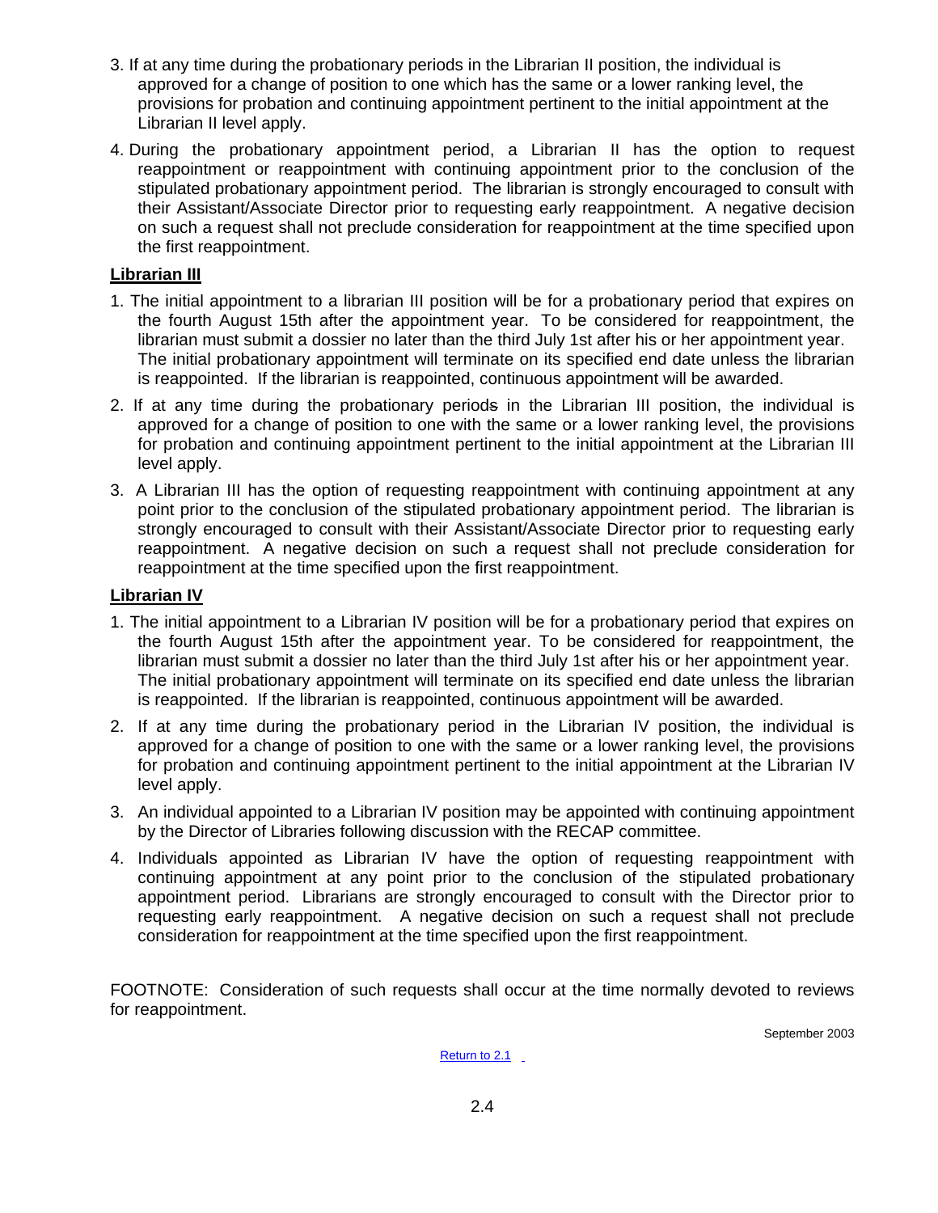3. If at any time during the probationary periods in the Librarian II position, the individual is approved for a change of position to one which has the same or a lower ranking level, the provisions for probation and continuing appointment pertinent to the initial appointment at the Librarian II level apply.

4. During the probationary appointment period, a Librarian II has the option to request reappointment or reappointment with continuing appointment prior to the conclusion of the stipulated probationary appointment period. The librarian is strongly encouraged to consult with their Assistant/Associate Director prior to requesting early reappointment. A negative decision on such a request shall not preclude consideration for reappointment at the time specified upon the first reappointment.

**Librarian III**

1. The initial appointment to a librarian III position will be for a probationary period that expires on the fourth August 15th after the appointment year. To be considered for reappointment, the librarian must submit a dossier no later than the third July 1st after his or her appointment year. The initial probationary appointment will terminate on its specified end date unless the librarian is reappointed. If the librarian is reappointed, continuous appointment will be awarded.

2. If at any time during the probationary periods in the Librarian III position, the individual is approved for a change of position to one with the same or a lower ranking level, the provisions for probation and continuing appointment pertinent to the initial appointment at the Librarian III level apply.

3. A Librarian III has the option of requesting reappointment with continuing appointment at any point prior to the conclusion of the stipulated probationary appointment period. The librarian is strongly encouraged to consult with their Assistant/Associate Director prior to requesting early reappointment. A negative decision on such a request shall not preclude consideration for reappointment at the time specified upon the first reappointment.

**Librarian IV**

1. The initial appointment to a Librarian IV position will be for a probationary period that expires on the fourth August 15th after the appointment year. To be considered for reappointment, the librarian must submit a dossier no later than the third July 1st after his or her appointment year. The initial probationary appointment will terminate on its specified end date unless the librarian is reappointed. If the librarian is reappointed, continuous appointment will be awarded.

2. If at any time during the probationary period in the Librarian IV position, the individual is approved for a change of position to one with the same or a lower ranking level, the provisions for probation and continuing appointment pertinent to the initial appointment at the Librarian IV level apply.

3. An individual appointed to a Librarian IV position may be appointed with continuing appointment by the Director of Libraries following discussion with the RECAP committee.

4. Individuals appointed as Librarian IV have the option of requesting reappointment with continuing appointment at any point prior to the conclusion of the stipulated probationary appointment period. Librarians are strongly encouraged to consult with the Director prior to requesting early reappointment. A negative decision on such a request shall not preclude consideration for reappointment at the time specified upon the first reappointment.

FOOTNOTE: Consideration of such requests shall occur at the time normally devoted to reviews for reappointment.

September 2003

Return to 2.1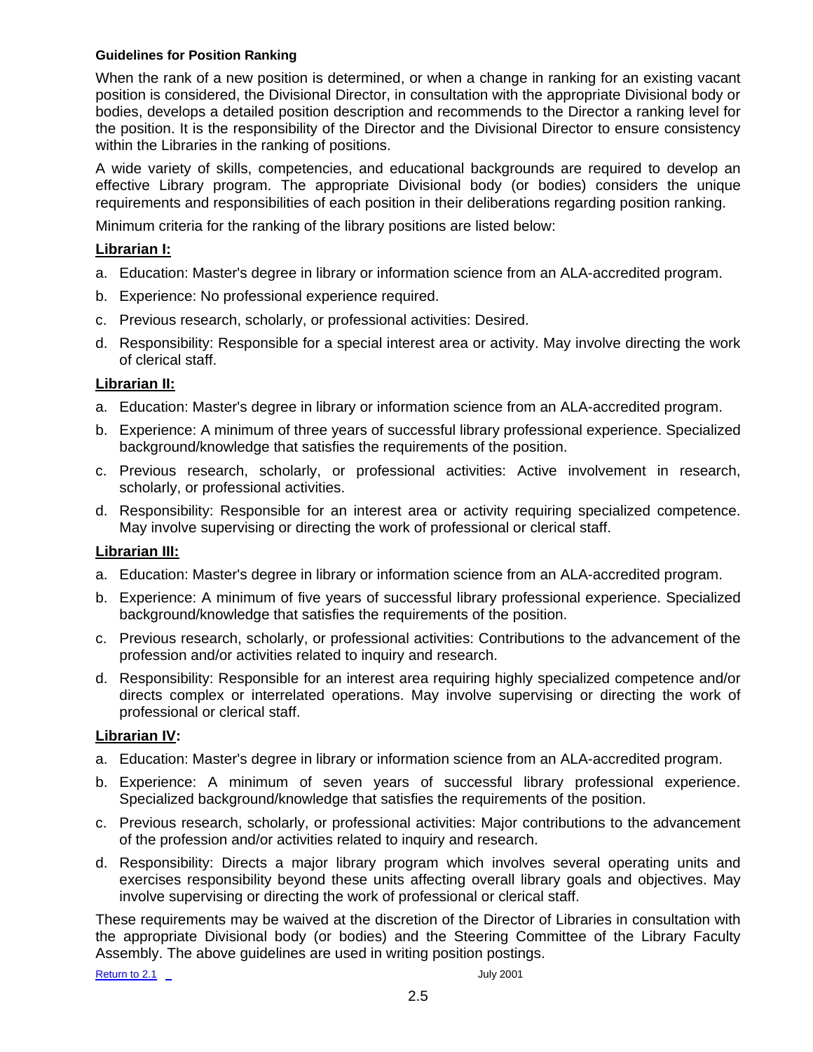**Guidelines for Position Ranking**

When the rank of a new position is determined, or when a change in ranking for an existing vacant position is considered, the Divisional Director, in consultation with the appropriate Divisional body or bodies, develops a detailed position description and recommends to the Director a ranking level for the position. It is the responsibility of the Director and the Divisional Director to ensure consistency within the Libraries in the ranking of positions.

A wide variety of skills, competencies, and educational backgrounds are required to develop an effective Library program. The appropriate Divisional body (or bodies) considers the unique requirements and responsibilities of each position in their deliberations regarding position ranking.

Minimum criteria for the ranking of the library positions are listed below:

**Librarian I:**

a. Education: Master's degree in library or information science from an ALA-accredited program.

b. Experience: No professional experience required.

c. Previous research, scholarly, or professional activities: Desired.

d. Responsibility: Responsible for a special interest area or activity. May involve directing the work of clerical staff.

**Librarian II:**

a. Education: Master's degree in library or information science from an ALA-accredited program.

b. Experience: A minimum of three years of successful library professional experience. Specialized background/knowledge that satisfies the requirements of the position.

c. Previous research, scholarly, or professional activities: Active involvement in research, scholarly, or professional activities.

d. Responsibility: Responsible for an interest area or activity requiring specialized competence. May involve supervising or directing the work of professional or clerical staff.

**Librarian III:**

a. Education: Master's degree in library or information science from an ALA-accredited program.

b. Experience: A minimum of five years of successful library professional experience. Specialized background/knowledge that satisfies the requirements of the position.

c. Previous research, scholarly, or professional activities: Contributions to the advancement of the profession and/or activities related to inquiry and research.

d. Responsibility: Responsible for an interest area requiring highly specialized competence and/or directs complex or interrelated operations. May involve supervising or directing the work of professional or clerical staff.

**Librarian IV:**

a. Education: Master's degree in library or information science from an ALA-accredited program.

b. Experience: A minimum of seven years of successful library professional experience. Specialized background/knowledge that satisfies the requirements of the position.

c. Previous research, scholarly, or professional activities: Major contributions to the advancement of the profession and/or activities related to inquiry and research.

d. Responsibility: Directs a major library program which involves several operating units and exercises responsibility beyond these units affecting overall library goals and objectives. May involve supervising or directing the work of professional or clerical staff.

These requirements may be waived at the discretion of the Director of Libraries in consultation with the appropriate Divisional body (or bodies) and the Steering Committee of the Library Faculty Assembly. The above guidelines are used in writing position postings.

Return to 2.1 July 2001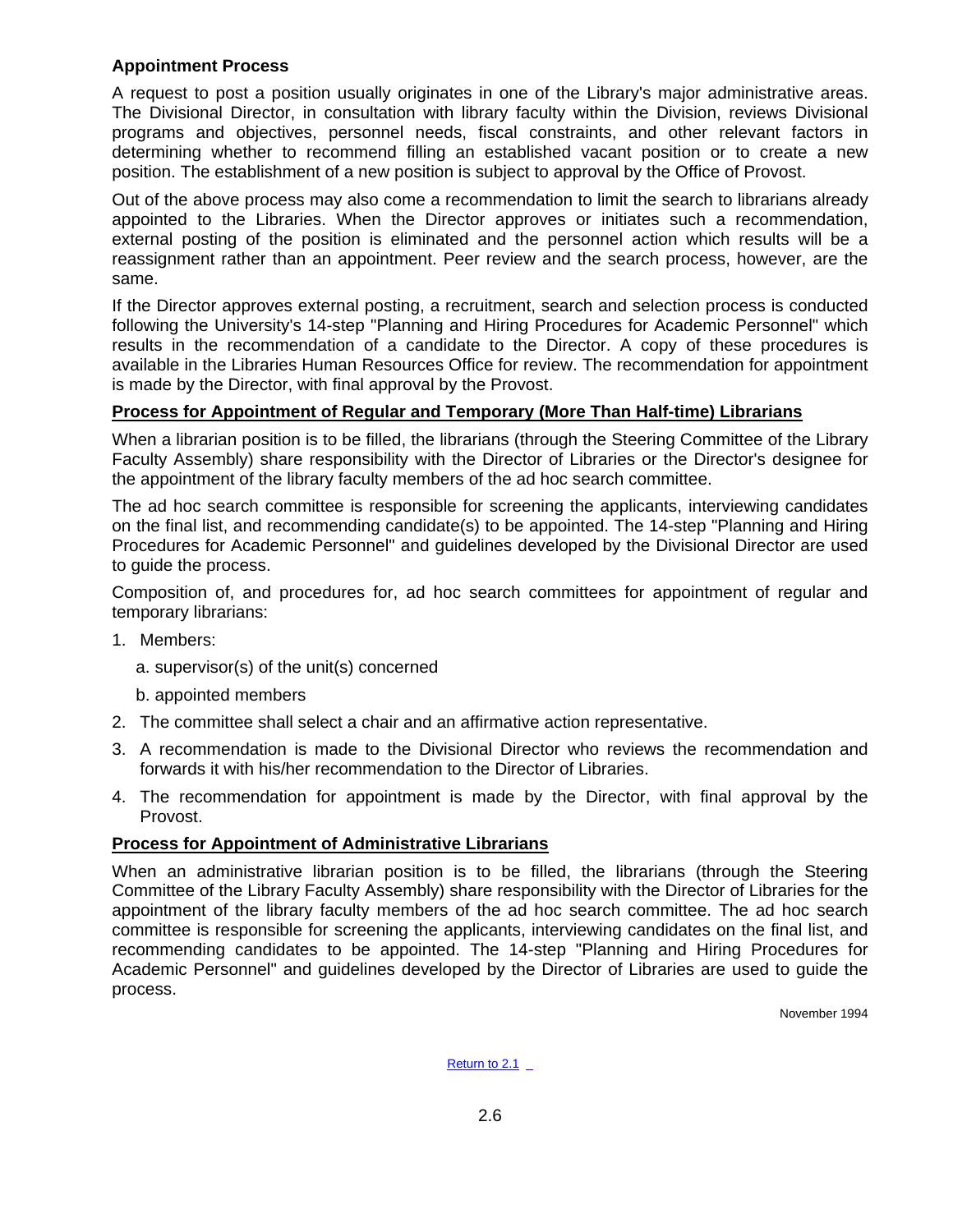**Appointment Process**

A request to post a position usually originates in one of the Library's major administrative areas. The Divisional Director, in consultation with library faculty within the Division, reviews Divisional programs and objectives, personnel needs, fiscal constraints, and other relevant factors in determining whether to recommend filling an established vacant position or to create a new position. The establishment of a new position is subject to approval by the Office of Provost.

Out of the above process may also come a recommendation to limit the search to librarians already appointed to the Libraries. When the Director approves or initiates such a recommendation, external posting of the position is eliminated and the personnel action which results will be a reassignment rather than an appointment. Peer review and the search process, however, are the same.

If the Director approves external posting, a recruitment, search and selection process is conducted following the University's 14-step "Planning and Hiring Procedures for Academic Personnel" which results in the recommendation of a candidate to the Director. A copy of these procedures is available in the Libraries Human Resources Office for review. The recommendation for appointment is made by the Director, with final approval by the Provost.

**Process for Appointment of Regular and Temporary (More Than Half-time) Librarians**

When a librarian position is to be filled, the librarians (through the Steering Committee of the Library Faculty Assembly) share responsibility with the Director of Libraries or the Director's designee for the appointment of the library faculty members of the ad hoc search committee.

The ad hoc search committee is responsible for screening the applicants, interviewing candidates on the final list, and recommending candidate(s) to be appointed. The 14-step "Planning and Hiring Procedures for Academic Personnel" and guidelines developed by the Divisional Director are used to guide the process.

Composition of, and procedures for, ad hoc search committees for appointment of regular and temporary librarians:

1. Members:
   a. supervisor(s) of the unit(s) concerned
   b. appointed members
2. The committee shall select a chair and an affirmative action representative.
3. A recommendation is made to the Divisional Director who reviews the recommendation and forwards it with his/her recommendation to the Director of Libraries.
4. The recommendation for appointment is made by the Director, with final approval by the Provost.

**Process for Appointment of Administrative Librarians**

When an administrative librarian position is to be filled, the librarians (through the Steering Committee of the Library Faculty Assembly) share responsibility with the Director of Libraries for the appointment of the library faculty members of the ad hoc search committee. The ad hoc search committee is responsible for screening the applicants, interviewing candidates on the final list, and recommending candidates to be appointed. The 14-step "Planning and Hiring Procedures for Academic Personnel" and guidelines developed by the Director of Libraries are used to guide the process.

November 1994

Return to 2.1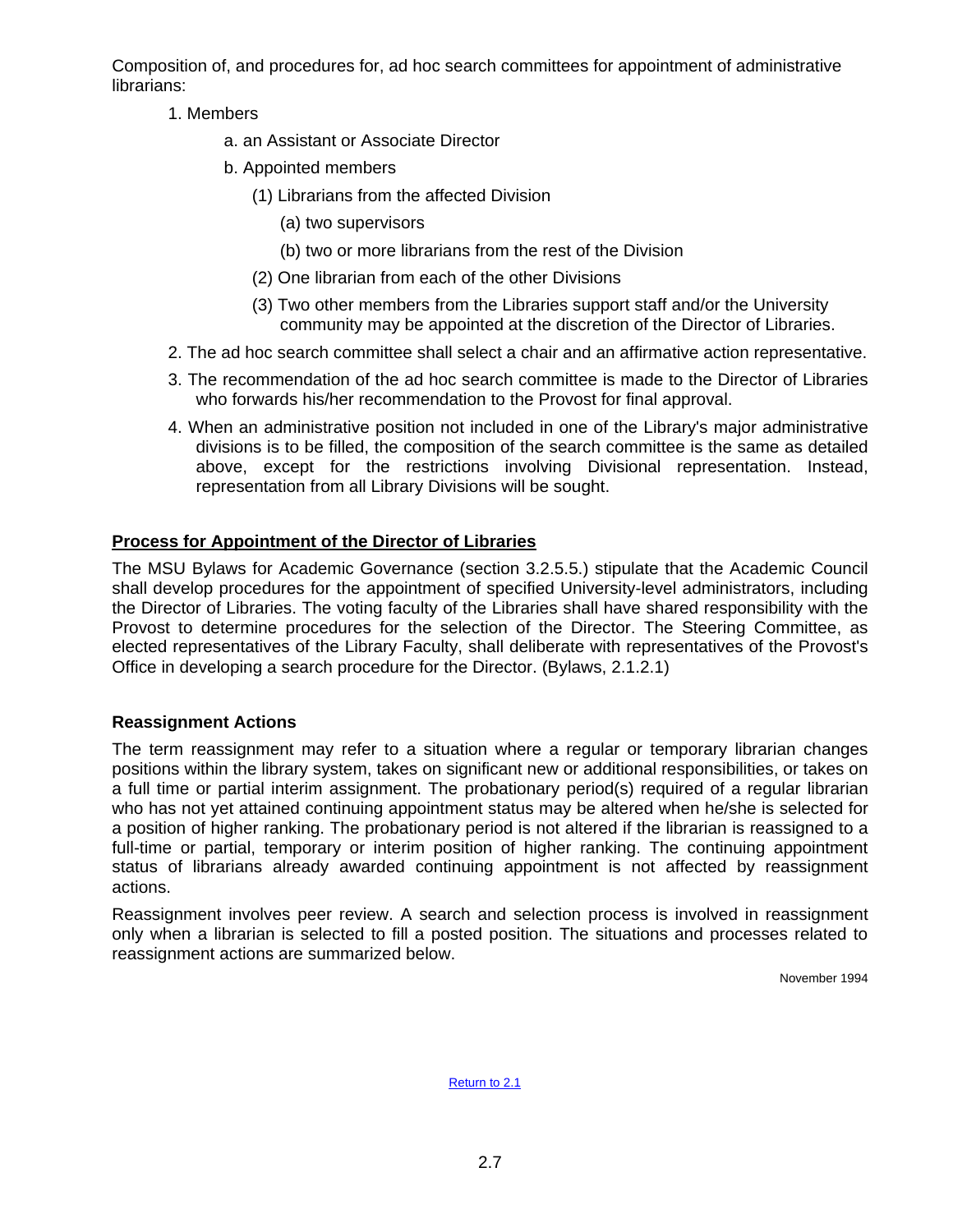Composition of, and procedures for, ad hoc search committees for appointment of administrative librarians:

1. Members
   a. an Assistant or Associate Director
   b. Appointed members
      (1) Librarians from the affected Division
         (a) two supervisors
         (b) two or more librarians from the rest of the Division
      (2) One librarian from each of the other Divisions
      (3) Two other members from the Libraries support staff and/or the University community may be appointed at the discretion of the Director of Libraries.
2. The ad hoc search committee shall select a chair and an affirmative action representative.
3. The recommendation of the ad hoc search committee is made to the Director of Libraries who forwards his/her recommendation to the Provost for final approval.
4. When an administrative position not included in one of the Library's major administrative divisions is to be filled, the composition of the search committee is the same as detailed above, except for the restrictions involving Divisional representation. Instead, representation from all Library Divisions will be sought.

**Process for Appointment of the Director of Libraries**

The MSU Bylaws for Academic Governance (section 3.2.5.5.) stipulate that the Academic Council shall develop procedures for the appointment of specified University-level administrators, including the Director of Libraries. The voting faculty of the Libraries shall have shared responsibility with the Provost to determine procedures for the selection of the Director. The Steering Committee, as elected representatives of the Library Faculty, shall deliberate with representatives of the Provost's Office in developing a search procedure for the Director. (Bylaws, 2.1.2.1)

**Reassignment Actions**

The term reassignment may refer to a situation where a regular or temporary librarian changes positions within the library system, takes on significant new or additional responsibilities, or takes on a full time or partial interim assignment. The probationary period(s) required of a regular librarian who has not yet attained continuing appointment status may be altered when he/she is selected for a position of higher ranking. The probationary period is not altered if the librarian is reassigned to a full-time or partial, temporary or interim position of higher ranking. The continuing appointment status of librarians already awarded continuing appointment is not affected by reassignment actions.

Reassignment involves peer review. A search and selection process is involved in reassignment only when a librarian is selected to fill a posted position. The situations and processes related to reassignment actions are summarized below.

November 1994

Return to 2.1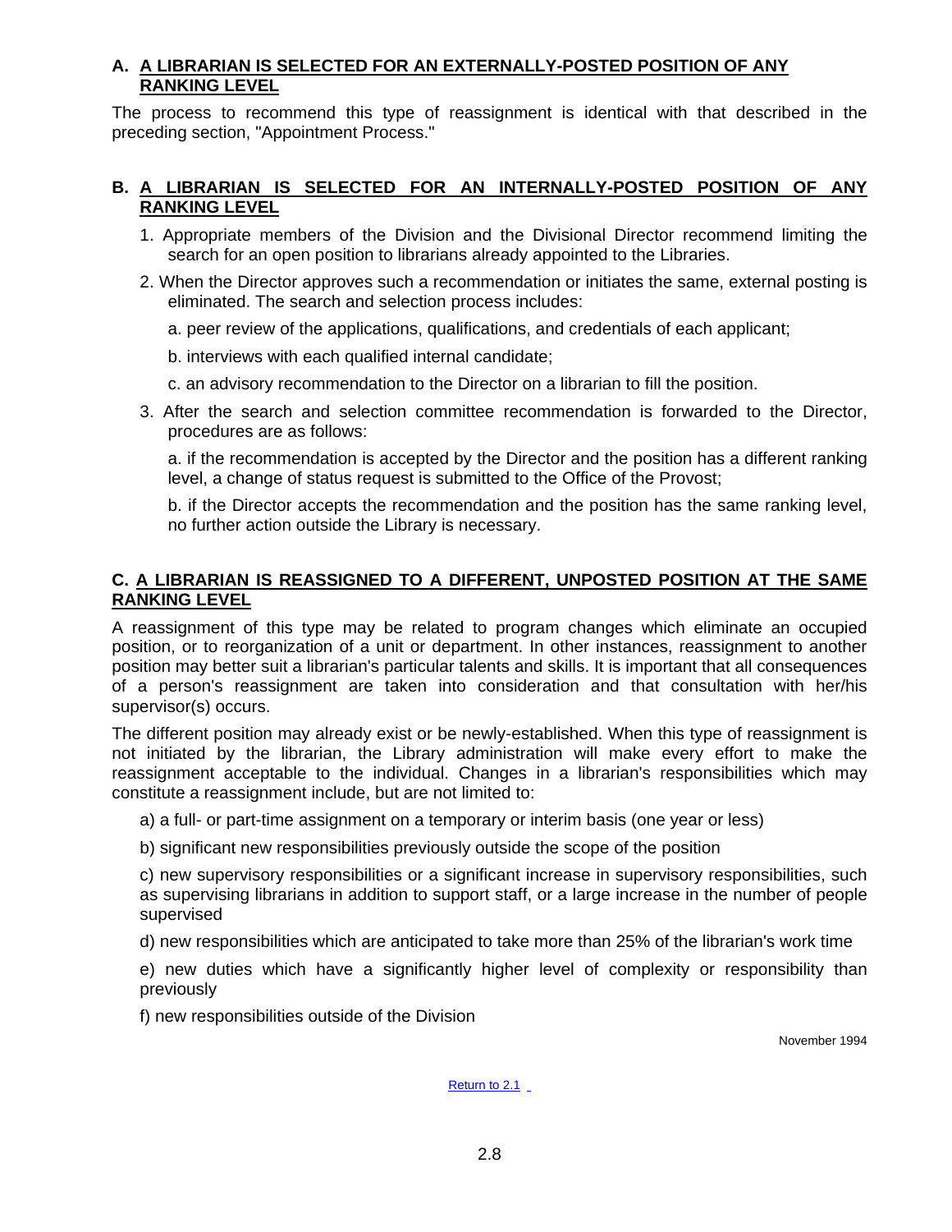### A. A LIBRARIAN IS SELECTED FOR AN EXTERNALLY-POSTED POSITION OF ANY RANKING LEVEL

The process to recommend this type of reassignment is identical with that described in the preceding section, "Appointment Process."

### B. A LIBRARIAN IS SELECTED FOR AN INTERNALLY-POSTED POSITION OF ANY RANKING LEVEL

1. Appropriate members of the Division and the Divisional Director recommend limiting the search for an open position to librarians already appointed to the Libraries.
2. When the Director approves such a recommendation or initiates the same, external posting is eliminated. The search and selection process includes:

   a. peer review of the applications, qualifications, and credentials of each applicant;

   b. interviews with each qualified internal candidate;

   c. an advisory recommendation to the Director on a librarian to fill the position.
3. After the search and selection committee recommendation is forwarded to the Director, procedures are as follows:

   a. if the recommendation is accepted by the Director and the position has a different ranking level, a change of status request is submitted to the Office of the Provost;

   b. if the Director accepts the recommendation and the position has the same ranking level, no further action outside the Library is necessary.

### C. A LIBRARIAN IS REASSIGNED TO A DIFFERENT, UNPOSTED POSITION AT THE SAME RANKING LEVEL

A reassignment of this type may be related to program changes which eliminate an occupied position, or to reorganization of a unit or department. In other instances, reassignment to another position may better suit a librarian's particular talents and skills. It is important that all consequences of a person's reassignment are taken into consideration and that consultation with her/his supervisor(s) occurs.

The different position may already exist or be newly-established. When this type of reassignment is not initiated by the librarian, the Library administration will make every effort to make the reassignment acceptable to the individual. Changes in a librarian's responsibilities which may constitute a reassignment include, but are not limited to:

a) a full- or part-time assignment on a temporary or interim basis (one year or less)

b) significant new responsibilities previously outside the scope of the position

c) new supervisory responsibilities or a significant increase in supervisory responsibilities, such as supervising librarians in addition to support staff, or a large increase in the number of people supervised

d) new responsibilities which are anticipated to take more than 25% of the librarian's work time

e) new duties which have a significantly higher level of complexity or responsibility than previously

f) new responsibilities outside of the Division

November 1994

Return to 2.1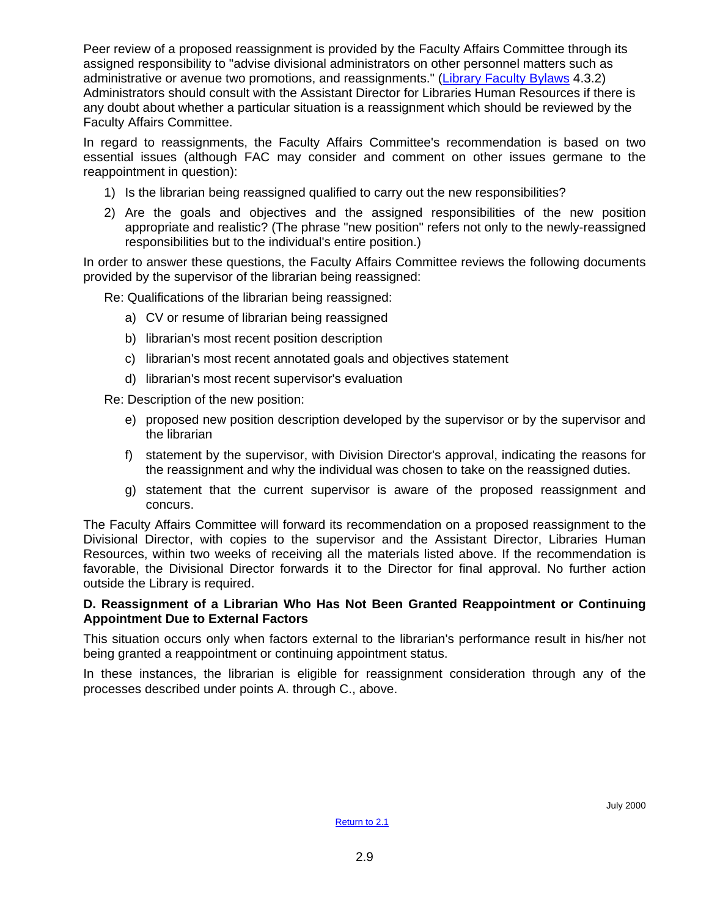Peer review of a proposed reassignment is provided by the Faculty Affairs Committee through its assigned responsibility to "advise divisional administrators on other personnel matters such as administrative or avenue two promotions, and reassignments." (Library Faculty Bylaws 4.3.2) Administrators should consult with the Assistant Director for Libraries Human Resources if there is any doubt about whether a particular situation is a reassignment which should be reviewed by the Faculty Affairs Committee.

In regard to reassignments, the Faculty Affairs Committee's recommendation is based on two essential issues (although FAC may consider and comment on other issues germane to the reappointment in question):

1) Is the librarian being reassigned qualified to carry out the new responsibilities?
2) Are the goals and objectives and the assigned responsibilities of the new position appropriate and realistic? (The phrase "new position" refers not only to the newly-reassigned responsibilities but to the individual's entire position.)

In order to answer these questions, the Faculty Affairs Committee reviews the following documents provided by the supervisor of the librarian being reassigned:

Re: Qualifications of the librarian being reassigned:

a) CV or resume of librarian being reassigned
b) librarian's most recent position description
c) librarian's most recent annotated goals and objectives statement
d) librarian's most recent supervisor's evaluation

Re: Description of the new position:

e) proposed new position description developed by the supervisor or by the supervisor and the librarian
f) statement by the supervisor, with Division Director's approval, indicating the reasons for the reassignment and why the individual was chosen to take on the reassigned duties.
g) statement that the current supervisor is aware of the proposed reassignment and concurs.

The Faculty Affairs Committee will forward its recommendation on a proposed reassignment to the Divisional Director, with copies to the supervisor and the Assistant Director, Libraries Human Resources, within two weeks of receiving all the materials listed above. If the recommendation is favorable, the Divisional Director forwards it to the Director for final approval. No further action outside the Library is required.

**D. Reassignment of a Librarian Who Has Not Been Granted Reappointment or Continuing Appointment Due to External Factors**

This situation occurs only when factors external to the librarian's performance result in his/her not being granted a reappointment or continuing appointment status.

In these instances, the librarian is eligible for reassignment consideration through any of the processes described under points A. through C., above.

July 2000

Return to 2.1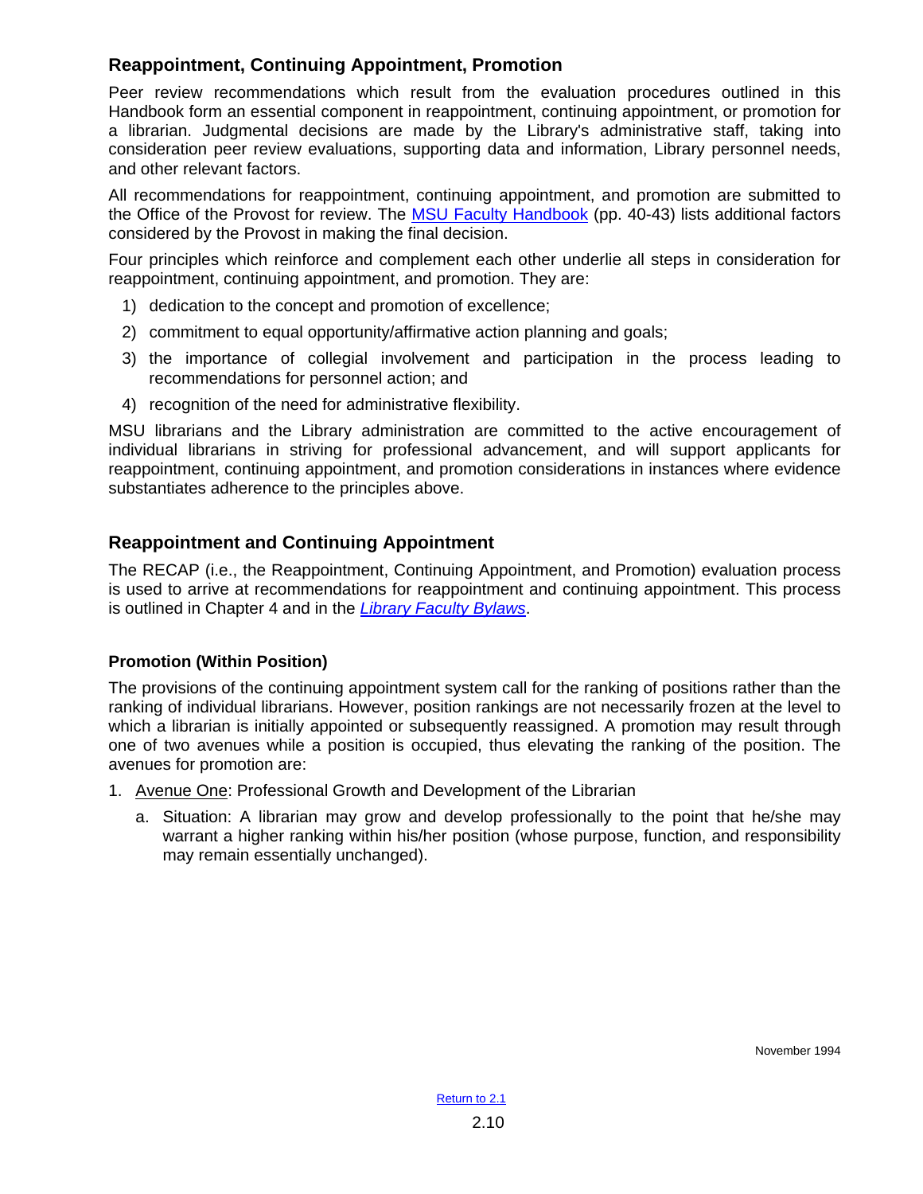## Reappointment, Continuing Appointment, Promotion

Peer review recommendations which result from the evaluation procedures outlined in this Handbook form an essential component in reappointment, continuing appointment, or promotion for a librarian. Judgmental decisions are made by the Library's administrative staff, taking into consideration peer review evaluations, supporting data and information, Library personnel needs, and other relevant factors.

All recommendations for reappointment, continuing appointment, and promotion are submitted to the Office of the Provost for review. The MSU Faculty Handbook (pp. 40-43) lists additional factors considered by the Provost in making the final decision.

Four principles which reinforce and complement each other underlie all steps in consideration for reappointment, continuing appointment, and promotion. They are:

1) dedication to the concept and promotion of excellence;
2) commitment to equal opportunity/affirmative action planning and goals;
3) the importance of collegial involvement and participation in the process leading to recommendations for personnel action; and
4) recognition of the need for administrative flexibility.

MSU librarians and the Library administration are committed to the active encouragement of individual librarians in striving for professional advancement, and will support applicants for reappointment, continuing appointment, and promotion considerations in instances where evidence substantiates adherence to the principles above.

## Reappointment and Continuing Appointment

The RECAP (i.e., the Reappointment, Continuing Appointment, and Promotion) evaluation process is used to arrive at recommendations for reappointment and continuing appointment. This process is outlined in Chapter 4 and in the *Library Faculty Bylaws*.

### Promotion (Within Position)

The provisions of the continuing appointment system call for the ranking of positions rather than the ranking of individual librarians. However, position rankings are not necessarily frozen at the level to which a librarian is initially appointed or subsequently reassigned. A promotion may result through one of two avenues while a position is occupied, thus elevating the ranking of the position. The avenues for promotion are:

1. Avenue One: Professional Growth and Development of the Librarian
    a. Situation: A librarian may grow and develop professionally to the point that he/she may warrant a higher ranking within his/her position (whose purpose, function, and responsibility may remain essentially unchanged).

November 1994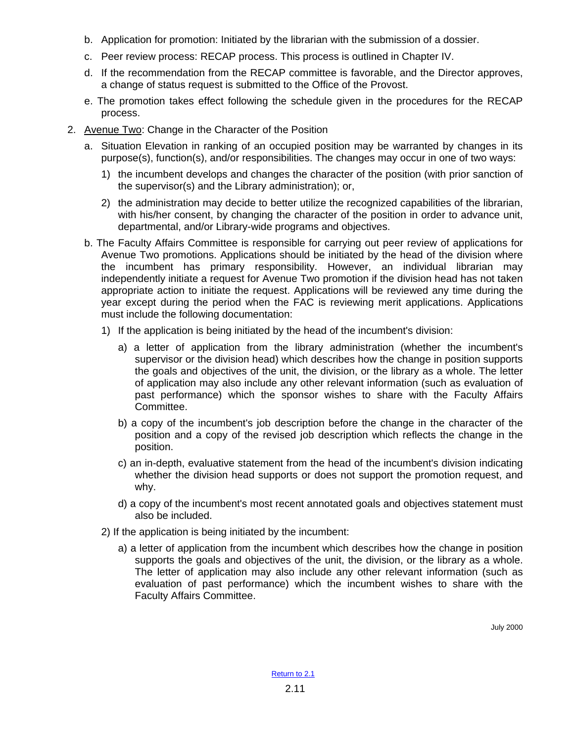b. Application for promotion: Initiated by the librarian with the submission of a dossier.

c. Peer review process: RECAP process. This process is outlined in Chapter IV.

d. If the recommendation from the RECAP committee is favorable, and the Director approves, a change of status request is submitted to the Office of the Provost.

e. The promotion takes effect following the schedule given in the procedures for the RECAP process.

2. Avenue Two: Change in the Character of the Position

   a. Situation Elevation in ranking of an occupied position may be warranted by changes in its purpose(s), function(s), and/or responsibilities. The changes may occur in one of two ways:

      1) the incumbent develops and changes the character of the position (with prior sanction of the supervisor(s) and the Library administration); or,

      2) the administration may decide to better utilize the recognized capabilities of the librarian, with his/her consent, by changing the character of the position in order to advance unit, departmental, and/or Library-wide programs and objectives.

   b. The Faculty Affairs Committee is responsible for carrying out peer review of applications for Avenue Two promotions. Applications should be initiated by the head of the division where the incumbent has primary responsibility. However, an individual librarian may independently initiate a request for Avenue Two promotion if the division head has not taken appropriate action to initiate the request. Applications will be reviewed any time during the year except during the period when the FAC is reviewing merit applications. Applications must include the following documentation:

      1) If the application is being initiated by the head of the incumbent's division:

         a) a letter of application from the library administration (whether the incumbent's supervisor or the division head) which describes how the change in position supports the goals and objectives of the unit, the division, or the library as a whole. The letter of application may also include any other relevant information (such as evaluation of past performance) which the sponsor wishes to share with the Faculty Affairs Committee.

         b) a copy of the incumbent's job description before the change in the character of the position and a copy of the revised job description which reflects the change in the position.

         c) an in-depth, evaluative statement from the head of the incumbent's division indicating whether the division head supports or does not support the promotion request, and why.

         d) a copy of the incumbent's most recent annotated goals and objectives statement must also be included.

      2) If the application is being initiated by the incumbent:

         a) a letter of application from the incumbent which describes how the change in position supports the goals and objectives of the unit, the division, or the library as a whole. The letter of application may also include any other relevant information (such as evaluation of past performance) which the incumbent wishes to share with the Faculty Affairs Committee.

July 2000

Return to 2.1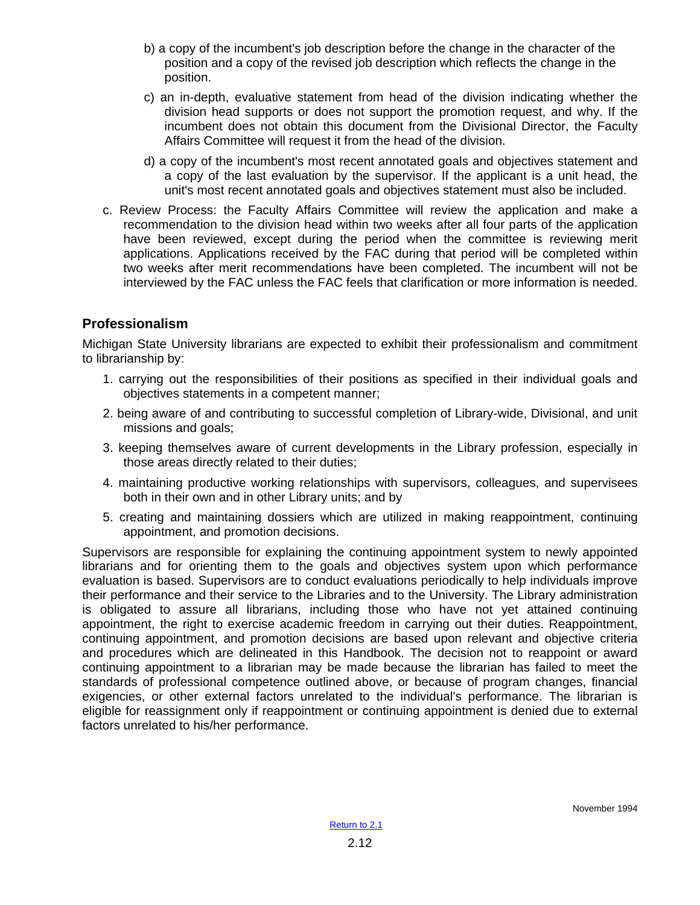b) a copy of the incumbent's job description before the change in the character of the position and a copy of the revised job description which reflects the change in the position.

c) an in-depth, evaluative statement from head of the division indicating whether the division head supports or does not support the promotion request, and why. If the incumbent does not obtain this document from the Divisional Director, the Faculty Affairs Committee will request it from the head of the division.

d) a copy of the incumbent's most recent annotated goals and objectives statement and a copy of the last evaluation by the supervisor. If the applicant is a unit head, the unit's most recent annotated goals and objectives statement must also be included.

c. Review Process: the Faculty Affairs Committee will review the application and make a recommendation to the division head within two weeks after all four parts of the application have been reviewed, except during the period when the committee is reviewing merit applications. Applications received by the FAC during that period will be completed within two weeks after merit recommendations have been completed. The incumbent will not be interviewed by the FAC unless the FAC feels that clarification or more information is needed.

### Professionalism

Michigan State University librarians are expected to exhibit their professionalism and commitment to librarianship by:

1. carrying out the responsibilities of their positions as specified in their individual goals and objectives statements in a competent manner;
2. being aware of and contributing to successful completion of Library-wide, Divisional, and unit missions and goals;
3. keeping themselves aware of current developments in the Library profession, especially in those areas directly related to their duties;
4. maintaining productive working relationships with supervisors, colleagues, and supervisees both in their own and in other Library units; and by
5. creating and maintaining dossiers which are utilized in making reappointment, continuing appointment, and promotion decisions.

Supervisors are responsible for explaining the continuing appointment system to newly appointed librarians and for orienting them to the goals and objectives system upon which performance evaluation is based. Supervisors are to conduct evaluations periodically to help individuals improve their performance and their service to the Libraries and to the University. The Library administration is obligated to assure all librarians, including those who have not yet attained continuing appointment, the right to exercise academic freedom in carrying out their duties. Reappointment, continuing appointment, and promotion decisions are based upon relevant and objective criteria and procedures which are delineated in this Handbook. The decision not to reappoint or award continuing appointment to a librarian may be made because the librarian has failed to meet the standards of professional competence outlined above, or because of program changes, financial exigencies, or other external factors unrelated to the individual's performance. The librarian is eligible for reassignment only if reappointment or continuing appointment is denied due to external factors unrelated to his/her performance.

November 1994

Return to 2.1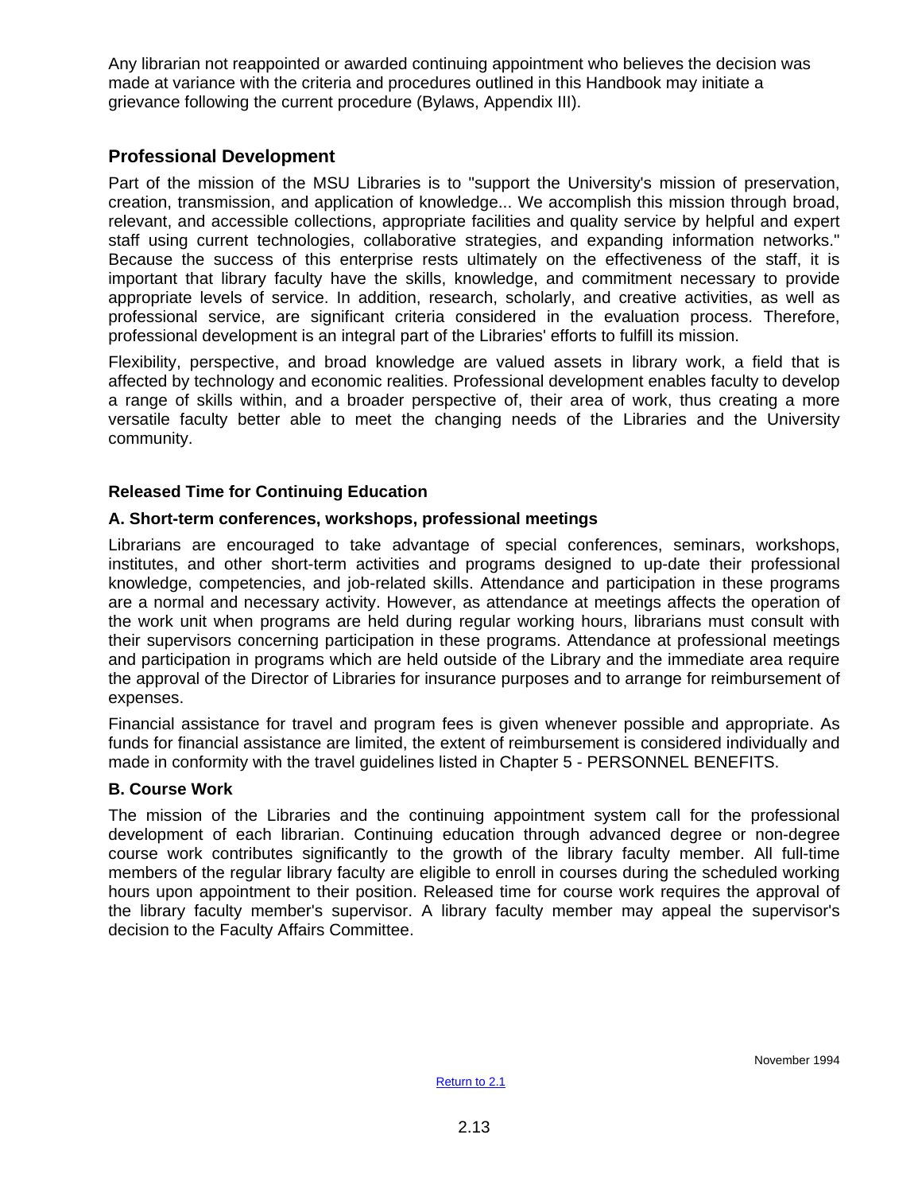Any librarian not reappointed or awarded continuing appointment who believes the decision was made at variance with the criteria and procedures outlined in this Handbook may initiate a grievance following the current procedure (Bylaws, Appendix III).

## Professional Development

Part of the mission of the MSU Libraries is to "support the University's mission of preservation, creation, transmission, and application of knowledge... We accomplish this mission through broad, relevant, and accessible collections, appropriate facilities and quality service by helpful and expert staff using current technologies, collaborative strategies, and expanding information networks." Because the success of this enterprise rests ultimately on the effectiveness of the staff, it is important that library faculty have the skills, knowledge, and commitment necessary to provide appropriate levels of service. In addition, research, scholarly, and creative activities, as well as professional service, are significant criteria considered in the evaluation process. Therefore, professional development is an integral part of the Libraries' efforts to fulfill its mission.

Flexibility, perspective, and broad knowledge are valued assets in library work, a field that is affected by technology and economic realities. Professional development enables faculty to develop a range of skills within, and a broader perspective of, their area of work, thus creating a more versatile faculty better able to meet the changing needs of the Libraries and the University community.

### Released Time for Continuing Education

#### A. Short-term conferences, workshops, professional meetings

Librarians are encouraged to take advantage of special conferences, seminars, workshops, institutes, and other short-term activities and programs designed to up-date their professional knowledge, competencies, and job-related skills. Attendance and participation in these programs are a normal and necessary activity. However, as attendance at meetings affects the operation of the work unit when programs are held during regular working hours, librarians must consult with their supervisors concerning participation in these programs. Attendance at professional meetings and participation in programs which are held outside of the Library and the immediate area require the approval of the Director of Libraries for insurance purposes and to arrange for reimbursement of expenses.

Financial assistance for travel and program fees is given whenever possible and appropriate. As funds for financial assistance are limited, the extent of reimbursement is considered individually and made in conformity with the travel guidelines listed in Chapter 5 - PERSONNEL BENEFITS.

#### B. Course Work

The mission of the Libraries and the continuing appointment system call for the professional development of each librarian. Continuing education through advanced degree or non-degree course work contributes significantly to the growth of the library faculty member. All full-time members of the regular library faculty are eligible to enroll in courses during the scheduled working hours upon appointment to their position. Released time for course work requires the approval of the library faculty member's supervisor. A library faculty member may appeal the supervisor's decision to the Faculty Affairs Committee.

November 1994

Return to 2.1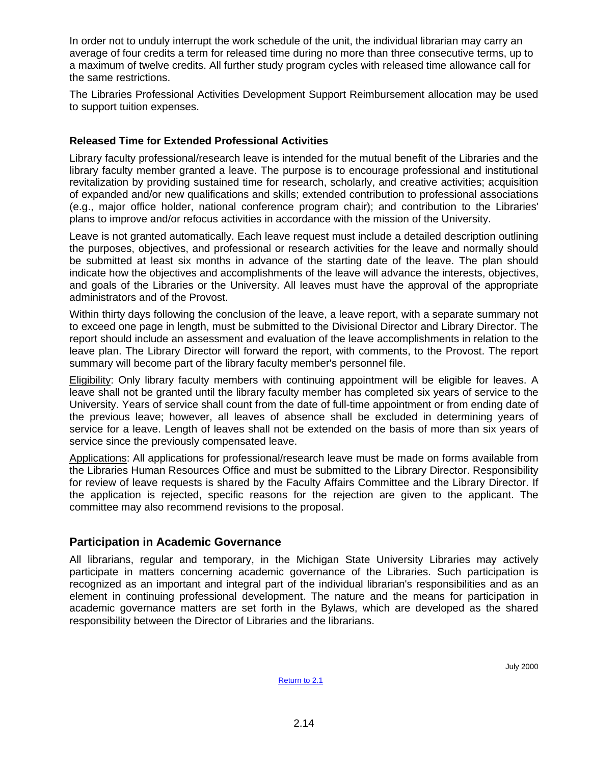In order not to unduly interrupt the work schedule of the unit, the individual librarian may carry an average of four credits a term for released time during no more than three consecutive terms, up to a maximum of twelve credits. All further study program cycles with released time allowance call for the same restrictions.

The Libraries Professional Activities Development Support Reimbursement allocation may be used to support tuition expenses.

### Released Time for Extended Professional Activities

Library faculty professional/research leave is intended for the mutual benefit of the Libraries and the library faculty member granted a leave. The purpose is to encourage professional and institutional revitalization by providing sustained time for research, scholarly, and creative activities; acquisition of expanded and/or new qualifications and skills; extended contribution to professional associations (e.g., major office holder, national conference program chair); and contribution to the Libraries' plans to improve and/or refocus activities in accordance with the mission of the University.

Leave is not granted automatically. Each leave request must include a detailed description outlining the purposes, objectives, and professional or research activities for the leave and normally should be submitted at least six months in advance of the starting date of the leave. The plan should indicate how the objectives and accomplishments of the leave will advance the interests, objectives, and goals of the Libraries or the University. All leaves must have the approval of the appropriate administrators and of the Provost.

Within thirty days following the conclusion of the leave, a leave report, with a separate summary not to exceed one page in length, must be submitted to the Divisional Director and Library Director. The report should include an assessment and evaluation of the leave accomplishments in relation to the leave plan. The Library Director will forward the report, with comments, to the Provost. The report summary will become part of the library faculty member's personnel file.

Eligibility: Only library faculty members with continuing appointment will be eligible for leaves. A leave shall not be granted until the library faculty member has completed six years of service to the University. Years of service shall count from the date of full-time appointment or from ending date of the previous leave; however, all leaves of absence shall be excluded in determining years of service for a leave. Length of leaves shall not be extended on the basis of more than six years of service since the previously compensated leave.

Applications: All applications for professional/research leave must be made on forms available from the Libraries Human Resources Office and must be submitted to the Library Director. Responsibility for review of leave requests is shared by the Faculty Affairs Committee and the Library Director. If the application is rejected, specific reasons for the rejection are given to the applicant. The committee may also recommend revisions to the proposal.

## Participation in Academic Governance

All librarians, regular and temporary, in the Michigan State University Libraries may actively participate in matters concerning academic governance of the Libraries. Such participation is recognized as an important and integral part of the individual librarian's responsibilities and as an element in continuing professional development. The nature and the means for participation in academic governance matters are set forth in the Bylaws, which are developed as the shared responsibility between the Director of Libraries and the librarians.

July 2000

Return to 2.1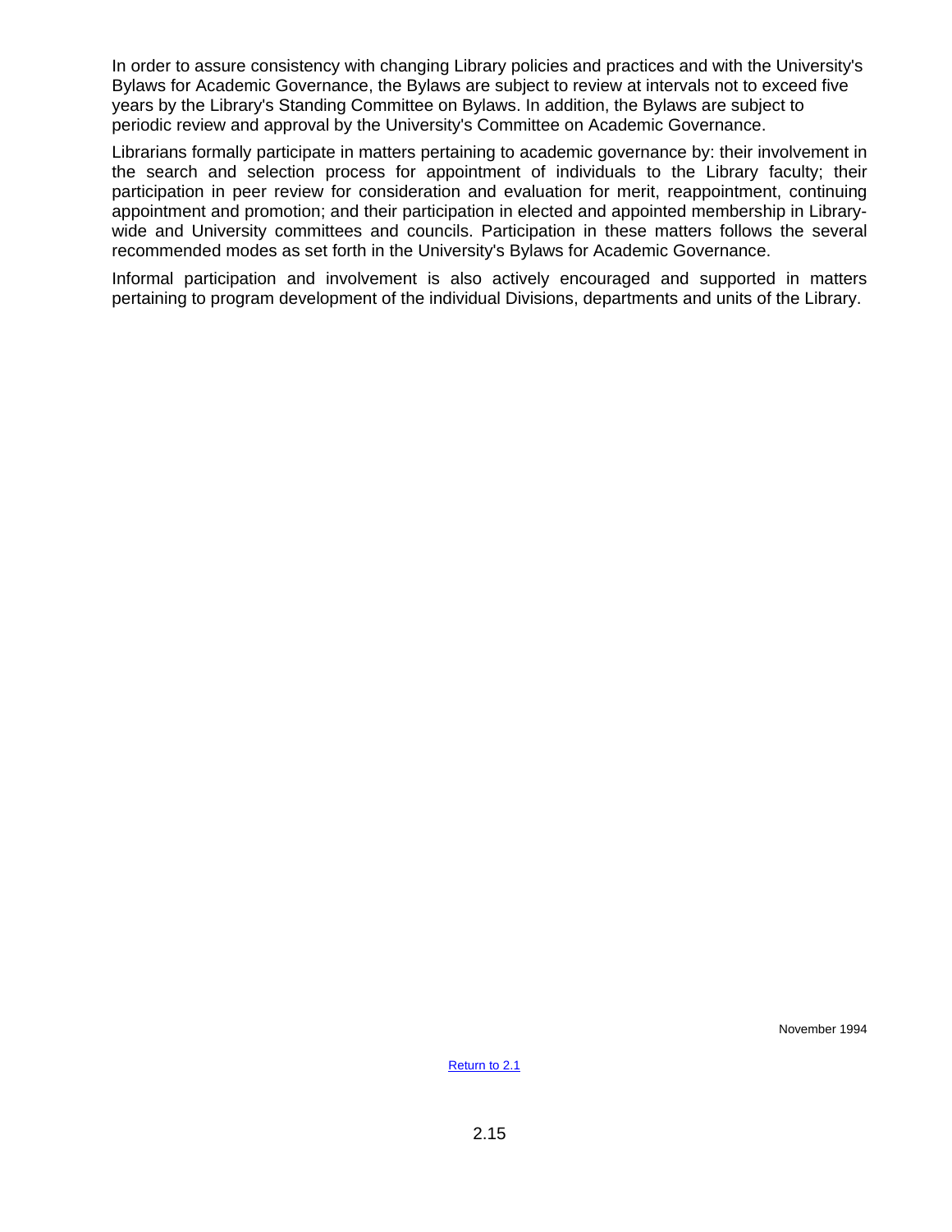In order to assure consistency with changing Library policies and practices and with the University's Bylaws for Academic Governance, the Bylaws are subject to review at intervals not to exceed five years by the Library's Standing Committee on Bylaws. In addition, the Bylaws are subject to periodic review and approval by the University's Committee on Academic Governance.

Librarians formally participate in matters pertaining to academic governance by: their involvement in the search and selection process for appointment of individuals to the Library faculty; their participation in peer review for consideration and evaluation for merit, reappointment, continuing appointment and promotion; and their participation in elected and appointed membership in Library-wide and University committees and councils. Participation in these matters follows the several recommended modes as set forth in the University's Bylaws for Academic Governance.

Informal participation and involvement is also actively encouraged and supported in matters pertaining to program development of the individual Divisions, departments and units of the Library.

November 1994

Return to 2.1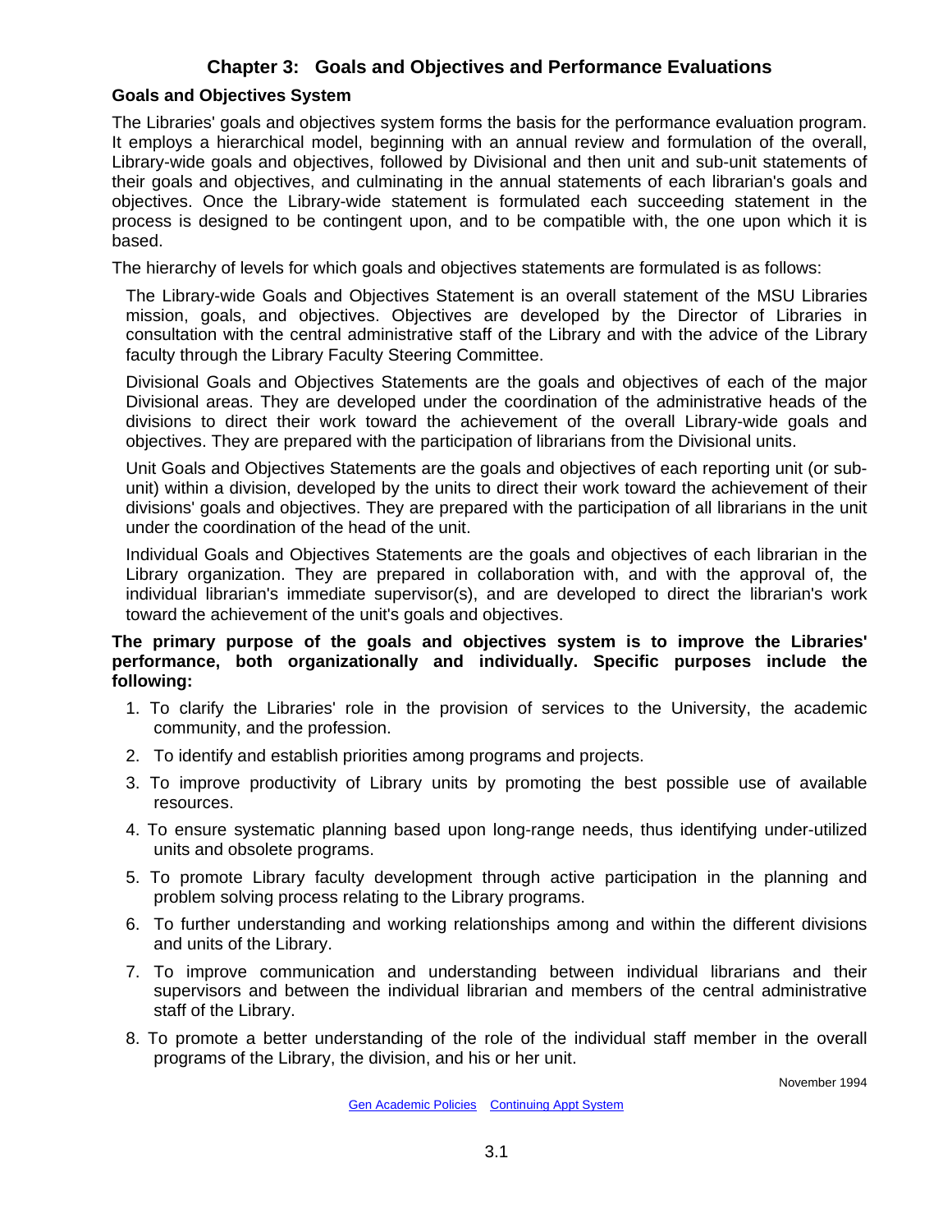# Chapter 3: Goals and Objectives and Performance Evaluations

## Goals and Objectives System

The Libraries' goals and objectives system forms the basis for the performance evaluation program. It employs a hierarchical model, beginning with an annual review and formulation of the overall, Library-wide goals and objectives, followed by Divisional and then unit and sub-unit statements of their goals and objectives, and culminating in the annual statements of each librarian's goals and objectives. Once the Library-wide statement is formulated each succeeding statement in the process is designed to be contingent upon, and to be compatible with, the one upon which it is based.

The hierarchy of levels for which goals and objectives statements are formulated is as follows:

> The Library-wide Goals and Objectives Statement is an overall statement of the MSU Libraries mission, goals, and objectives. Objectives are developed by the Director of Libraries in consultation with the central administrative staff of the Library and with the advice of the Library faculty through the Library Faculty Steering Committee.
>
> Divisional Goals and Objectives Statements are the goals and objectives of each of the major Divisional areas. They are developed under the coordination of the administrative heads of the divisions to direct their work toward the achievement of the overall Library-wide goals and objectives. They are prepared with the participation of librarians from the Divisional units.
>
> Unit Goals and Objectives Statements are the goals and objectives of each reporting unit (or sub-unit) within a division, developed by the units to direct their work toward the achievement of their divisions' goals and objectives. They are prepared with the participation of all librarians in the unit under the coordination of the head of the unit.
>
> Individual Goals and Objectives Statements are the goals and objectives of each librarian in the Library organization. They are prepared in collaboration with, and with the approval of, the individual librarian's immediate supervisor(s), and are developed to direct the librarian's work toward the achievement of the unit's goals and objectives.

**The primary purpose of the goals and objectives system is to improve the Libraries' performance, both organizationally and individually. Specific purposes include the following:**

1. To clarify the Libraries' role in the provision of services to the University, the academic community, and the profession.
2. To identify and establish priorities among programs and projects.
3. To improve productivity of Library units by promoting the best possible use of available resources.
4. To ensure systematic planning based upon long-range needs, thus identifying under-utilized units and obsolete programs.
5. To promote Library faculty development through active participation in the planning and problem solving process relating to the Library programs.
6. To further understanding and working relationships among and within the different divisions and units of the Library.
7. To improve communication and understanding between individual librarians and their supervisors and between the individual librarian and members of the central administrative staff of the Library.
8. To promote a better understanding of the role of the individual staff member in the overall programs of the Library, the division, and his or her unit.

November 1994

[Gen Academic Policies](#) [Continuing Appt System](#)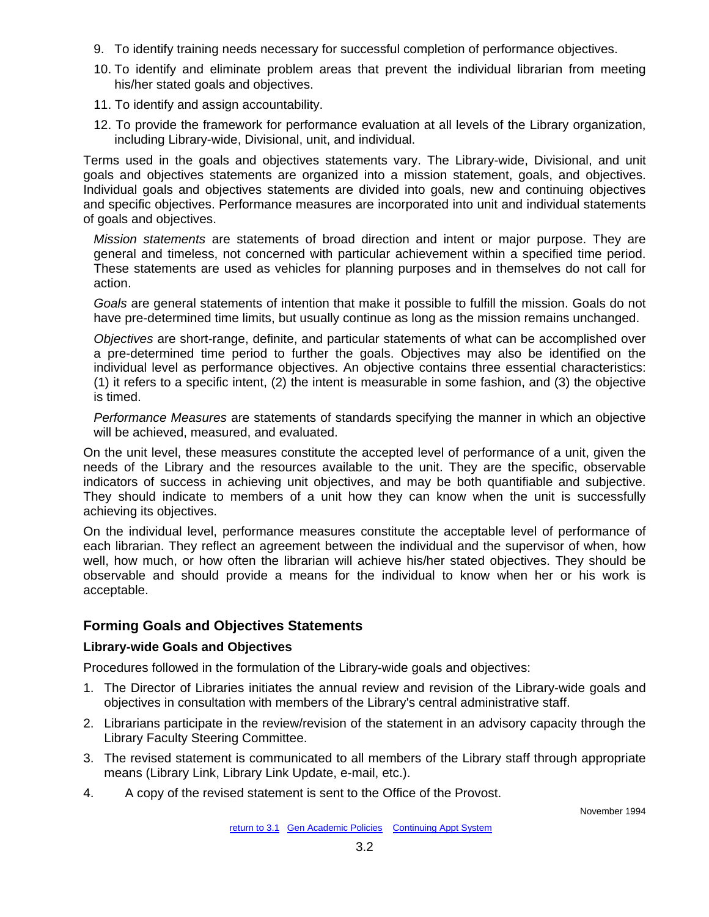9. To identify training needs necessary for successful completion of performance objectives.
10. To identify and eliminate problem areas that prevent the individual librarian from meeting his/her stated goals and objectives.
11. To identify and assign accountability.
12. To provide the framework for performance evaluation at all levels of the Library organization, including Library-wide, Divisional, unit, and individual.

Terms used in the goals and objectives statements vary. The Library-wide, Divisional, and unit goals and objectives statements are organized into a mission statement, goals, and objectives. Individual goals and objectives statements are divided into goals, new and continuing objectives and specific objectives. Performance measures are incorporated into unit and individual statements of goals and objectives.

*Mission statements* are statements of broad direction and intent or major purpose. They are general and timeless, not concerned with particular achievement within a specified time period. These statements are used as vehicles for planning purposes and in themselves do not call for action.

*Goals* are general statements of intention that make it possible to fulfill the mission. Goals do not have pre-determined time limits, but usually continue as long as the mission remains unchanged.

*Objectives* are short-range, definite, and particular statements of what can be accomplished over a pre-determined time period to further the goals. Objectives may also be identified on the individual level as performance objectives. An objective contains three essential characteristics: (1) it refers to a specific intent, (2) the intent is measurable in some fashion, and (3) the objective is timed.

*Performance Measures* are statements of standards specifying the manner in which an objective will be achieved, measured, and evaluated.

On the unit level, these measures constitute the accepted level of performance of a unit, given the needs of the Library and the resources available to the unit. They are the specific, observable indicators of success in achieving unit objectives, and may be both quantifiable and subjective. They should indicate to members of a unit how they can know when the unit is successfully achieving its objectives.

On the individual level, performance measures constitute the acceptable level of performance of each librarian. They reflect an agreement between the individual and the supervisor of when, how well, how much, or how often the librarian will achieve his/her stated objectives. They should be observable and should provide a means for the individual to know when her or his work is acceptable.

## Forming Goals and Objectives Statements

### Library-wide Goals and Objectives

Procedures followed in the formulation of the Library-wide goals and objectives:

1. The Director of Libraries initiates the annual review and revision of the Library-wide goals and objectives in consultation with members of the Library's central administrative staff.
2. Librarians participate in the review/revision of the statement in an advisory capacity through the Library Faculty Steering Committee.
3. The revised statement is communicated to all members of the Library staff through appropriate means (Library Link, Library Link Update, e-mail, etc.).
4. A copy of the revised statement is sent to the Office of the Provost.

November 1994

return to 3.1 Gen Academic Policies Continuing Appt System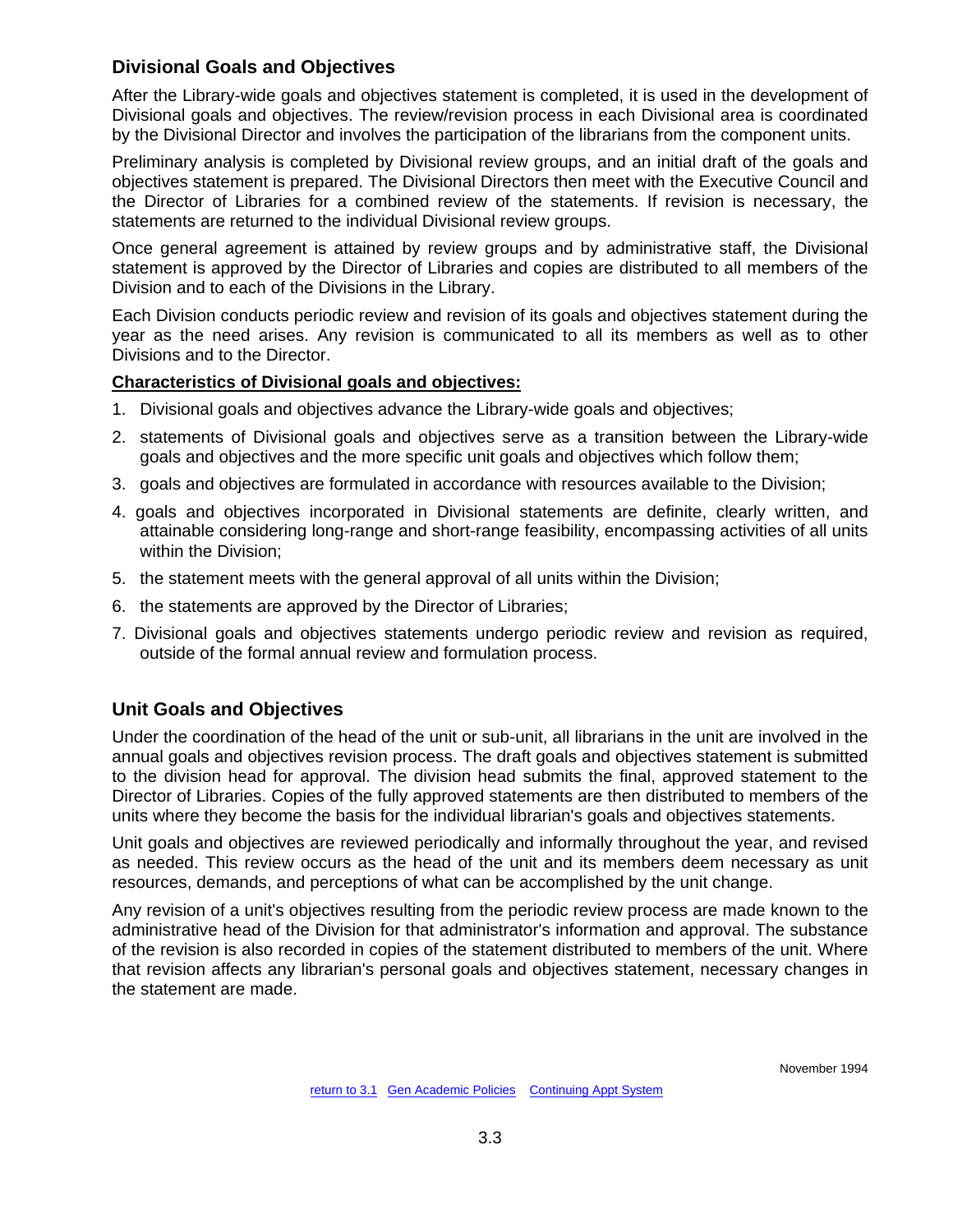## Divisional Goals and Objectives

After the Library-wide goals and objectives statement is completed, it is used in the development of Divisional goals and objectives. The review/revision process in each Divisional area is coordinated by the Divisional Director and involves the participation of the librarians from the component units.

Preliminary analysis is completed by Divisional review groups, and an initial draft of the goals and objectives statement is prepared. The Divisional Directors then meet with the Executive Council and the Director of Libraries for a combined review of the statements. If revision is necessary, the statements are returned to the individual Divisional review groups.

Once general agreement is attained by review groups and by administrative staff, the Divisional statement is approved by the Director of Libraries and copies are distributed to all members of the Division and to each of the Divisions in the Library.

Each Division conducts periodic review and revision of its goals and objectives statement during the year as the need arises. Any revision is communicated to all its members as well as to other Divisions and to the Director.

**Characteristics of Divisional goals and objectives:**

1. Divisional goals and objectives advance the Library-wide goals and objectives;
2. statements of Divisional goals and objectives serve as a transition between the Library-wide goals and objectives and the more specific unit goals and objectives which follow them;
3. goals and objectives are formulated in accordance with resources available to the Division;
4. goals and objectives incorporated in Divisional statements are definite, clearly written, and attainable considering long-range and short-range feasibility, encompassing activities of all units within the Division;
5. the statement meets with the general approval of all units within the Division;
6. the statements are approved by the Director of Libraries;
7. Divisional goals and objectives statements undergo periodic review and revision as required, outside of the formal annual review and formulation process.

## Unit Goals and Objectives

Under the coordination of the head of the unit or sub-unit, all librarians in the unit are involved in the annual goals and objectives revision process. The draft goals and objectives statement is submitted to the division head for approval. The division head submits the final, approved statement to the Director of Libraries. Copies of the fully approved statements are then distributed to members of the units where they become the basis for the individual librarian's goals and objectives statements.

Unit goals and objectives are reviewed periodically and informally throughout the year, and revised as needed. This review occurs as the head of the unit and its members deem necessary as unit resources, demands, and perceptions of what can be accomplished by the unit change.

Any revision of a unit's objectives resulting from the periodic review process are made known to the administrative head of the Division for that administrator's information and approval. The substance of the revision is also recorded in copies of the statement distributed to members of the unit. Where that revision affects any librarian's personal goals and objectives statement, necessary changes in the statement are made.

November 1994

return to 3.1 Gen Academic Policies Continuing Appt System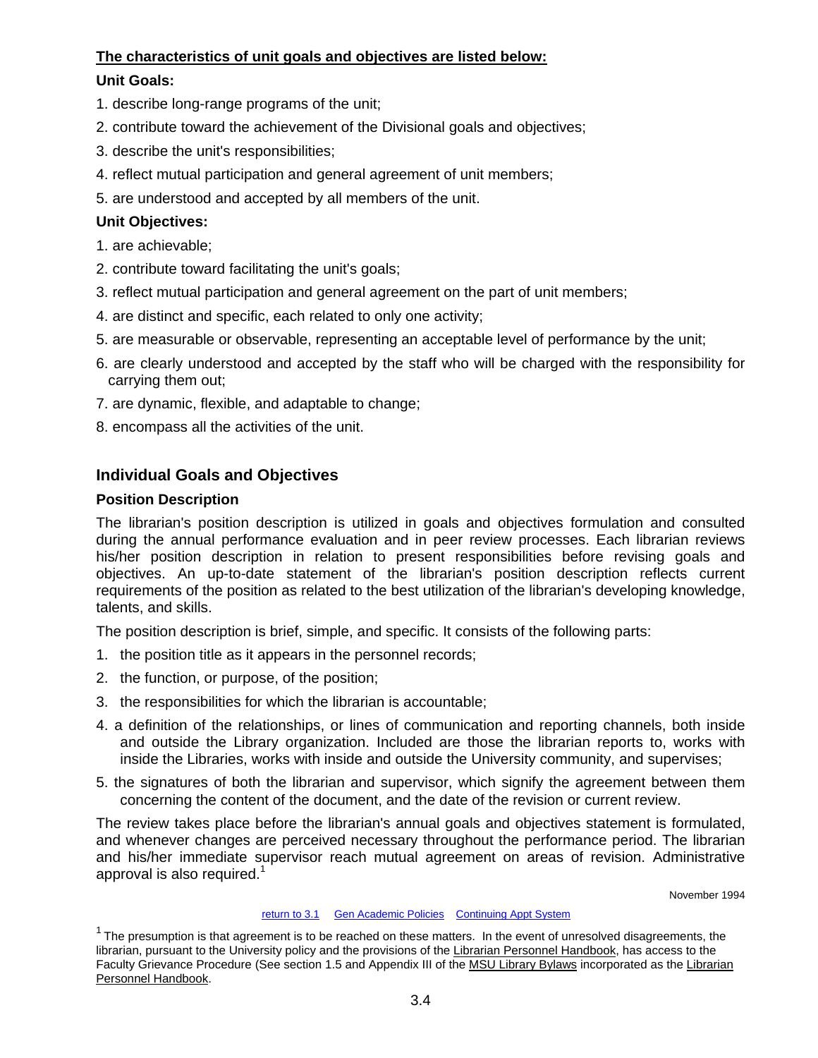**The characteristics of unit goals and objectives are listed below:**

**Unit Goals:**

1. describe long-range programs of the unit;
2. contribute toward the achievement of the Divisional goals and objectives;
3. describe the unit's responsibilities;
4. reflect mutual participation and general agreement of unit members;
5. are understood and accepted by all members of the unit.

**Unit Objectives:**

1. are achievable;
2. contribute toward facilitating the unit's goals;
3. reflect mutual participation and general agreement on the part of unit members;
4. are distinct and specific, each related to only one activity;
5. are measurable or observable, representing an acceptable level of performance by the unit;
6. are clearly understood and accepted by the staff who will be charged with the responsibility for carrying them out;
7. are dynamic, flexible, and adaptable to change;
8. encompass all the activities of the unit.

## Individual Goals and Objectives

### Position Description

The librarian's position description is utilized in goals and objectives formulation and consulted during the annual performance evaluation and in peer review processes. Each librarian reviews his/her position description in relation to present responsibilities before revising goals and objectives. An up-to-date statement of the librarian's position description reflects current requirements of the position as related to the best utilization of the librarian's developing knowledge, talents, and skills.

The position description is brief, simple, and specific. It consists of the following parts:

1. the position title as it appears in the personnel records;
2. the function, or purpose, of the position;
3. the responsibilities for which the librarian is accountable;
4. a definition of the relationships, or lines of communication and reporting channels, both inside and outside the Library organization. Included are those the librarian reports to, works with inside the Libraries, works with inside and outside the University community, and supervises;
5. the signatures of both the librarian and supervisor, which signify the agreement between them concerning the content of the document, and the date of the revision or current review.

The review takes place before the librarian's annual goals and objectives statement is formulated, and whenever changes are perceived necessary throughout the performance period. The librarian and his/her immediate supervisor reach mutual agreement on areas of revision. Administrative approval is also required.[1]

November 1994

return to 3.1 Gen Academic Policies Continuing Appt System

[1] The presumption is that agreement is to be reached on these matters. In the event of unresolved disagreements, the librarian, pursuant to the University policy and the provisions of the Librarian Personnel Handbook, has access to the Faculty Grievance Procedure (See section 1.5 and Appendix III of the MSU Library Bylaws incorporated as the Librarian Personnel Handbook.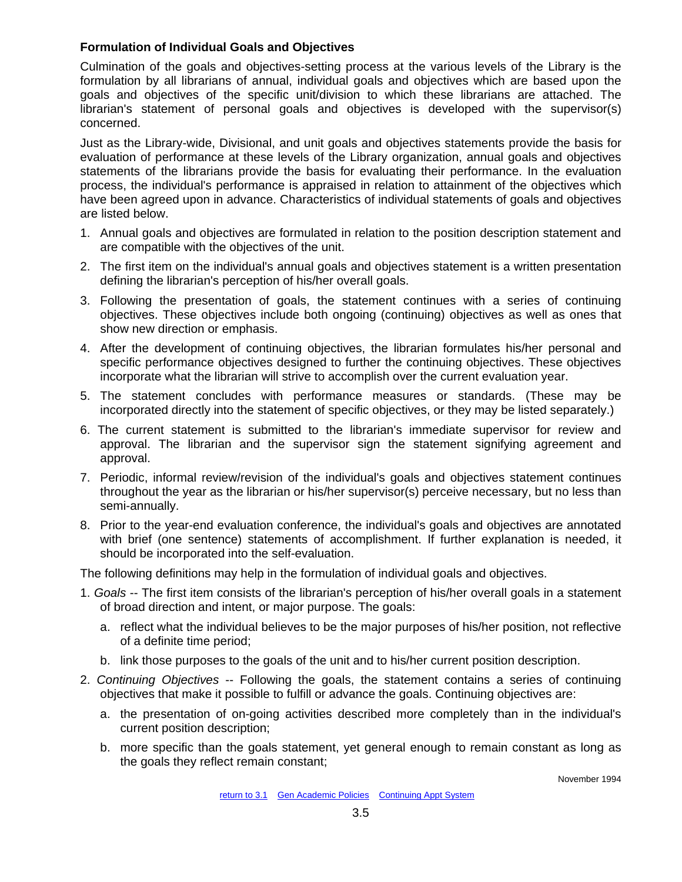### Formulation of Individual Goals and Objectives

Culmination of the goals and objectives-setting process at the various levels of the Library is the formulation by all librarians of annual, individual goals and objectives which are based upon the goals and objectives of the specific unit/division to which these librarians are attached. The librarian's statement of personal goals and objectives is developed with the supervisor(s) concerned.

Just as the Library-wide, Divisional, and unit goals and objectives statements provide the basis for evaluation of performance at these levels of the Library organization, annual goals and objectives statements of the librarians provide the basis for evaluating their performance. In the evaluation process, the individual's performance is appraised in relation to attainment of the objectives which have been agreed upon in advance. Characteristics of individual statements of goals and objectives are listed below.

1. Annual goals and objectives are formulated in relation to the position description statement and are compatible with the objectives of the unit.
2. The first item on the individual's annual goals and objectives statement is a written presentation defining the librarian's perception of his/her overall goals.
3. Following the presentation of goals, the statement continues with a series of continuing objectives. These objectives include both ongoing (continuing) objectives as well as ones that show new direction or emphasis.
4. After the development of continuing objectives, the librarian formulates his/her personal and specific performance objectives designed to further the continuing objectives. These objectives incorporate what the librarian will strive to accomplish over the current evaluation year.
5. The statement concludes with performance measures or standards. (These may be incorporated directly into the statement of specific objectives, or they may be listed separately.)
6. The current statement is submitted to the librarian's immediate supervisor for review and approval. The librarian and the supervisor sign the statement signifying agreement and approval.
7. Periodic, informal review/revision of the individual's goals and objectives statement continues throughout the year as the librarian or his/her supervisor(s) perceive necessary, but no less than semi-annually.
8. Prior to the year-end evaluation conference, the individual's goals and objectives are annotated with brief (one sentence) statements of accomplishment. If further explanation is needed, it should be incorporated into the self-evaluation.

The following definitions may help in the formulation of individual goals and objectives.

1. *Goals* -- The first item consists of the librarian's perception of his/her overall goals in a statement of broad direction and intent, or major purpose. The goals:
   a. reflect what the individual believes to be the major purposes of his/her position, not reflective of a definite time period;
   b. link those purposes to the goals of the unit and to his/her current position description.
2. *Continuing Objectives* -- Following the goals, the statement contains a series of continuing objectives that make it possible to fulfill or advance the goals. Continuing objectives are:
   a. the presentation of on-going activities described more completely than in the individual's current position description;
   b. more specific than the goals statement, yet general enough to remain constant as long as the goals they reflect remain constant;

November 1994

return to 3.1 Gen Academic Policies Continuing Appt System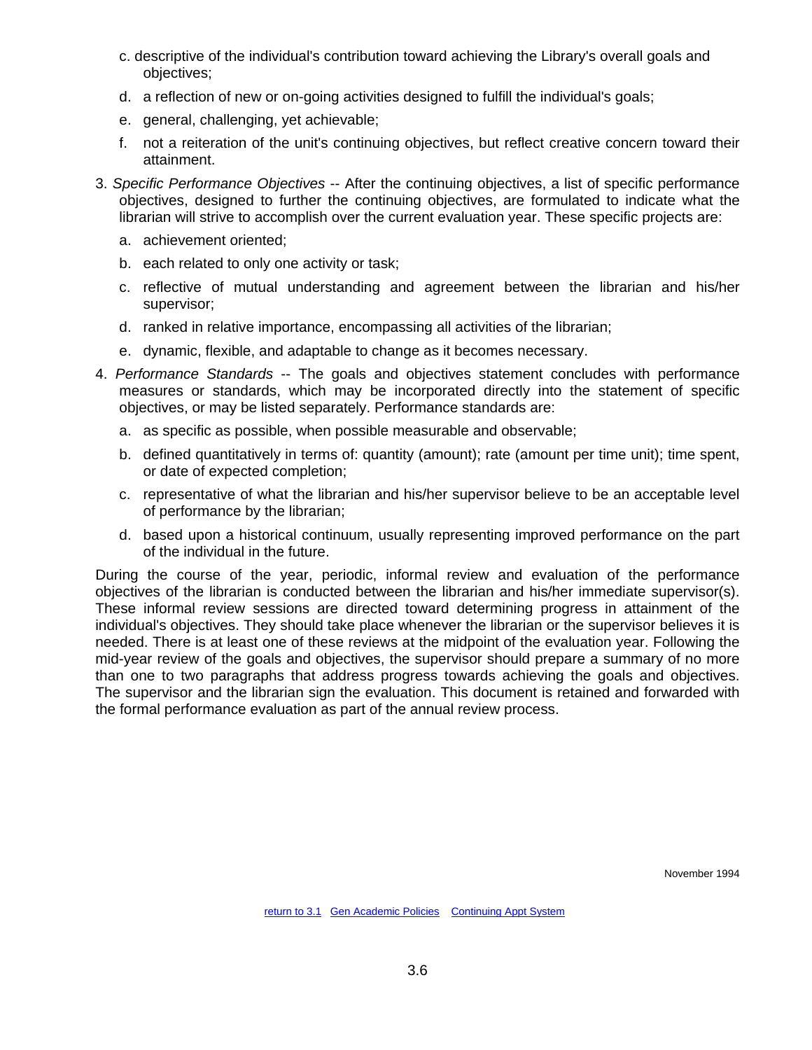c. descriptive of the individual's contribution toward achieving the Library's overall goals and objectives;

d. a reflection of new or on-going activities designed to fulfill the individual's goals;

e. general, challenging, yet achievable;

f. not a reiteration of the unit's continuing objectives, but reflect creative concern toward their attainment.

3. *Specific Performance Objectives* -- After the continuing objectives, a list of specific performance objectives, designed to further the continuing objectives, are formulated to indicate what the librarian will strive to accomplish over the current evaluation year. These specific projects are:

   a. achievement oriented;

   b. each related to only one activity or task;

   c. reflective of mutual understanding and agreement between the librarian and his/her supervisor;

   d. ranked in relative importance, encompassing all activities of the librarian;

   e. dynamic, flexible, and adaptable to change as it becomes necessary.

4. *Performance Standards* -- The goals and objectives statement concludes with performance measures or standards, which may be incorporated directly into the statement of specific objectives, or may be listed separately. Performance standards are:

   a. as specific as possible, when possible measurable and observable;

   b. defined quantitatively in terms of: quantity (amount); rate (amount per time unit); time spent, or date of expected completion;

   c. representative of what the librarian and his/her supervisor believe to be an acceptable level of performance by the librarian;

   d. based upon a historical continuum, usually representing improved performance on the part of the individual in the future.

During the course of the year, periodic, informal review and evaluation of the performance objectives of the librarian is conducted between the librarian and his/her immediate supervisor(s). These informal review sessions are directed toward determining progress in attainment of the individual's objectives. They should take place whenever the librarian or the supervisor believes it is needed. There is at least one of these reviews at the midpoint of the evaluation year. Following the mid-year review of the goals and objectives, the supervisor should prepare a summary of no more than one to two paragraphs that address progress towards achieving the goals and objectives. The supervisor and the librarian sign the evaluation. This document is retained and forwarded with the formal performance evaluation as part of the annual review process.

November 1994

return to 3.1 Gen Academic Policies Continuing Appt System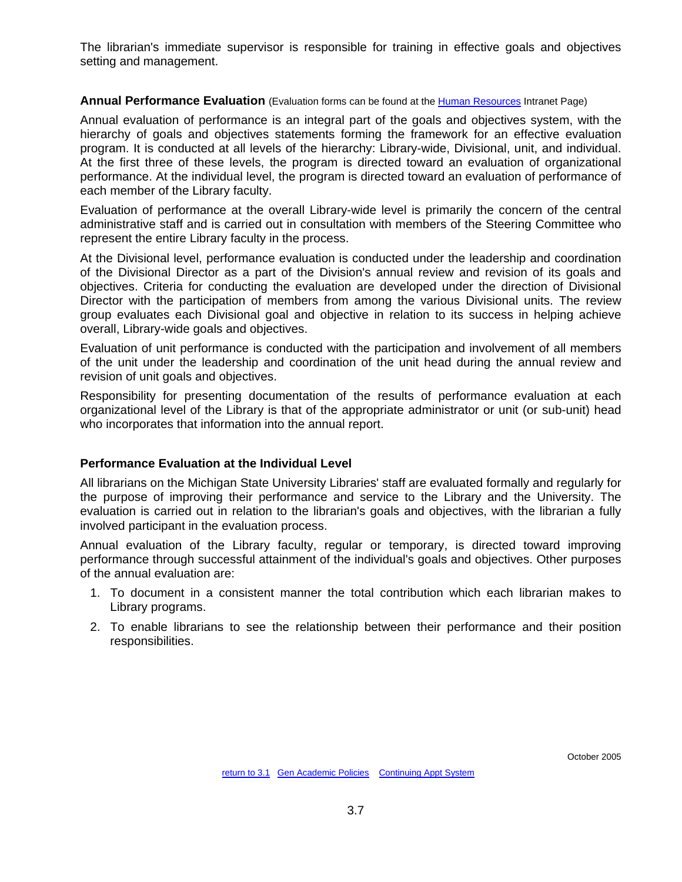The librarian's immediate supervisor is responsible for training in effective goals and objectives setting and management.

**Annual Performance Evaluation** (Evaluation forms can be found at the Human Resources Intranet Page)

Annual evaluation of performance is an integral part of the goals and objectives system, with the hierarchy of goals and objectives statements forming the framework for an effective evaluation program. It is conducted at all levels of the hierarchy: Library-wide, Divisional, unit, and individual. At the first three of these levels, the program is directed toward an evaluation of organizational performance. At the individual level, the program is directed toward an evaluation of performance of each member of the Library faculty.

Evaluation of performance at the overall Library-wide level is primarily the concern of the central administrative staff and is carried out in consultation with members of the Steering Committee who represent the entire Library faculty in the process.

At the Divisional level, performance evaluation is conducted under the leadership and coordination of the Divisional Director as a part of the Division's annual review and revision of its goals and objectives. Criteria for conducting the evaluation are developed under the direction of Divisional Director with the participation of members from among the various Divisional units. The review group evaluates each Divisional goal and objective in relation to its success in helping achieve overall, Library-wide goals and objectives.

Evaluation of unit performance is conducted with the participation and involvement of all members of the unit under the leadership and coordination of the unit head during the annual review and revision of unit goals and objectives.

Responsibility for presenting documentation of the results of performance evaluation at each organizational level of the Library is that of the appropriate administrator or unit (or sub-unit) head who incorporates that information into the annual report.

**Performance Evaluation at the Individual Level**

All librarians on the Michigan State University Libraries' staff are evaluated formally and regularly for the purpose of improving their performance and service to the Library and the University. The evaluation is carried out in relation to the librarian's goals and objectives, with the librarian a fully involved participant in the evaluation process.

Annual evaluation of the Library faculty, regular or temporary, is directed toward improving performance through successful attainment of the individual's goals and objectives. Other purposes of the annual evaluation are:

1. To document in a consistent manner the total contribution which each librarian makes to Library programs.
2. To enable librarians to see the relationship between their performance and their position responsibilities.

October 2005

return to 3.1 Gen Academic Policies Continuing Appt System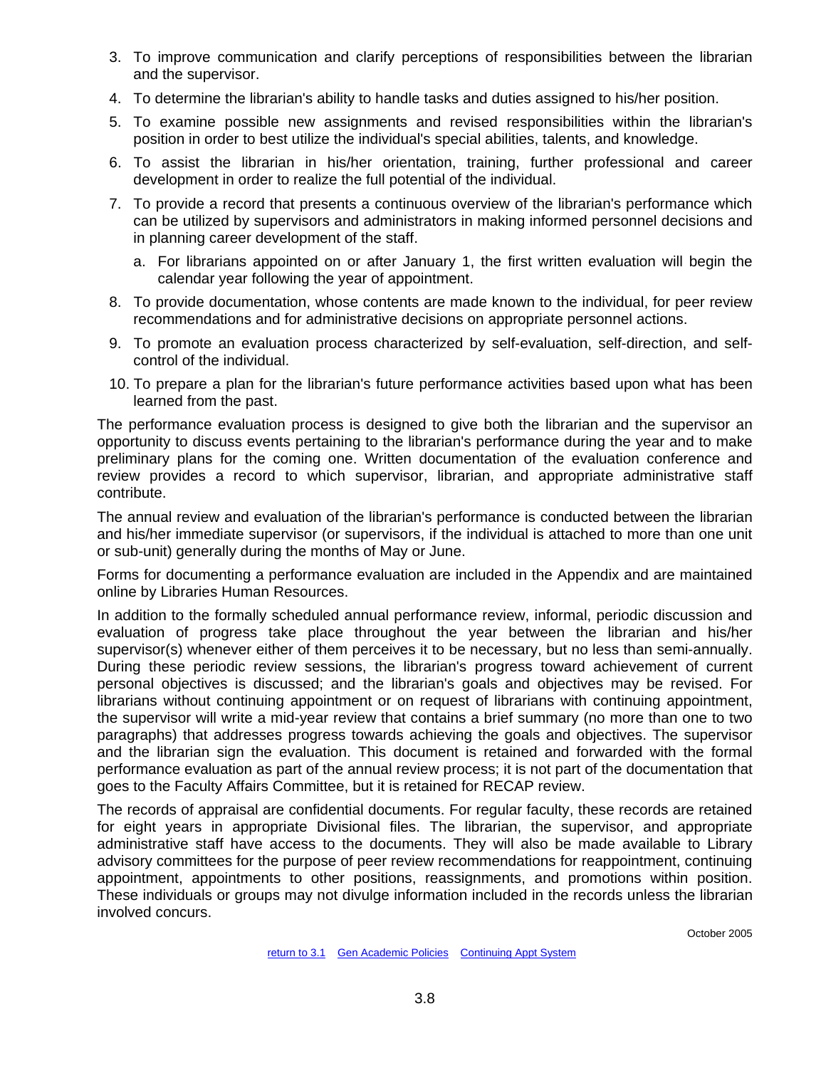3. To improve communication and clarify perceptions of responsibilities between the librarian and the supervisor.
4. To determine the librarian's ability to handle tasks and duties assigned to his/her position.
5. To examine possible new assignments and revised responsibilities within the librarian's position in order to best utilize the individual's special abilities, talents, and knowledge.
6. To assist the librarian in his/her orientation, training, further professional and career development in order to realize the full potential of the individual.
7. To provide a record that presents a continuous overview of the librarian's performance which can be utilized by supervisors and administrators in making informed personnel decisions and in planning career development of the staff.
   a. For librarians appointed on or after January 1, the first written evaluation will begin the calendar year following the year of appointment.
8. To provide documentation, whose contents are made known to the individual, for peer review recommendations and for administrative decisions on appropriate personnel actions.
9. To promote an evaluation process characterized by self-evaluation, self-direction, and self-control of the individual.
10. To prepare a plan for the librarian's future performance activities based upon what has been learned from the past.

The performance evaluation process is designed to give both the librarian and the supervisor an opportunity to discuss events pertaining to the librarian's performance during the year and to make preliminary plans for the coming one. Written documentation of the evaluation conference and review provides a record to which supervisor, librarian, and appropriate administrative staff contribute.

The annual review and evaluation of the librarian's performance is conducted between the librarian and his/her immediate supervisor (or supervisors, if the individual is attached to more than one unit or sub-unit) generally during the months of May or June.

Forms for documenting a performance evaluation are included in the Appendix and are maintained online by Libraries Human Resources.

In addition to the formally scheduled annual performance review, informal, periodic discussion and evaluation of progress take place throughout the year between the librarian and his/her supervisor(s) whenever either of them perceives it to be necessary, but no less than semi-annually. During these periodic review sessions, the librarian's progress toward achievement of current personal objectives is discussed; and the librarian's goals and objectives may be revised. For librarians without continuing appointment or on request of librarians with continuing appointment, the supervisor will write a mid-year review that contains a brief summary (no more than one to two paragraphs) that addresses progress towards achieving the goals and objectives. The supervisor and the librarian sign the evaluation. This document is retained and forwarded with the formal performance evaluation as part of the annual review process; it is not part of the documentation that goes to the Faculty Affairs Committee, but it is retained for RECAP review.

The records of appraisal are confidential documents. For regular faculty, these records are retained for eight years in appropriate Divisional files. The librarian, the supervisor, and appropriate administrative staff have access to the documents. They will also be made available to Library advisory committees for the purpose of peer review recommendations for reappointment, continuing appointment, appointments to other positions, reassignments, and promotions within position. These individuals or groups may not divulge information included in the records unless the librarian involved concurs.

October 2005

return to 3.1 Gen Academic Policies Continuing Appt System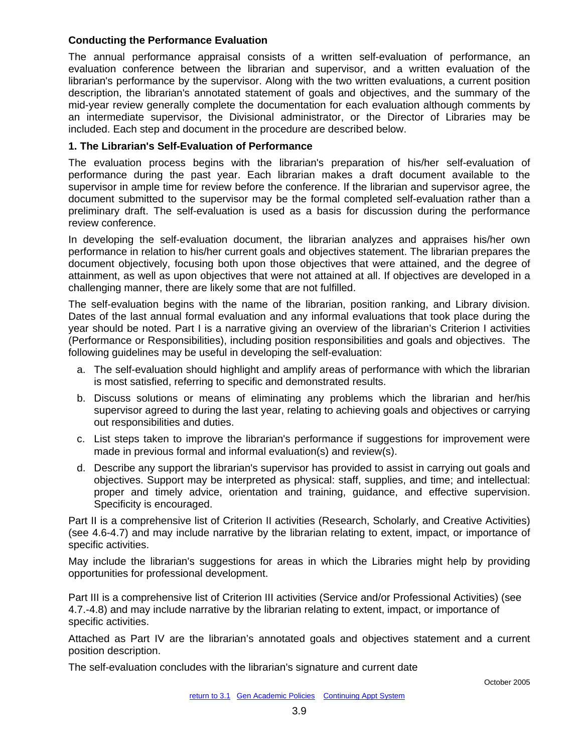**Conducting the Performance Evaluation**

The annual performance appraisal consists of a written self-evaluation of performance, an evaluation conference between the librarian and supervisor, and a written evaluation of the librarian's performance by the supervisor. Along with the two written evaluations, a current position description, the librarian's annotated statement of goals and objectives, and the summary of the mid-year review generally complete the documentation for each evaluation although comments by an intermediate supervisor, the Divisional administrator, or the Director of Libraries may be included. Each step and document in the procedure are described below.

**1. The Librarian's Self-Evaluation of Performance**

The evaluation process begins with the librarian's preparation of his/her self-evaluation of performance during the past year. Each librarian makes a draft document available to the supervisor in ample time for review before the conference. If the librarian and supervisor agree, the document submitted to the supervisor may be the formal completed self-evaluation rather than a preliminary draft. The self-evaluation is used as a basis for discussion during the performance review conference.

In developing the self-evaluation document, the librarian analyzes and appraises his/her own performance in relation to his/her current goals and objectives statement. The librarian prepares the document objectively, focusing both upon those objectives that were attained, and the degree of attainment, as well as upon objectives that were not attained at all. If objectives are developed in a challenging manner, there are likely some that are not fulfilled.

The self-evaluation begins with the name of the librarian, position ranking, and Library division. Dates of the last annual formal evaluation and any informal evaluations that took place during the year should be noted. Part I is a narrative giving an overview of the librarian's Criterion I activities (Performance or Responsibilities), including position responsibilities and goals and objectives. The following guidelines may be useful in developing the self-evaluation:

a. The self-evaluation should highlight and amplify areas of performance with which the librarian is most satisfied, referring to specific and demonstrated results.

b. Discuss solutions or means of eliminating any problems which the librarian and her/his supervisor agreed to during the last year, relating to achieving goals and objectives or carrying out responsibilities and duties.

c. List steps taken to improve the librarian's performance if suggestions for improvement were made in previous formal and informal evaluation(s) and review(s).

d. Describe any support the librarian's supervisor has provided to assist in carrying out goals and objectives. Support may be interpreted as physical: staff, supplies, and time; and intellectual: proper and timely advice, orientation and training, guidance, and effective supervision. Specificity is encouraged.

Part II is a comprehensive list of Criterion II activities (Research, Scholarly, and Creative Activities) (see 4.6-4.7) and may include narrative by the librarian relating to extent, impact, or importance of specific activities.

May include the librarian's suggestions for areas in which the Libraries might help by providing opportunities for professional development.

Part III is a comprehensive list of Criterion III activities (Service and/or Professional Activities) (see 4.7.-4.8) and may include narrative by the librarian relating to extent, impact, or importance of specific activities.

Attached as Part IV are the librarian's annotated goals and objectives statement and a current position description.

The self-evaluation concludes with the librarian's signature and current date

October 2005

return to 3.1 Gen Academic Policies Continuing Appt System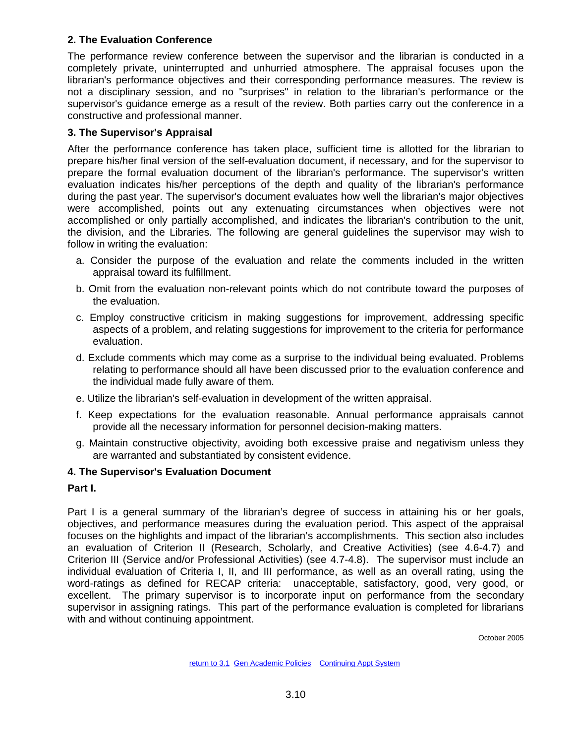**2. The Evaluation Conference**

The performance review conference between the supervisor and the librarian is conducted in a completely private, uninterrupted and unhurried atmosphere. The appraisal focuses upon the librarian's performance objectives and their corresponding performance measures. The review is not a disciplinary session, and no "surprises" in relation to the librarian's performance or the supervisor's guidance emerge as a result of the review. Both parties carry out the conference in a constructive and professional manner.

**3. The Supervisor's Appraisal**

After the performance conference has taken place, sufficient time is allotted for the librarian to prepare his/her final version of the self-evaluation document, if necessary, and for the supervisor to prepare the formal evaluation document of the librarian's performance. The supervisor's written evaluation indicates his/her perceptions of the depth and quality of the librarian's performance during the past year. The supervisor's document evaluates how well the librarian's major objectives were accomplished, points out any extenuating circumstances when objectives were not accomplished or only partially accomplished, and indicates the librarian's contribution to the unit, the division, and the Libraries. The following are general guidelines the supervisor may wish to follow in writing the evaluation:

a. Consider the purpose of the evaluation and relate the comments included in the written appraisal toward its fulfillment.

b. Omit from the evaluation non-relevant points which do not contribute toward the purposes of the evaluation.

c. Employ constructive criticism in making suggestions for improvement, addressing specific aspects of a problem, and relating suggestions for improvement to the criteria for performance evaluation.

d. Exclude comments which may come as a surprise to the individual being evaluated. Problems relating to performance should all have been discussed prior to the evaluation conference and the individual made fully aware of them.

e. Utilize the librarian's self-evaluation in development of the written appraisal.

f. Keep expectations for the evaluation reasonable. Annual performance appraisals cannot provide all the necessary information for personnel decision-making matters.

g. Maintain constructive objectivity, avoiding both excessive praise and negativism unless they are warranted and substantiated by consistent evidence.

**4. The Supervisor's Evaluation Document**

**Part I.**

Part I is a general summary of the librarian's degree of success in attaining his or her goals, objectives, and performance measures during the evaluation period. This aspect of the appraisal focuses on the highlights and impact of the librarian's accomplishments. This section also includes an evaluation of Criterion II (Research, Scholarly, and Creative Activities) (see 4.6-4.7) and Criterion III (Service and/or Professional Activities) (see 4.7-4.8). The supervisor must include an individual evaluation of Criteria I, II, and III performance, as well as an overall rating, using the word-ratings as defined for RECAP criteria: unacceptable, satisfactory, good, very good, or excellent. The primary supervisor is to incorporate input on performance from the secondary supervisor in assigning ratings. This part of the performance evaluation is completed for librarians with and without continuing appointment.

October 2005

return to 3.1 Gen Academic Policies Continuing Appt System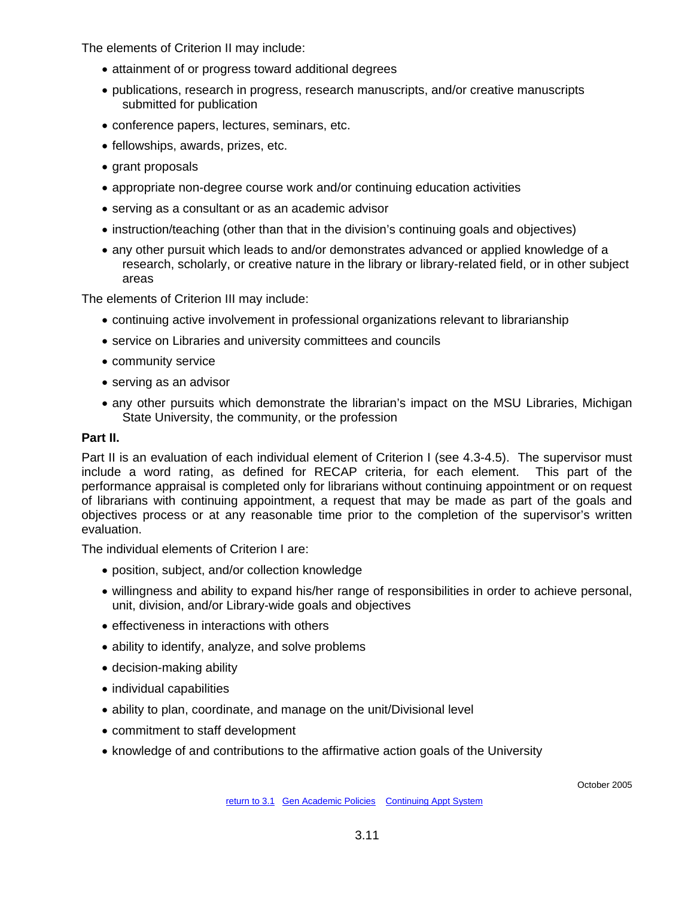The elements of Criterion II may include:

- attainment of or progress toward additional degrees
- publications, research in progress, research manuscripts, and/or creative manuscripts submitted for publication
- conference papers, lectures, seminars, etc.
- fellowships, awards, prizes, etc.
- grant proposals
- appropriate non-degree course work and/or continuing education activities
- serving as a consultant or as an academic advisor
- instruction/teaching (other than that in the division's continuing goals and objectives)
- any other pursuit which leads to and/or demonstrates advanced or applied knowledge of a research, scholarly, or creative nature in the library or library-related field, or in other subject areas

The elements of Criterion III may include:

- continuing active involvement in professional organizations relevant to librarianship
- service on Libraries and university committees and councils
- community service
- serving as an advisor
- any other pursuits which demonstrate the librarian's impact on the MSU Libraries, Michigan State University, the community, or the profession

**Part II.**

Part II is an evaluation of each individual element of Criterion I (see 4.3-4.5). The supervisor must include a word rating, as defined for RECAP criteria, for each element. This part of the performance appraisal is completed only for librarians without continuing appointment or on request of librarians with continuing appointment, a request that may be made as part of the goals and objectives process or at any reasonable time prior to the completion of the supervisor's written evaluation.

The individual elements of Criterion I are:

- position, subject, and/or collection knowledge
- willingness and ability to expand his/her range of responsibilities in order to achieve personal, unit, division, and/or Library-wide goals and objectives
- effectiveness in interactions with others
- ability to identify, analyze, and solve problems
- decision-making ability
- individual capabilities
- ability to plan, coordinate, and manage on the unit/Divisional level
- commitment to staff development
- knowledge of and contributions to the affirmative action goals of the University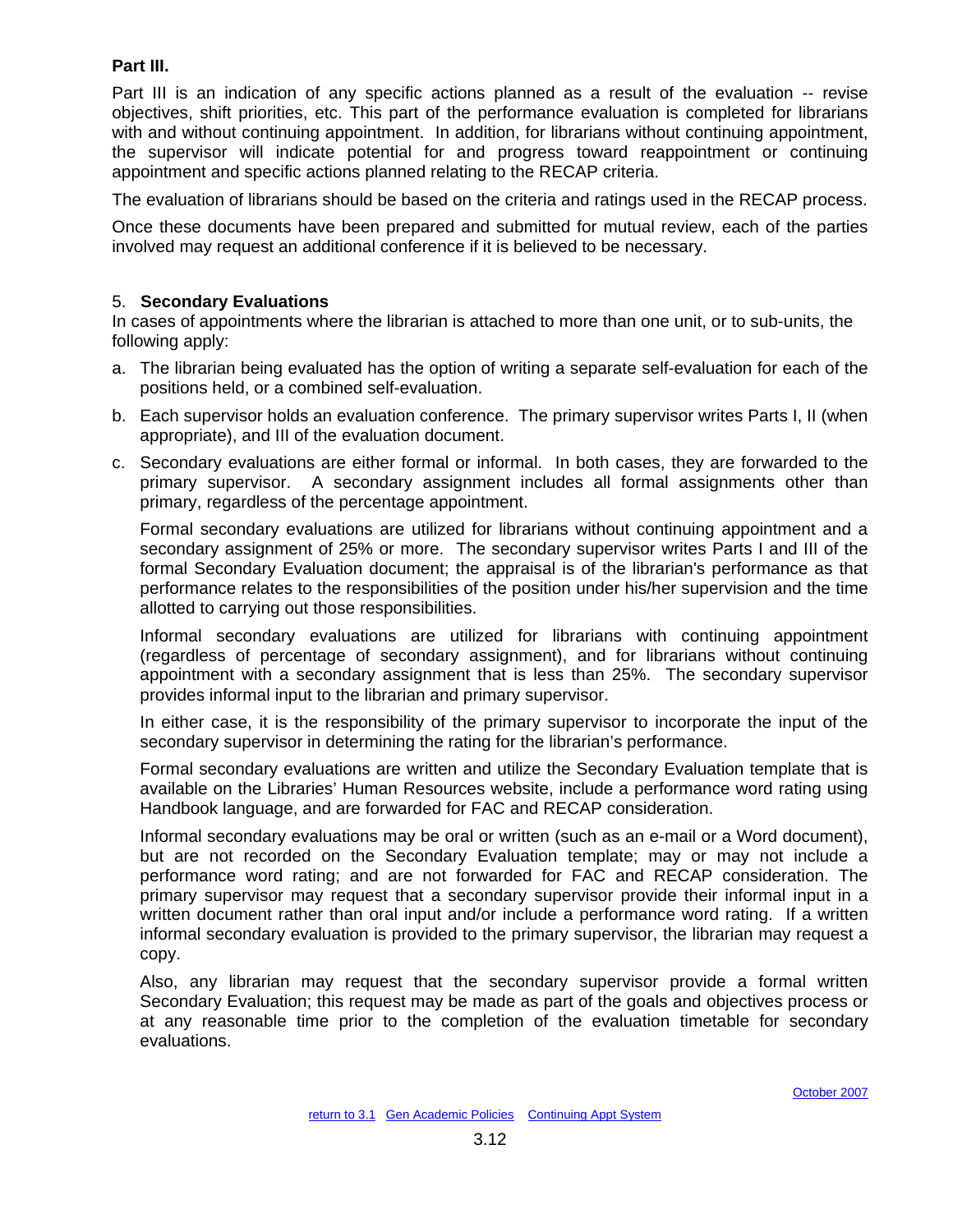**Part III.**

Part III is an indication of any specific actions planned as a result of the evaluation -- revise objectives, shift priorities, etc. This part of the performance evaluation is completed for librarians with and without continuing appointment. In addition, for librarians without continuing appointment, the supervisor will indicate potential for and progress toward reappointment or continuing appointment and specific actions planned relating to the RECAP criteria.

The evaluation of librarians should be based on the criteria and ratings used in the RECAP process.

Once these documents have been prepared and submitted for mutual review, each of the parties involved may request an additional conference if it is believed to be necessary.

5. **Secondary Evaluations**

In cases of appointments where the librarian is attached to more than one unit, or to sub-units, the following apply:

a. The librarian being evaluated has the option of writing a separate self-evaluation for each of the positions held, or a combined self-evaluation.

b. Each supervisor holds an evaluation conference. The primary supervisor writes Parts I, II (when appropriate), and III of the evaluation document.

c. Secondary evaluations are either formal or informal. In both cases, they are forwarded to the primary supervisor. A secondary assignment includes all formal assignments other than primary, regardless of the percentage appointment.

   Formal secondary evaluations are utilized for librarians without continuing appointment and a secondary assignment of 25% or more. The secondary supervisor writes Parts I and III of the formal Secondary Evaluation document; the appraisal is of the librarian's performance as that performance relates to the responsibilities of the position under his/her supervision and the time allotted to carrying out those responsibilities.

   Informal secondary evaluations are utilized for librarians with continuing appointment (regardless of percentage of secondary assignment), and for librarians without continuing appointment with a secondary assignment that is less than 25%. The secondary supervisor provides informal input to the librarian and primary supervisor.

   In either case, it is the responsibility of the primary supervisor to incorporate the input of the secondary supervisor in determining the rating for the librarian's performance.

   Formal secondary evaluations are written and utilize the Secondary Evaluation template that is available on the Libraries' Human Resources website, include a performance word rating using Handbook language, and are forwarded for FAC and RECAP consideration.

   Informal secondary evaluations may be oral or written (such as an e-mail or a Word document), but are not recorded on the Secondary Evaluation template; may or may not include a performance word rating; and are not forwarded for FAC and RECAP consideration. The primary supervisor may request that a secondary supervisor provide their informal input in a written document rather than oral input and/or include a performance word rating. If a written informal secondary evaluation is provided to the primary supervisor, the librarian may request a copy.

   Also, any librarian may request that the secondary supervisor provide a formal written Secondary Evaluation; this request may be made as part of the goals and objectives process or at any reasonable time prior to the completion of the evaluation timetable for secondary evaluations.

October 2007

return to 3.1 Gen Academic Policies Continuing Appt System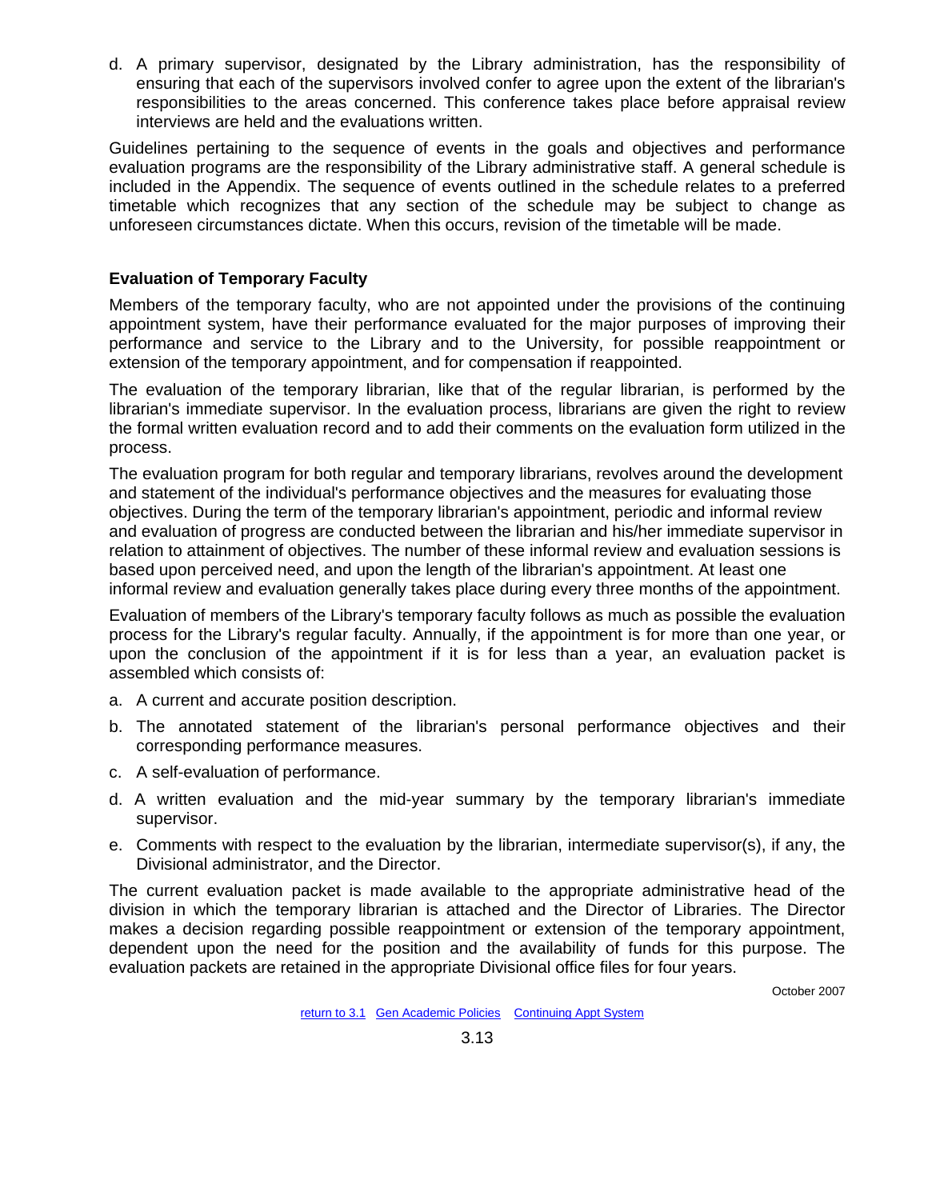d. A primary supervisor, designated by the Library administration, has the responsibility of ensuring that each of the supervisors involved confer to agree upon the extent of the librarian's responsibilities to the areas concerned. This conference takes place before appraisal review interviews are held and the evaluations written.

Guidelines pertaining to the sequence of events in the goals and objectives and performance evaluation programs are the responsibility of the Library administrative staff. A general schedule is included in the Appendix. The sequence of events outlined in the schedule relates to a preferred timetable which recognizes that any section of the schedule may be subject to change as unforeseen circumstances dictate. When this occurs, revision of the timetable will be made.

### Evaluation of Temporary Faculty

Members of the temporary faculty, who are not appointed under the provisions of the continuing appointment system, have their performance evaluated for the major purposes of improving their performance and service to the Library and to the University, for possible reappointment or extension of the temporary appointment, and for compensation if reappointed.

The evaluation of the temporary librarian, like that of the regular librarian, is performed by the librarian's immediate supervisor. In the evaluation process, librarians are given the right to review the formal written evaluation record and to add their comments on the evaluation form utilized in the process.

The evaluation program for both regular and temporary librarians, revolves around the development and statement of the individual's performance objectives and the measures for evaluating those objectives. During the term of the temporary librarian's appointment, periodic and informal review and evaluation of progress are conducted between the librarian and his/her immediate supervisor in relation to attainment of objectives. The number of these informal review and evaluation sessions is based upon perceived need, and upon the length of the librarian's appointment. At least one informal review and evaluation generally takes place during every three months of the appointment.

Evaluation of members of the Library's temporary faculty follows as much as possible the evaluation process for the Library's regular faculty. Annually, if the appointment is for more than one year, or upon the conclusion of the appointment if it is for less than a year, an evaluation packet is assembled which consists of:

a. A current and accurate position description.

b. The annotated statement of the librarian's personal performance objectives and their corresponding performance measures.

c. A self-evaluation of performance.

d. A written evaluation and the mid-year summary by the temporary librarian's immediate supervisor.

e. Comments with respect to the evaluation by the librarian, intermediate supervisor(s), if any, the Divisional administrator, and the Director.

The current evaluation packet is made available to the appropriate administrative head of the division in which the temporary librarian is attached and the Director of Libraries. The Director makes a decision regarding possible reappointment or extension of the temporary appointment, dependent upon the need for the position and the availability of funds for this purpose. The evaluation packets are retained in the appropriate Divisional office files for four years.

October 2007

return to 3.1 Gen Academic Policies Continuing Appt System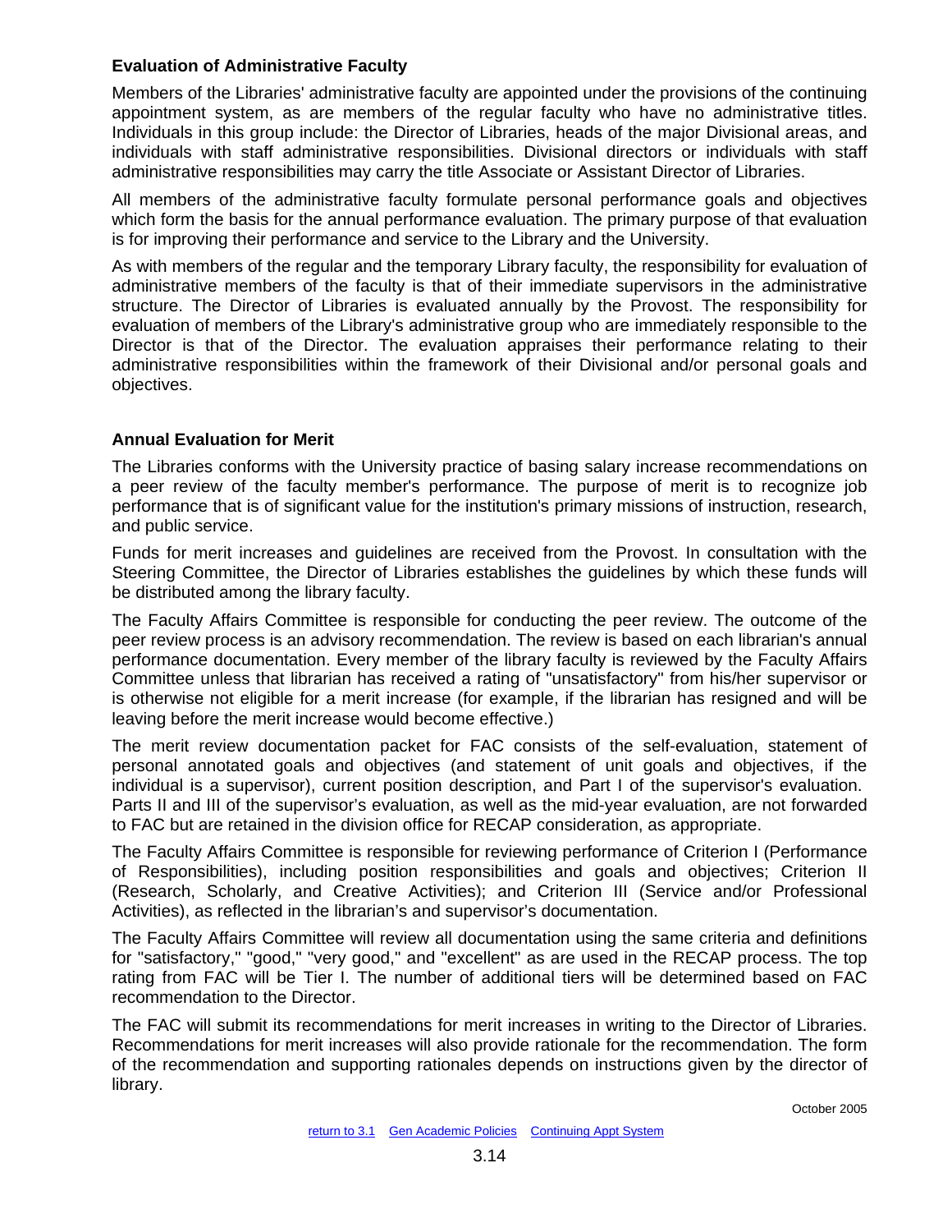## Evaluation of Administrative Faculty

Members of the Libraries' administrative faculty are appointed under the provisions of the continuing appointment system, as are members of the regular faculty who have no administrative titles. Individuals in this group include: the Director of Libraries, heads of the major Divisional areas, and individuals with staff administrative responsibilities. Divisional directors or individuals with staff administrative responsibilities may carry the title Associate or Assistant Director of Libraries.

All members of the administrative faculty formulate personal performance goals and objectives which form the basis for the annual performance evaluation. The primary purpose of that evaluation is for improving their performance and service to the Library and the University.

As with members of the regular and the temporary Library faculty, the responsibility for evaluation of administrative members of the faculty is that of their immediate supervisors in the administrative structure. The Director of Libraries is evaluated annually by the Provost. The responsibility for evaluation of members of the Library's administrative group who are immediately responsible to the Director is that of the Director. The evaluation appraises their performance relating to their administrative responsibilities within the framework of their Divisional and/or personal goals and objectives.

## Annual Evaluation for Merit

The Libraries conforms with the University practice of basing salary increase recommendations on a peer review of the faculty member's performance. The purpose of merit is to recognize job performance that is of significant value for the institution's primary missions of instruction, research, and public service.

Funds for merit increases and guidelines are received from the Provost. In consultation with the Steering Committee, the Director of Libraries establishes the guidelines by which these funds will be distributed among the library faculty.

The Faculty Affairs Committee is responsible for conducting the peer review. The outcome of the peer review process is an advisory recommendation. The review is based on each librarian's annual performance documentation. Every member of the library faculty is reviewed by the Faculty Affairs Committee unless that librarian has received a rating of "unsatisfactory" from his/her supervisor or is otherwise not eligible for a merit increase (for example, if the librarian has resigned and will be leaving before the merit increase would become effective.)

The merit review documentation packet for FAC consists of the self-evaluation, statement of personal annotated goals and objectives (and statement of unit goals and objectives, if the individual is a supervisor), current position description, and Part I of the supervisor's evaluation. Parts II and III of the supervisor's evaluation, as well as the mid-year evaluation, are not forwarded to FAC but are retained in the division office for RECAP consideration, as appropriate.

The Faculty Affairs Committee is responsible for reviewing performance of Criterion I (Performance of Responsibilities), including position responsibilities and goals and objectives; Criterion II (Research, Scholarly, and Creative Activities); and Criterion III (Service and/or Professional Activities), as reflected in the librarian's and supervisor's documentation.

The Faculty Affairs Committee will review all documentation using the same criteria and definitions for "satisfactory," "good," "very good," and "excellent" as are used in the RECAP process. The top rating from FAC will be Tier I. The number of additional tiers will be determined based on FAC recommendation to the Director.

The FAC will submit its recommendations for merit increases in writing to the Director of Libraries. Recommendations for merit increases will also provide rationale for the recommendation. The form of the recommendation and supporting rationales depends on instructions given by the director of library.

October 2005

return to 3.1 Gen Academic Policies Continuing Appt System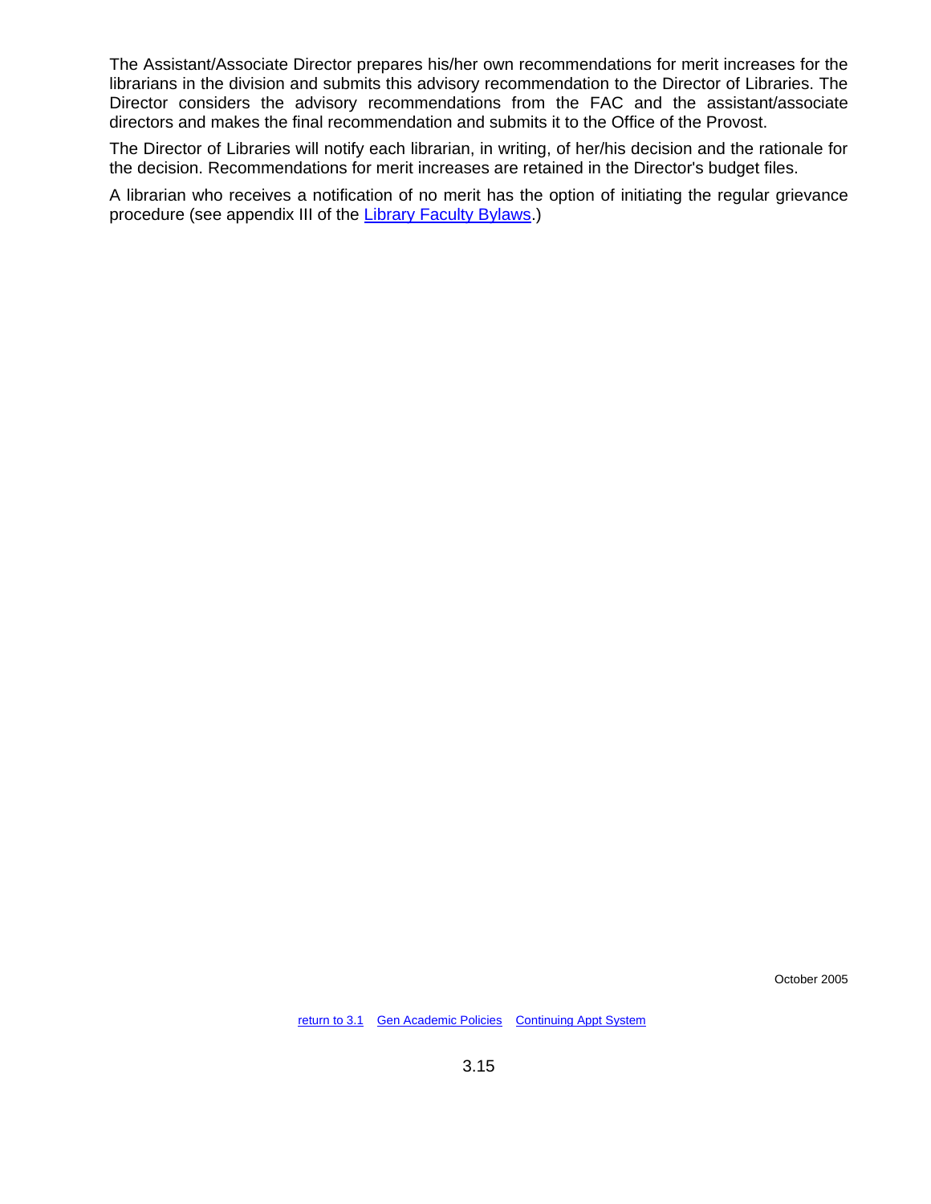The Assistant/Associate Director prepares his/her own recommendations for merit increases for the librarians in the division and submits this advisory recommendation to the Director of Libraries. The Director considers the advisory recommendations from the FAC and the assistant/associate directors and makes the final recommendation and submits it to the Office of the Provost.

The Director of Libraries will notify each librarian, in writing, of her/his decision and the rationale for the decision. Recommendations for merit increases are retained in the Director's budget files.

A librarian who receives a notification of no merit has the option of initiating the regular grievance procedure (see appendix III of the Library Faculty Bylaws.)

October 2005

return to 3.1    Gen Academic Policies    Continuing Appt System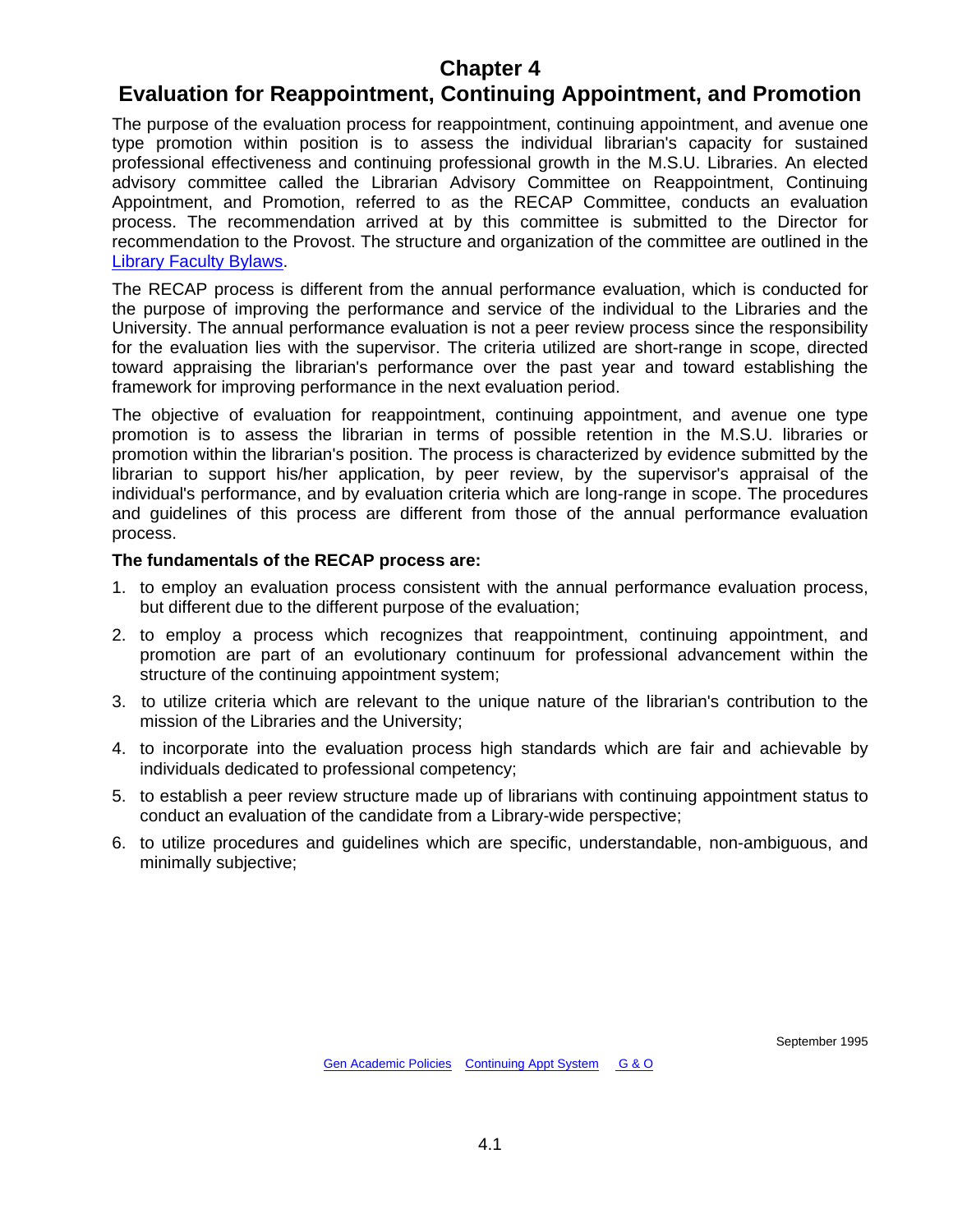# Chapter 4

# Evaluation for Reappointment, Continuing Appointment, and Promotion

The purpose of the evaluation process for reappointment, continuing appointment, and avenue one type promotion within position is to assess the individual librarian's capacity for sustained professional effectiveness and continuing professional growth in the M.S.U. Libraries. An elected advisory committee called the Librarian Advisory Committee on Reappointment, Continuing Appointment, and Promotion, referred to as the RECAP Committee, conducts an evaluation process. The recommendation arrived at by this committee is submitted to the Director for recommendation to the Provost. The structure and organization of the committee are outlined in the Library Faculty Bylaws.

The RECAP process is different from the annual performance evaluation, which is conducted for the purpose of improving the performance and service of the individual to the Libraries and the University. The annual performance evaluation is not a peer review process since the responsibility for the evaluation lies with the supervisor. The criteria utilized are short-range in scope, directed toward appraising the librarian's performance over the past year and toward establishing the framework for improving performance in the next evaluation period.

The objective of evaluation for reappointment, continuing appointment, and avenue one type promotion is to assess the librarian in terms of possible retention in the M.S.U. libraries or promotion within the librarian's position. The process is characterized by evidence submitted by the librarian to support his/her application, by peer review, by the supervisor's appraisal of the individual's performance, and by evaluation criteria which are long-range in scope. The procedures and guidelines of this process are different from those of the annual performance evaluation process.

**The fundamentals of the RECAP process are:**

1. to employ an evaluation process consistent with the annual performance evaluation process, but different due to the different purpose of the evaluation;
2. to employ a process which recognizes that reappointment, continuing appointment, and promotion are part of an evolutionary continuum for professional advancement within the structure of the continuing appointment system;
3. to utilize criteria which are relevant to the unique nature of the librarian's contribution to the mission of the Libraries and the University;
4. to incorporate into the evaluation process high standards which are fair and achievable by individuals dedicated to professional competency;
5. to establish a peer review structure made up of librarians with continuing appointment status to conduct an evaluation of the candidate from a Library-wide perspective;
6. to utilize procedures and guidelines which are specific, understandable, non-ambiguous, and minimally subjective;

September 1995

Gen Academic Policies   Continuing Appt System   G & O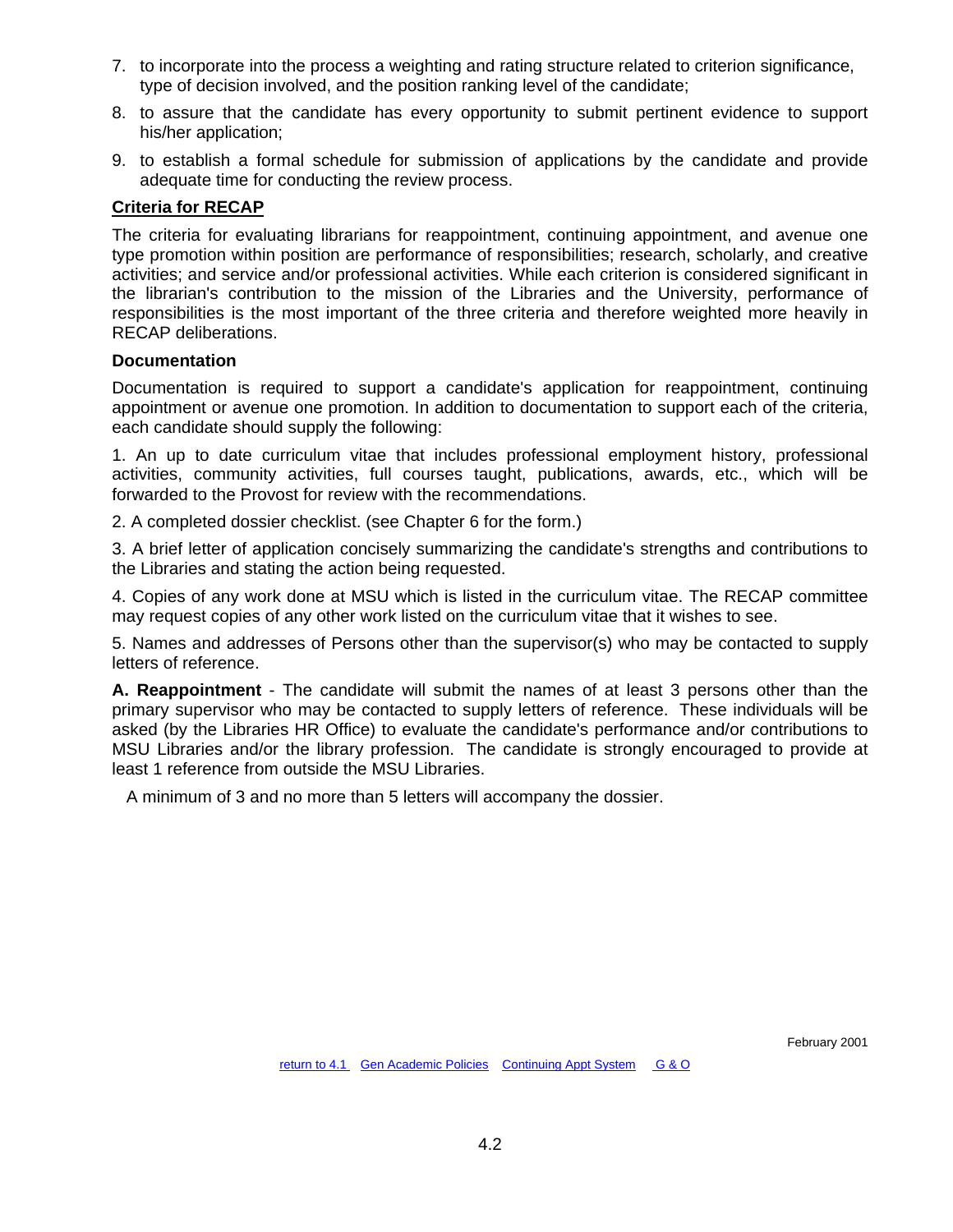7. to incorporate into the process a weighting and rating structure related to criterion significance, type of decision involved, and the position ranking level of the candidate;
8. to assure that the candidate has every opportunity to submit pertinent evidence to support his/her application;
9. to establish a formal schedule for submission of applications by the candidate and provide adequate time for conducting the review process.

## Criteria for RECAP

The criteria for evaluating librarians for reappointment, continuing appointment, and avenue one type promotion within position are performance of responsibilities; research, scholarly, and creative activities; and service and/or professional activities. While each criterion is considered significant in the librarian's contribution to the mission of the Libraries and the University, performance of responsibilities is the most important of the three criteria and therefore weighted more heavily in RECAP deliberations.

### Documentation

Documentation is required to support a candidate's application for reappointment, continuing appointment or avenue one promotion. In addition to documentation to support each of the criteria, each candidate should supply the following:

1. An up to date curriculum vitae that includes professional employment history, professional activities, community activities, full courses taught, publications, awards, etc., which will be forwarded to the Provost for review with the recommendations.

2. A completed dossier checklist. (see Chapter 6 for the form.)

3. A brief letter of application concisely summarizing the candidate's strengths and contributions to the Libraries and stating the action being requested.

4. Copies of any work done at MSU which is listed in the curriculum vitae. The RECAP committee may request copies of any other work listed on the curriculum vitae that it wishes to see.

5. Names and addresses of Persons other than the supervisor(s) who may be contacted to supply letters of reference.

**A. Reappointment** - The candidate will submit the names of at least 3 persons other than the primary supervisor who may be contacted to supply letters of reference. These individuals will be asked (by the Libraries HR Office) to evaluate the candidate's performance and/or contributions to MSU Libraries and/or the library profession. The candidate is strongly encouraged to provide at least 1 reference from outside the MSU Libraries.

A minimum of 3 and no more than 5 letters will accompany the dossier.

February 2001

return to 4.1 Gen Academic Policies Continuing Appt System G & O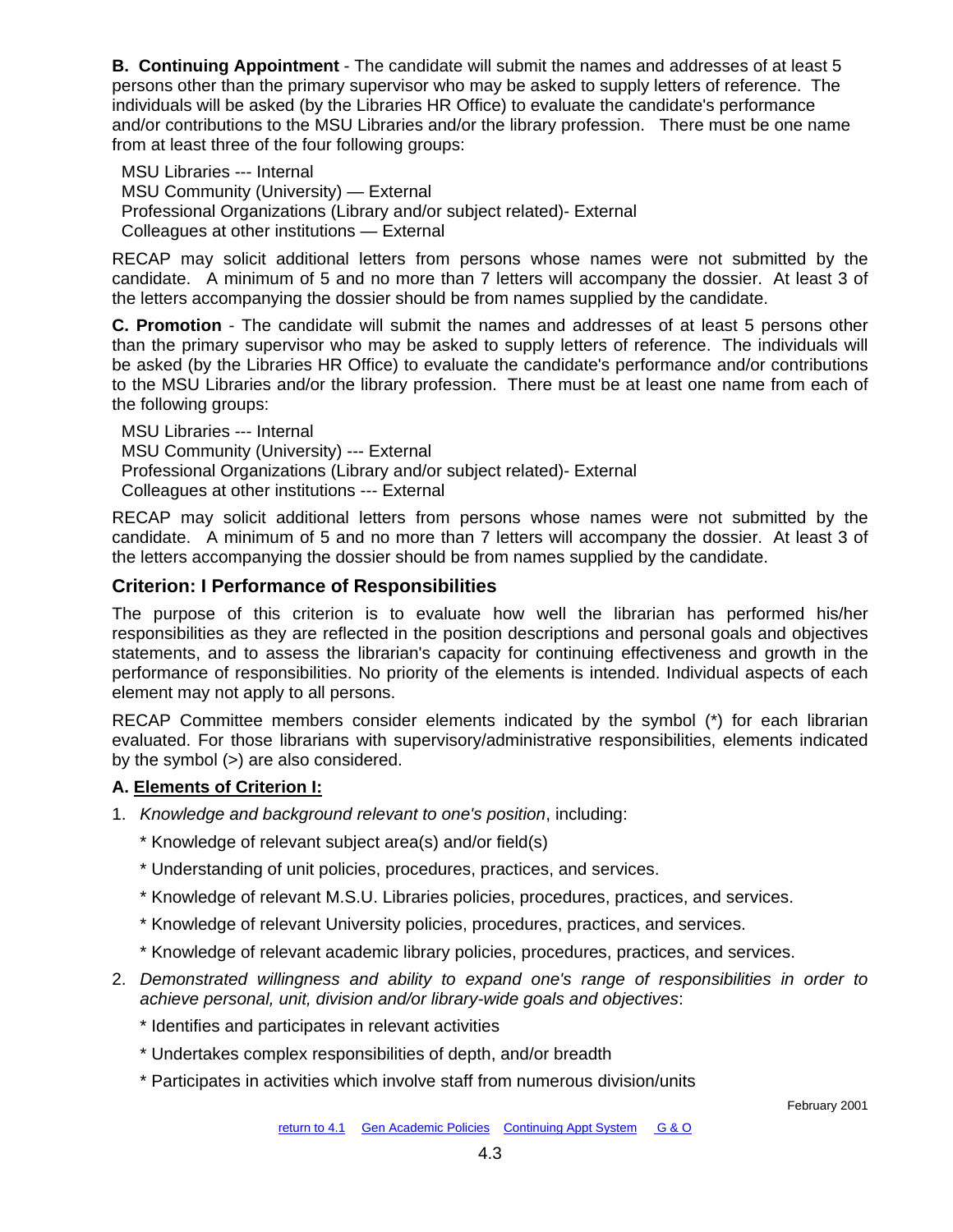**B. Continuing Appointment** - The candidate will submit the names and addresses of at least 5 persons other than the primary supervisor who may be asked to supply letters of reference. The individuals will be asked (by the Libraries HR Office) to evaluate the candidate's performance and/or contributions to the MSU Libraries and/or the library profession. There must be one name from at least three of the four following groups:

MSU Libraries --- Internal
MSU Community (University) — External
Professional Organizations (Library and/or subject related)- External
Colleagues at other institutions — External

RECAP may solicit additional letters from persons whose names were not submitted by the candidate. A minimum of 5 and no more than 7 letters will accompany the dossier. At least 3 of the letters accompanying the dossier should be from names supplied by the candidate.

**C. Promotion** - The candidate will submit the names and addresses of at least 5 persons other than the primary supervisor who may be asked to supply letters of reference. The individuals will be asked (by the Libraries HR Office) to evaluate the candidate's performance and/or contributions to the MSU Libraries and/or the library profession. There must be at least one name from each of the following groups:

MSU Libraries --- Internal
MSU Community (University) --- External
Professional Organizations (Library and/or subject related)- External
Colleagues at other institutions --- External

RECAP may solicit additional letters from persons whose names were not submitted by the candidate. A minimum of 5 and no more than 7 letters will accompany the dossier. At least 3 of the letters accompanying the dossier should be from names supplied by the candidate.

## Criterion: I Performance of Responsibilities

The purpose of this criterion is to evaluate how well the librarian has performed his/her responsibilities as they are reflected in the position descriptions and personal goals and objectives statements, and to assess the librarian's capacity for continuing effectiveness and growth in the performance of responsibilities. No priority of the elements is intended. Individual aspects of each element may not apply to all persons.

RECAP Committee members consider elements indicated by the symbol (*) for each librarian evaluated. For those librarians with supervisory/administrative responsibilities, elements indicated by the symbol (>) are also considered.

**A. Elements of Criterion I:**

1. *Knowledge and background relevant to one's position*, including:

   * Knowledge of relevant subject area(s) and/or field(s)

   * Understanding of unit policies, procedures, practices, and services.

   * Knowledge of relevant M.S.U. Libraries policies, procedures, practices, and services.

   * Knowledge of relevant University policies, procedures, practices, and services.

   * Knowledge of relevant academic library policies, procedures, practices, and services.

2. *Demonstrated willingness and ability to expand one's range of responsibilities in order to achieve personal, unit, division and/or library-wide goals and objectives*:

   * Identifies and participates in relevant activities

   * Undertakes complex responsibilities of depth, and/or breadth

   * Participates in activities which involve staff from numerous division/units

February 2001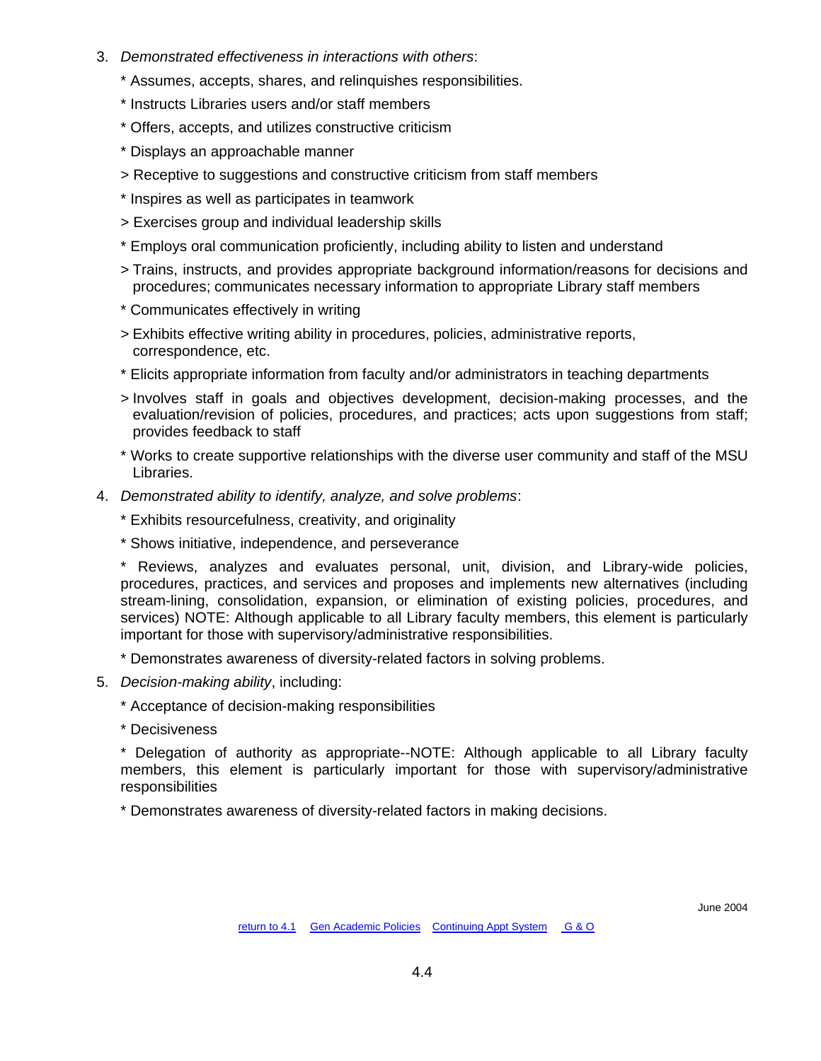3. *Demonstrated effectiveness in interactions with others*:

   * Assumes, accepts, shares, and relinquishes responsibilities.

   * Instructs Libraries users and/or staff members

   * Offers, accepts, and utilizes constructive criticism

   * Displays an approachable manner

   > Receptive to suggestions and constructive criticism from staff members

   * Inspires as well as participates in teamwork

   > Exercises group and individual leadership skills

   * Employs oral communication proficiently, including ability to listen and understand

   > Trains, instructs, and provides appropriate background information/reasons for decisions and procedures; communicates necessary information to appropriate Library staff members

   * Communicates effectively in writing

   > Exhibits effective writing ability in procedures, policies, administrative reports, correspondence, etc.

   * Elicits appropriate information from faculty and/or administrators in teaching departments

   > Involves staff in goals and objectives development, decision-making processes, and the evaluation/revision of policies, procedures, and practices; acts upon suggestions from staff; provides feedback to staff

   * Works to create supportive relationships with the diverse user community and staff of the MSU Libraries.

4. *Demonstrated ability to identify, analyze, and solve problems*:

   * Exhibits resourcefulness, creativity, and originality

   * Shows initiative, independence, and perseverance

   * Reviews, analyzes and evaluates personal, unit, division, and Library-wide policies, procedures, practices, and services and proposes and implements new alternatives (including stream-lining, consolidation, expansion, or elimination of existing policies, procedures, and services) NOTE: Although applicable to all Library faculty members, this element is particularly important for those with supervisory/administrative responsibilities.

   * Demonstrates awareness of diversity-related factors in solving problems.

5. *Decision-making ability*, including:

   * Acceptance of decision-making responsibilities

   * Decisiveness

   * Delegation of authority as appropriate--NOTE: Although applicable to all Library faculty members, this element is particularly important for those with supervisory/administrative responsibilities

   * Demonstrates awareness of diversity-related factors in making decisions.

June 2004

return to 4.1 Gen Academic Policies Continuing Appt System G & O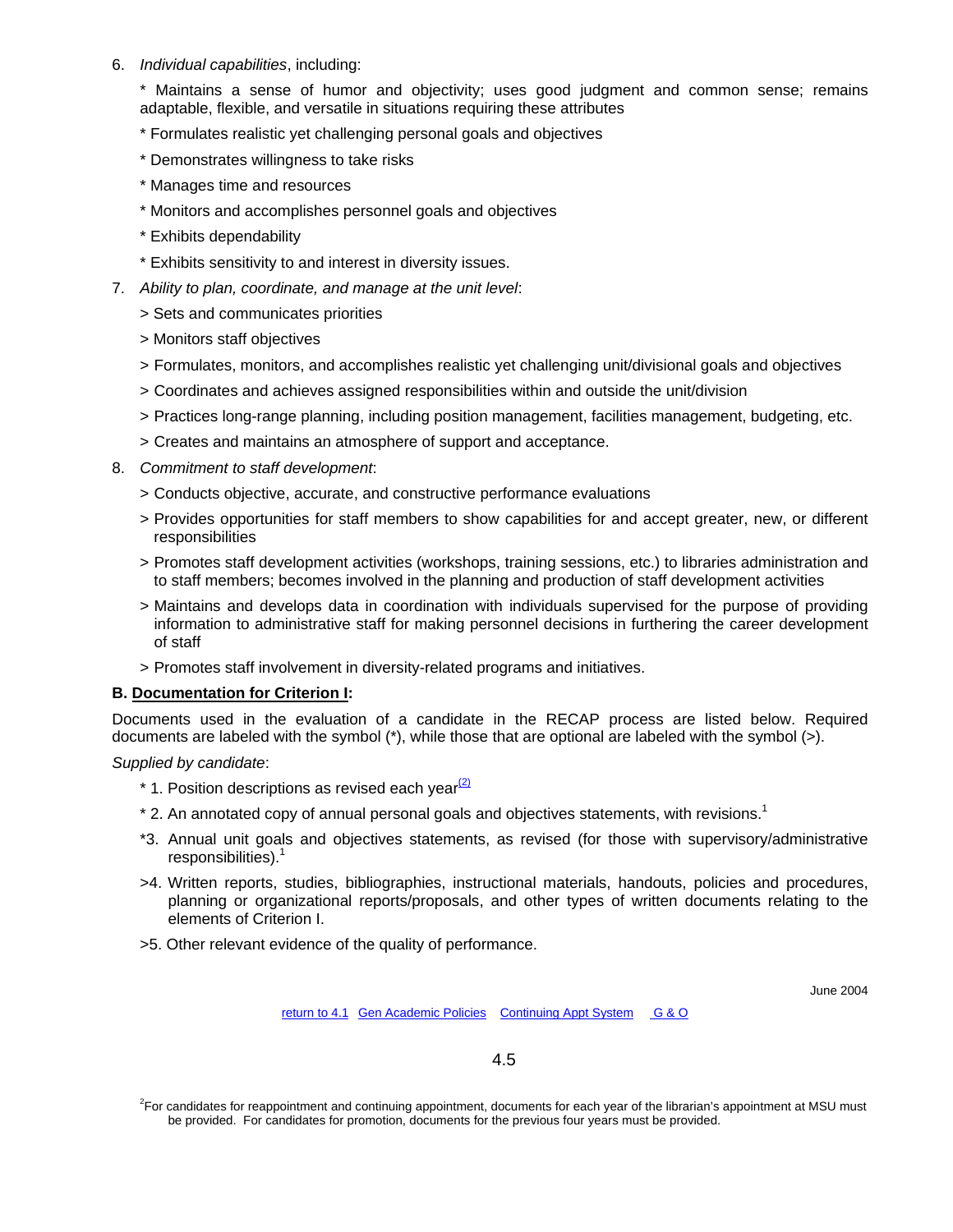6. *Individual capabilities*, including:

   * Maintains a sense of humor and objectivity; uses good judgment and common sense; remains adaptable, flexible, and versatile in situations requiring these attributes

   * Formulates realistic yet challenging personal goals and objectives

   * Demonstrates willingness to take risks

   * Manages time and resources

   * Monitors and accomplishes personnel goals and objectives

   * Exhibits dependability

   * Exhibits sensitivity to and interest in diversity issues.

7. *Ability to plan, coordinate, and manage at the unit level*:

   > Sets and communicates priorities

   > Monitors staff objectives

   > Formulates, monitors, and accomplishes realistic yet challenging unit/divisional goals and objectives

   > Coordinates and achieves assigned responsibilities within and outside the unit/division

   > Practices long-range planning, including position management, facilities management, budgeting, etc.

   > Creates and maintains an atmosphere of support and acceptance.

8. *Commitment to staff development*:

   > Conducts objective, accurate, and constructive performance evaluations

   > Provides opportunities for staff members to show capabilities for and accept greater, new, or different responsibilities

   > Promotes staff development activities (workshops, training sessions, etc.) to libraries administration and to staff members; becomes involved in the planning and production of staff development activities

   > Maintains and develops data in coordination with individuals supervised for the purpose of providing information to administrative staff for making personnel decisions in furthering the career development of staff

   > Promotes staff involvement in diversity-related programs and initiatives.

**B. Documentation for Criterion I:**

Documents used in the evaluation of a candidate in the RECAP process are listed below. Required documents are labeled with the symbol (*), while those that are optional are labeled with the symbol (>).

*Supplied by candidate*:

* 1. Position descriptions as revised each year[(2)]

* 2. An annotated copy of annual personal goals and objectives statements, with revisions.[1]

*3. Annual unit goals and objectives statements, as revised (for those with supervisory/administrative responsibilities).[1]

>4. Written reports, studies, bibliographies, instructional materials, handouts, policies and procedures, planning or organizational reports/proposals, and other types of written documents relating to the elements of Criterion I.

>5. Other relevant evidence of the quality of performance.

June 2004

return to 4.1 Gen Academic Policies Continuing Appt System G & O

[2]For candidates for reappointment and continuing appointment, documents for each year of the librarian's appointment at MSU must be provided. For candidates for promotion, documents for the previous four years must be provided.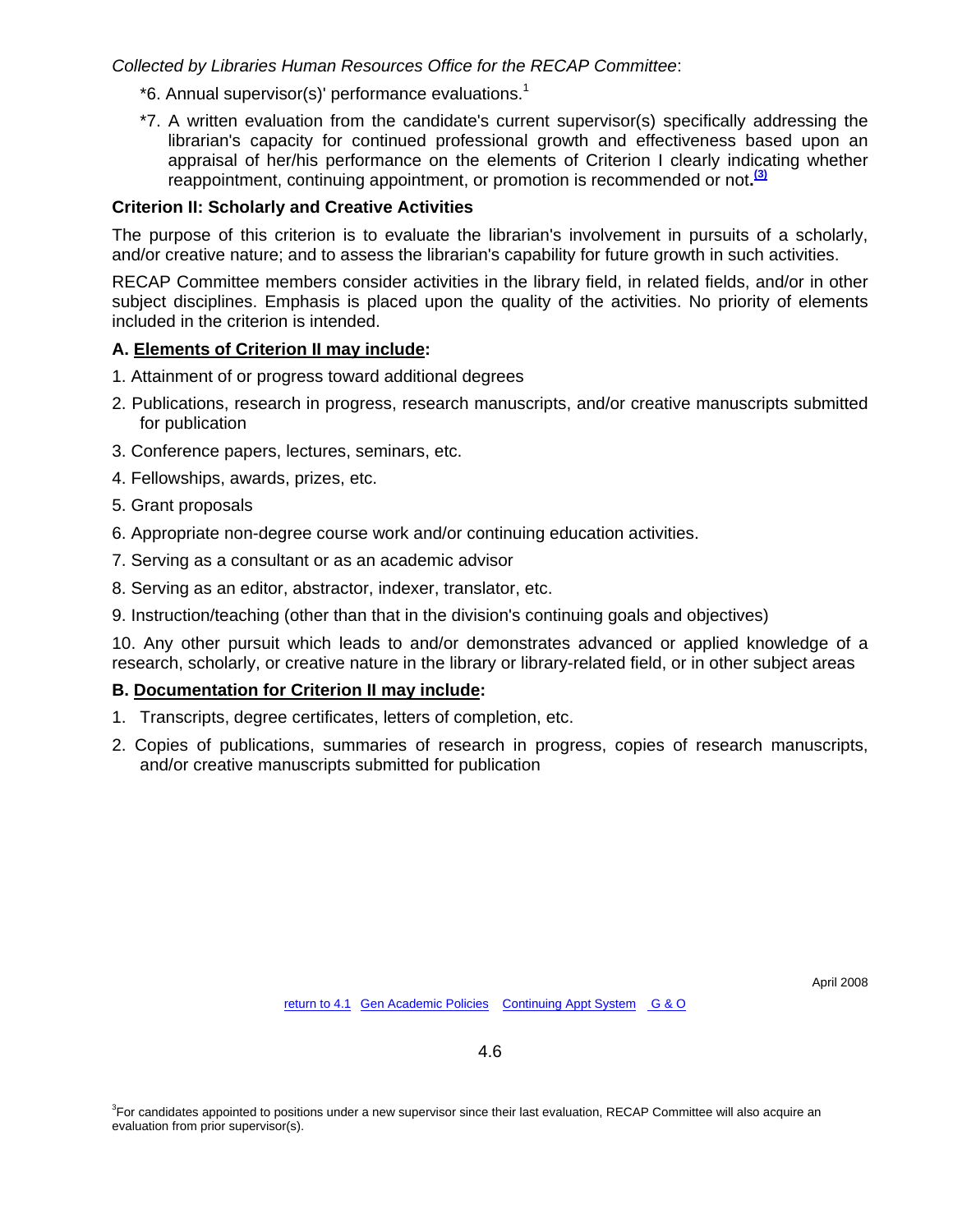*Collected by Libraries Human Resources Office for the RECAP Committee*:

*6. Annual supervisor(s)' performance evaluations.[1]

*7. A written evaluation from the candidate's current supervisor(s) specifically addressing the librarian's capacity for continued professional growth and effectiveness based upon an appraisal of her/his performance on the elements of Criterion I clearly indicating whether reappointment, continuing appointment, or promotion is recommended or not.[(3)]

**Criterion II: Scholarly and Creative Activities**

The purpose of this criterion is to evaluate the librarian's involvement in pursuits of a scholarly, and/or creative nature; and to assess the librarian's capability for future growth in such activities.

RECAP Committee members consider activities in the library field, in related fields, and/or in other subject disciplines. Emphasis is placed upon the quality of the activities. No priority of elements included in the criterion is intended.

**A. Elements of Criterion II may include:**

1. Attainment of or progress toward additional degrees
2. Publications, research in progress, research manuscripts, and/or creative manuscripts submitted for publication
3. Conference papers, lectures, seminars, etc.
4. Fellowships, awards, prizes, etc.
5. Grant proposals
6. Appropriate non-degree course work and/or continuing education activities.
7. Serving as a consultant or as an academic advisor
8. Serving as an editor, abstractor, indexer, translator, etc.
9. Instruction/teaching (other than that in the division's continuing goals and objectives)
10. Any other pursuit which leads to and/or demonstrates advanced or applied knowledge of a research, scholarly, or creative nature in the library or library-related field, or in other subject areas

**B. Documentation for Criterion II may include:**

1. Transcripts, degree certificates, letters of completion, etc.
2. Copies of publications, summaries of research in progress, copies of research manuscripts, and/or creative manuscripts submitted for publication

April 2008

return to 4.1 Gen Academic Policies Continuing Appt System G & O

[3]For candidates appointed to positions under a new supervisor since their last evaluation, RECAP Committee will also acquire an evaluation from prior supervisor(s).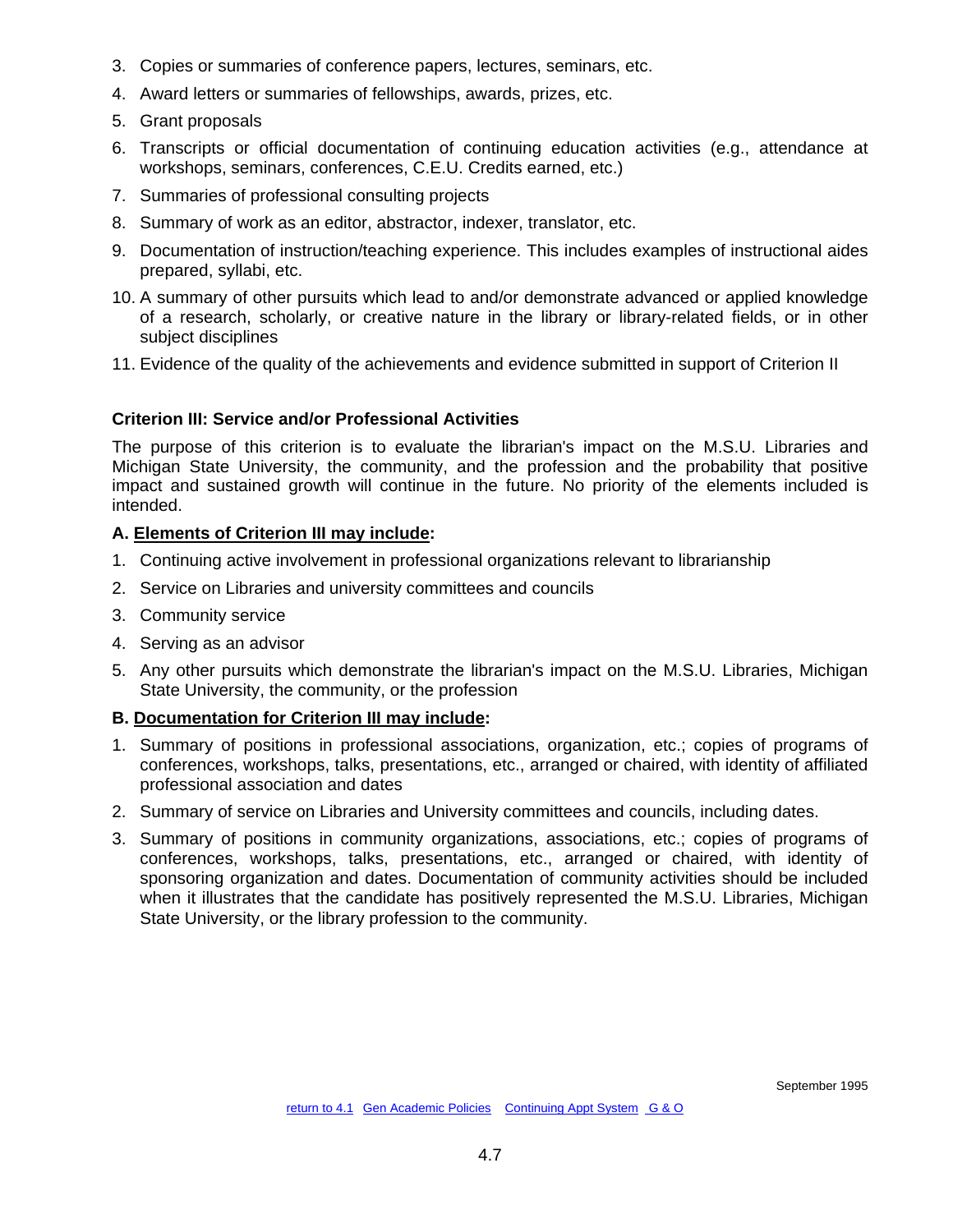3. Copies or summaries of conference papers, lectures, seminars, etc.
4. Award letters or summaries of fellowships, awards, prizes, etc.
5. Grant proposals
6. Transcripts or official documentation of continuing education activities (e.g., attendance at workshops, seminars, conferences, C.E.U. Credits earned, etc.)
7. Summaries of professional consulting projects
8. Summary of work as an editor, abstractor, indexer, translator, etc.
9. Documentation of instruction/teaching experience. This includes examples of instructional aides prepared, syllabi, etc.
10. A summary of other pursuits which lead to and/or demonstrate advanced or applied knowledge of a research, scholarly, or creative nature in the library or library-related fields, or in other subject disciplines
11. Evidence of the quality of the achievements and evidence submitted in support of Criterion II

**Criterion III: Service and/or Professional Activities**

The purpose of this criterion is to evaluate the librarian's impact on the M.S.U. Libraries and Michigan State University, the community, and the profession and the probability that positive impact and sustained growth will continue in the future. No priority of the elements included is intended.

**A. <u>Elements of Criterion III may include</u>:**

1. Continuing active involvement in professional organizations relevant to librarianship
2. Service on Libraries and university committees and councils
3. Community service
4. Serving as an advisor
5. Any other pursuits which demonstrate the librarian's impact on the M.S.U. Libraries, Michigan State University, the community, or the profession

**B. <u>Documentation for Criterion III may include</u>:**

1. Summary of positions in professional associations, organization, etc.; copies of programs of conferences, workshops, talks, presentations, etc., arranged or chaired, with identity of affiliated professional association and dates
2. Summary of service on Libraries and University committees and councils, including dates.
3. Summary of positions in community organizations, associations, etc.; copies of programs of conferences, workshops, talks, presentations, etc., arranged or chaired, with identity of sponsoring organization and dates. Documentation of community activities should be included when it illustrates that the candidate has positively represented the M.S.U. Libraries, Michigan State University, or the library profession to the community.

September 1995

return to 4.1 Gen Academic Policies Continuing Appt System G & O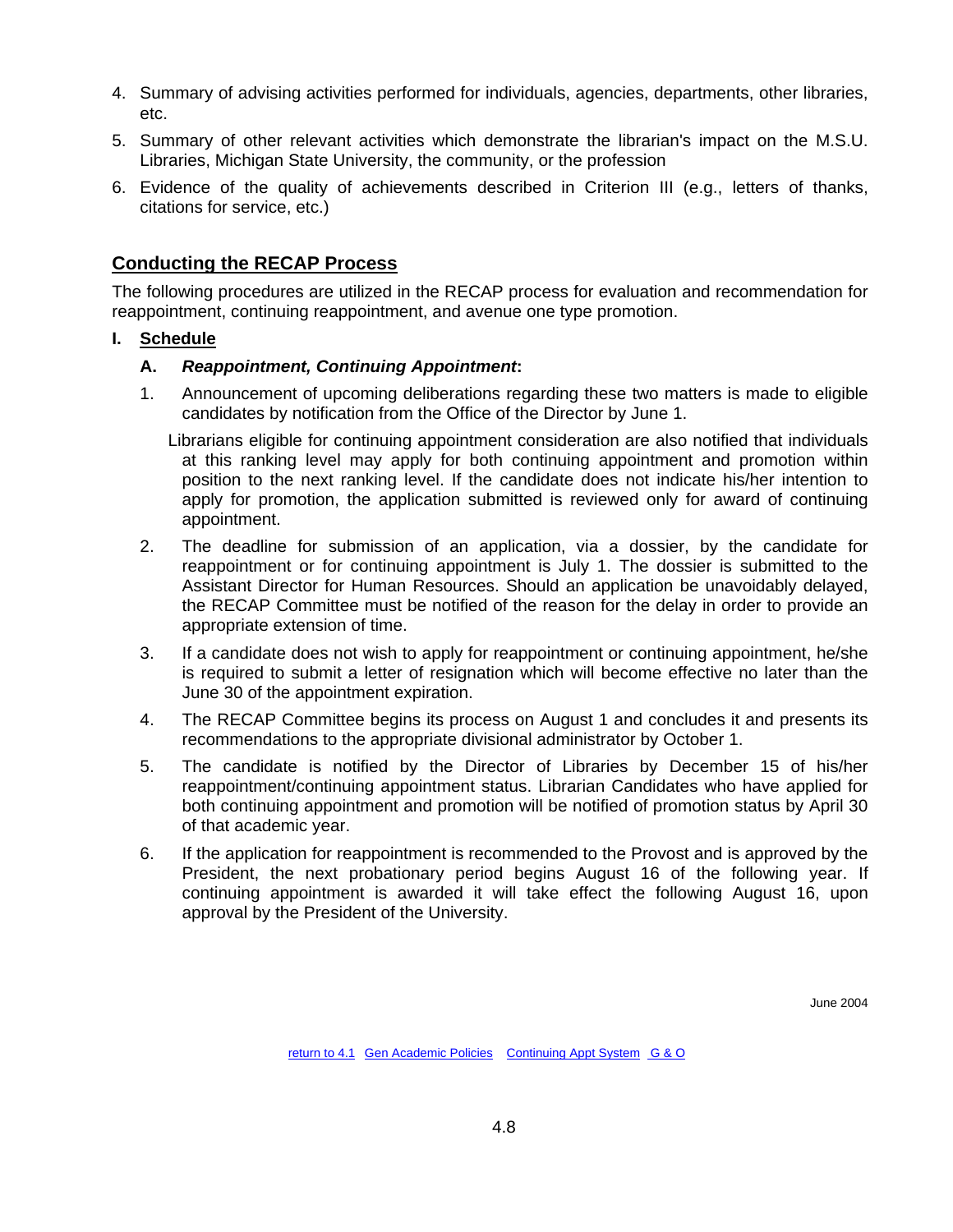4. Summary of advising activities performed for individuals, agencies, departments, other libraries, etc.
5. Summary of other relevant activities which demonstrate the librarian's impact on the M.S.U. Libraries, Michigan State University, the community, or the profession
6. Evidence of the quality of achievements described in Criterion III (e.g., letters of thanks, citations for service, etc.)

## Conducting the RECAP Process

The following procedures are utilized in the RECAP process for evaluation and recommendation for reappointment, continuing reappointment, and avenue one type promotion.

**I. Schedule**

**A.** ***Reappointment, Continuing Appointment*:**

1. Announcement of upcoming deliberations regarding these two matters is made to eligible candidates by notification from the Office of the Director by June 1.

   Librarians eligible for continuing appointment consideration are also notified that individuals at this ranking level may apply for both continuing appointment and promotion within position to the next ranking level. If the candidate does not indicate his/her intention to apply for promotion, the application submitted is reviewed only for award of continuing appointment.

2. The deadline for submission of an application, via a dossier, by the candidate for reappointment or for continuing appointment is July 1. The dossier is submitted to the Assistant Director for Human Resources. Should an application be unavoidably delayed, the RECAP Committee must be notified of the reason for the delay in order to provide an appropriate extension of time.

3. If a candidate does not wish to apply for reappointment or continuing appointment, he/she is required to submit a letter of resignation which will become effective no later than the June 30 of the appointment expiration.

4. The RECAP Committee begins its process on August 1 and concludes it and presents its recommendations to the appropriate divisional administrator by October 1.

5. The candidate is notified by the Director of Libraries by December 15 of his/her reappointment/continuing appointment status. Librarian Candidates who have applied for both continuing appointment and promotion will be notified of promotion status by April 30 of that academic year.

6. If the application for reappointment is recommended to the Provost and is approved by the President, the next probationary period begins August 16 of the following year. If continuing appointment is awarded it will take effect the following August 16, upon approval by the President of the University.

June 2004

return to 4.1 Gen Academic Policies Continuing Appt System G & O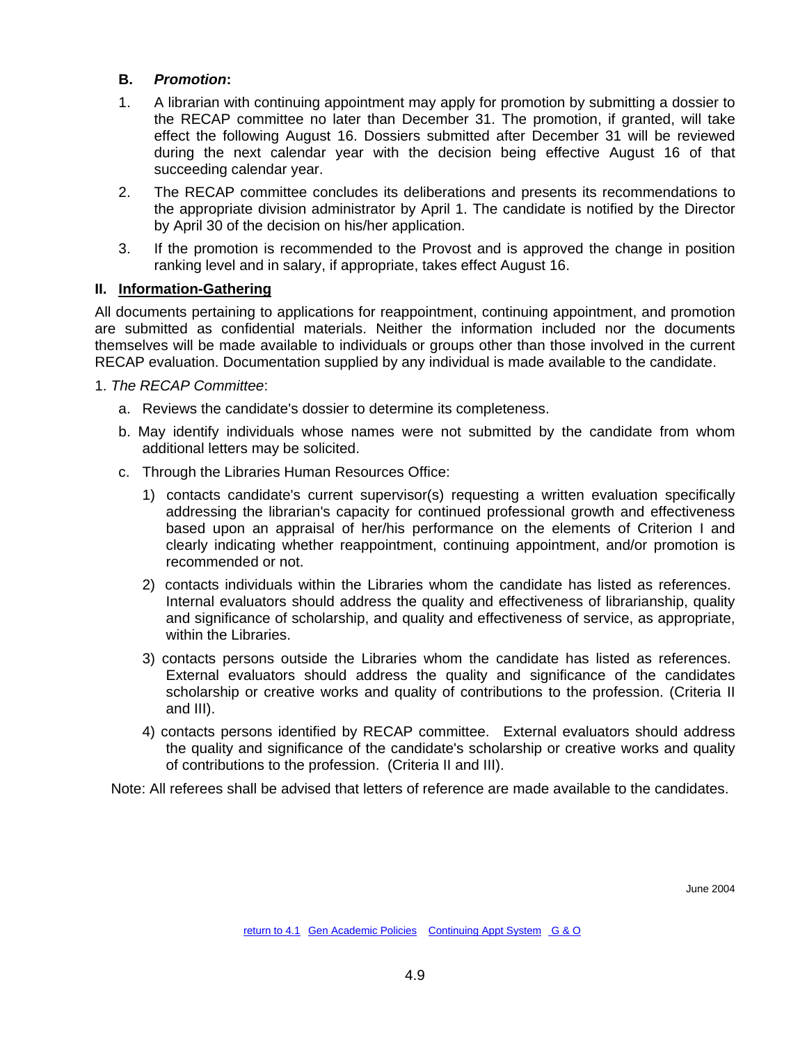### B. *Promotion*:

1. A librarian with continuing appointment may apply for promotion by submitting a dossier to the RECAP committee no later than December 31. The promotion, if granted, will take effect the following August 16. Dossiers submitted after December 31 will be reviewed during the next calendar year with the decision being effective August 16 of that succeeding calendar year.
2. The RECAP committee concludes its deliberations and presents its recommendations to the appropriate division administrator by April 1. The candidate is notified by the Director by April 30 of the decision on his/her application.
3. If the promotion is recommended to the Provost and is approved the change in position ranking level and in salary, if appropriate, takes effect August 16.

## II. Information-Gathering

All documents pertaining to applications for reappointment, continuing appointment, and promotion are submitted as confidential materials. Neither the information included nor the documents themselves will be made available to individuals or groups other than those involved in the current RECAP evaluation. Documentation supplied by any individual is made available to the candidate.

1. *The RECAP Committee*:

   a. Reviews the candidate's dossier to determine its completeness.

   b. May identify individuals whose names were not submitted by the candidate from whom additional letters may be solicited.

   c. Through the Libraries Human Resources Office:

      1) contacts candidate's current supervisor(s) requesting a written evaluation specifically addressing the librarian's capacity for continued professional growth and effectiveness based upon an appraisal of her/his performance on the elements of Criterion I and clearly indicating whether reappointment, continuing appointment, and/or promotion is recommended or not.

      2) contacts individuals within the Libraries whom the candidate has listed as references. Internal evaluators should address the quality and effectiveness of librarianship, quality and significance of scholarship, and quality and effectiveness of service, as appropriate, within the Libraries.

      3) contacts persons outside the Libraries whom the candidate has listed as references. External evaluators should address the quality and significance of the candidates scholarship or creative works and quality of contributions to the profession. (Criteria II and III).

      4) contacts persons identified by RECAP committee. External evaluators should address the quality and significance of the candidate's scholarship or creative works and quality of contributions to the profession. (Criteria II and III).

Note: All referees shall be advised that letters of reference are made available to the candidates.

June 2004

return to 4.1 Gen Academic Policies Continuing Appt System G & O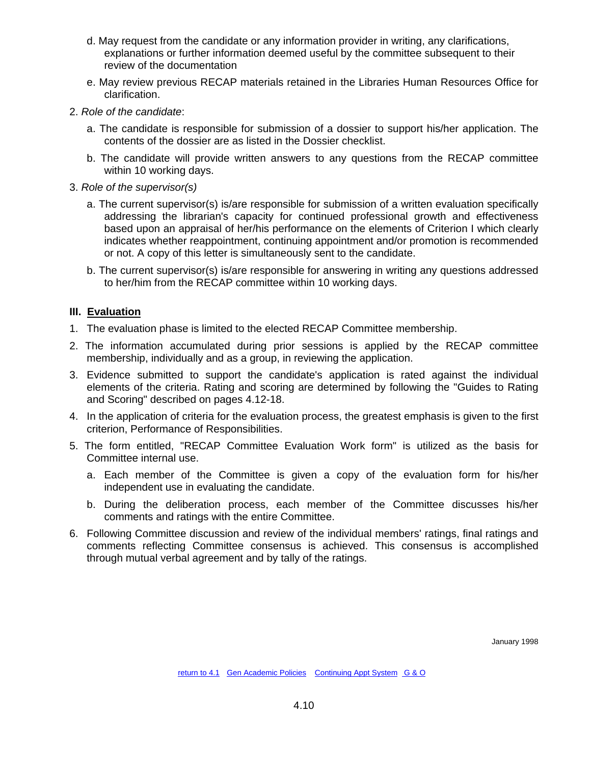d. May request from the candidate or any information provider in writing, any clarifications, explanations or further information deemed useful by the committee subsequent to their review of the documentation

e. May review previous RECAP materials retained in the Libraries Human Resources Office for clarification.

2. *Role of the candidate*:

   a. The candidate is responsible for submission of a dossier to support his/her application. The contents of the dossier are as listed in the Dossier checklist.

   b. The candidate will provide written answers to any questions from the RECAP committee within 10 working days.

3. *Role of the supervisor(s)*

   a. The current supervisor(s) is/are responsible for submission of a written evaluation specifically addressing the librarian's capacity for continued professional growth and effectiveness based upon an appraisal of her/his performance on the elements of Criterion I which clearly indicates whether reappointment, continuing appointment and/or promotion is recommended or not. A copy of this letter is simultaneously sent to the candidate.

   b. The current supervisor(s) is/are responsible for answering in writing any questions addressed to her/him from the RECAP committee within 10 working days.

### III. Evaluation

1. The evaluation phase is limited to the elected RECAP Committee membership.
2. The information accumulated during prior sessions is applied by the RECAP committee membership, individually and as a group, in reviewing the application.
3. Evidence submitted to support the candidate's application is rated against the individual elements of the criteria. Rating and scoring are determined by following the "Guides to Rating and Scoring" described on pages 4.12-18.
4. In the application of criteria for the evaluation process, the greatest emphasis is given to the first criterion, Performance of Responsibilities.
5. The form entitled, "RECAP Committee Evaluation Work form" is utilized as the basis for Committee internal use.
   a. Each member of the Committee is given a copy of the evaluation form for his/her independent use in evaluating the candidate.
   b. During the deliberation process, each member of the Committee discusses his/her comments and ratings with the entire Committee.
6. Following Committee discussion and review of the individual members' ratings, final ratings and comments reflecting Committee consensus is achieved. This consensus is accomplished through mutual verbal agreement and by tally of the ratings.

January 1998

return to 4.1 Gen Academic Policies Continuing Appt System G & O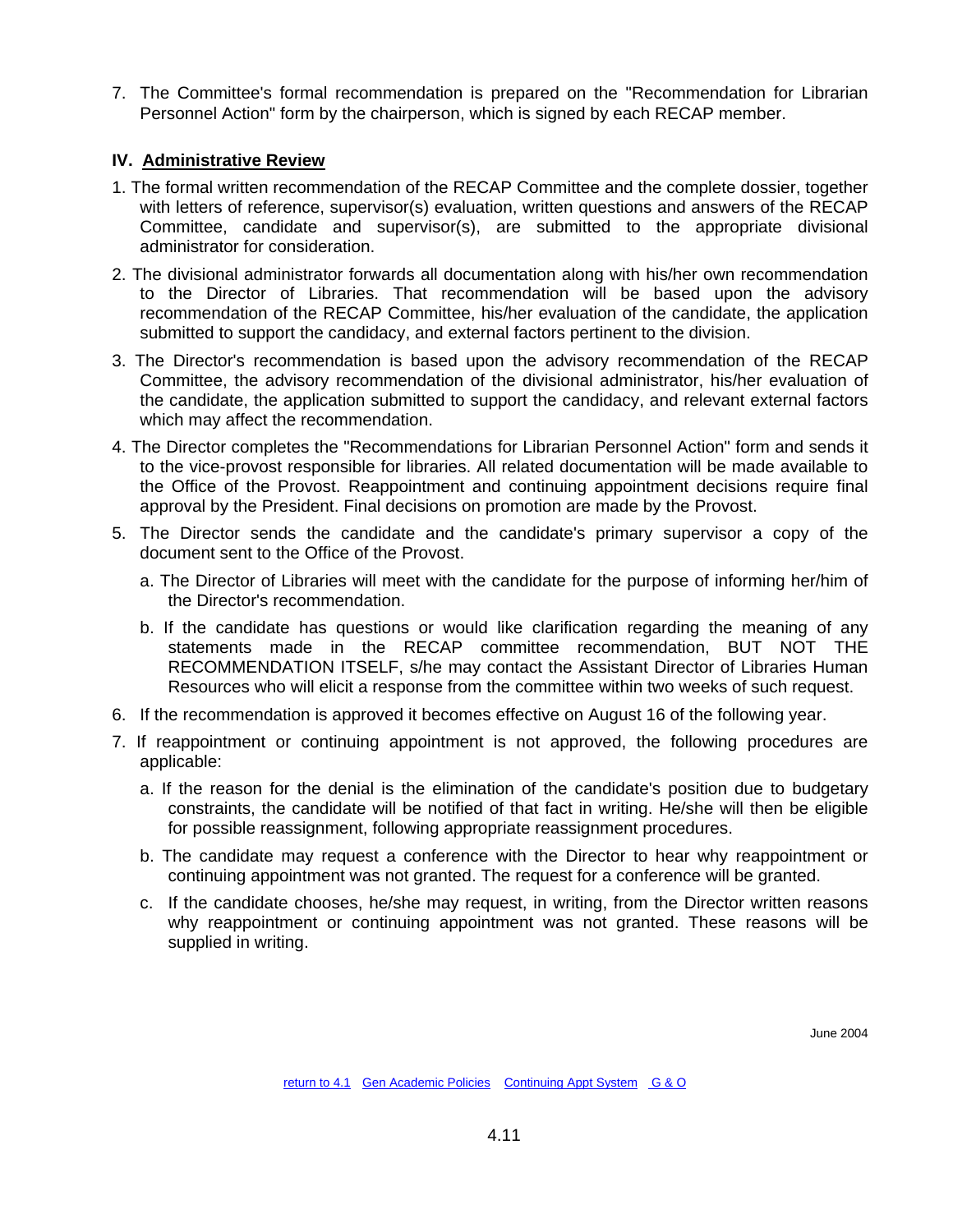7. The Committee's formal recommendation is prepared on the "Recommendation for Librarian Personnel Action" form by the chairperson, which is signed by each RECAP member.

## IV. Administrative Review

1. The formal written recommendation of the RECAP Committee and the complete dossier, together with letters of reference, supervisor(s) evaluation, written questions and answers of the RECAP Committee, candidate and supervisor(s), are submitted to the appropriate divisional administrator for consideration.

2. The divisional administrator forwards all documentation along with his/her own recommendation to the Director of Libraries. That recommendation will be based upon the advisory recommendation of the RECAP Committee, his/her evaluation of the candidate, the application submitted to support the candidacy, and external factors pertinent to the division.

3. The Director's recommendation is based upon the advisory recommendation of the RECAP Committee, the advisory recommendation of the divisional administrator, his/her evaluation of the candidate, the application submitted to support the candidacy, and relevant external factors which may affect the recommendation.

4. The Director completes the "Recommendations for Librarian Personnel Action" form and sends it to the vice-provost responsible for libraries. All related documentation will be made available to the Office of the Provost. Reappointment and continuing appointment decisions require final approval by the President. Final decisions on promotion are made by the Provost.

5. The Director sends the candidate and the candidate's primary supervisor a copy of the document sent to the Office of the Provost.

   a. The Director of Libraries will meet with the candidate for the purpose of informing her/him of the Director's recommendation.

   b. If the candidate has questions or would like clarification regarding the meaning of any statements made in the RECAP committee recommendation, BUT NOT THE RECOMMENDATION ITSELF, s/he may contact the Assistant Director of Libraries Human Resources who will elicit a response from the committee within two weeks of such request.

6. If the recommendation is approved it becomes effective on August 16 of the following year.

7. If reappointment or continuing appointment is not approved, the following procedures are applicable:

   a. If the reason for the denial is the elimination of the candidate's position due to budgetary constraints, the candidate will be notified of that fact in writing. He/she will then be eligible for possible reassignment, following appropriate reassignment procedures.

   b. The candidate may request a conference with the Director to hear why reappointment or continuing appointment was not granted. The request for a conference will be granted.

   c. If the candidate chooses, he/she may request, in writing, from the Director written reasons why reappointment or continuing appointment was not granted. These reasons will be supplied in writing.

June 2004

return to 4.1 Gen Academic Policies Continuing Appt System G & O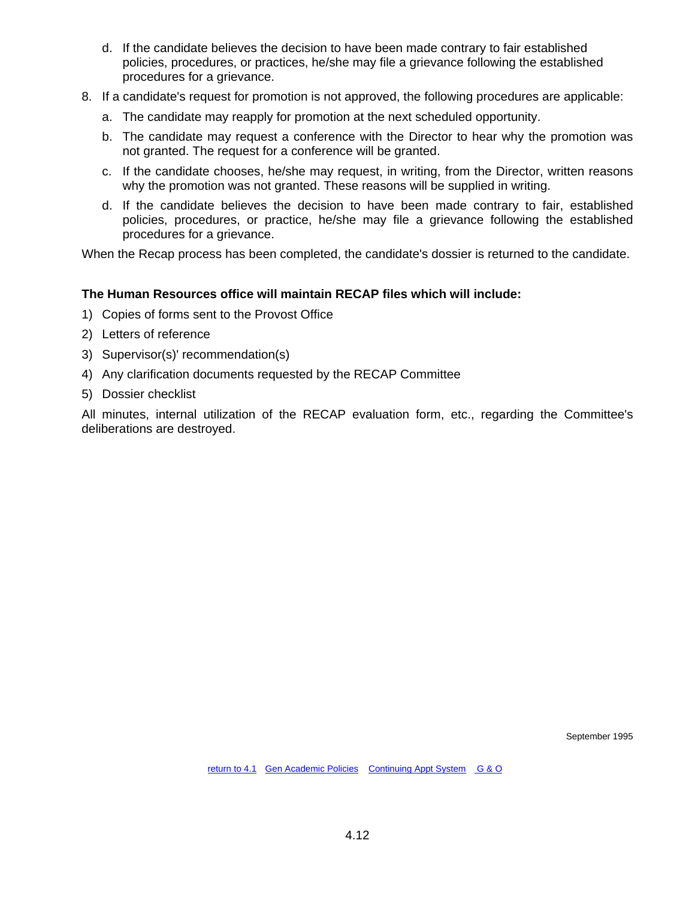d. If the candidate believes the decision to have been made contrary to fair established policies, procedures, or practices, he/she may file a grievance following the established procedures for a grievance.

8. If a candidate's request for promotion is not approved, the following procedures are applicable:

   a. The candidate may reapply for promotion at the next scheduled opportunity.

   b. The candidate may request a conference with the Director to hear why the promotion was not granted. The request for a conference will be granted.

   c. If the candidate chooses, he/she may request, in writing, from the Director, written reasons why the promotion was not granted. These reasons will be supplied in writing.

   d. If the candidate believes the decision to have been made contrary to fair, established policies, procedures, or practice, he/she may file a grievance following the established procedures for a grievance.

When the Recap process has been completed, the candidate's dossier is returned to the candidate.

**The Human Resources office will maintain RECAP files which will include:**

1) Copies of forms sent to the Provost Office
2) Letters of reference
3) Supervisor(s)' recommendation(s)
4) Any clarification documents requested by the RECAP Committee
5) Dossier checklist

All minutes, internal utilization of the RECAP evaluation form, etc., regarding the Committee's deliberations are destroyed.

September 1995

return to 4.1   Gen Academic Policies   Continuing Appt System   G & O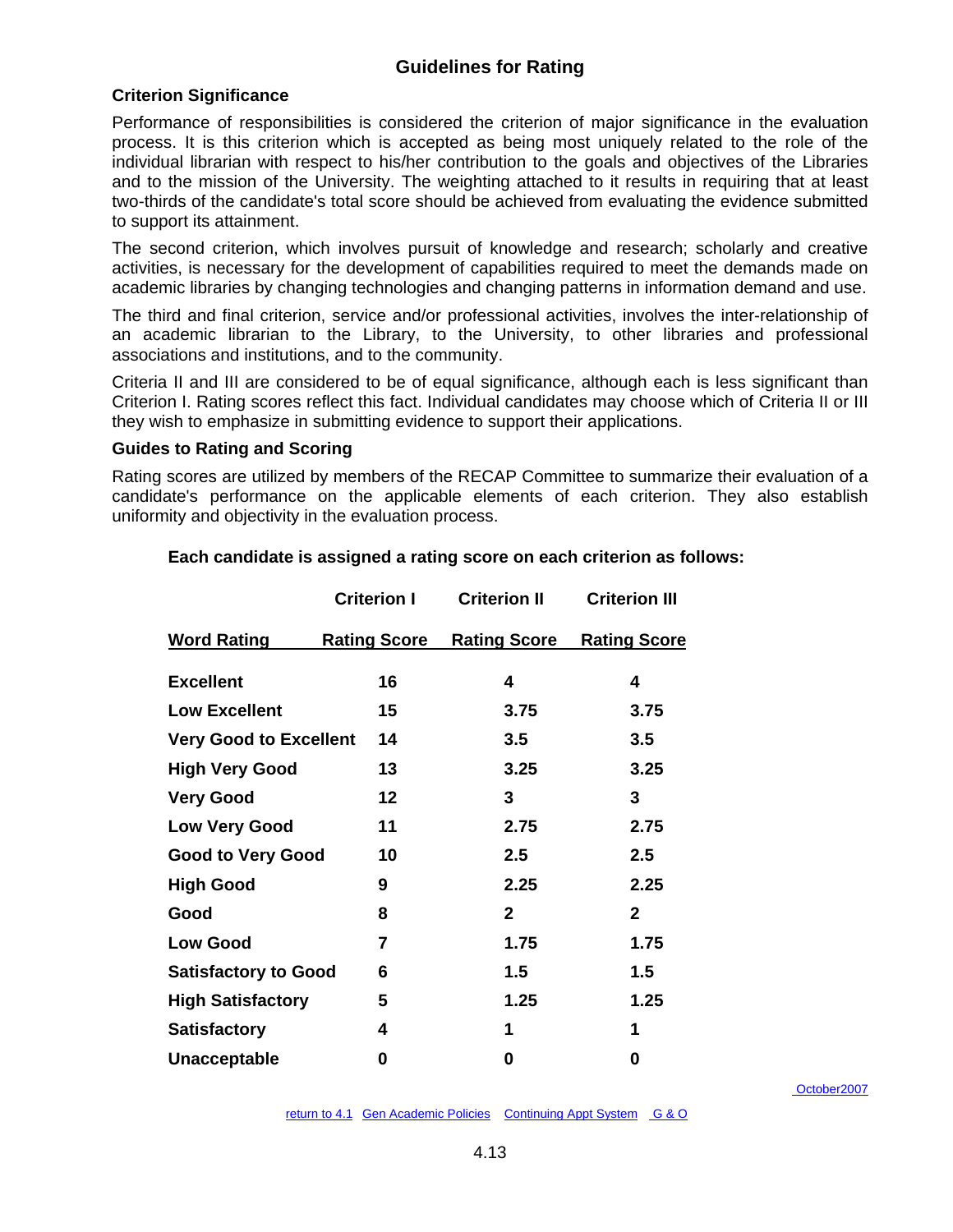## Guidelines for Rating

### Criterion Significance

Performance of responsibilities is considered the criterion of major significance in the evaluation process. It is this criterion which is accepted as being most uniquely related to the role of the individual librarian with respect to his/her contribution to the goals and objectives of the Libraries and to the mission of the University. The weighting attached to it results in requiring that at least two-thirds of the candidate's total score should be achieved from evaluating the evidence submitted to support its attainment.

The second criterion, which involves pursuit of knowledge and research; scholarly and creative activities, is necessary for the development of capabilities required to meet the demands made on academic libraries by changing technologies and changing patterns in information demand and use.

The third and final criterion, service and/or professional activities, involves the inter-relationship of an academic librarian to the Library, to the University, to other libraries and professional associations and institutions, and to the community.

Criteria II and III are considered to be of equal significance, although each is less significant than Criterion I. Rating scores reflect this fact. Individual candidates may choose which of Criteria II or III they wish to emphasize in submitting evidence to support their applications.

### Guides to Rating and Scoring

Rating scores are utilized by members of the RECAP Committee to summarize their evaluation of a candidate's performance on the applicable elements of each criterion. They also establish uniformity and objectivity in the evaluation process.

**Each candidate is assigned a rating score on each criterion as follows:**

| | Criterion I | Criterion II | Criterion III |
|---|---|---|---|
| **Word Rating** | **Rating Score** | **Rating Score** | **Rating Score** |
| Excellent | 16 | 4 | 4 |
| Low Excellent | 15 | 3.75 | 3.75 |
| Very Good to Excellent | 14 | 3.5 | 3.5 |
| High Very Good | 13 | 3.25 | 3.25 |
| Very Good | 12 | 3 | 3 |
| Low Very Good | 11 | 2.75 | 2.75 |
| Good to Very Good | 10 | 2.5 | 2.5 |
| High Good | 9 | 2.25 | 2.25 |
| Good | 8 | 2 | 2 |
| Low Good | 7 | 1.75 | 1.75 |
| Satisfactory to Good | 6 | 1.5 | 1.5 |
| High Satisfactory | 5 | 1.25 | 1.25 |
| Satisfactory | 4 | 1 | 1 |
| Unacceptable | 0 | 0 | 0 |

October2007

return to 4.1 Gen Academic Policies Continuing Appt System G & O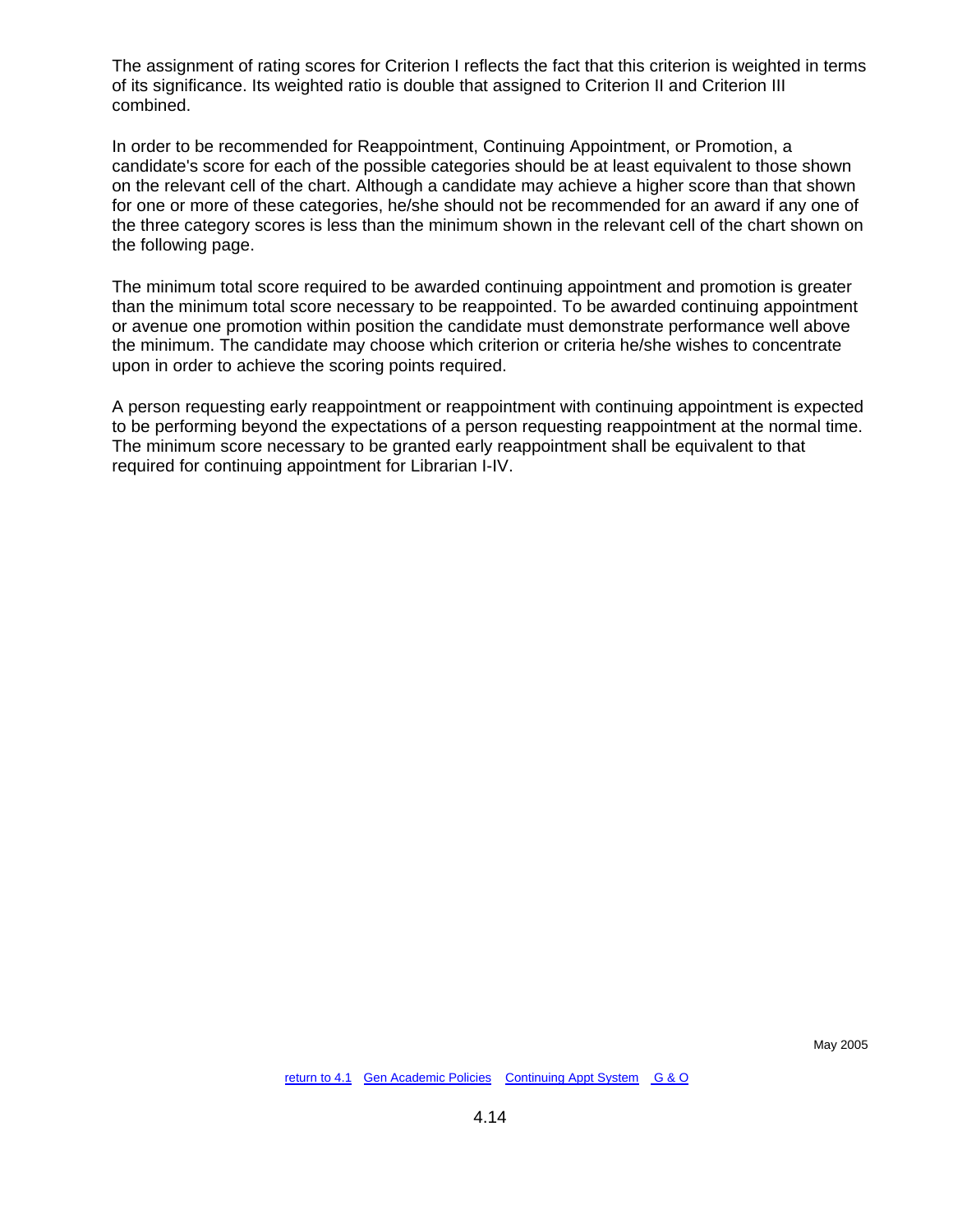The assignment of rating scores for Criterion I reflects the fact that this criterion is weighted in terms of its significance. Its weighted ratio is double that assigned to Criterion II and Criterion III combined.

In order to be recommended for Reappointment, Continuing Appointment, or Promotion, a candidate's score for each of the possible categories should be at least equivalent to those shown on the relevant cell of the chart. Although a candidate may achieve a higher score than that shown for one or more of these categories, he/she should not be recommended for an award if any one of the three category scores is less than the minimum shown in the relevant cell of the chart shown on the following page.

The minimum total score required to be awarded continuing appointment and promotion is greater than the minimum total score necessary to be reappointed. To be awarded continuing appointment or avenue one promotion within position the candidate must demonstrate performance well above the minimum. The candidate may choose which criterion or criteria he/she wishes to concentrate upon in order to achieve the scoring points required.

A person requesting early reappointment or reappointment with continuing appointment is expected to be performing beyond the expectations of a person requesting reappointment at the normal time. The minimum score necessary to be granted early reappointment shall be equivalent to that required for continuing appointment for Librarian I-IV.

May 2005

[return to 4.1](#) [Gen Academic Policies](#) [Continuing Appt System](#) [G & O](#)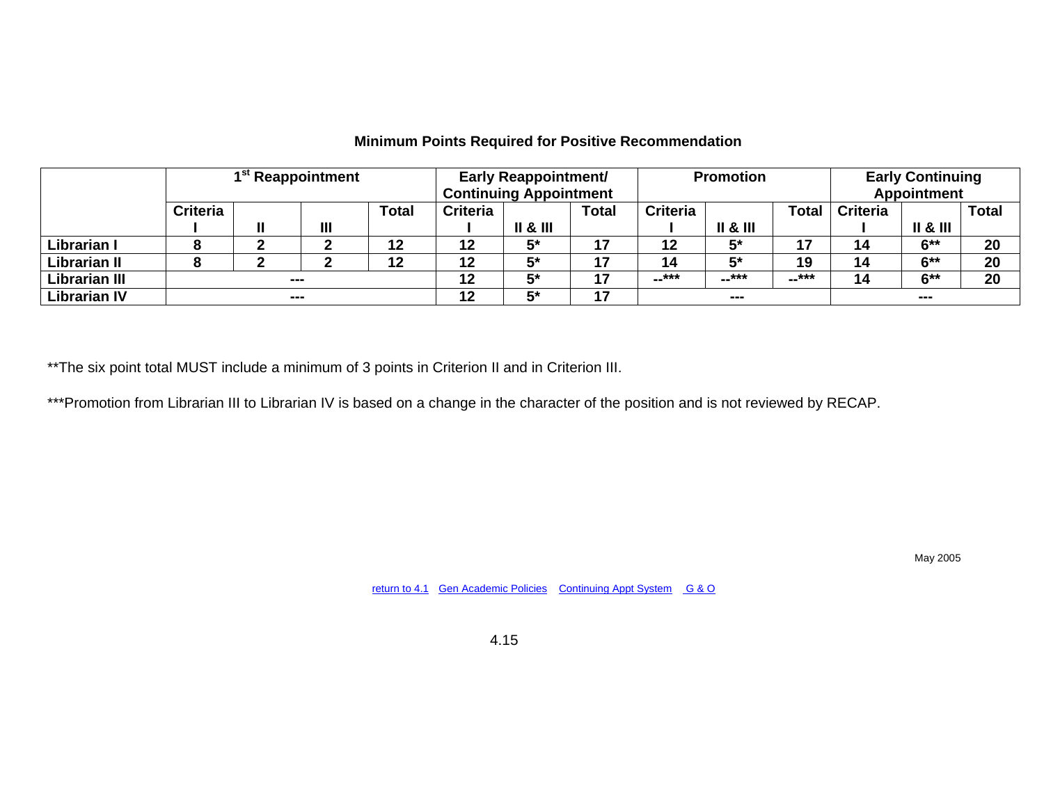### Minimum Points Required for Positive Recommendation

| | 1st Reappointment | | | | Early Reappointment/ Continuing Appointment | | | Promotion | | | Early Continuing Appointment | | |
|---|---|---|---|---|---|---|---|---|---|---|---|---|---|
| | Criteria I | II | III | Total | Criteria I | II & III | Total | Criteria I | II & III | Total | Criteria I | II & III | Total |
| **Librarian I** | 8 | 2 | 2 | 12 | 12 | 5* | 17 | 12 | 5* | 17 | 14 | 6** | 20 |
| **Librarian II** | 8 | 2 | 2 | 12 | 12 | 5* | 17 | 14 | 5* | 19 | 14 | 6** | 20 |
| **Librarian III** | --- | | | | 12 | 5* | 17 | --*** | --*** | --*** | 14 | 6** | 20 |
| **Librarian IV** | --- | | | | 12 | 5* | 17 | --- | | | --- | | |

**The six point total MUST include a minimum of 3 points in Criterion II and in Criterion III.

***Promotion from Librarian III to Librarian IV is based on a change in the character of the position and is not reviewed by RECAP.

May 2005

return to 4.1 Gen Academic Policies Continuing Appt System G & O

4.15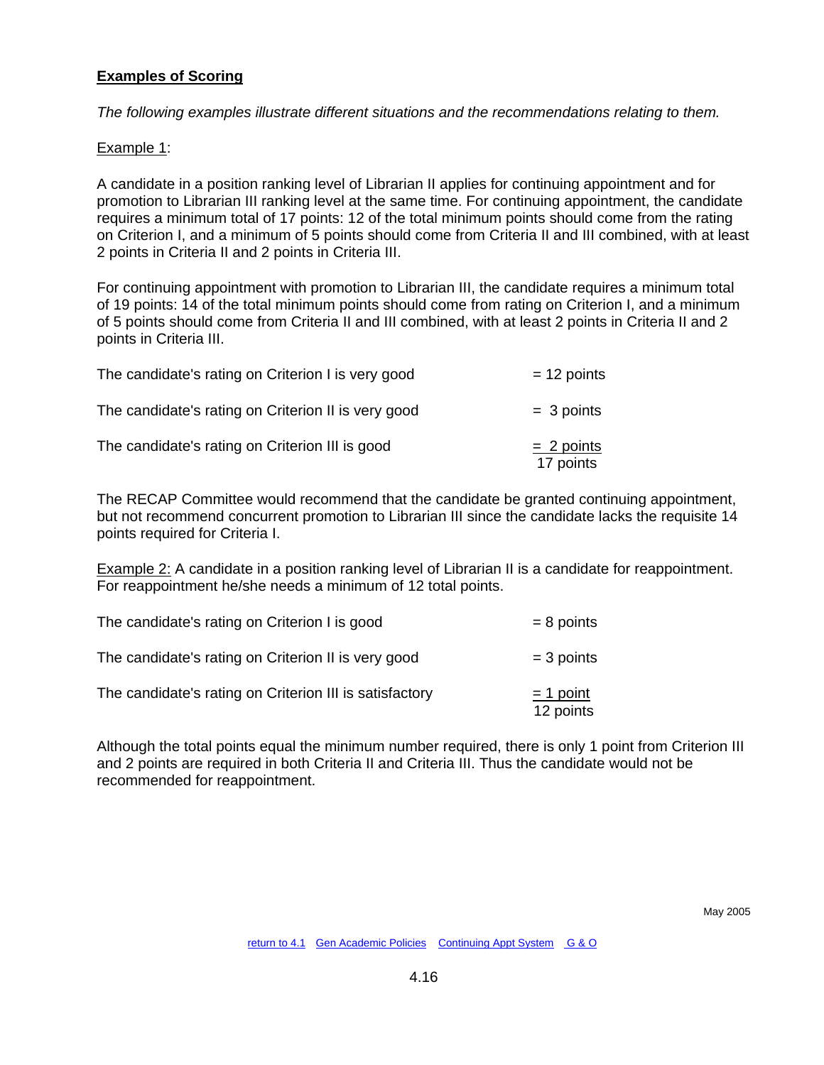**Examples of Scoring**

*The following examples illustrate different situations and the recommendations relating to them.*

Example 1:

A candidate in a position ranking level of Librarian II applies for continuing appointment and for promotion to Librarian III ranking level at the same time. For continuing appointment, the candidate requires a minimum total of 17 points: 12 of the total minimum points should come from the rating on Criterion I, and a minimum of 5 points should come from Criteria II and III combined, with at least 2 points in Criteria II and 2 points in Criteria III.

For continuing appointment with promotion to Librarian III, the candidate requires a minimum total of 19 points: 14 of the total minimum points should come from rating on Criterion I, and a minimum of 5 points should come from Criteria II and III combined, with at least 2 points in Criteria II and 2 points in Criteria III.

| | |
|---|---|
| The candidate's rating on Criterion I is very good | = 12 points |
| The candidate's rating on Criterion II is very good | = 3 points |
| The candidate's rating on Criterion III is good | = 2 points |
| | 17 points |

The RECAP Committee would recommend that the candidate be granted continuing appointment, but not recommend concurrent promotion to Librarian III since the candidate lacks the requisite 14 points required for Criteria I.

Example 2: A candidate in a position ranking level of Librarian II is a candidate for reappointment. For reappointment he/she needs a minimum of 12 total points.

| | |
|---|---|
| The candidate's rating on Criterion I is good | = 8 points |
| The candidate's rating on Criterion II is very good | = 3 points |
| The candidate's rating on Criterion III is satisfactory | = 1 point |
| | 12 points |

Although the total points equal the minimum number required, there is only 1 point from Criterion III and 2 points are required in both Criteria II and Criteria III. Thus the candidate would not be recommended for reappointment.

May 2005

return to 4.1 Gen Academic Policies Continuing Appt System G & O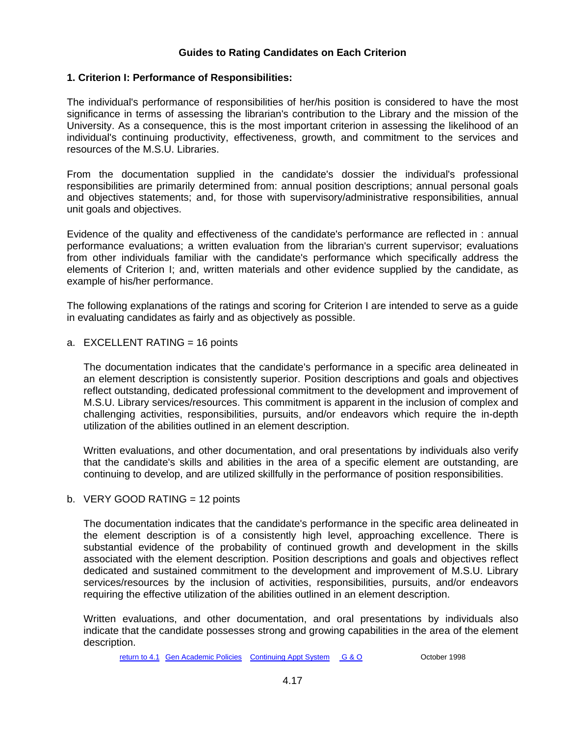## Guides to Rating Candidates on Each Criterion

### 1. Criterion I: Performance of Responsibilities:

The individual's performance of responsibilities of her/his position is considered to have the most significance in terms of assessing the librarian's contribution to the Library and the mission of the University. As a consequence, this is the most important criterion in assessing the likelihood of an individual's continuing productivity, effectiveness, growth, and commitment to the services and resources of the M.S.U. Libraries.

From the documentation supplied in the candidate's dossier the individual's professional responsibilities are primarily determined from: annual position descriptions; annual personal goals and objectives statements; and, for those with supervisory/administrative responsibilities, annual unit goals and objectives.

Evidence of the quality and effectiveness of the candidate's performance are reflected in : annual performance evaluations; a written evaluation from the librarian's current supervisor; evaluations from other individuals familiar with the candidate's performance which specifically address the elements of Criterion I; and, written materials and other evidence supplied by the candidate, as example of his/her performance.

The following explanations of the ratings and scoring for Criterion I are intended to serve as a guide in evaluating candidates as fairly and as objectively as possible.

a. EXCELLENT RATING = 16 points

The documentation indicates that the candidate's performance in a specific area delineated in an element description is consistently superior. Position descriptions and goals and objectives reflect outstanding, dedicated professional commitment to the development and improvement of M.S.U. Library services/resources. This commitment is apparent in the inclusion of complex and challenging activities, responsibilities, pursuits, and/or endeavors which require the in-depth utilization of the abilities outlined in an element description.

Written evaluations, and other documentation, and oral presentations by individuals also verify that the candidate's skills and abilities in the area of a specific element are outstanding, are continuing to develop, and are utilized skillfully in the performance of position responsibilities.

b. VERY GOOD RATING = 12 points

The documentation indicates that the candidate's performance in the specific area delineated in the element description is of a consistently high level, approaching excellence. There is substantial evidence of the probability of continued growth and development in the skills associated with the element description. Position descriptions and goals and objectives reflect dedicated and sustained commitment to the development and improvement of M.S.U. Library services/resources by the inclusion of activities, responsibilities, pursuits, and/or endeavors requiring the effective utilization of the abilities outlined in an element description.

Written evaluations, and other documentation, and oral presentations by individuals also indicate that the candidate possesses strong and growing capabilities in the area of the element description.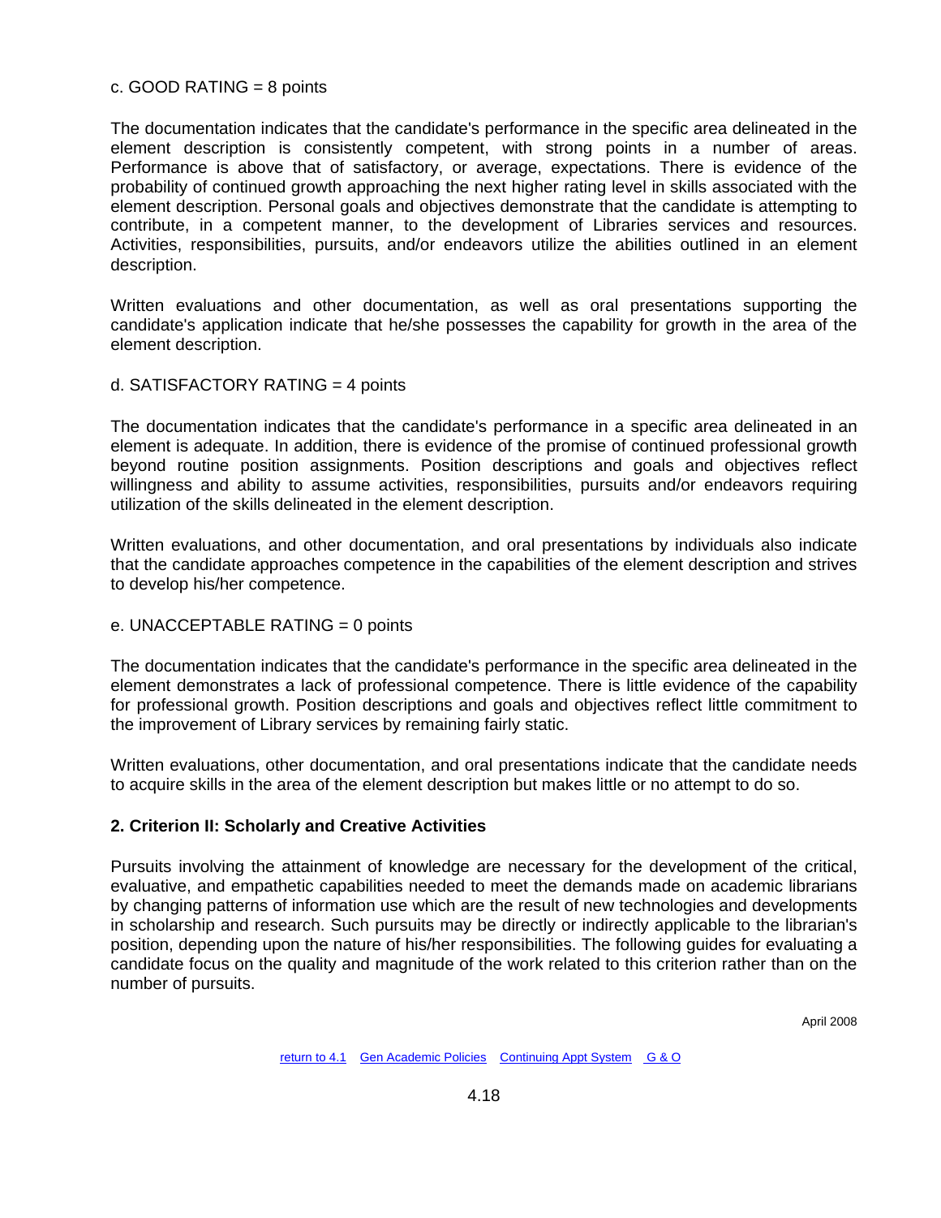c. GOOD RATING = 8 points

The documentation indicates that the candidate's performance in the specific area delineated in the element description is consistently competent, with strong points in a number of areas. Performance is above that of satisfactory, or average, expectations. There is evidence of the probability of continued growth approaching the next higher rating level in skills associated with the element description. Personal goals and objectives demonstrate that the candidate is attempting to contribute, in a competent manner, to the development of Libraries services and resources. Activities, responsibilities, pursuits, and/or endeavors utilize the abilities outlined in an element description.

Written evaluations and other documentation, as well as oral presentations supporting the candidate's application indicate that he/she possesses the capability for growth in the area of the element description.

d. SATISFACTORY RATING = 4 points

The documentation indicates that the candidate's performance in a specific area delineated in an element is adequate. In addition, there is evidence of the promise of continued professional growth beyond routine position assignments. Position descriptions and goals and objectives reflect willingness and ability to assume activities, responsibilities, pursuits and/or endeavors requiring utilization of the skills delineated in the element description.

Written evaluations, and other documentation, and oral presentations by individuals also indicate that the candidate approaches competence in the capabilities of the element description and strives to develop his/her competence.

e. UNACCEPTABLE RATING = 0 points

The documentation indicates that the candidate's performance in the specific area delineated in the element demonstrates a lack of professional competence. There is little evidence of the capability for professional growth. Position descriptions and goals and objectives reflect little commitment to the improvement of Library services by remaining fairly static.

Written evaluations, other documentation, and oral presentations indicate that the candidate needs to acquire skills in the area of the element description but makes little or no attempt to do so.

**2. Criterion II: Scholarly and Creative Activities**

Pursuits involving the attainment of knowledge are necessary for the development of the critical, evaluative, and empathetic capabilities needed to meet the demands made on academic librarians by changing patterns of information use which are the result of new technologies and developments in scholarship and research. Such pursuits may be directly or indirectly applicable to the librarian's position, depending upon the nature of his/her responsibilities. The following guides for evaluating a candidate focus on the quality and magnitude of the work related to this criterion rather than on the number of pursuits.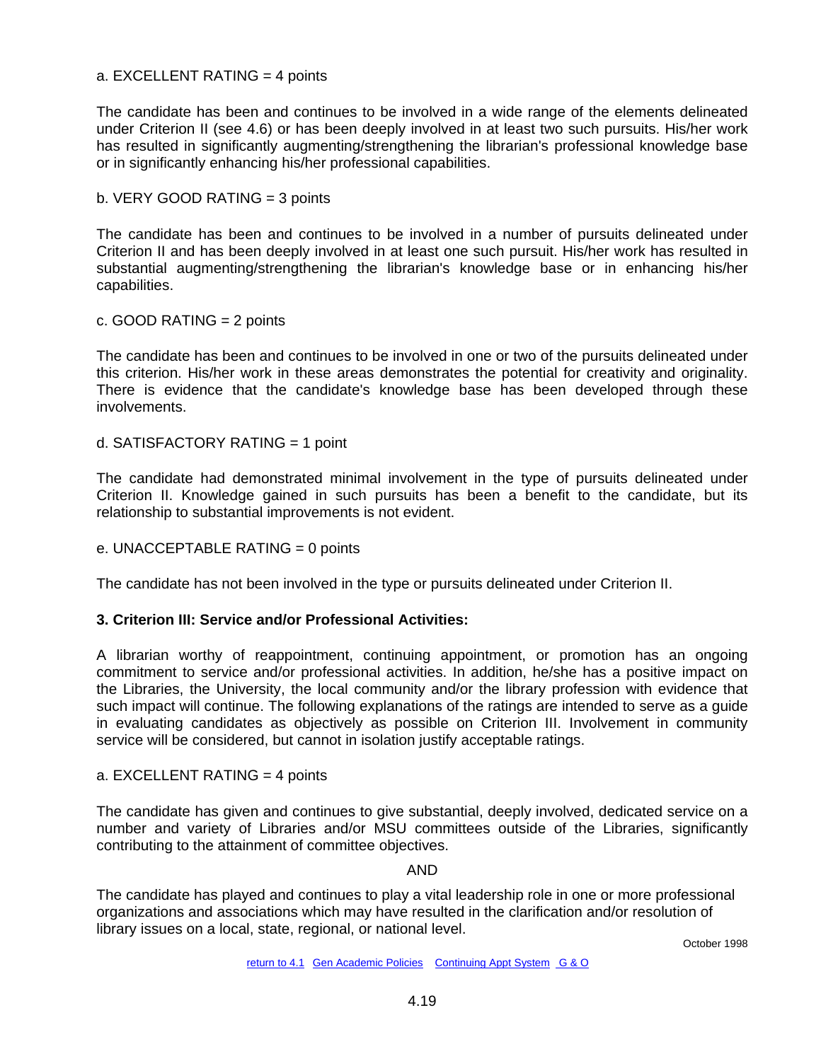a. EXCELLENT RATING = 4 points

The candidate has been and continues to be involved in a wide range of the elements delineated under Criterion II (see 4.6) or has been deeply involved in at least two such pursuits. His/her work has resulted in significantly augmenting/strengthening the librarian's professional knowledge base or in significantly enhancing his/her professional capabilities.

b. VERY GOOD RATING = 3 points

The candidate has been and continues to be involved in a number of pursuits delineated under Criterion II and has been deeply involved in at least one such pursuit. His/her work has resulted in substantial augmenting/strengthening the librarian's knowledge base or in enhancing his/her capabilities.

c. GOOD RATING = 2 points

The candidate has been and continues to be involved in one or two of the pursuits delineated under this criterion. His/her work in these areas demonstrates the potential for creativity and originality. There is evidence that the candidate's knowledge base has been developed through these involvements.

d. SATISFACTORY RATING = 1 point

The candidate had demonstrated minimal involvement in the type of pursuits delineated under Criterion II. Knowledge gained in such pursuits has been a benefit to the candidate, but its relationship to substantial improvements is not evident.

e. UNACCEPTABLE RATING = 0 points

The candidate has not been involved in the type or pursuits delineated under Criterion II.

**3. Criterion III: Service and/or Professional Activities:**

A librarian worthy of reappointment, continuing appointment, or promotion has an ongoing commitment to service and/or professional activities. In addition, he/she has a positive impact on the Libraries, the University, the local community and/or the library profession with evidence that such impact will continue. The following explanations of the ratings are intended to serve as a guide in evaluating candidates as objectively as possible on Criterion III. Involvement in community service will be considered, but cannot in isolation justify acceptable ratings.

a. EXCELLENT RATING = 4 points

The candidate has given and continues to give substantial, deeply involved, dedicated service on a number and variety of Libraries and/or MSU committees outside of the Libraries, significantly contributing to the attainment of committee objectives.

AND

The candidate has played and continues to play a vital leadership role in one or more professional organizations and associations which may have resulted in the clarification and/or resolution of library issues on a local, state, regional, or national level.

October 1998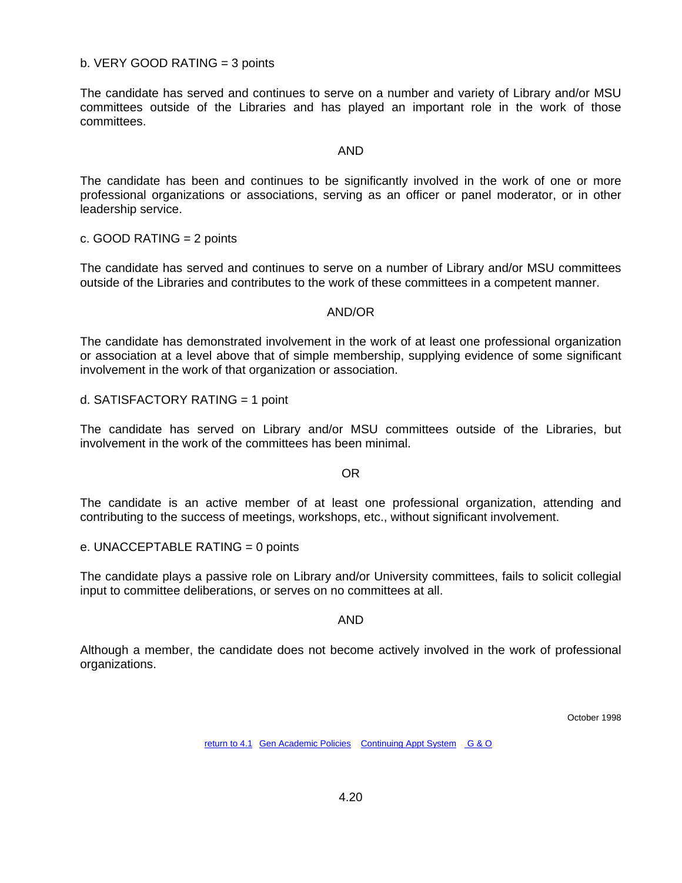b. VERY GOOD RATING = 3 points

The candidate has served and continues to serve on a number and variety of Library and/or MSU committees outside of the Libraries and has played an important role in the work of those committees.

AND

The candidate has been and continues to be significantly involved in the work of one or more professional organizations or associations, serving as an officer or panel moderator, or in other leadership service.

c. GOOD RATING = 2 points

The candidate has served and continues to serve on a number of Library and/or MSU committees outside of the Libraries and contributes to the work of these committees in a competent manner.

AND/OR

The candidate has demonstrated involvement in the work of at least one professional organization or association at a level above that of simple membership, supplying evidence of some significant involvement in the work of that organization or association.

d. SATISFACTORY RATING = 1 point

The candidate has served on Library and/or MSU committees outside of the Libraries, but involvement in the work of the committees has been minimal.

OR

The candidate is an active member of at least one professional organization, attending and contributing to the success of meetings, workshops, etc., without significant involvement.

e. UNACCEPTABLE RATING = 0 points

The candidate plays a passive role on Library and/or University committees, fails to solicit collegial input to committee deliberations, or serves on no committees at all.

AND

Although a member, the candidate does not become actively involved in the work of professional organizations.

October 1998

return to 4.1 Gen Academic Policies Continuing Appt System G & O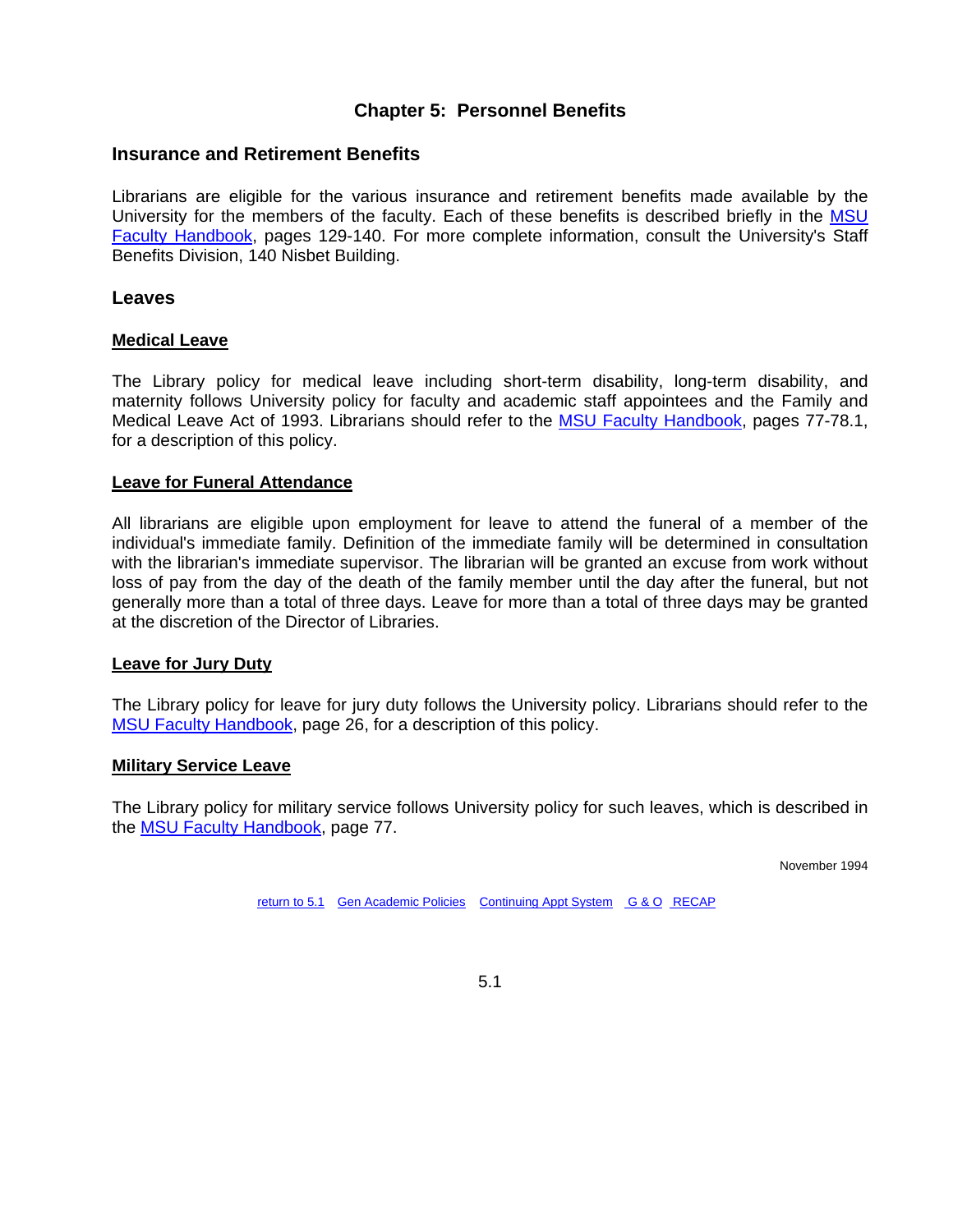# Chapter 5: Personnel Benefits

## Insurance and Retirement Benefits

Librarians are eligible for the various insurance and retirement benefits made available by the University for the members of the faculty. Each of these benefits is described briefly in the MSU Faculty Handbook, pages 129-140. For more complete information, consult the University's Staff Benefits Division, 140 Nisbet Building.

## Leaves

### Medical Leave

The Library policy for medical leave including short-term disability, long-term disability, and maternity follows University policy for faculty and academic staff appointees and the Family and Medical Leave Act of 1993. Librarians should refer to the MSU Faculty Handbook, pages 77-78.1, for a description of this policy.

### Leave for Funeral Attendance

All librarians are eligible upon employment for leave to attend the funeral of a member of the individual's immediate family. Definition of the immediate family will be determined in consultation with the librarian's immediate supervisor. The librarian will be granted an excuse from work without loss of pay from the day of the death of the family member until the day after the funeral, but not generally more than a total of three days. Leave for more than a total of three days may be granted at the discretion of the Director of Libraries.

### Leave for Jury Duty

The Library policy for leave for jury duty follows the University policy. Librarians should refer to the MSU Faculty Handbook, page 26, for a description of this policy.

### Military Service Leave

The Library policy for military service follows University policy for such leaves, which is described in the MSU Faculty Handbook, page 77.

November 1994

return to 5.1 Gen Academic Policies Continuing Appt System G & O RECAP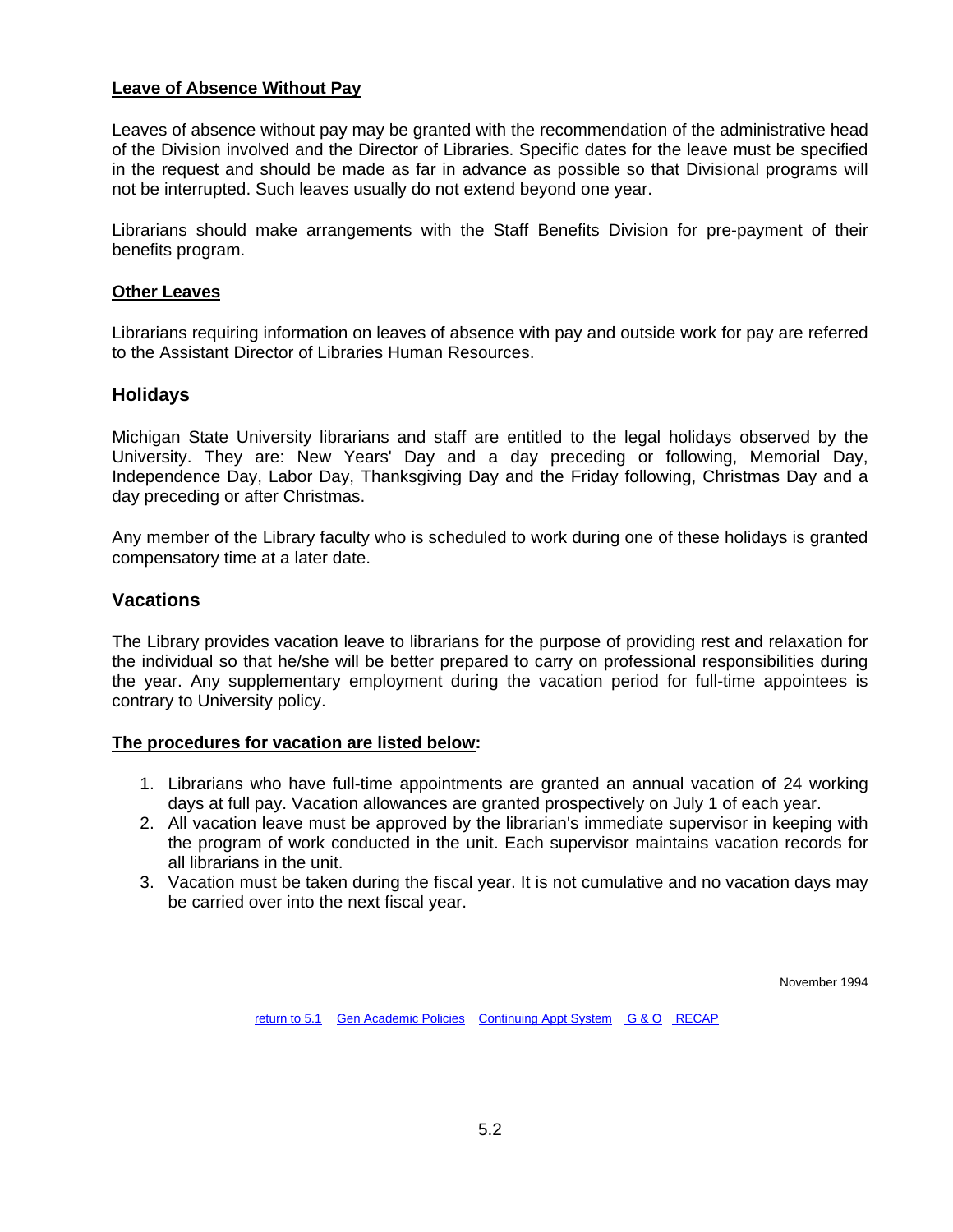**Leave of Absence Without Pay**

Leaves of absence without pay may be granted with the recommendation of the administrative head of the Division involved and the Director of Libraries. Specific dates for the leave must be specified in the request and should be made as far in advance as possible so that Divisional programs will not be interrupted. Such leaves usually do not extend beyond one year.

Librarians should make arrangements with the Staff Benefits Division for pre-payment of their benefits program.

**Other Leaves**

Librarians requiring information on leaves of absence with pay and outside work for pay are referred to the Assistant Director of Libraries Human Resources.

## Holidays

Michigan State University librarians and staff are entitled to the legal holidays observed by the University. They are: New Years' Day and a day preceding or following, Memorial Day, Independence Day, Labor Day, Thanksgiving Day and the Friday following, Christmas Day and a day preceding or after Christmas.

Any member of the Library faculty who is scheduled to work during one of these holidays is granted compensatory time at a later date.

## Vacations

The Library provides vacation leave to librarians for the purpose of providing rest and relaxation for the individual so that he/she will be better prepared to carry on professional responsibilities during the year. Any supplementary employment during the vacation period for full-time appointees is contrary to University policy.

**The procedures for vacation are listed below:**

1. Librarians who have full-time appointments are granted an annual vacation of 24 working days at full pay. Vacation allowances are granted prospectively on July 1 of each year.
2. All vacation leave must be approved by the librarian's immediate supervisor in keeping with the program of work conducted in the unit. Each supervisor maintains vacation records for all librarians in the unit.
3. Vacation must be taken during the fiscal year. It is not cumulative and no vacation days may be carried over into the next fiscal year.

November 1994

return to 5.1 Gen Academic Policies Continuing Appt System G & O RECAP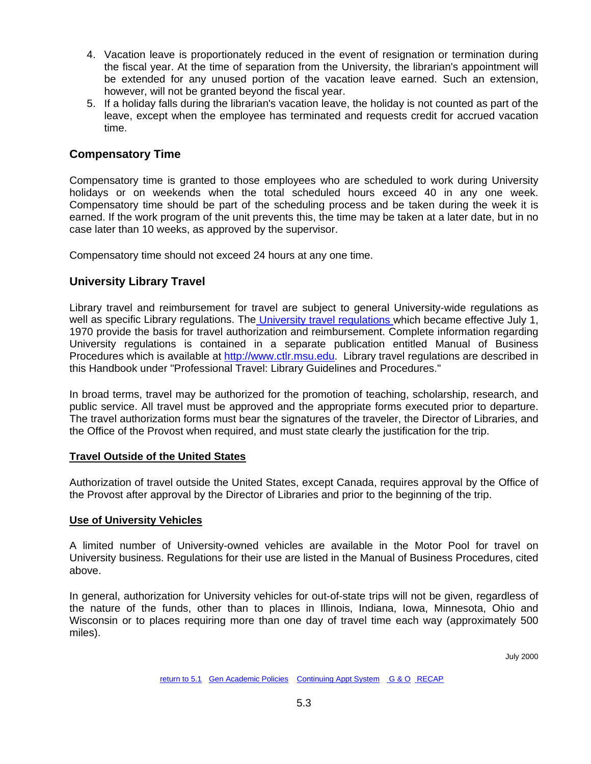4. Vacation leave is proportionately reduced in the event of resignation or termination during the fiscal year. At the time of separation from the University, the librarian's appointment will be extended for any unused portion of the vacation leave earned. Such an extension, however, will not be granted beyond the fiscal year.
5. If a holiday falls during the librarian's vacation leave, the holiday is not counted as part of the leave, except when the employee has terminated and requests credit for accrued vacation time.

## Compensatory Time

Compensatory time is granted to those employees who are scheduled to work during University holidays or on weekends when the total scheduled hours exceed 40 in any one week. Compensatory time should be part of the scheduling process and be taken during the week it is earned. If the work program of the unit prevents this, the time may be taken at a later date, but in no case later than 10 weeks, as approved by the supervisor.

Compensatory time should not exceed 24 hours at any one time.

## University Library Travel

Library travel and reimbursement for travel are subject to general University-wide regulations as well as specific Library regulations. The University travel regulations which became effective July 1, 1970 provide the basis for travel authorization and reimbursement. Complete information regarding University regulations is contained in a separate publication entitled Manual of Business Procedures which is available at http://www.ctlr.msu.edu. Library travel regulations are described in this Handbook under "Professional Travel: Library Guidelines and Procedures."

In broad terms, travel may be authorized for the promotion of teaching, scholarship, research, and public service. All travel must be approved and the appropriate forms executed prior to departure. The travel authorization forms must bear the signatures of the traveler, the Director of Libraries, and the Office of the Provost when required, and must state clearly the justification for the trip.

### Travel Outside of the United States

Authorization of travel outside the United States, except Canada, requires approval by the Office of the Provost after approval by the Director of Libraries and prior to the beginning of the trip.

### Use of University Vehicles

A limited number of University-owned vehicles are available in the Motor Pool for travel on University business. Regulations for their use are listed in the Manual of Business Procedures, cited above.

In general, authorization for University vehicles for out-of-state trips will not be given, regardless of the nature of the funds, other than to places in Illinois, Indiana, Iowa, Minnesota, Ohio and Wisconsin or to places requiring more than one day of travel time each way (approximately 500 miles).

July 2000

return to 5.1 Gen Academic Policies Continuing Appt System G & O RECAP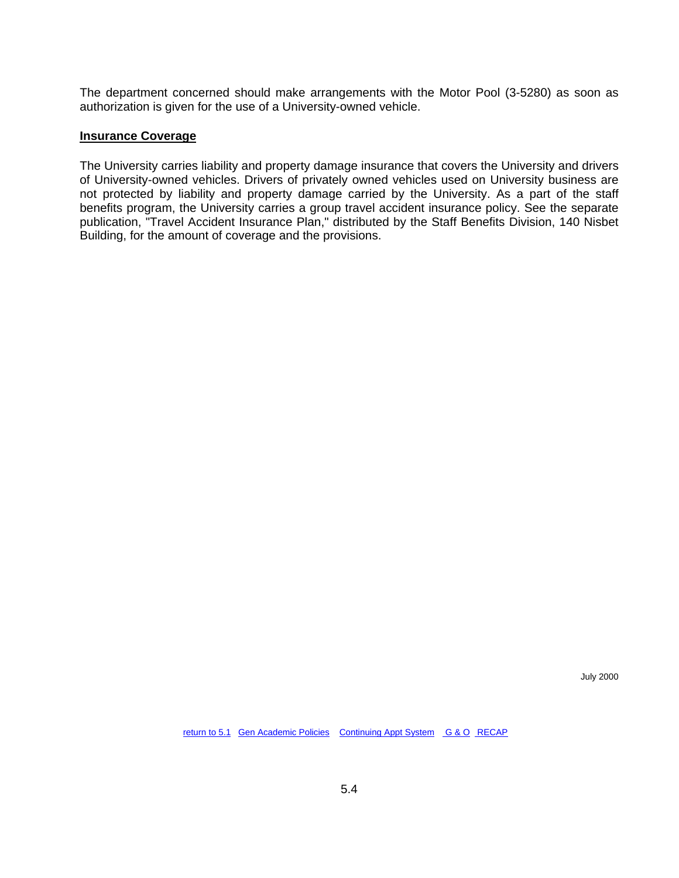The department concerned should make arrangements with the Motor Pool (3-5280) as soon as authorization is given for the use of a University-owned vehicle.

## Insurance Coverage

The University carries liability and property damage insurance that covers the University and drivers of University-owned vehicles. Drivers of privately owned vehicles used on University business are not protected by liability and property damage carried by the University. As a part of the staff benefits program, the University carries a group travel accident insurance policy. See the separate publication, "Travel Accident Insurance Plan," distributed by the Staff Benefits Division, 140 Nisbet Building, for the amount of coverage and the provisions.

July 2000

return to 5.1 Gen Academic Policies Continuing Appt System G & O RECAP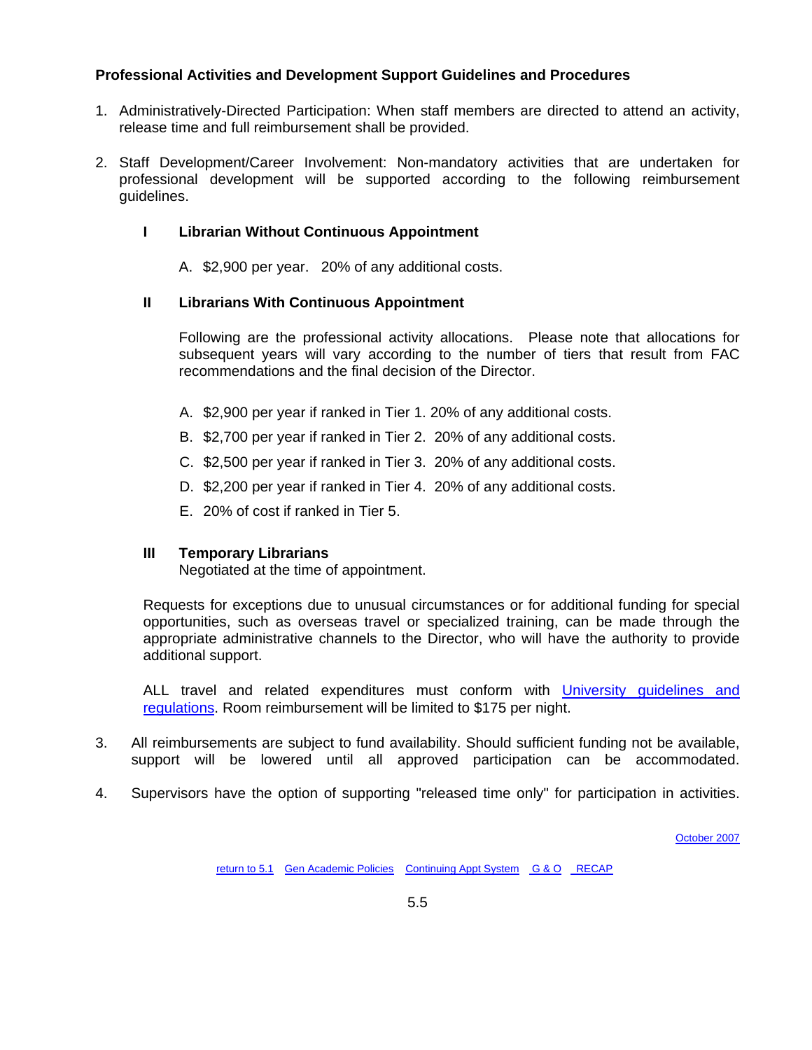**Professional Activities and Development Support Guidelines and Procedures**

1. Administratively-Directed Participation: When staff members are directed to attend an activity, release time and full reimbursement shall be provided.

2. Staff Development/Career Involvement: Non-mandatory activities that are undertaken for professional development will be supported according to the following reimbursement guidelines.

   **I Librarian Without Continuous Appointment**

   A. $2,900 per year. 20% of any additional costs.

   **II Librarians With Continuous Appointment**

   Following are the professional activity allocations. Please note that allocations for subsequent years will vary according to the number of tiers that result from FAC recommendations and the final decision of the Director.

   A. $2,900 per year if ranked in Tier 1. 20% of any additional costs.
   B. $2,700 per year if ranked in Tier 2. 20% of any additional costs.
   C. $2,500 per year if ranked in Tier 3. 20% of any additional costs.
   D. $2,200 per year if ranked in Tier 4. 20% of any additional costs.
   E. 20% of cost if ranked in Tier 5.

   **III Temporary Librarians**
   Negotiated at the time of appointment.

   Requests for exceptions due to unusual circumstances or for additional funding for special opportunities, such as overseas travel or specialized training, can be made through the appropriate administrative channels to the Director, who will have the authority to provide additional support.

   ALL travel and related expenditures must conform with University guidelines and regulations. Room reimbursement will be limited to $175 per night.

3. All reimbursements are subject to fund availability. Should sufficient funding not be available, support will be lowered until all approved participation can be accommodated.

4. Supervisors have the option of supporting "released time only" for participation in activities.

October 2007

return to 5.1 Gen Academic Policies Continuing Appt System G & O RECAP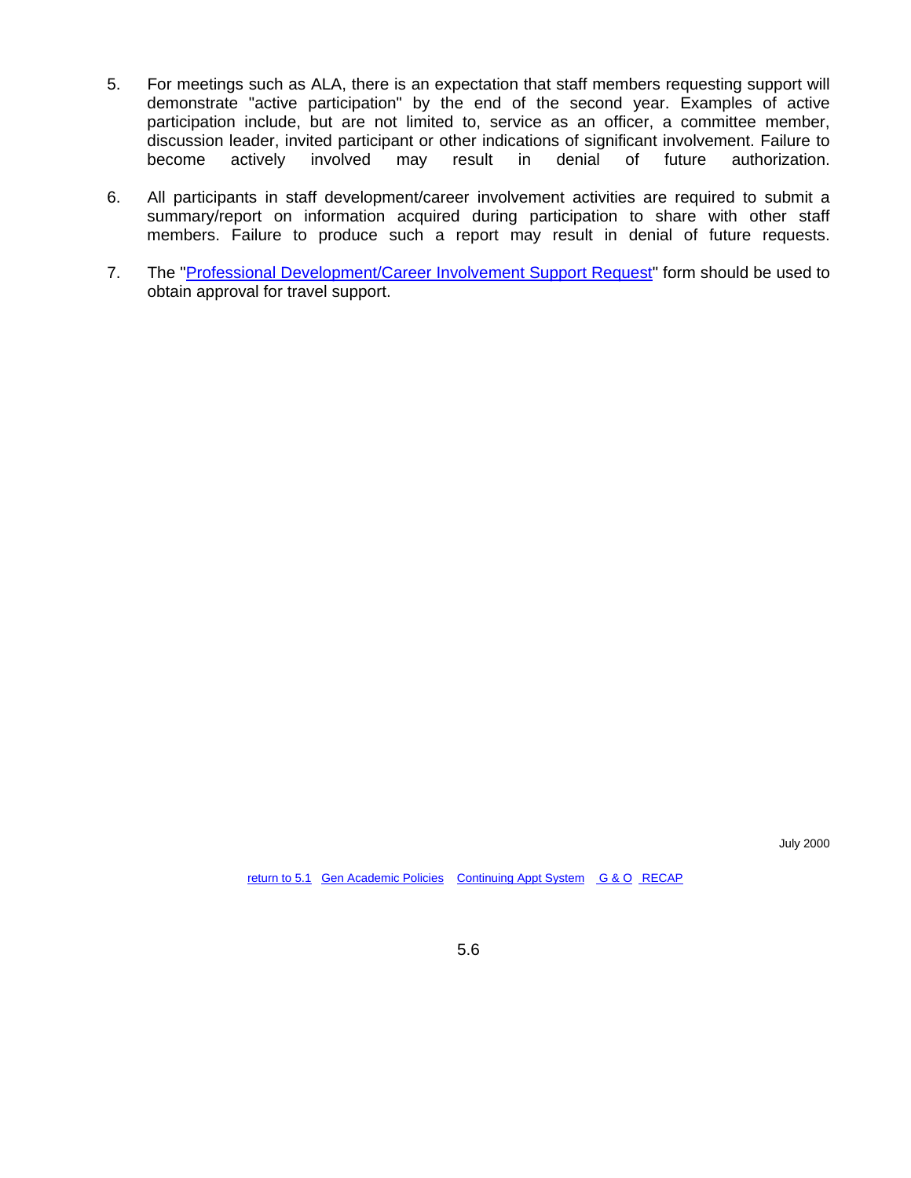5. For meetings such as ALA, there is an expectation that staff members requesting support will demonstrate "active participation" by the end of the second year. Examples of active participation include, but are not limited to, service as an officer, a committee member, discussion leader, invited participant or other indications of significant involvement. Failure to become actively involved may result in denial of future authorization.

6. All participants in staff development/career involvement activities are required to submit a summary/report on information acquired during participation to share with other staff members. Failure to produce such a report may result in denial of future requests.

7. The "Professional Development/Career Involvement Support Request" form should be used to obtain approval for travel support.

July 2000

return to 5.1   Gen Academic Policies   Continuing Appt System   G & O   RECAP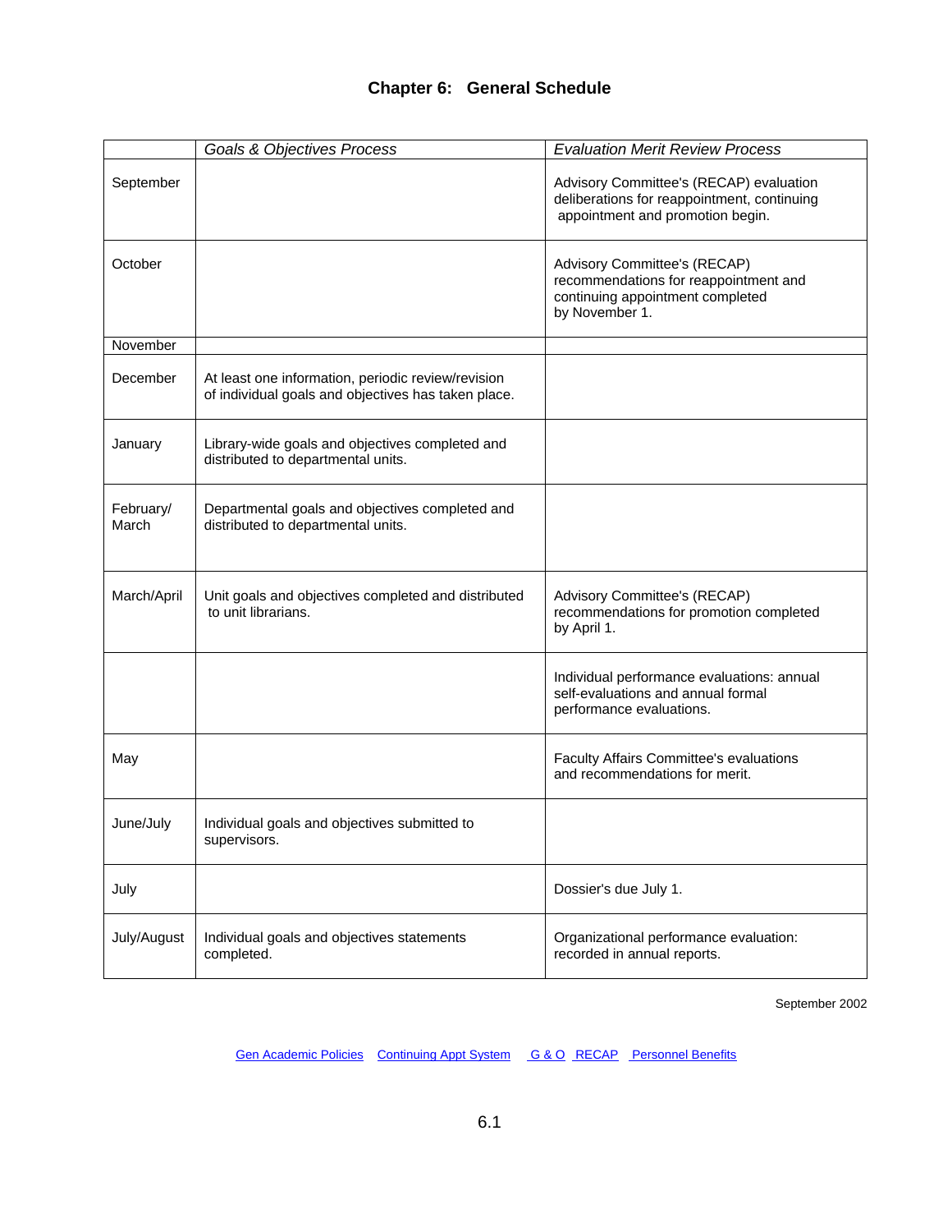# Chapter 6: General Schedule

| | *Goals & Objectives Process* | *Evaluation Merit Review Process* |
|---|---|---|
| September | | Advisory Committee's (RECAP) evaluation deliberations for reappointment, continuing appointment and promotion begin. |
| October | | Advisory Committee's (RECAP) recommendations for reappointment and continuing appointment completed by November 1. |
| November | | |
| December | At least one information, periodic review/revision of individual goals and objectives has taken place. | |
| January | Library-wide goals and objectives completed and distributed to departmental units. | |
| February/ March | Departmental goals and objectives completed and distributed to departmental units. | |
| March/April | Unit goals and objectives completed and distributed to unit librarians. | Advisory Committee's (RECAP) recommendations for promotion completed by April 1. |
| | | Individual performance evaluations: annual self-evaluations and annual formal performance evaluations. |
| May | | Faculty Affairs Committee's evaluations and recommendations for merit. |
| June/July | Individual goals and objectives submitted to supervisors. | |
| July | | Dossier's due July 1. |
| July/August | Individual goals and objectives statements completed. | Organizational performance evaluation: recorded in annual reports. |

September 2002

Gen Academic Policies Continuing Appt System G & O RECAP Personnel Benefits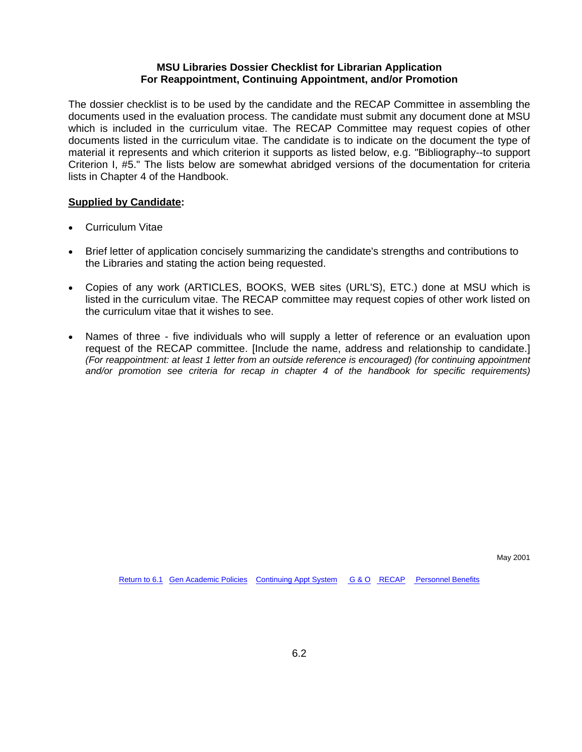**MSU Libraries Dossier Checklist for Librarian Application**
**For Reappointment, Continuing Appointment, and/or Promotion**

The dossier checklist is to be used by the candidate and the RECAP Committee in assembling the documents used in the evaluation process. The candidate must submit any document done at MSU which is included in the curriculum vitae. The RECAP Committee may request copies of other documents listed in the curriculum vitae. The candidate is to indicate on the document the type of material it represents and which criterion it supports as listed below, e.g. "Bibliography--to support Criterion I, #5." The lists below are somewhat abridged versions of the documentation for criteria lists in Chapter 4 of the Handbook.

**Supplied by Candidate:**

- Curriculum Vitae
- Brief letter of application concisely summarizing the candidate's strengths and contributions to the Libraries and stating the action being requested.
- Copies of any work (ARTICLES, BOOKS, WEB sites (URL'S), ETC.) done at MSU which is listed in the curriculum vitae. The RECAP committee may request copies of other work listed on the curriculum vitae that it wishes to see.
- Names of three - five individuals who will supply a letter of reference or an evaluation upon request of the RECAP committee. [Include the name, address and relationship to candidate.] *(For reappointment: at least 1 letter from an outside reference is encouraged) (for continuing appointment and/or promotion see criteria for recap in chapter 4 of the handbook for specific requirements)*

May 2001

Return to 6.1 Gen Academic Policies Continuing Appt System G & O RECAP Personnel Benefits

6.2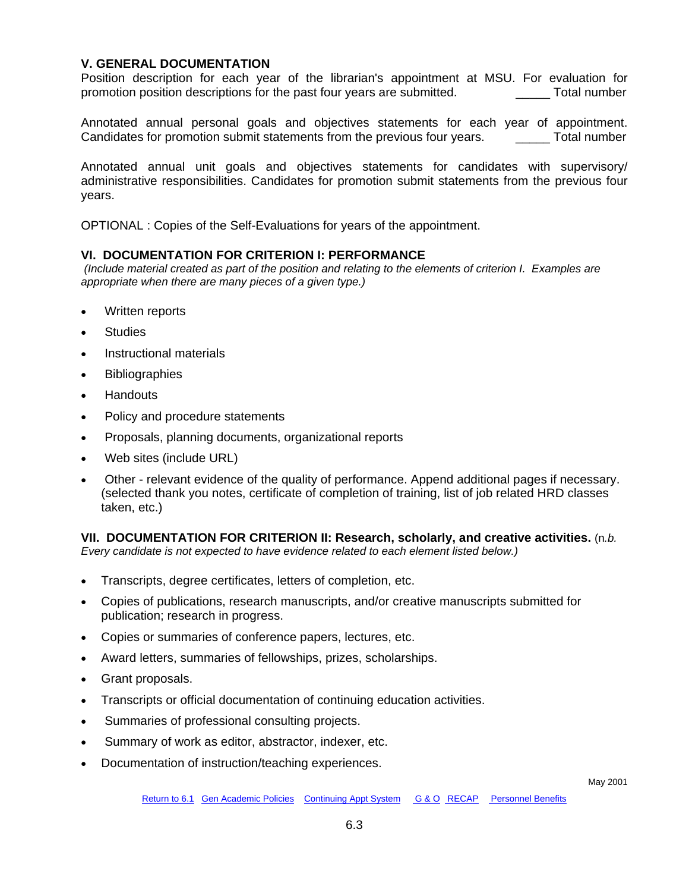## V. GENERAL DOCUMENTATION

Position description for each year of the librarian's appointment at MSU. For evaluation for promotion position descriptions for the past four years are submitted. _____ Total number

Annotated annual personal goals and objectives statements for each year of appointment. Candidates for promotion submit statements from the previous four years. _____ Total number

Annotated annual unit goals and objectives statements for candidates with supervisory/ administrative responsibilities. Candidates for promotion submit statements from the previous four years.

OPTIONAL : Copies of the Self-Evaluations for years of the appointment.

## VI. DOCUMENTATION FOR CRITERION I: PERFORMANCE

*(Include material created as part of the position and relating to the elements of criterion I. Examples are appropriate when there are many pieces of a given type.)*

- Written reports
- Studies
- Instructional materials
- Bibliographies
- Handouts
- Policy and procedure statements
- Proposals, planning documents, organizational reports
- Web sites (include URL)
- Other - relevant evidence of the quality of performance. Append additional pages if necessary. (selected thank you notes, certificate of completion of training, list of job related HRD classes taken, etc.)

## VII. DOCUMENTATION FOR CRITERION II: Research, scholarly, and creative activities. (n.*b. Every candidate is not expected to have evidence related to each element listed below.)*

- Transcripts, degree certificates, letters of completion, etc.
- Copies of publications, research manuscripts, and/or creative manuscripts submitted for publication; research in progress.
- Copies or summaries of conference papers, lectures, etc.
- Award letters, summaries of fellowships, prizes, scholarships.
- Grant proposals.
- Transcripts or official documentation of continuing education activities.
- Summaries of professional consulting projects.
- Summary of work as editor, abstractor, indexer, etc.
- Documentation of instruction/teaching experiences.

May 2001

Return to 6.1 Gen Academic Policies Continuing Appt System G & O RECAP Personnel Benefits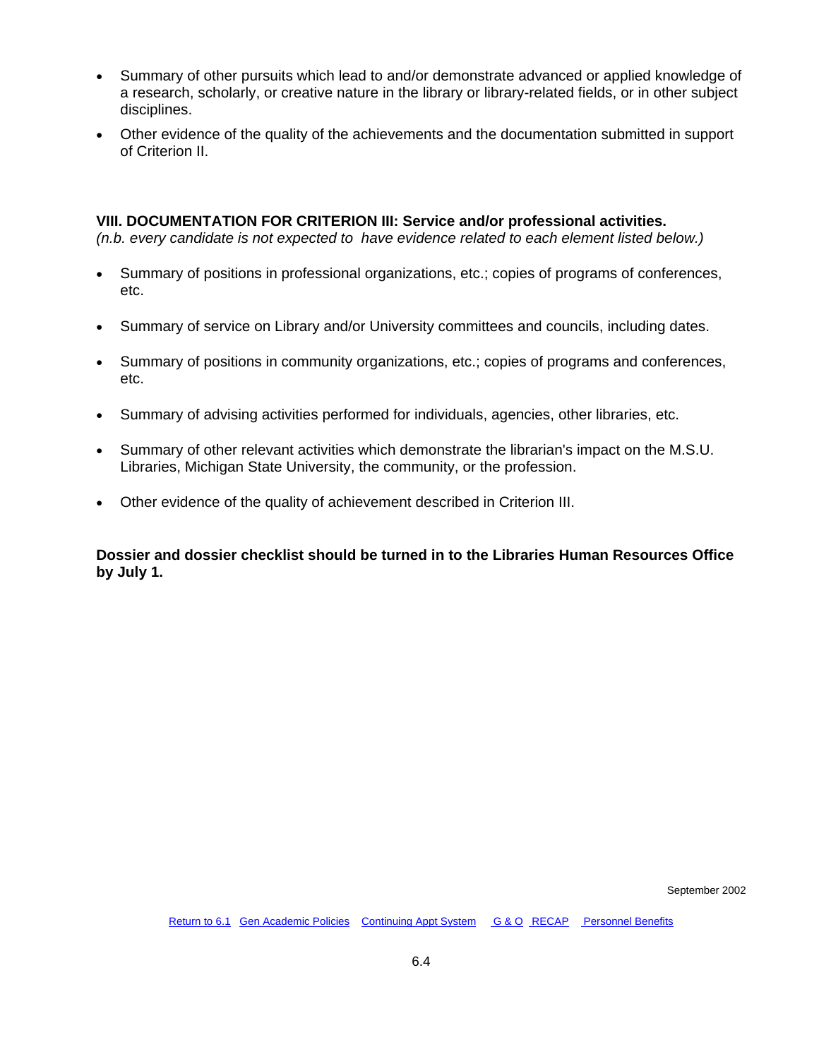- Summary of other pursuits which lead to and/or demonstrate advanced or applied knowledge of a research, scholarly, or creative nature in the library or library-related fields, or in other subject disciplines.
- Other evidence of the quality of the achievements and the documentation submitted in support of Criterion II.

**VIII. DOCUMENTATION FOR CRITERION III: Service and/or professional activities.**
*(n.b. every candidate is not expected to have evidence related to each element listed below.)*

- Summary of positions in professional organizations, etc.; copies of programs of conferences, etc.
- Summary of service on Library and/or University committees and councils, including dates.
- Summary of positions in community organizations, etc.; copies of programs and conferences, etc.
- Summary of advising activities performed for individuals, agencies, other libraries, etc.
- Summary of other relevant activities which demonstrate the librarian's impact on the M.S.U. Libraries, Michigan State University, the community, or the profession.
- Other evidence of the quality of achievement described in Criterion III.

**Dossier and dossier checklist should be turned in to the Libraries Human Resources Office by July 1.**

September 2002

Return to 6.1 Gen Academic Policies Continuing Appt System G & O RECAP Personnel Benefits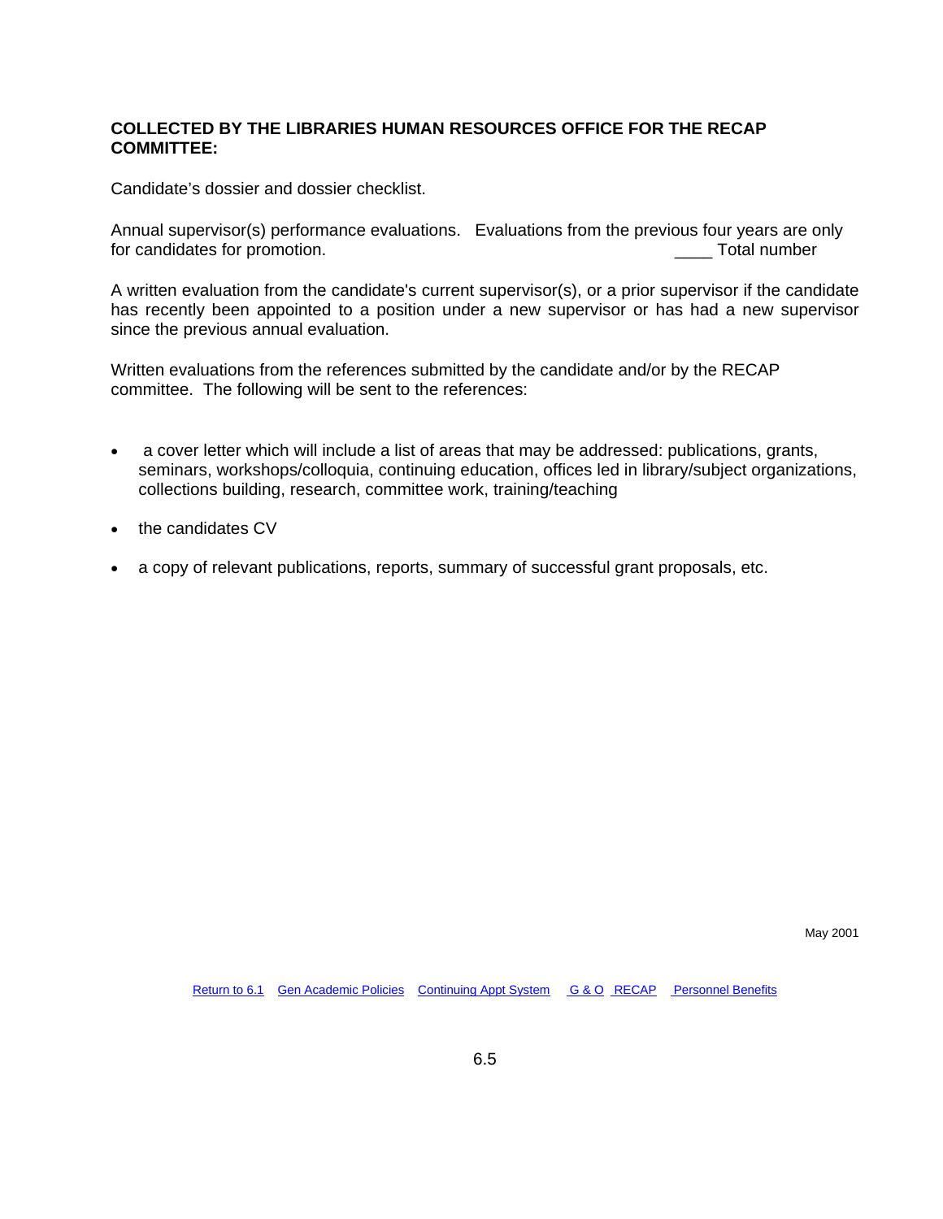**COLLECTED BY THE LIBRARIES HUMAN RESOURCES OFFICE FOR THE RECAP COMMITTEE:**

Candidate’s dossier and dossier checklist.

Annual supervisor(s) performance evaluations. Evaluations from the previous four years are only for candidates for promotion. ____ Total number

A written evaluation from the candidate's current supervisor(s), or a prior supervisor if the candidate has recently been appointed to a position under a new supervisor or has had a new supervisor since the previous annual evaluation.

Written evaluations from the references submitted by the candidate and/or by the RECAP committee. The following will be sent to the references:

- a cover letter which will include a list of areas that may be addressed: publications, grants, seminars, workshops/colloquia, continuing education, offices led in library/subject organizations, collections building, research, committee work, training/teaching
- the candidates CV
- a copy of relevant publications, reports, summary of successful grant proposals, etc.

May 2001

Return to 6.1 Gen Academic Policies Continuing Appt System G & O RECAP Personnel Benefits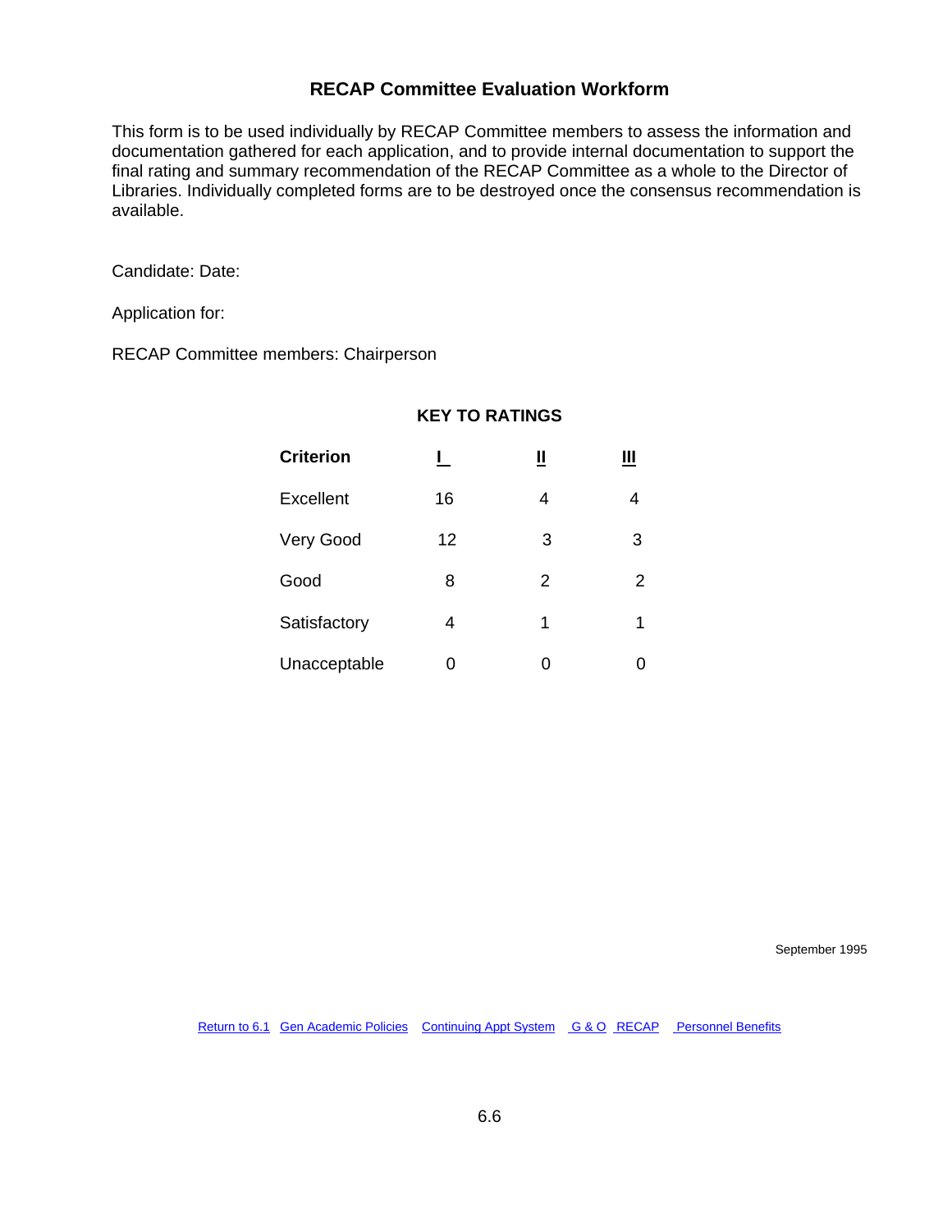## RECAP Committee Evaluation Workform

This form is to be used individually by RECAP Committee members to assess the information and documentation gathered for each application, and to provide internal documentation to support the final rating and summary recommendation of the RECAP Committee as a whole to the Director of Libraries. Individually completed forms are to be destroyed once the consensus recommendation is available.

Candidate: Date:

Application for:

RECAP Committee members: Chairperson

### KEY TO RATINGS

| Criterion | I | II | III |
|---|---|---|---|
| Excellent | 16 | 4 | 4 |
| Very Good | 12 | 3 | 3 |
| Good | 8 | 2 | 2 |
| Satisfactory | 4 | 1 | 1 |
| Unacceptable | 0 | 0 | 0 |

September 1995

Return to 6.1 Gen Academic Policies Continuing Appt System G & O RECAP Personnel Benefits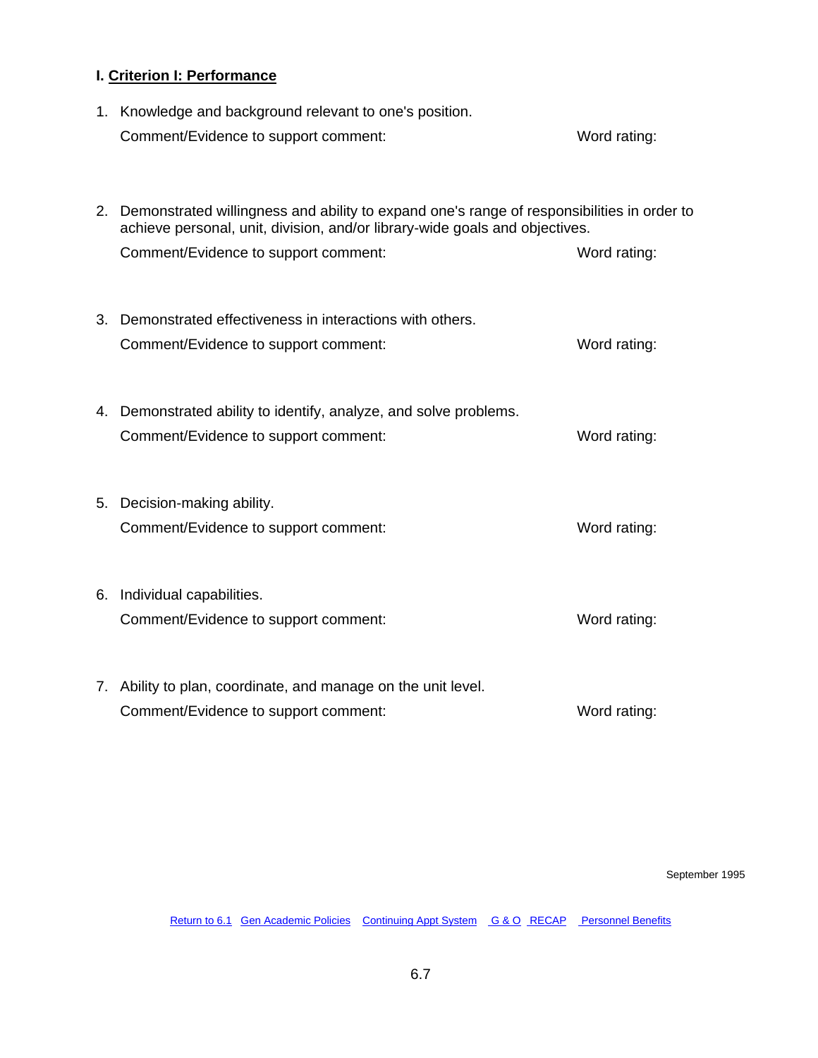## I. Criterion I: Performance

1. Knowledge and background relevant to one's position.

   Comment/Evidence to support comment: Word rating:

2. Demonstrated willingness and ability to expand one's range of responsibilities in order to achieve personal, unit, division, and/or library-wide goals and objectives.

   Comment/Evidence to support comment: Word rating:

3. Demonstrated effectiveness in interactions with others.

   Comment/Evidence to support comment: Word rating:

4. Demonstrated ability to identify, analyze, and solve problems.

   Comment/Evidence to support comment: Word rating:

5. Decision-making ability.

   Comment/Evidence to support comment: Word rating:

6. Individual capabilities.

   Comment/Evidence to support comment: Word rating:

7. Ability to plan, coordinate, and manage on the unit level.

   Comment/Evidence to support comment: Word rating:

September 1995

Return to 6.1 Gen Academic Policies Continuing Appt System G & O RECAP Personnel Benefits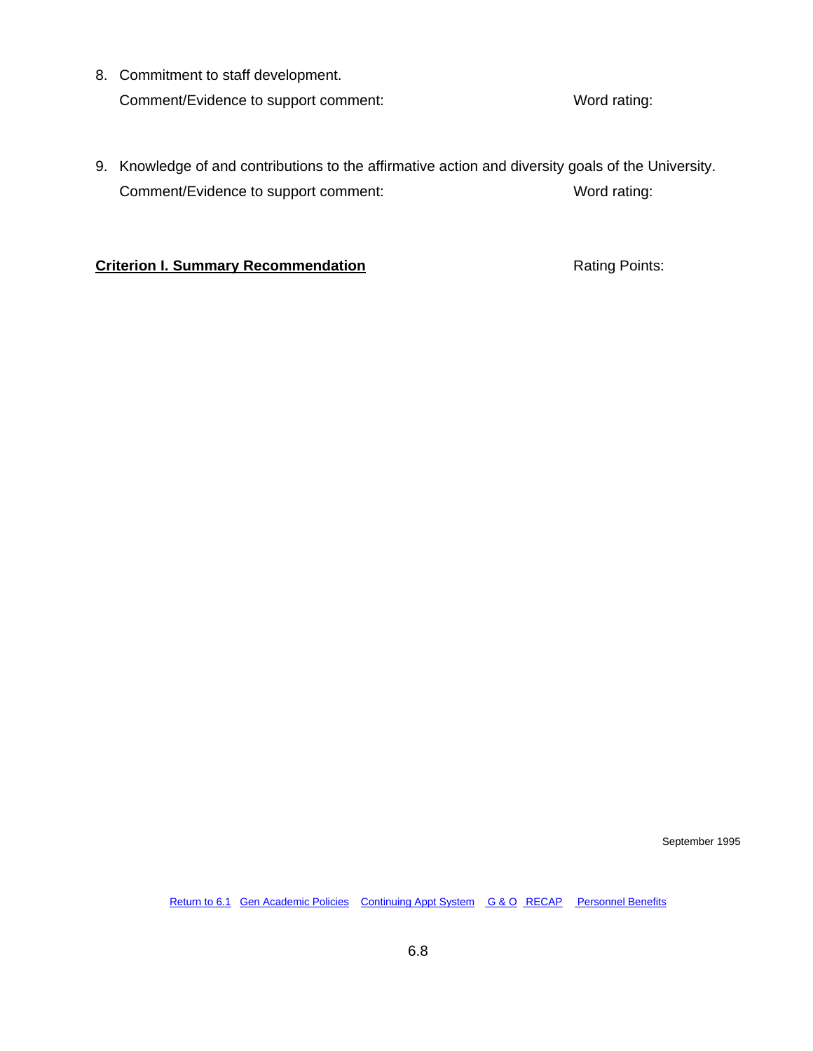8. Commitment to staff development.

   Comment/Evidence to support comment: Word rating:

9. Knowledge of and contributions to the affirmative action and diversity goals of the University.

   Comment/Evidence to support comment: Word rating:

**Criterion I. Summary Recommendation** Rating Points:

September 1995

Return to 6.1 Gen Academic Policies Continuing Appt System G & O RECAP Personnel Benefits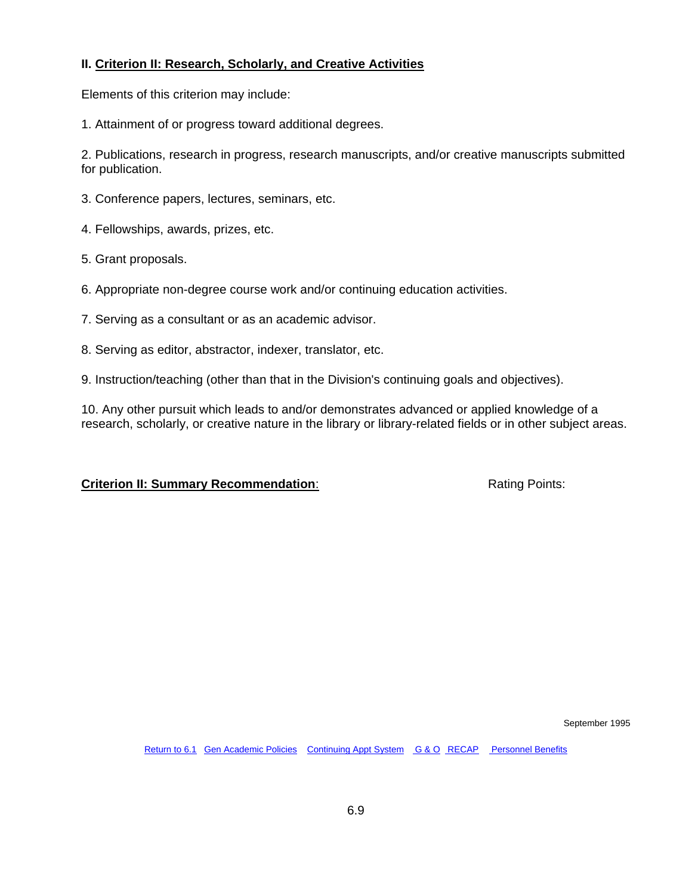## II. Criterion II: Research, Scholarly, and Creative Activities

Elements of this criterion may include:

1. Attainment of or progress toward additional degrees.

2. Publications, research in progress, research manuscripts, and/or creative manuscripts submitted for publication.

3. Conference papers, lectures, seminars, etc.

4. Fellowships, awards, prizes, etc.

5. Grant proposals.

6. Appropriate non-degree course work and/or continuing education activities.

7. Serving as a consultant or as an academic advisor.

8. Serving as editor, abstractor, indexer, translator, etc.

9. Instruction/teaching (other than that in the Division's continuing goals and objectives).

10. Any other pursuit which leads to and/or demonstrates advanced or applied knowledge of a research, scholarly, or creative nature in the library or library-related fields or in other subject areas.

**Criterion II: Summary Recommendation**: Rating Points:

September 1995

Return to 6.1 Gen Academic Policies Continuing Appt System G & O RECAP Personnel Benefits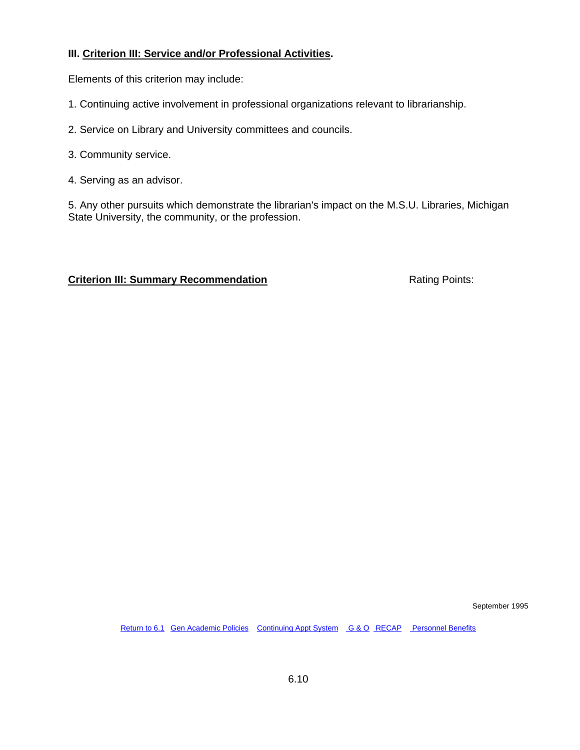### III. <u>Criterion III: Service and/or Professional Activities</u>.

Elements of this criterion may include:

1. Continuing active involvement in professional organizations relevant to librarianship.

2. Service on Library and University committees and councils.

3. Community service.

4. Serving as an advisor.

5. Any other pursuits which demonstrate the librarian's impact on the M.S.U. Libraries, Michigan State University, the community, or the profession.

**<u>Criterion III: Summary Recommendation</u>** Rating Points:

September 1995

Return to 6.1 Gen Academic Policies Continuing Appt System G & O RECAP Personnel Benefits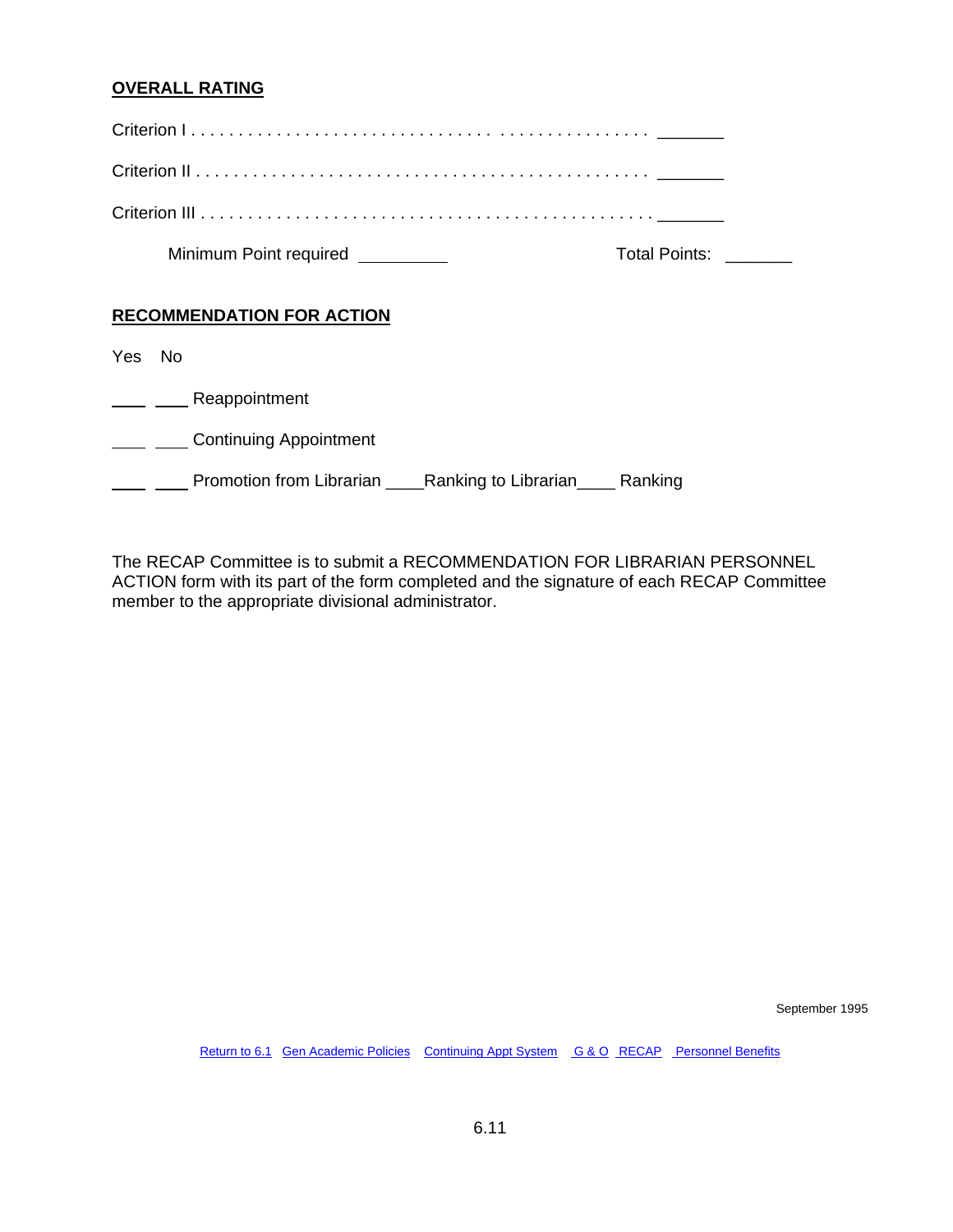**OVERALL RATING**

Criterion I . . . . . . . . . . . . . . . . . . . . . . . . . . . . . . . . . . . . . . . . . . . . . . _______

Criterion II . . . . . . . . . . . . . . . . . . . . . . . . . . . . . . . . . . . . . . . . . . . . . . _______

Criterion III . . . . . . . . . . . . . . . . . . . . . . . . . . . . . . . . . . . . . . . . . . . . . _______

Minimum Point required __________ Total Points: _______

**RECOMMENDATION FOR ACTION**

Yes No

___ ___ Reappointment

___ ___ Continuing Appointment

___ ___ Promotion from Librarian ____Ranking to Librarian____ Ranking

The RECAP Committee is to submit a RECOMMENDATION FOR LIBRARIAN PERSONNEL ACTION form with its part of the form completed and the signature of each RECAP Committee member to the appropriate divisional administrator.

September 1995

Return to 6.1 Gen Academic Policies Continuing Appt System G & O RECAP Personnel Benefits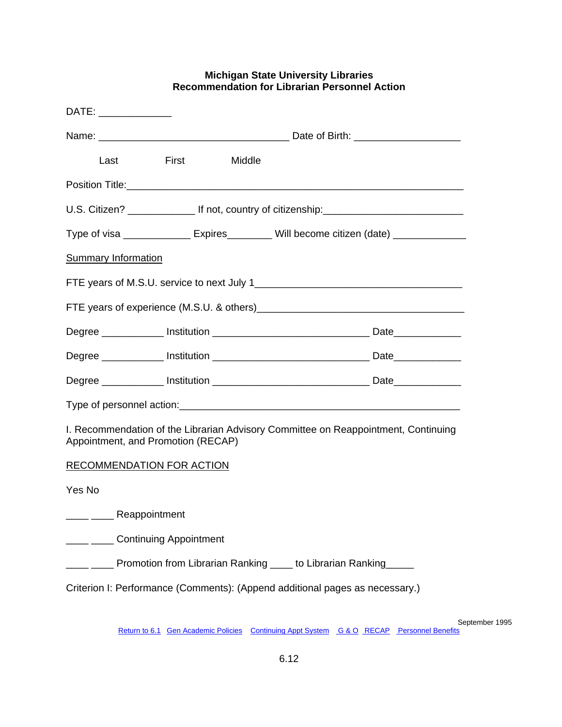**Michigan State University Libraries**
**Recommendation for Librarian Personnel Action**

DATE: _____________

Name: ___________________________________ Date of Birth: ___________________

Last First Middle

Position Title:_____________________________________________________________

U.S. Citizen? ____________ If not, country of citizenship:________________________

Type of visa ____________ Expires________ Will become citizen (date) _____________

<u>Summary Information</u>

FTE years of M.S.U. service to next July 1______________________________________

FTE years of experience (M.S.U. & others)______________________________________

Degree ___________ Institution ____________________________ Date____________

Degree ___________ Institution ____________________________ Date____________

Degree ___________ Institution ____________________________ Date____________

Type of personnel action:__________________________________________________

I. Recommendation of the Librarian Advisory Committee on Reappointment, Continuing Appointment, and Promotion (RECAP)

<u>RECOMMENDATION FOR ACTION</u>

Yes No

____ ____ Reappointment

____ ____ Continuing Appointment

____ ____ Promotion from Librarian Ranking ____ to Librarian Ranking_____

Criterion I: Performance (Comments): (Append additional pages as necessary.)

September 1995

Return to 6.1 Gen Academic Policies Continuing Appt System G & O RECAP Personnel Benefits

6.12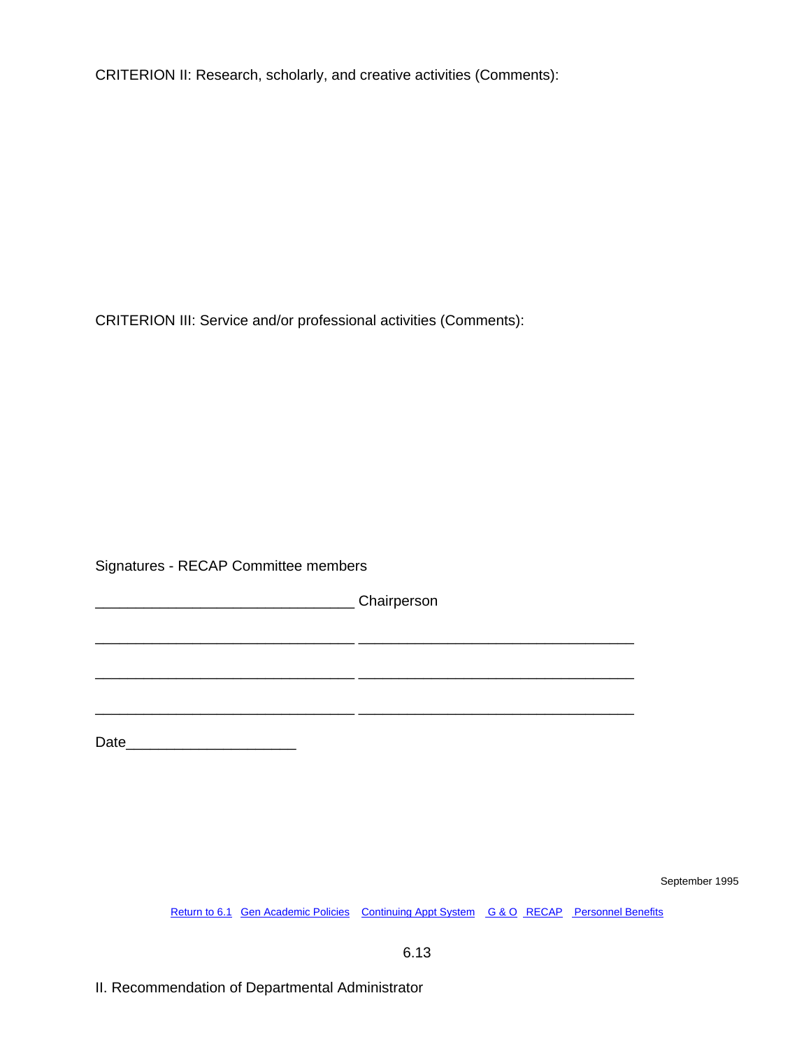CRITERION II: Research, scholarly, and creative activities (Comments):

CRITERION III: Service and/or professional activities (Comments):

Signatures - RECAP Committee members

________________________________ Chairperson

________________________________ __________________________________

________________________________ __________________________________

________________________________ __________________________________

Date_____________________

September 1995

Return to 6.1 Gen Academic Policies Continuing Appt System G & O RECAP Personnel Benefits

6.13

II. Recommendation of Departmental Administrator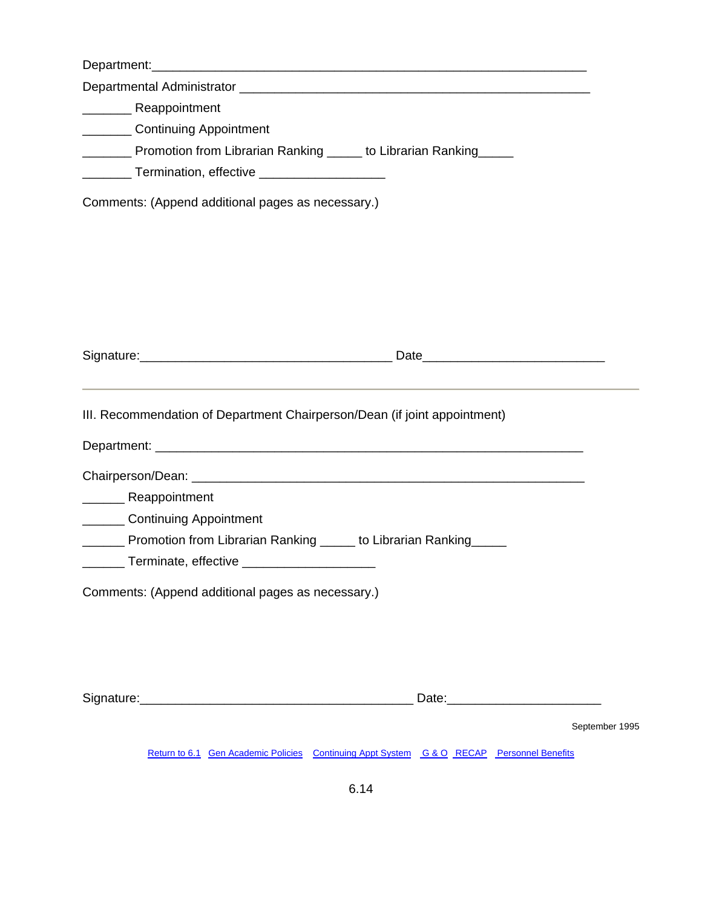Department:_______________________________________________________________

Departmental Administrator ____________________________________________________

_______ Reappointment

_______ Continuing Appointment

_______ Promotion from Librarian Ranking _____ to Librarian Ranking_____

_______ Termination, effective _________________

Comments: (Append additional pages as necessary.)

Signature:___________________________________ Date_________________________

---

III. Recommendation of Department Chairperson/Dean (if joint appointment)

Department: ____________________________________________________________

Chairperson/Dean: ______________________________________________________

______ Reappointment

______ Continuing Appointment

______ Promotion from Librarian Ranking _____ to Librarian Ranking_____

______ Terminate, effective ___________________

Comments: (Append additional pages as necessary.)

Signature:______________________________________ Date:_____________________

September 1995

Return to 6.1 Gen Academic Policies Continuing Appt System G & O RECAP Personnel Benefits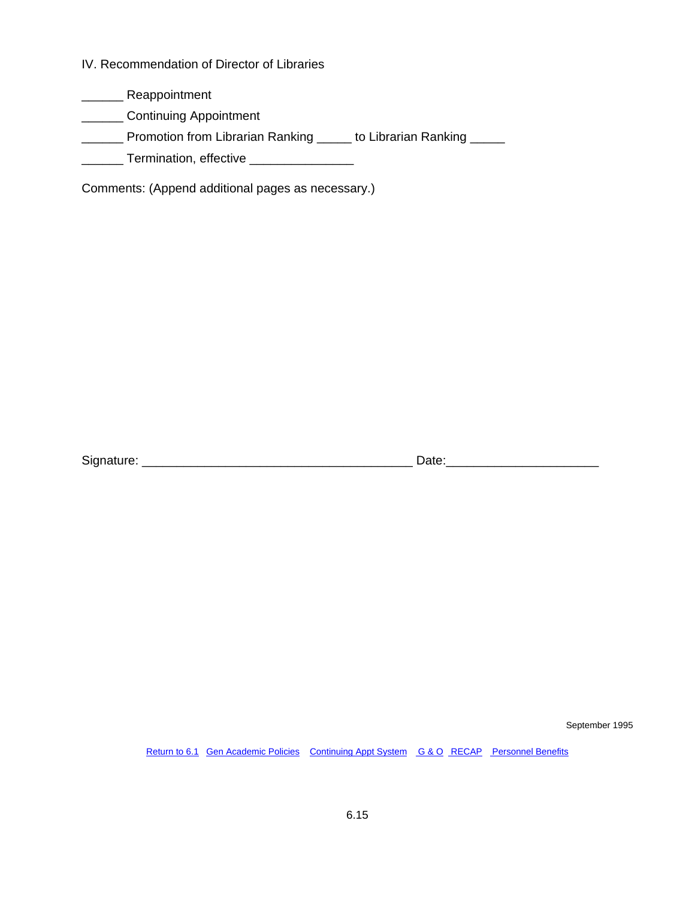IV. Recommendation of Director of Libraries

______ Reappointment

______ Continuing Appointment

______ Promotion from Librarian Ranking _____ to Librarian Ranking _____

______ Termination, effective _______________

Comments: (Append additional pages as necessary.)

Signature: _______________________________________ Date:______________________

September 1995

Return to 6.1 Gen Academic Policies Continuing Appt System G & O RECAP Personnel Benefits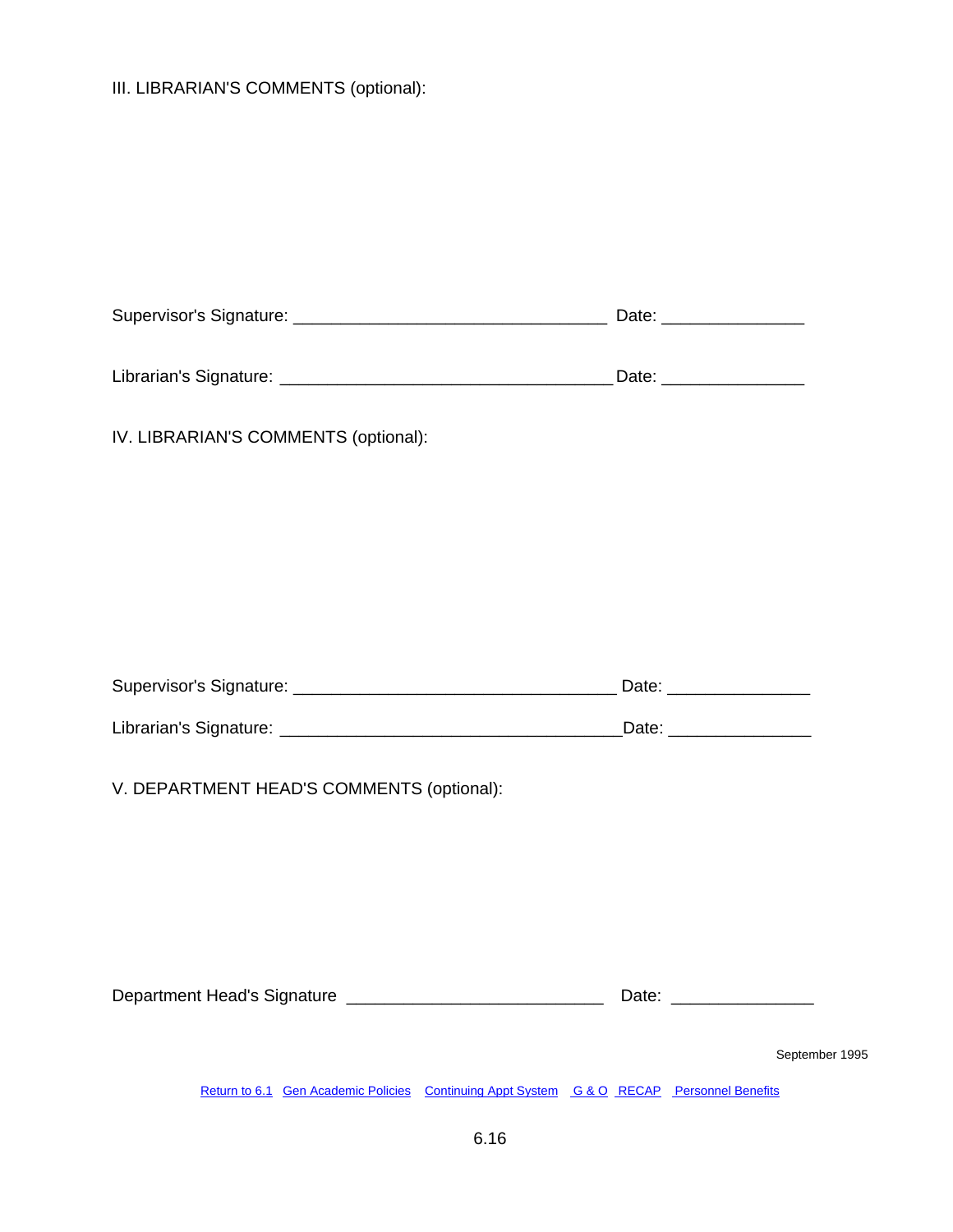III. LIBRARIAN'S COMMENTS (optional):

Supervisor's Signature: _________________________________ Date: _______________

Librarian's Signature: ___________________________________Date: _______________

IV. LIBRARIAN'S COMMENTS (optional):

Supervisor's Signature: __________________________________ Date: _______________

Librarian's Signature: ____________________________________Date: _______________

V. DEPARTMENT HEAD'S COMMENTS (optional):

Department Head's Signature ___________________________ Date: _______________

September 1995

Return to 6.1 Gen Academic Policies Continuing Appt System G & O RECAP Personnel Benefits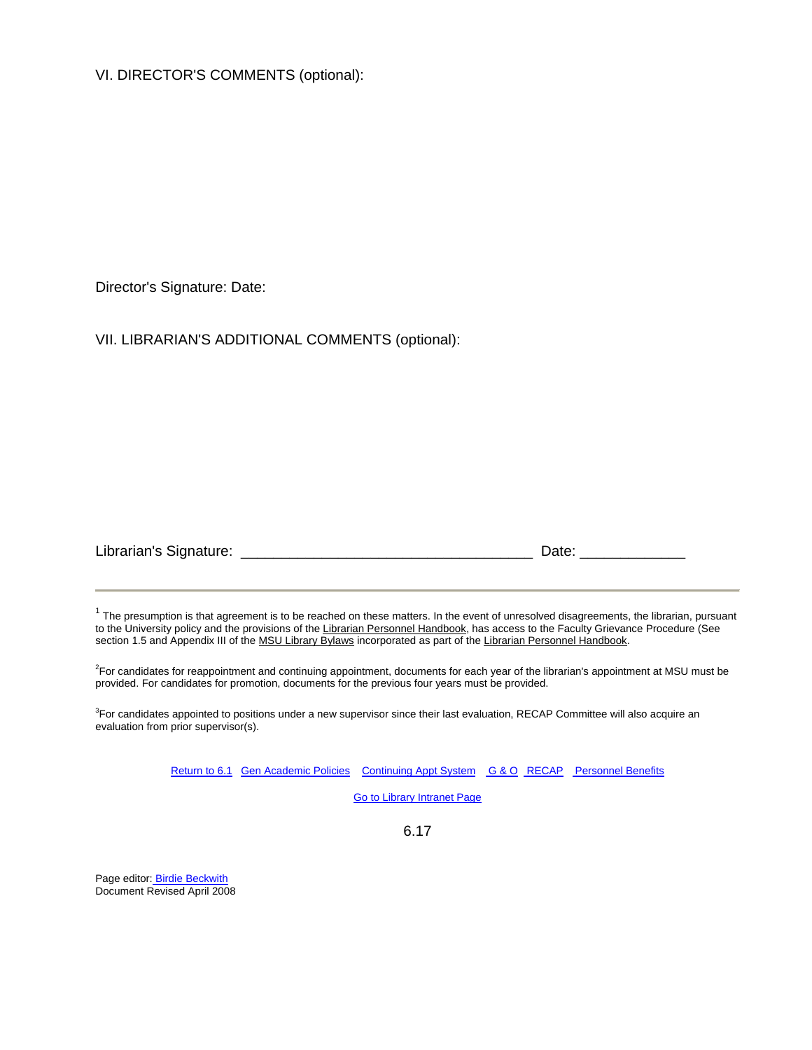VI. DIRECTOR'S COMMENTS (optional):

Director's Signature: Date:

VII. LIBRARIAN'S ADDITIONAL COMMENTS (optional):

Librarian's Signature: ___________________________________ Date: _____________

---

[1] The presumption is that agreement is to be reached on these matters. In the event of unresolved disagreements, the librarian, pursuant to the University policy and the provisions of the Librarian Personnel Handbook, has access to the Faculty Grievance Procedure (See section 1.5 and Appendix III of the MSU Library Bylaws incorporated as part of the Librarian Personnel Handbook.

[2] For candidates for reappointment and continuing appointment, documents for each year of the librarian's appointment at MSU must be provided. For candidates for promotion, documents for the previous four years must be provided.

[3] For candidates appointed to positions under a new supervisor since their last evaluation, RECAP Committee will also acquire an evaluation from prior supervisor(s).

Return to 6.1 Gen Academic Policies Continuing Appt System G & O RECAP Personnel Benefits

Go to Library Intranet Page

6.17

Page editor: Birdie Beckwith
Document Revised April 2008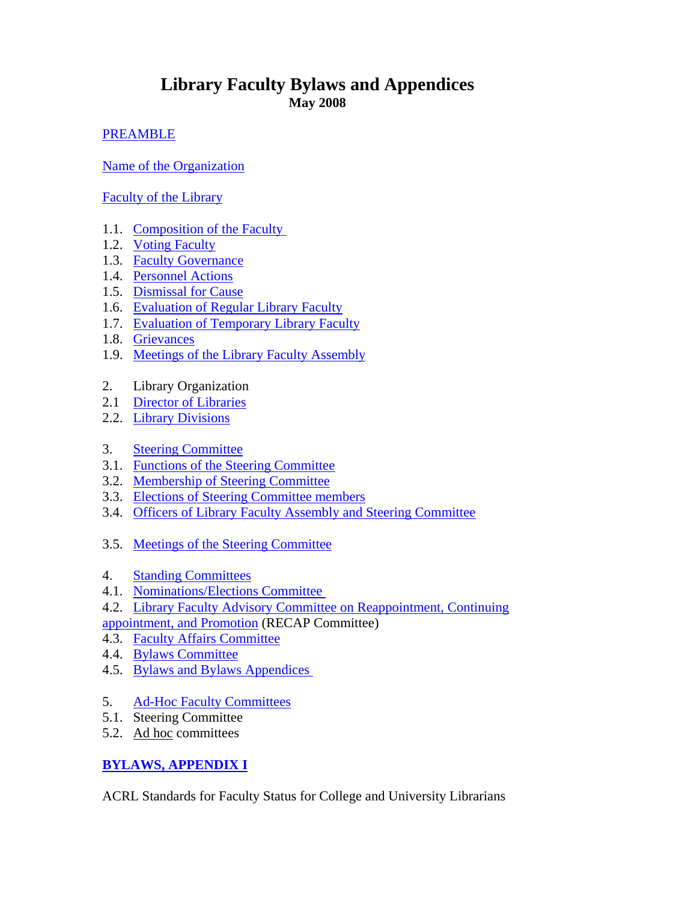# Library Faculty Bylaws and Appendices

**May 2008**

PREAMBLE

Name of the Organization

Faculty of the Library

1.1. Composition of the Faculty
1.2. Voting Faculty
1.3. Faculty Governance
1.4. Personnel Actions
1.5. Dismissal for Cause
1.6. Evaluation of Regular Library Faculty
1.7. Evaluation of Temporary Library Faculty
1.8. Grievances
1.9. Meetings of the Library Faculty Assembly

2. Library Organization
2.1 Director of Libraries
2.2. Library Divisions

3. Steering Committee
3.1. Functions of the Steering Committee
3.2. Membership of Steering Committee
3.3. Elections of Steering Committee members
3.4. Officers of Library Faculty Assembly and Steering Committee

3.5. Meetings of the Steering Committee

4. Standing Committees
4.1. Nominations/Elections Committee
4.2. Library Faculty Advisory Committee on Reappointment, Continuing appointment, and Promotion (RECAP Committee)
4.3. Faculty Affairs Committee
4.4. Bylaws Committee
4.5. Bylaws and Bylaws Appendices

5. Ad-Hoc Faculty Committees
5.1. Steering Committee
5.2. Ad hoc committees

**BYLAWS, APPENDIX I**

ACRL Standards for Faculty Status for College and University Librarians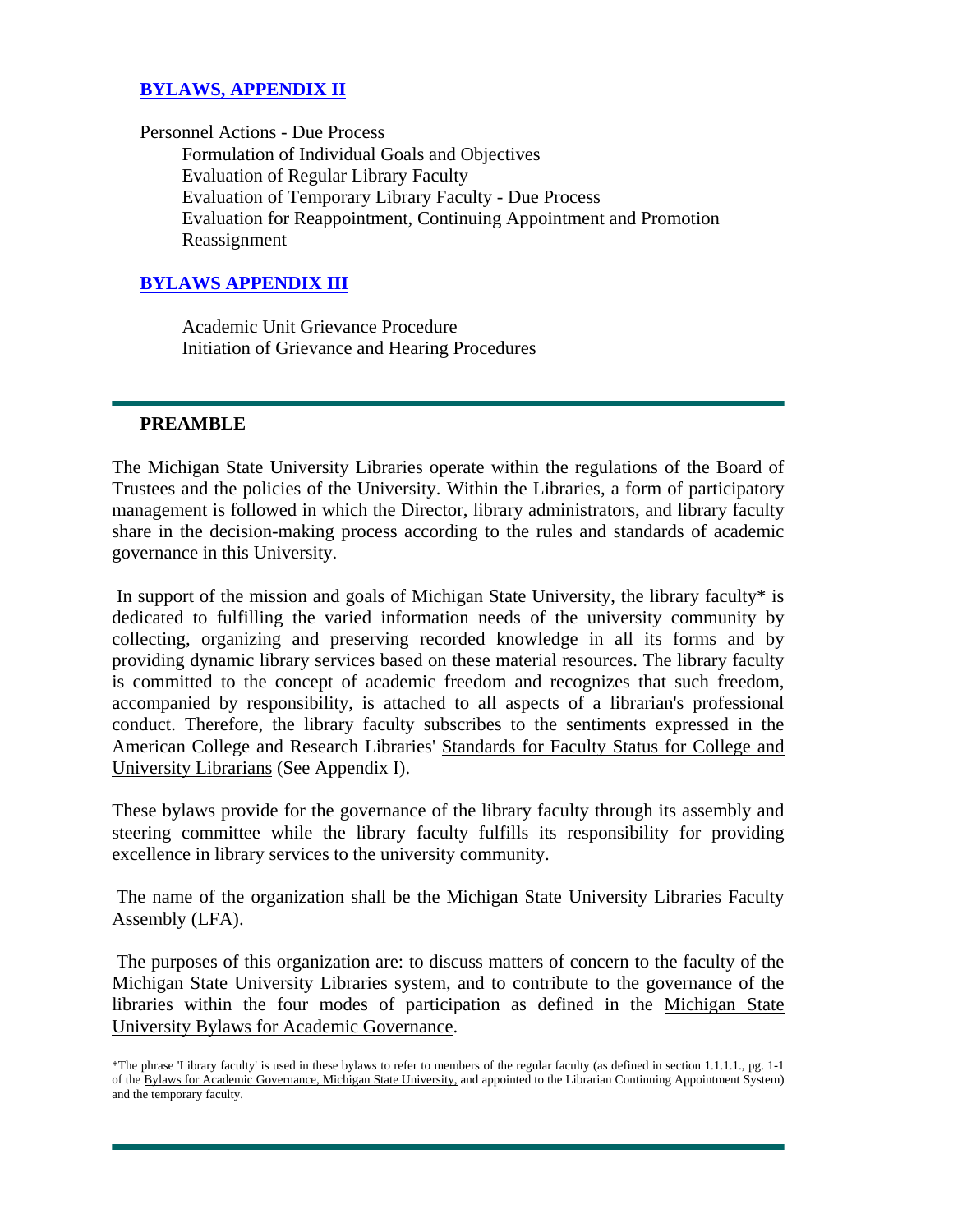**[BYLAWS, APPENDIX II](#)**

Personnel Actions - Due Process

- Formulation of Individual Goals and Objectives
- Evaluation of Regular Library Faculty
- Evaluation of Temporary Library Faculty - Due Process
- Evaluation for Reappointment, Continuing Appointment and Promotion
- Reassignment

**[BYLAWS APPENDIX III](#)**

- Academic Unit Grievance Procedure
- Initiation of Grievance and Hearing Procedures

---

**PREAMBLE**

The Michigan State University Libraries operate within the regulations of the Board of Trustees and the policies of the University. Within the Libraries, a form of participatory management is followed in which the Director, library administrators, and library faculty share in the decision-making process according to the rules and standards of academic governance in this University.

In support of the mission and goals of Michigan State University, the library faculty* is dedicated to fulfilling the varied information needs of the university community by collecting, organizing and preserving recorded knowledge in all its forms and by providing dynamic library services based on these material resources. The library faculty is committed to the concept of academic freedom and recognizes that such freedom, accompanied by responsibility, is attached to all aspects of a librarian's professional conduct. Therefore, the library faculty subscribes to the sentiments expressed in the American College and Research Libraries' Standards for Faculty Status for College and University Librarians (See Appendix I).

These bylaws provide for the governance of the library faculty through its assembly and steering committee while the library faculty fulfills its responsibility for providing excellence in library services to the university community.

The name of the organization shall be the Michigan State University Libraries Faculty Assembly (LFA).

The purposes of this organization are: to discuss matters of concern to the faculty of the Michigan State University Libraries system, and to contribute to the governance of the libraries within the four modes of participation as defined in the Michigan State University Bylaws for Academic Governance.

*The phrase 'Library faculty' is used in these bylaws to refer to members of the regular faculty (as defined in section 1.1.1.1., pg. 1-1 of the Bylaws for Academic Governance, Michigan State University, and appointed to the Librarian Continuing Appointment System) and the temporary faculty.

---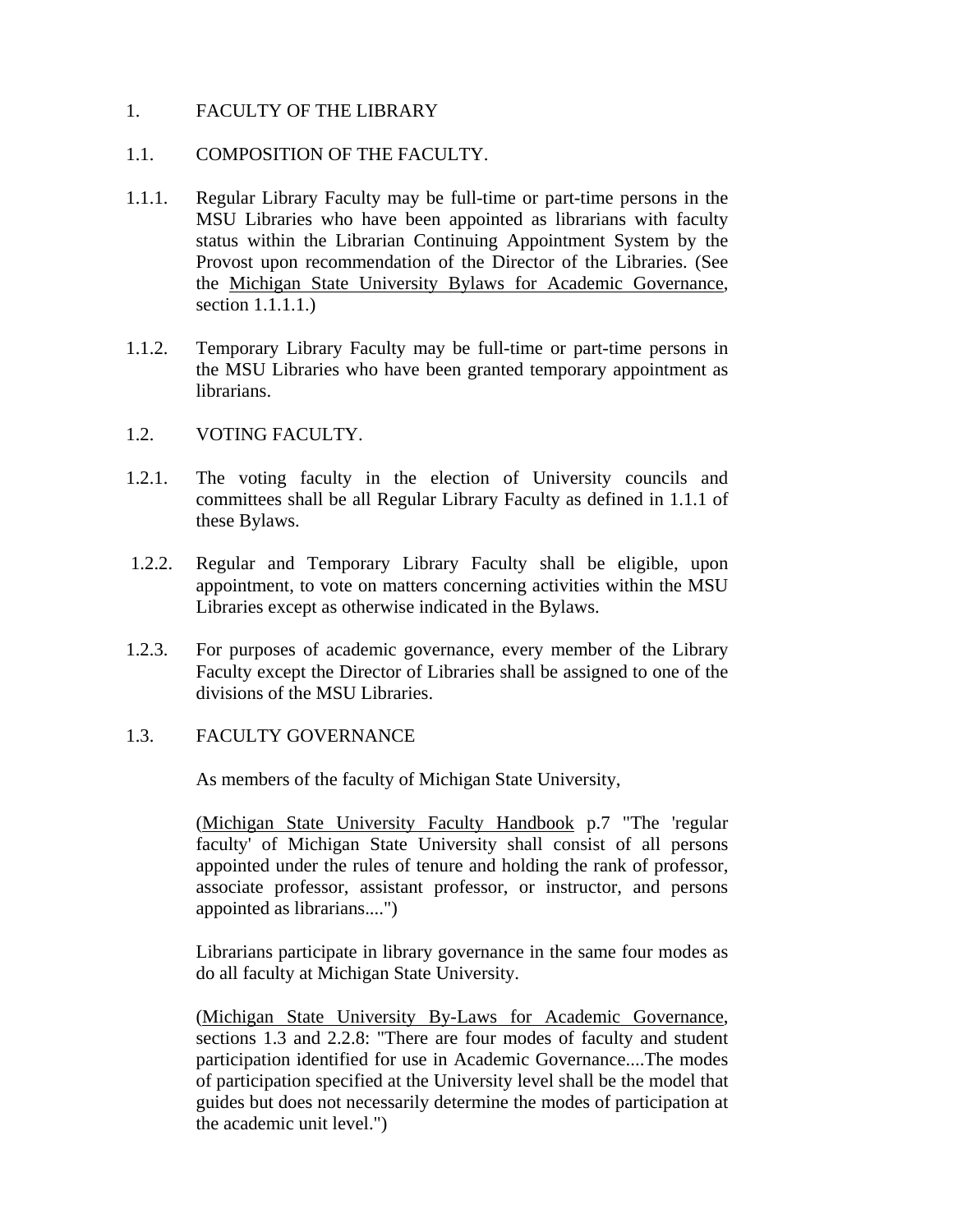# 1. FACULTY OF THE LIBRARY

## 1.1. COMPOSITION OF THE FACULTY.

1.1.1. Regular Library Faculty may be full-time or part-time persons in the MSU Libraries who have been appointed as librarians with faculty status within the Librarian Continuing Appointment System by the Provost upon recommendation of the Director of the Libraries. (See the Michigan State University Bylaws for Academic Governance, section 1.1.1.1.)

1.1.2. Temporary Library Faculty may be full-time or part-time persons in the MSU Libraries who have been granted temporary appointment as librarians.

## 1.2. VOTING FACULTY.

1.2.1. The voting faculty in the election of University councils and committees shall be all Regular Library Faculty as defined in 1.1.1 of these Bylaws.

1.2.2. Regular and Temporary Library Faculty shall be eligible, upon appointment, to vote on matters concerning activities within the MSU Libraries except as otherwise indicated in the Bylaws.

1.2.3. For purposes of academic governance, every member of the Library Faculty except the Director of Libraries shall be assigned to one of the divisions of the MSU Libraries.

## 1.3. FACULTY GOVERNANCE

As members of the faculty of Michigan State University,

(Michigan State University Faculty Handbook p.7 "The 'regular faculty' of Michigan State University shall consist of all persons appointed under the rules of tenure and holding the rank of professor, associate professor, assistant professor, or instructor, and persons appointed as librarians....")

Librarians participate in library governance in the same four modes as do all faculty at Michigan State University.

(Michigan State University By-Laws for Academic Governance, sections 1.3 and 2.2.8: "There are four modes of faculty and student participation identified for use in Academic Governance....The modes of participation specified at the University level shall be the model that guides but does not necessarily determine the modes of participation at the academic unit level.")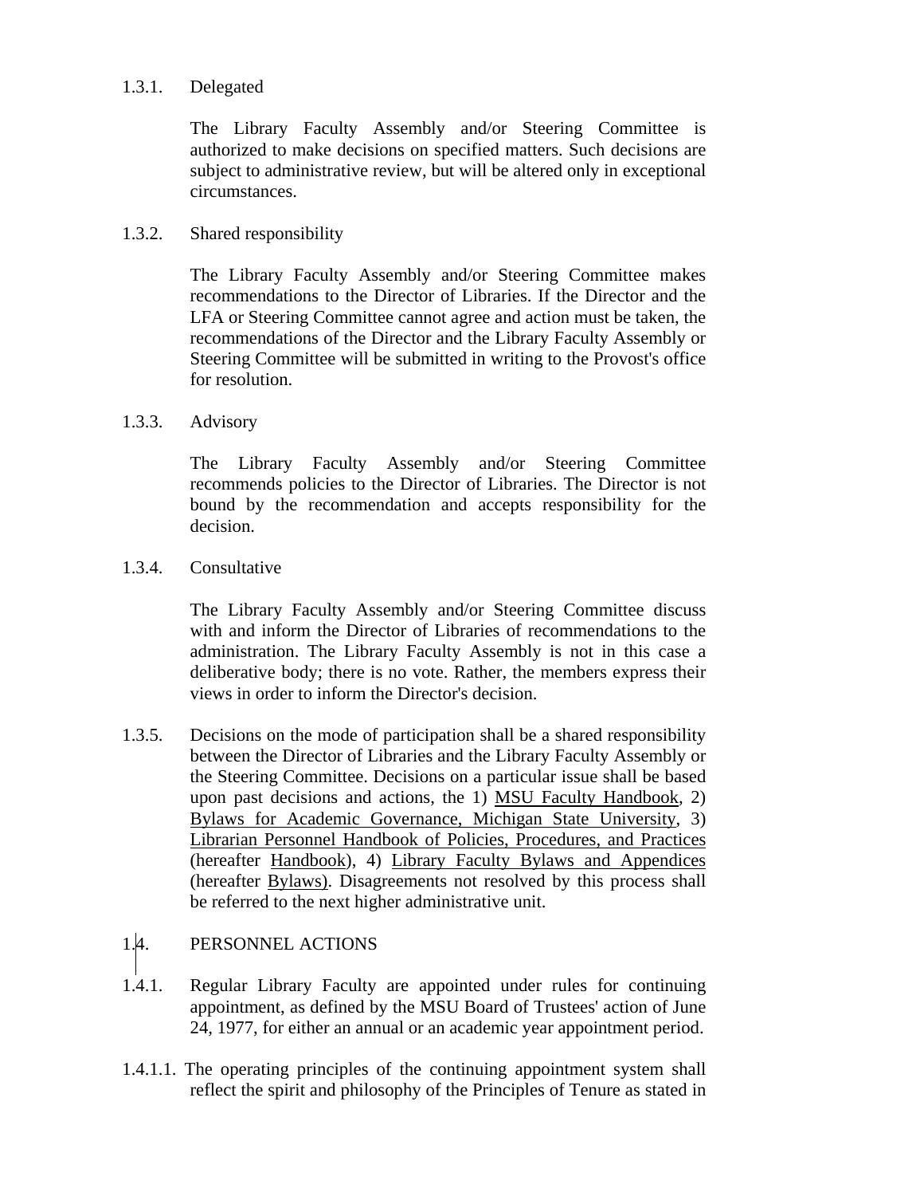1.3.1. Delegated

The Library Faculty Assembly and/or Steering Committee is authorized to make decisions on specified matters. Such decisions are subject to administrative review, but will be altered only in exceptional circumstances.

1.3.2. Shared responsibility

The Library Faculty Assembly and/or Steering Committee makes recommendations to the Director of Libraries. If the Director and the LFA or Steering Committee cannot agree and action must be taken, the recommendations of the Director and the Library Faculty Assembly or Steering Committee will be submitted in writing to the Provost's office for resolution.

1.3.3. Advisory

The Library Faculty Assembly and/or Steering Committee recommends policies to the Director of Libraries. The Director is not bound by the recommendation and accepts responsibility for the decision.

1.3.4. Consultative

The Library Faculty Assembly and/or Steering Committee discuss with and inform the Director of Libraries of recommendations to the administration. The Library Faculty Assembly is not in this case a deliberative body; there is no vote. Rather, the members express their views in order to inform the Director's decision.

1.3.5. Decisions on the mode of participation shall be a shared responsibility between the Director of Libraries and the Library Faculty Assembly or the Steering Committee. Decisions on a particular issue shall be based upon past decisions and actions, the 1) <u>MSU Faculty Handbook</u>, 2) <u>Bylaws for Academic Governance, Michigan State University</u>, 3) <u>Librarian Personnel Handbook of Policies, Procedures, and Practices</u> (hereafter <u>Handbook</u>), 4) <u>Library Faculty Bylaws and Appendices</u> (hereafter <u>Bylaws)</u>. Disagreements not resolved by this process shall be referred to the next higher administrative unit.

## 1.4. PERSONNEL ACTIONS

1.4.1. Regular Library Faculty are appointed under rules for continuing appointment, as defined by the MSU Board of Trustees' action of June 24, 1977, for either an annual or an academic year appointment period.

1.4.1.1. The operating principles of the continuing appointment system shall reflect the spirit and philosophy of the Principles of Tenure as stated in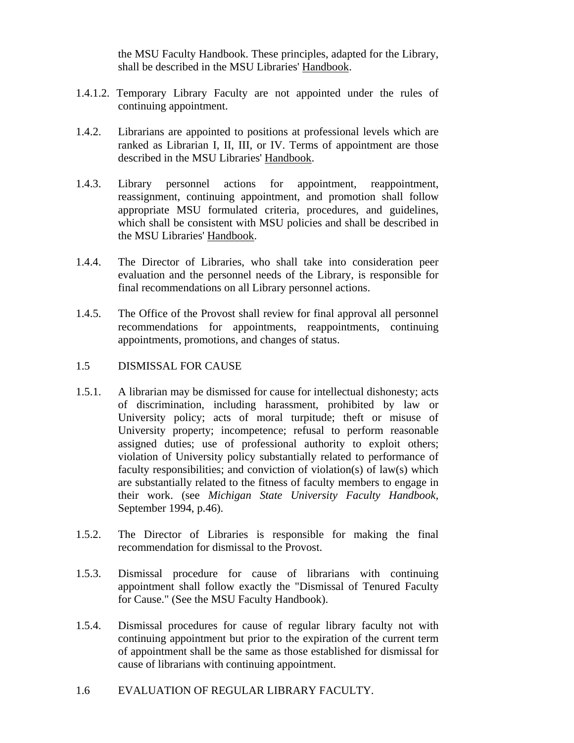the MSU Faculty Handbook. These principles, adapted for the Library, shall be described in the MSU Libraries' Handbook.

1.4.1.2. Temporary Library Faculty are not appointed under the rules of continuing appointment.

1.4.2. Librarians are appointed to positions at professional levels which are ranked as Librarian I, II, III, or IV. Terms of appointment are those described in the MSU Libraries' Handbook.

1.4.3. Library personnel actions for appointment, reappointment, reassignment, continuing appointment, and promotion shall follow appropriate MSU formulated criteria, procedures, and guidelines, which shall be consistent with MSU policies and shall be described in the MSU Libraries' Handbook.

1.4.4. The Director of Libraries, who shall take into consideration peer evaluation and the personnel needs of the Library, is responsible for final recommendations on all Library personnel actions.

1.4.5. The Office of the Provost shall review for final approval all personnel recommendations for appointments, reappointments, continuing appointments, promotions, and changes of status.

1.5 DISMISSAL FOR CAUSE

1.5.1. A librarian may be dismissed for cause for intellectual dishonesty; acts of discrimination, including harassment, prohibited by law or University policy; acts of moral turpitude; theft or misuse of University property; incompetence; refusal to perform reasonable assigned duties; use of professional authority to exploit others; violation of University policy substantially related to performance of faculty responsibilities; and conviction of violation(s) of law(s) which are substantially related to the fitness of faculty members to engage in their work. (see *Michigan State University Faculty Handbook*, September 1994, p.46).

1.5.2. The Director of Libraries is responsible for making the final recommendation for dismissal to the Provost.

1.5.3. Dismissal procedure for cause of librarians with continuing appointment shall follow exactly the "Dismissal of Tenured Faculty for Cause." (See the MSU Faculty Handbook).

1.5.4. Dismissal procedures for cause of regular library faculty not with continuing appointment but prior to the expiration of the current term of appointment shall be the same as those established for dismissal for cause of librarians with continuing appointment.

1.6 EVALUATION OF REGULAR LIBRARY FACULTY.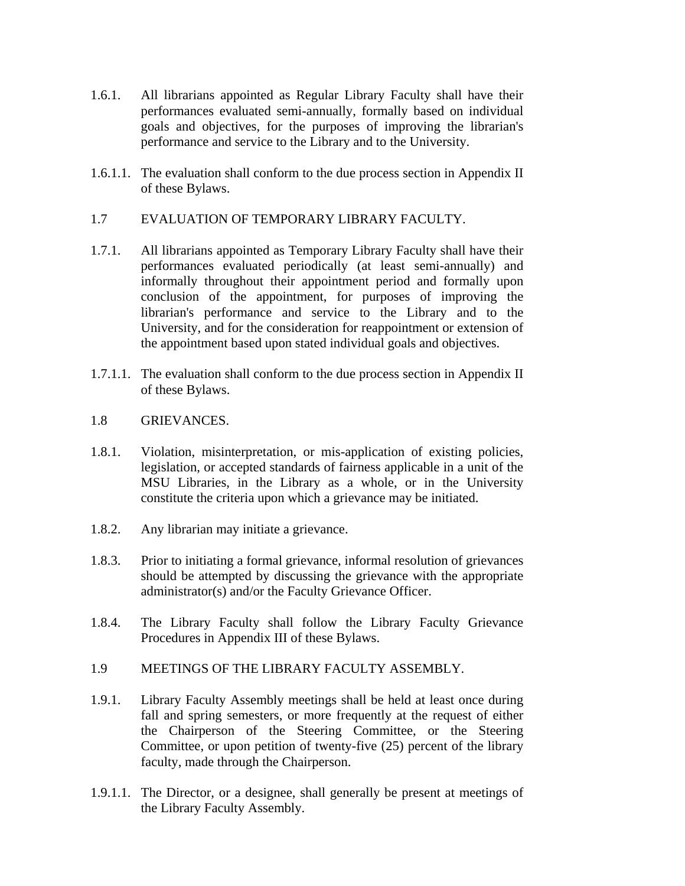1.6.1. All librarians appointed as Regular Library Faculty shall have their performances evaluated semi-annually, formally based on individual goals and objectives, for the purposes of improving the librarian's performance and service to the Library and to the University.

1.6.1.1. The evaluation shall conform to the due process section in Appendix II of these Bylaws.

1.7 EVALUATION OF TEMPORARY LIBRARY FACULTY.

1.7.1. All librarians appointed as Temporary Library Faculty shall have their performances evaluated periodically (at least semi-annually) and informally throughout their appointment period and formally upon conclusion of the appointment, for purposes of improving the librarian's performance and service to the Library and to the University, and for the consideration for reappointment or extension of the appointment based upon stated individual goals and objectives.

1.7.1.1. The evaluation shall conform to the due process section in Appendix II of these Bylaws.

1.8 GRIEVANCES.

1.8.1. Violation, misinterpretation, or mis-application of existing policies, legislation, or accepted standards of fairness applicable in a unit of the MSU Libraries, in the Library as a whole, or in the University constitute the criteria upon which a grievance may be initiated.

1.8.2. Any librarian may initiate a grievance.

1.8.3. Prior to initiating a formal grievance, informal resolution of grievances should be attempted by discussing the grievance with the appropriate administrator(s) and/or the Faculty Grievance Officer.

1.8.4. The Library Faculty shall follow the Library Faculty Grievance Procedures in Appendix III of these Bylaws.

1.9 MEETINGS OF THE LIBRARY FACULTY ASSEMBLY.

1.9.1. Library Faculty Assembly meetings shall be held at least once during fall and spring semesters, or more frequently at the request of either the Chairperson of the Steering Committee, or the Steering Committee, or upon petition of twenty-five (25) percent of the library faculty, made through the Chairperson.

1.9.1.1. The Director, or a designee, shall generally be present at meetings of the Library Faculty Assembly.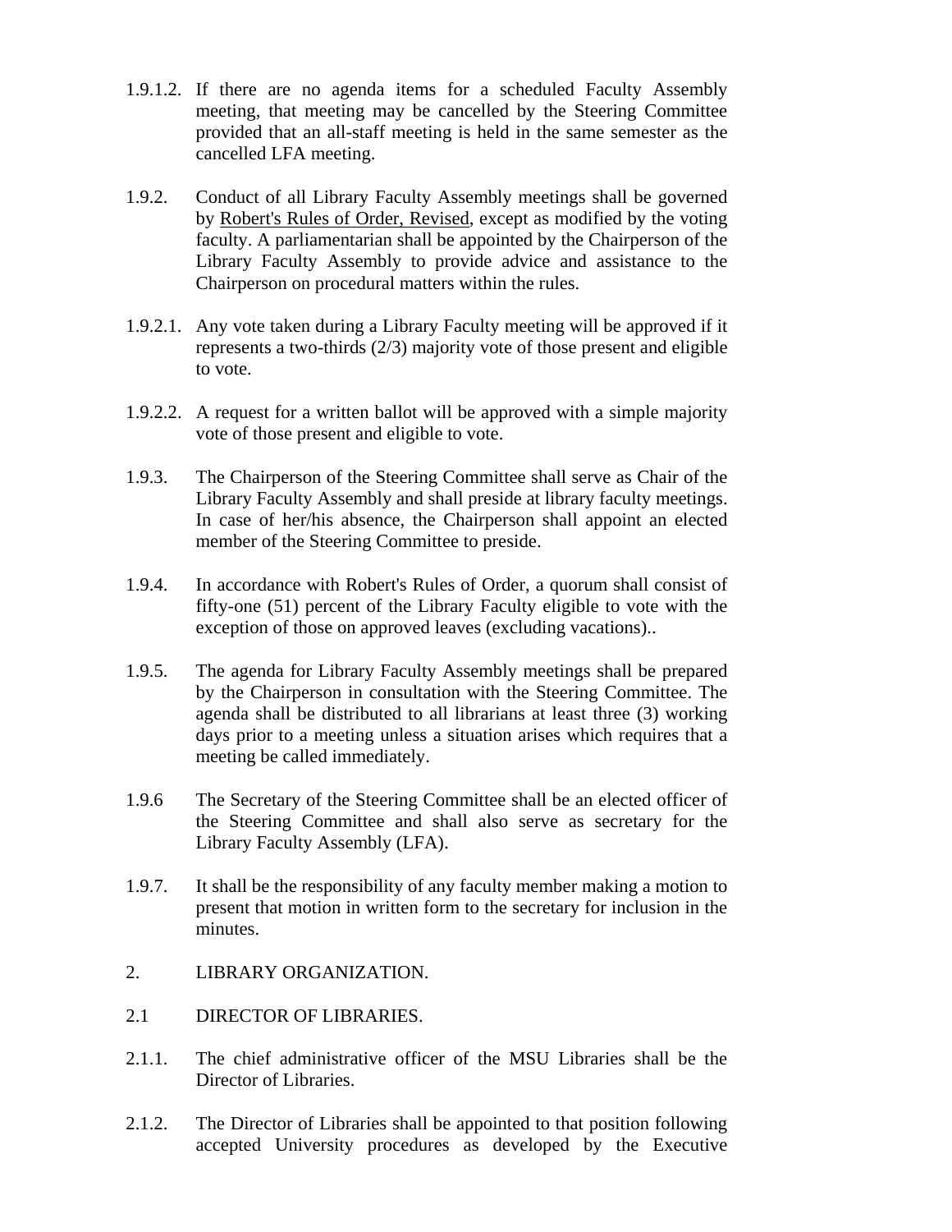1.9.1.2. If there are no agenda items for a scheduled Faculty Assembly meeting, that meeting may be cancelled by the Steering Committee provided that an all-staff meeting is held in the same semester as the cancelled LFA meeting.

1.9.2. Conduct of all Library Faculty Assembly meetings shall be governed by Robert's Rules of Order, Revised, except as modified by the voting faculty. A parliamentarian shall be appointed by the Chairperson of the Library Faculty Assembly to provide advice and assistance to the Chairperson on procedural matters within the rules.

1.9.2.1. Any vote taken during a Library Faculty meeting will be approved if it represents a two-thirds (2/3) majority vote of those present and eligible to vote.

1.9.2.2. A request for a written ballot will be approved with a simple majority vote of those present and eligible to vote.

1.9.3. The Chairperson of the Steering Committee shall serve as Chair of the Library Faculty Assembly and shall preside at library faculty meetings. In case of her/his absence, the Chairperson shall appoint an elected member of the Steering Committee to preside.

1.9.4. In accordance with Robert's Rules of Order, a quorum shall consist of fifty-one (51) percent of the Library Faculty eligible to vote with the exception of those on approved leaves (excluding vacations)..

1.9.5. The agenda for Library Faculty Assembly meetings shall be prepared by the Chairperson in consultation with the Steering Committee. The agenda shall be distributed to all librarians at least three (3) working days prior to a meeting unless a situation arises which requires that a meeting be called immediately.

1.9.6 The Secretary of the Steering Committee shall be an elected officer of the Steering Committee and shall also serve as secretary for the Library Faculty Assembly (LFA).

1.9.7. It shall be the responsibility of any faculty member making a motion to present that motion in written form to the secretary for inclusion in the minutes.

## 2. LIBRARY ORGANIZATION.

### 2.1 DIRECTOR OF LIBRARIES.

2.1.1. The chief administrative officer of the MSU Libraries shall be the Director of Libraries.

2.1.2. The Director of Libraries shall be appointed to that position following accepted University procedures as developed by the Executive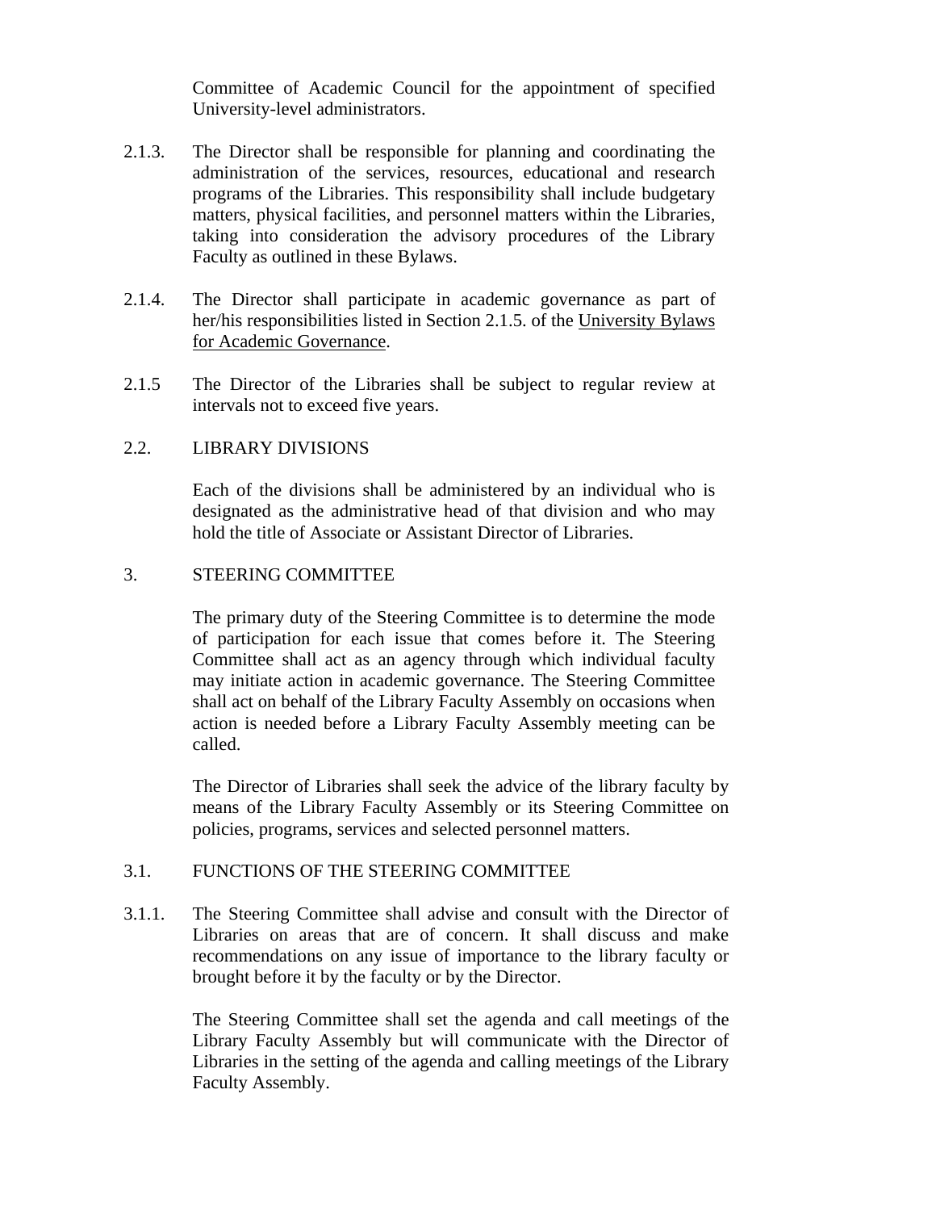Committee of Academic Council for the appointment of specified University-level administrators.

2.1.3. The Director shall be responsible for planning and coordinating the administration of the services, resources, educational and research programs of the Libraries. This responsibility shall include budgetary matters, physical facilities, and personnel matters within the Libraries, taking into consideration the advisory procedures of the Library Faculty as outlined in these Bylaws.

2.1.4. The Director shall participate in academic governance as part of her/his responsibilities listed in Section 2.1.5. of the University Bylaws for Academic Governance.

2.1.5 The Director of the Libraries shall be subject to regular review at intervals not to exceed five years.

## 2.2. LIBRARY DIVISIONS

Each of the divisions shall be administered by an individual who is designated as the administrative head of that division and who may hold the title of Associate or Assistant Director of Libraries.

# 3. STEERING COMMITTEE

The primary duty of the Steering Committee is to determine the mode of participation for each issue that comes before it. The Steering Committee shall act as an agency through which individual faculty may initiate action in academic governance. The Steering Committee shall act on behalf of the Library Faculty Assembly on occasions when action is needed before a Library Faculty Assembly meeting can be called.

The Director of Libraries shall seek the advice of the library faculty by means of the Library Faculty Assembly or its Steering Committee on policies, programs, services and selected personnel matters.

## 3.1. FUNCTIONS OF THE STEERING COMMITTEE

3.1.1. The Steering Committee shall advise and consult with the Director of Libraries on areas that are of concern. It shall discuss and make recommendations on any issue of importance to the library faculty or brought before it by the faculty or by the Director.

The Steering Committee shall set the agenda and call meetings of the Library Faculty Assembly but will communicate with the Director of Libraries in the setting of the agenda and calling meetings of the Library Faculty Assembly.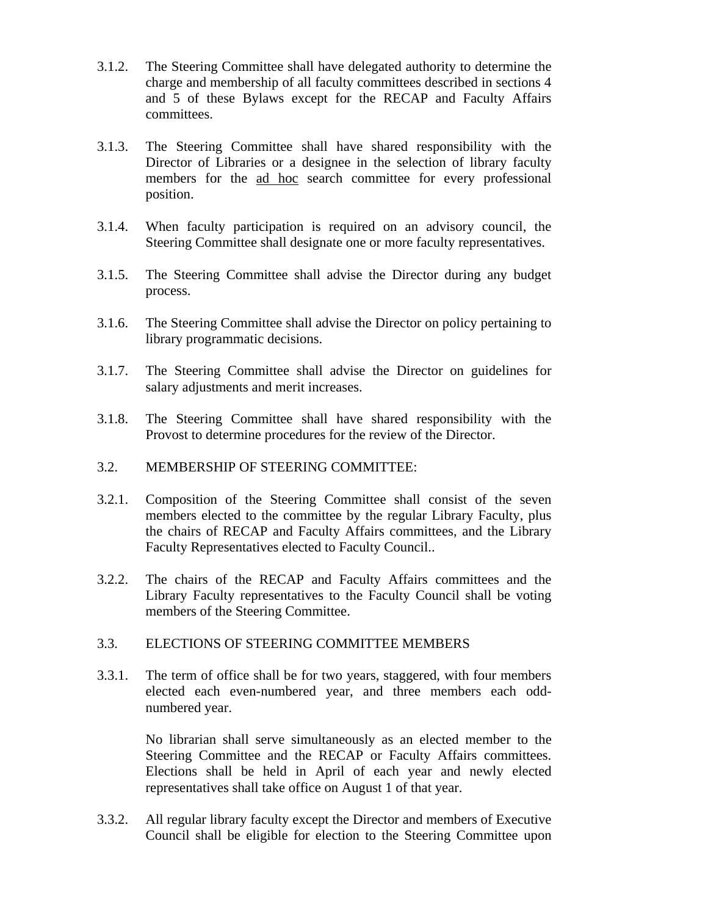3.1.2. The Steering Committee shall have delegated authority to determine the charge and membership of all faculty committees described in sections 4 and 5 of these Bylaws except for the RECAP and Faculty Affairs committees.

3.1.3. The Steering Committee shall have shared responsibility with the Director of Libraries or a designee in the selection of library faculty members for the ad hoc search committee for every professional position.

3.1.4. When faculty participation is required on an advisory council, the Steering Committee shall designate one or more faculty representatives.

3.1.5. The Steering Committee shall advise the Director during any budget process.

3.1.6. The Steering Committee shall advise the Director on policy pertaining to library programmatic decisions.

3.1.7. The Steering Committee shall advise the Director on guidelines for salary adjustments and merit increases.

3.1.8. The Steering Committee shall have shared responsibility with the Provost to determine procedures for the review of the Director.

3.2. MEMBERSHIP OF STEERING COMMITTEE:

3.2.1. Composition of the Steering Committee shall consist of the seven members elected to the committee by the regular Library Faculty, plus the chairs of RECAP and Faculty Affairs committees, and the Library Faculty Representatives elected to Faculty Council..

3.2.2. The chairs of the RECAP and Faculty Affairs committees and the Library Faculty representatives to the Faculty Council shall be voting members of the Steering Committee.

3.3. ELECTIONS OF STEERING COMMITTEE MEMBERS

3.3.1. The term of office shall be for two years, staggered, with four members elected each even-numbered year, and three members each odd-numbered year.

No librarian shall serve simultaneously as an elected member to the Steering Committee and the RECAP or Faculty Affairs committees. Elections shall be held in April of each year and newly elected representatives shall take office on August 1 of that year.

3.3.2. All regular library faculty except the Director and members of Executive Council shall be eligible for election to the Steering Committee upon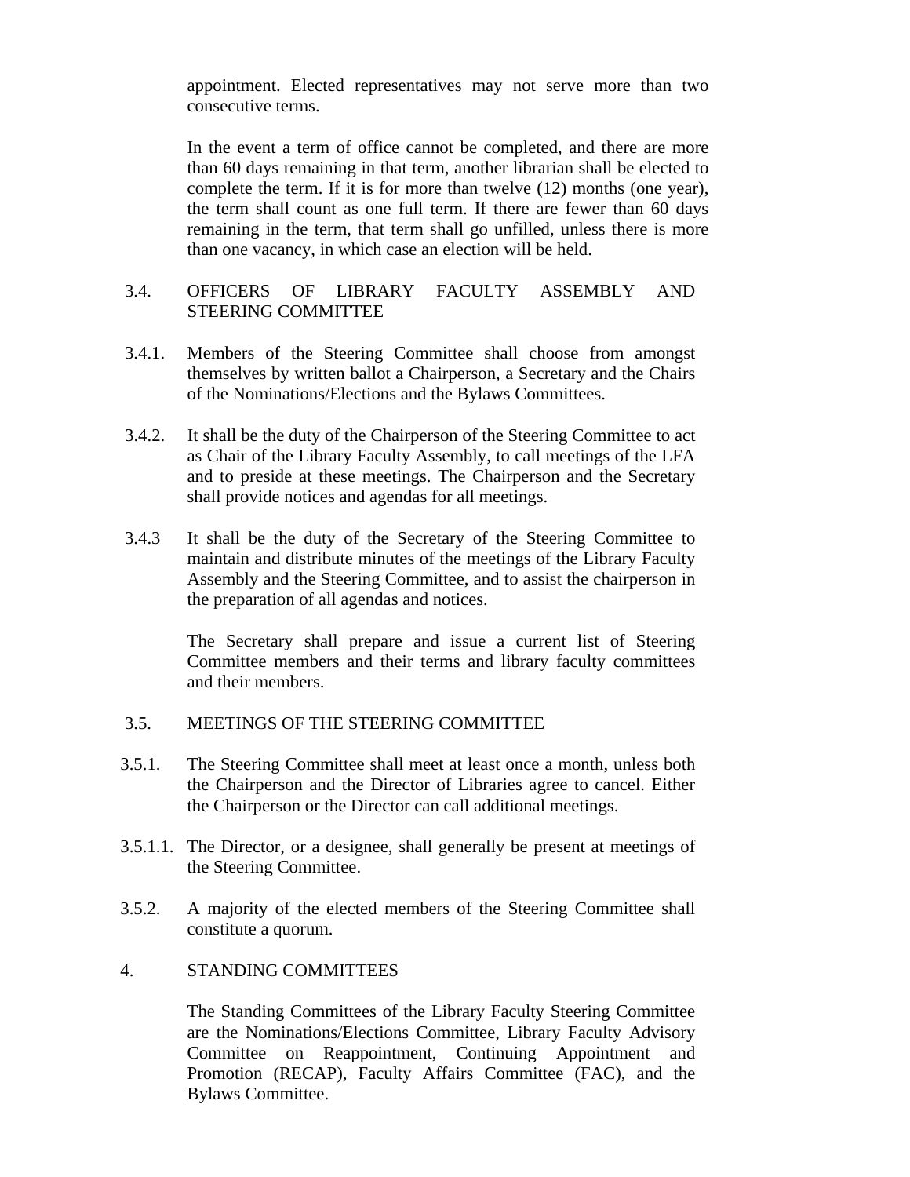appointment. Elected representatives may not serve more than two consecutive terms.

In the event a term of office cannot be completed, and there are more than 60 days remaining in that term, another librarian shall be elected to complete the term. If it is for more than twelve (12) months (one year), the term shall count as one full term. If there are fewer than 60 days remaining in the term, that term shall go unfilled, unless there is more than one vacancy, in which case an election will be held.

3.4. OFFICERS OF LIBRARY FACULTY ASSEMBLY AND STEERING COMMITTEE

3.4.1. Members of the Steering Committee shall choose from amongst themselves by written ballot a Chairperson, a Secretary and the Chairs of the Nominations/Elections and the Bylaws Committees.

3.4.2. It shall be the duty of the Chairperson of the Steering Committee to act as Chair of the Library Faculty Assembly, to call meetings of the LFA and to preside at these meetings. The Chairperson and the Secretary shall provide notices and agendas for all meetings.

3.4.3 It shall be the duty of the Secretary of the Steering Committee to maintain and distribute minutes of the meetings of the Library Faculty Assembly and the Steering Committee, and to assist the chairperson in the preparation of all agendas and notices.

The Secretary shall prepare and issue a current list of Steering Committee members and their terms and library faculty committees and their members.

3.5. MEETINGS OF THE STEERING COMMITTEE

3.5.1. The Steering Committee shall meet at least once a month, unless both the Chairperson and the Director of Libraries agree to cancel. Either the Chairperson or the Director can call additional meetings.

3.5.1.1. The Director, or a designee, shall generally be present at meetings of the Steering Committee.

3.5.2. A majority of the elected members of the Steering Committee shall constitute a quorum.

4. STANDING COMMITTEES

The Standing Committees of the Library Faculty Steering Committee are the Nominations/Elections Committee, Library Faculty Advisory Committee on Reappointment, Continuing Appointment and Promotion (RECAP), Faculty Affairs Committee (FAC), and the Bylaws Committee.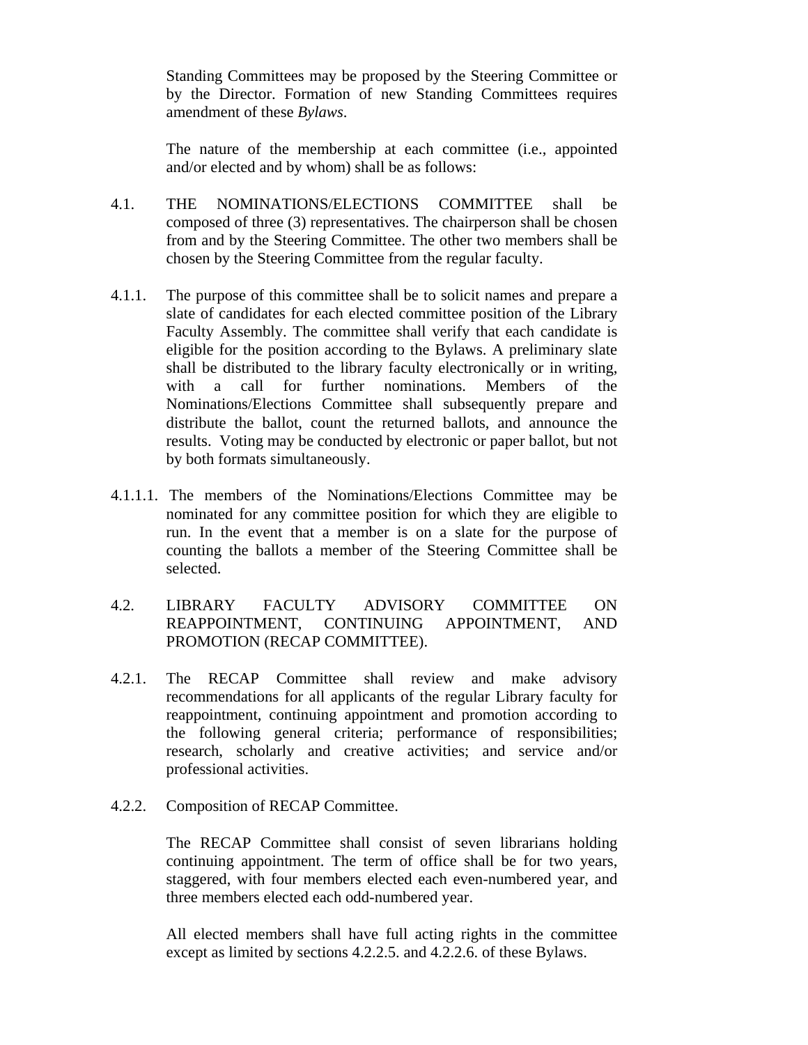Standing Committees may be proposed by the Steering Committee or by the Director. Formation of new Standing Committees requires amendment of these *Bylaws*.

The nature of the membership at each committee (i.e., appointed and/or elected and by whom) shall be as follows:

4.1. THE NOMINATIONS/ELECTIONS COMMITTEE shall be composed of three (3) representatives. The chairperson shall be chosen from and by the Steering Committee. The other two members shall be chosen by the Steering Committee from the regular faculty.

4.1.1. The purpose of this committee shall be to solicit names and prepare a slate of candidates for each elected committee position of the Library Faculty Assembly. The committee shall verify that each candidate is eligible for the position according to the Bylaws. A preliminary slate shall be distributed to the library faculty electronically or in writing, with a call for further nominations. Members of the Nominations/Elections Committee shall subsequently prepare and distribute the ballot, count the returned ballots, and announce the results. Voting may be conducted by electronic or paper ballot, but not by both formats simultaneously.

4.1.1.1. The members of the Nominations/Elections Committee may be nominated for any committee position for which they are eligible to run. In the event that a member is on a slate for the purpose of counting the ballots a member of the Steering Committee shall be selected.

4.2. LIBRARY FACULTY ADVISORY COMMITTEE ON REAPPOINTMENT, CONTINUING APPOINTMENT, AND PROMOTION (RECAP COMMITTEE).

4.2.1. The RECAP Committee shall review and make advisory recommendations for all applicants of the regular Library faculty for reappointment, continuing appointment and promotion according to the following general criteria; performance of responsibilities; research, scholarly and creative activities; and service and/or professional activities.

4.2.2. Composition of RECAP Committee.

The RECAP Committee shall consist of seven librarians holding continuing appointment. The term of office shall be for two years, staggered, with four members elected each even-numbered year, and three members elected each odd-numbered year.

All elected members shall have full acting rights in the committee except as limited by sections 4.2.2.5. and 4.2.2.6. of these Bylaws.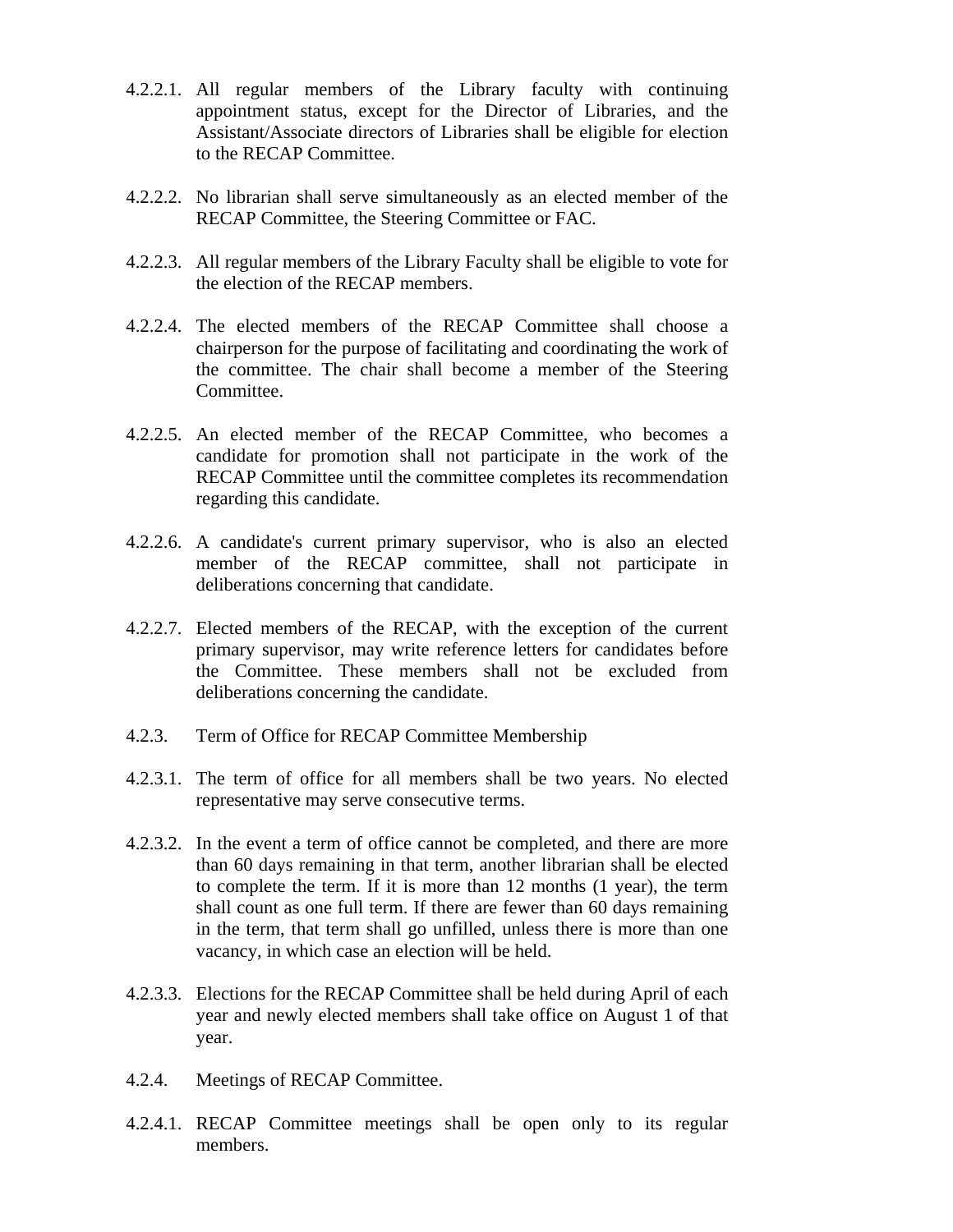4.2.2.1. All regular members of the Library faculty with continuing appointment status, except for the Director of Libraries, and the Assistant/Associate directors of Libraries shall be eligible for election to the RECAP Committee.

4.2.2.2. No librarian shall serve simultaneously as an elected member of the RECAP Committee, the Steering Committee or FAC.

4.2.2.3. All regular members of the Library Faculty shall be eligible to vote for the election of the RECAP members.

4.2.2.4. The elected members of the RECAP Committee shall choose a chairperson for the purpose of facilitating and coordinating the work of the committee. The chair shall become a member of the Steering Committee.

4.2.2.5. An elected member of the RECAP Committee, who becomes a candidate for promotion shall not participate in the work of the RECAP Committee until the committee completes its recommendation regarding this candidate.

4.2.2.6. A candidate's current primary supervisor, who is also an elected member of the RECAP committee, shall not participate in deliberations concerning that candidate.

4.2.2.7. Elected members of the RECAP, with the exception of the current primary supervisor, may write reference letters for candidates before the Committee. These members shall not be excluded from deliberations concerning the candidate.

4.2.3. Term of Office for RECAP Committee Membership

4.2.3.1. The term of office for all members shall be two years. No elected representative may serve consecutive terms.

4.2.3.2. In the event a term of office cannot be completed, and there are more than 60 days remaining in that term, another librarian shall be elected to complete the term. If it is more than 12 months (1 year), the term shall count as one full term. If there are fewer than 60 days remaining in the term, that term shall go unfilled, unless there is more than one vacancy, in which case an election will be held.

4.2.3.3. Elections for the RECAP Committee shall be held during April of each year and newly elected members shall take office on August 1 of that year.

4.2.4. Meetings of RECAP Committee.

4.2.4.1. RECAP Committee meetings shall be open only to its regular members.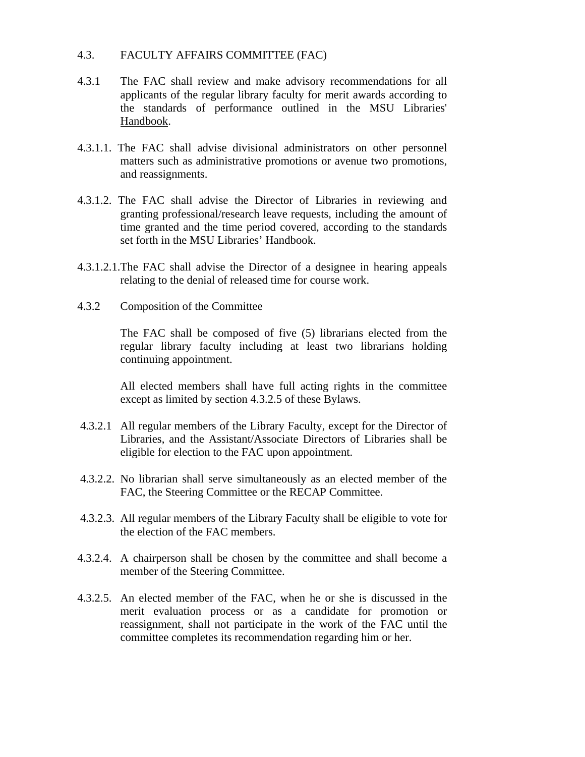## 4.3. FACULTY AFFAIRS COMMITTEE (FAC)

4.3.1 The FAC shall review and make advisory recommendations for all applicants of the regular library faculty for merit awards according to the standards of performance outlined in the MSU Libraries' Handbook.

4.3.1.1. The FAC shall advise divisional administrators on other personnel matters such as administrative promotions or avenue two promotions, and reassignments.

4.3.1.2. The FAC shall advise the Director of Libraries in reviewing and granting professional/research leave requests, including the amount of time granted and the time period covered, according to the standards set forth in the MSU Libraries' Handbook.

4.3.1.2.1.The FAC shall advise the Director of a designee in hearing appeals relating to the denial of released time for course work.

4.3.2 Composition of the Committee

The FAC shall be composed of five (5) librarians elected from the regular library faculty including at least two librarians holding continuing appointment.

All elected members shall have full acting rights in the committee except as limited by section 4.3.2.5 of these Bylaws.

4.3.2.1 All regular members of the Library Faculty, except for the Director of Libraries, and the Assistant/Associate Directors of Libraries shall be eligible for election to the FAC upon appointment.

4.3.2.2. No librarian shall serve simultaneously as an elected member of the FAC, the Steering Committee or the RECAP Committee.

4.3.2.3. All regular members of the Library Faculty shall be eligible to vote for the election of the FAC members.

4.3.2.4. A chairperson shall be chosen by the committee and shall become a member of the Steering Committee.

4.3.2.5. An elected member of the FAC, when he or she is discussed in the merit evaluation process or as a candidate for promotion or reassignment, shall not participate in the work of the FAC until the committee completes its recommendation regarding him or her.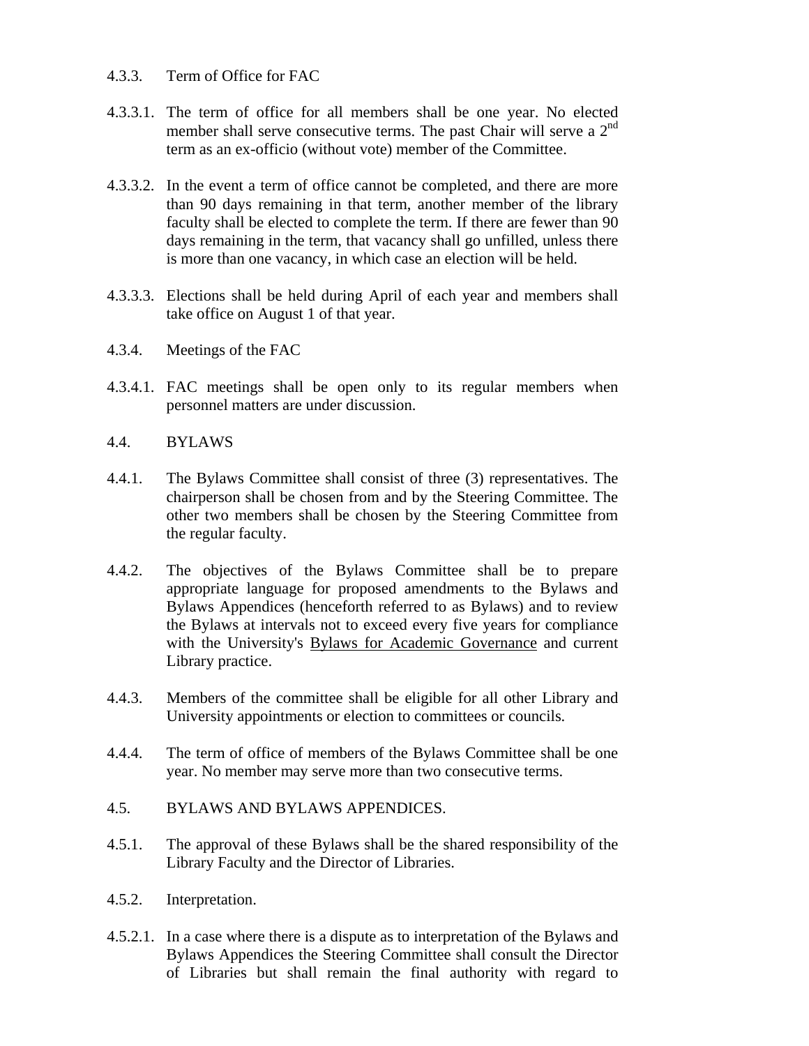4.3.3. Term of Office for FAC

4.3.3.1. The term of office for all members shall be one year. No elected member shall serve consecutive terms. The past Chair will serve a 2nd term as an ex-officio (without vote) member of the Committee.

4.3.3.2. In the event a term of office cannot be completed, and there are more than 90 days remaining in that term, another member of the library faculty shall be elected to complete the term. If there are fewer than 90 days remaining in the term, that vacancy shall go unfilled, unless there is more than one vacancy, in which case an election will be held.

4.3.3.3. Elections shall be held during April of each year and members shall take office on August 1 of that year.

4.3.4. Meetings of the FAC

4.3.4.1. FAC meetings shall be open only to its regular members when personnel matters are under discussion.

4.4. BYLAWS

4.4.1. The Bylaws Committee shall consist of three (3) representatives. The chairperson shall be chosen from and by the Steering Committee. The other two members shall be chosen by the Steering Committee from the regular faculty.

4.4.2. The objectives of the Bylaws Committee shall be to prepare appropriate language for proposed amendments to the Bylaws and Bylaws Appendices (henceforth referred to as Bylaws) and to review the Bylaws at intervals not to exceed every five years for compliance with the University's Bylaws for Academic Governance and current Library practice.

4.4.3. Members of the committee shall be eligible for all other Library and University appointments or election to committees or councils.

4.4.4. The term of office of members of the Bylaws Committee shall be one year. No member may serve more than two consecutive terms.

4.5. BYLAWS AND BYLAWS APPENDICES.

4.5.1. The approval of these Bylaws shall be the shared responsibility of the Library Faculty and the Director of Libraries.

4.5.2. Interpretation.

4.5.2.1. In a case where there is a dispute as to interpretation of the Bylaws and Bylaws Appendices the Steering Committee shall consult the Director of Libraries but shall remain the final authority with regard to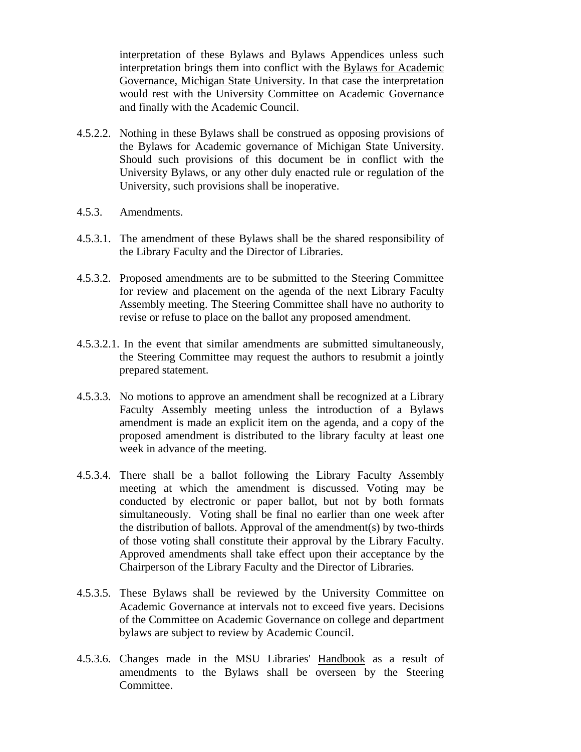interpretation of these Bylaws and Bylaws Appendices unless such interpretation brings them into conflict with the Bylaws for Academic Governance, Michigan State University. In that case the interpretation would rest with the University Committee on Academic Governance and finally with the Academic Council.

4.5.2.2. Nothing in these Bylaws shall be construed as opposing provisions of the Bylaws for Academic governance of Michigan State University. Should such provisions of this document be in conflict with the University Bylaws, or any other duly enacted rule or regulation of the University, such provisions shall be inoperative.

4.5.3. Amendments.

4.5.3.1. The amendment of these Bylaws shall be the shared responsibility of the Library Faculty and the Director of Libraries.

4.5.3.2. Proposed amendments are to be submitted to the Steering Committee for review and placement on the agenda of the next Library Faculty Assembly meeting. The Steering Committee shall have no authority to revise or refuse to place on the ballot any proposed amendment.

4.5.3.2.1. In the event that similar amendments are submitted simultaneously, the Steering Committee may request the authors to resubmit a jointly prepared statement.

4.5.3.3. No motions to approve an amendment shall be recognized at a Library Faculty Assembly meeting unless the introduction of a Bylaws amendment is made an explicit item on the agenda, and a copy of the proposed amendment is distributed to the library faculty at least one week in advance of the meeting.

4.5.3.4. There shall be a ballot following the Library Faculty Assembly meeting at which the amendment is discussed. Voting may be conducted by electronic or paper ballot, but not by both formats simultaneously. Voting shall be final no earlier than one week after the distribution of ballots. Approval of the amendment(s) by two-thirds of those voting shall constitute their approval by the Library Faculty. Approved amendments shall take effect upon their acceptance by the Chairperson of the Library Faculty and the Director of Libraries.

4.5.3.5. These Bylaws shall be reviewed by the University Committee on Academic Governance at intervals not to exceed five years. Decisions of the Committee on Academic Governance on college and department bylaws are subject to review by Academic Council.

4.5.3.6. Changes made in the MSU Libraries' Handbook as a result of amendments to the Bylaws shall be overseen by the Steering Committee.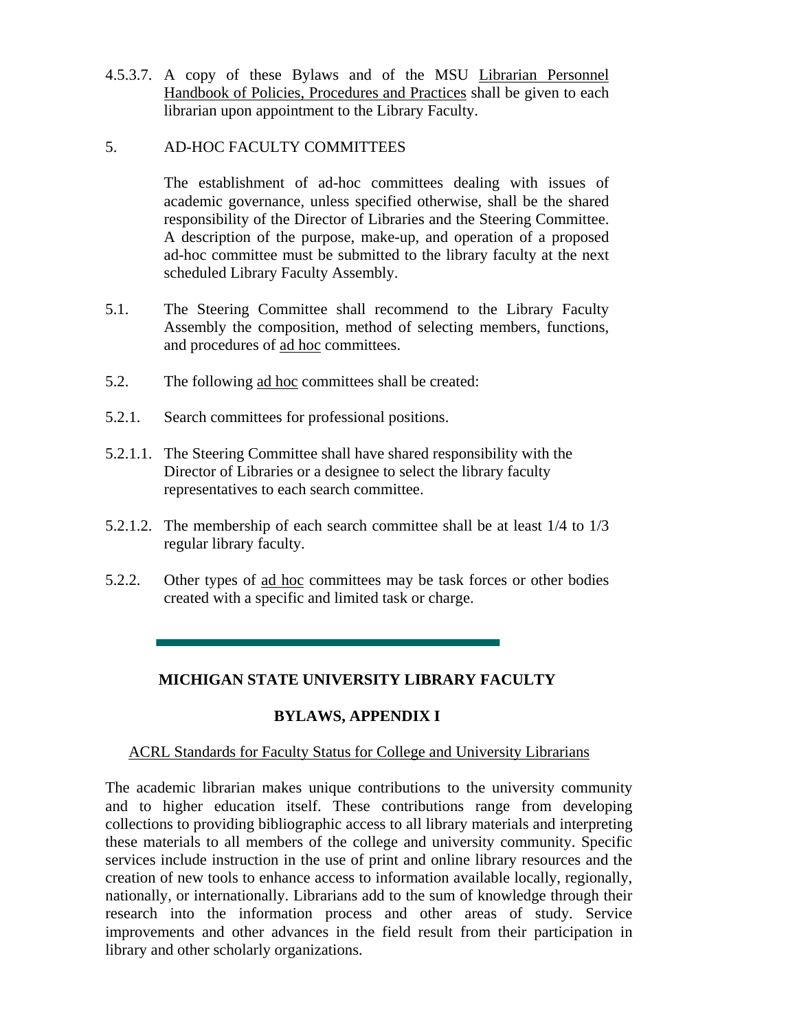4.5.3.7. A copy of these Bylaws and of the MSU Librarian Personnel Handbook of Policies, Procedures and Practices shall be given to each librarian upon appointment to the Library Faculty.

5. AD-HOC FACULTY COMMITTEES

The establishment of ad-hoc committees dealing with issues of academic governance, unless specified otherwise, shall be the shared responsibility of the Director of Libraries and the Steering Committee. A description of the purpose, make-up, and operation of a proposed ad-hoc committee must be submitted to the library faculty at the next scheduled Library Faculty Assembly.

5.1. The Steering Committee shall recommend to the Library Faculty Assembly the composition, method of selecting members, functions, and procedures of ad hoc committees.

5.2. The following ad hoc committees shall be created:

5.2.1. Search committees for professional positions.

5.2.1.1. The Steering Committee shall have shared responsibility with the Director of Libraries or a designee to select the library faculty representatives to each search committee.

5.2.1.2. The membership of each search committee shall be at least 1/4 to 1/3 regular library faculty.

5.2.2. Other types of ad hoc committees may be task forces or other bodies created with a specific and limited task or charge.

---

**MICHIGAN STATE UNIVERSITY LIBRARY FACULTY**

**BYLAWS, APPENDIX I**

ACRL Standards for Faculty Status for College and University Librarians

The academic librarian makes unique contributions to the university community and to higher education itself. These contributions range from developing collections to providing bibliographic access to all library materials and interpreting these materials to all members of the college and university community. Specific services include instruction in the use of print and online library resources and the creation of new tools to enhance access to information available locally, regionally, nationally, or internationally. Librarians add to the sum of knowledge through their research into the information process and other areas of study. Service improvements and other advances in the field result from their participation in library and other scholarly organizations.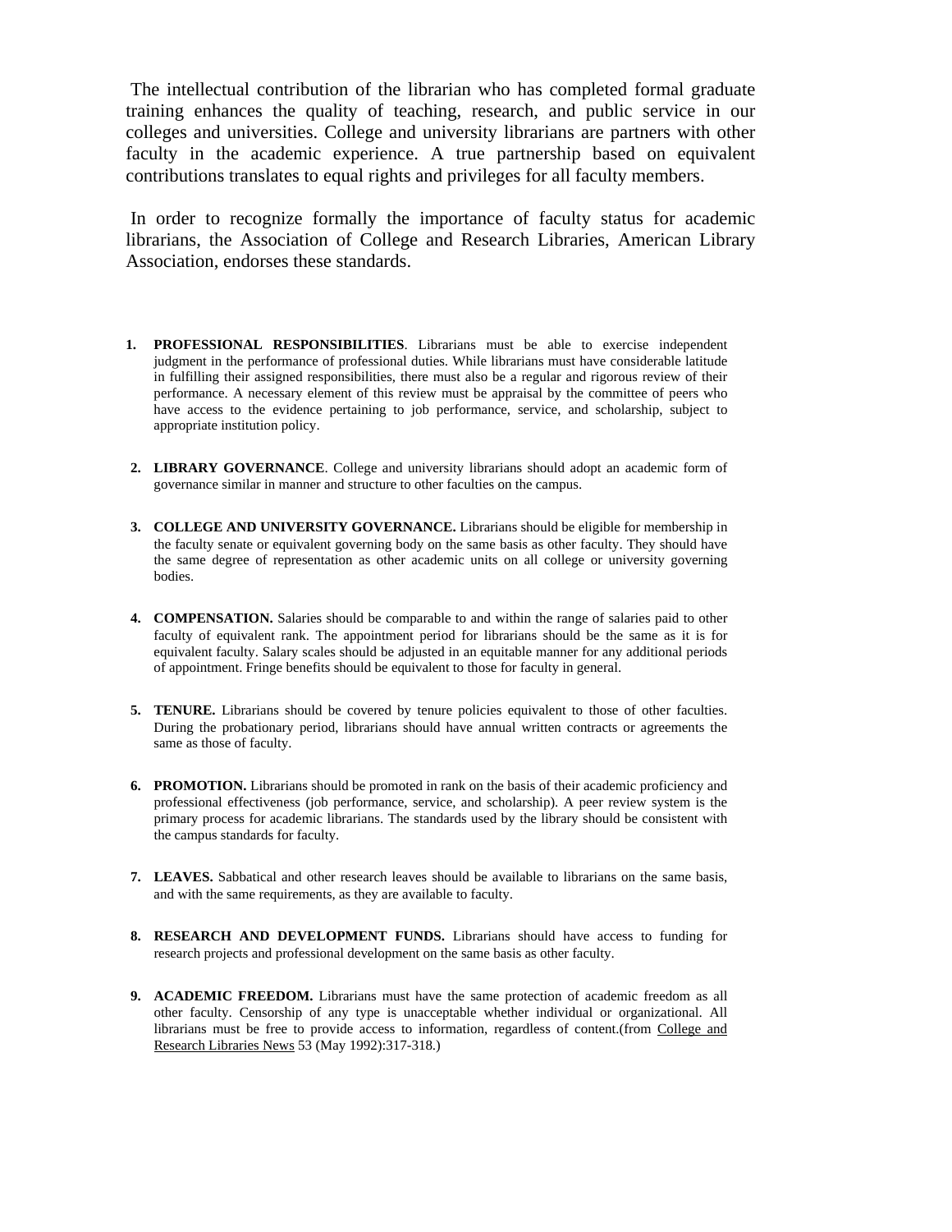The intellectual contribution of the librarian who has completed formal graduate training enhances the quality of teaching, research, and public service in our colleges and universities. College and university librarians are partners with other faculty in the academic experience. A true partnership based on equivalent contributions translates to equal rights and privileges for all faculty members.

In order to recognize formally the importance of faculty status for academic librarians, the Association of College and Research Libraries, American Library Association, endorses these standards.

1. **PROFESSIONAL RESPONSIBILITIES**. Librarians must be able to exercise independent judgment in the performance of professional duties. While librarians must have considerable latitude in fulfilling their assigned responsibilities, there must also be a regular and rigorous review of their performance. A necessary element of this review must be appraisal by the committee of peers who have access to the evidence pertaining to job performance, service, and scholarship, subject to appropriate institution policy.

2. **LIBRARY GOVERNANCE**. College and university librarians should adopt an academic form of governance similar in manner and structure to other faculties on the campus.

3. **COLLEGE AND UNIVERSITY GOVERNANCE.** Librarians should be eligible for membership in the faculty senate or equivalent governing body on the same basis as other faculty. They should have the same degree of representation as other academic units on all college or university governing bodies.

4. **COMPENSATION.** Salaries should be comparable to and within the range of salaries paid to other faculty of equivalent rank. The appointment period for librarians should be the same as it is for equivalent faculty. Salary scales should be adjusted in an equitable manner for any additional periods of appointment. Fringe benefits should be equivalent to those for faculty in general.

5. **TENURE.** Librarians should be covered by tenure policies equivalent to those of other faculties. During the probationary period, librarians should have annual written contracts or agreements the same as those of faculty.

6. **PROMOTION.** Librarians should be promoted in rank on the basis of their academic proficiency and professional effectiveness (job performance, service, and scholarship). A peer review system is the primary process for academic librarians. The standards used by the library should be consistent with the campus standards for faculty.

7. **LEAVES.** Sabbatical and other research leaves should be available to librarians on the same basis, and with the same requirements, as they are available to faculty.

8. **RESEARCH AND DEVELOPMENT FUNDS.** Librarians should have access to funding for research projects and professional development on the same basis as other faculty.

9. **ACADEMIC FREEDOM.** Librarians must have the same protection of academic freedom as all other faculty. Censorship of any type is unacceptable whether individual or organizational. All librarians must be free to provide access to information, regardless of content.(from College and Research Libraries News 53 (May 1992):317-318.)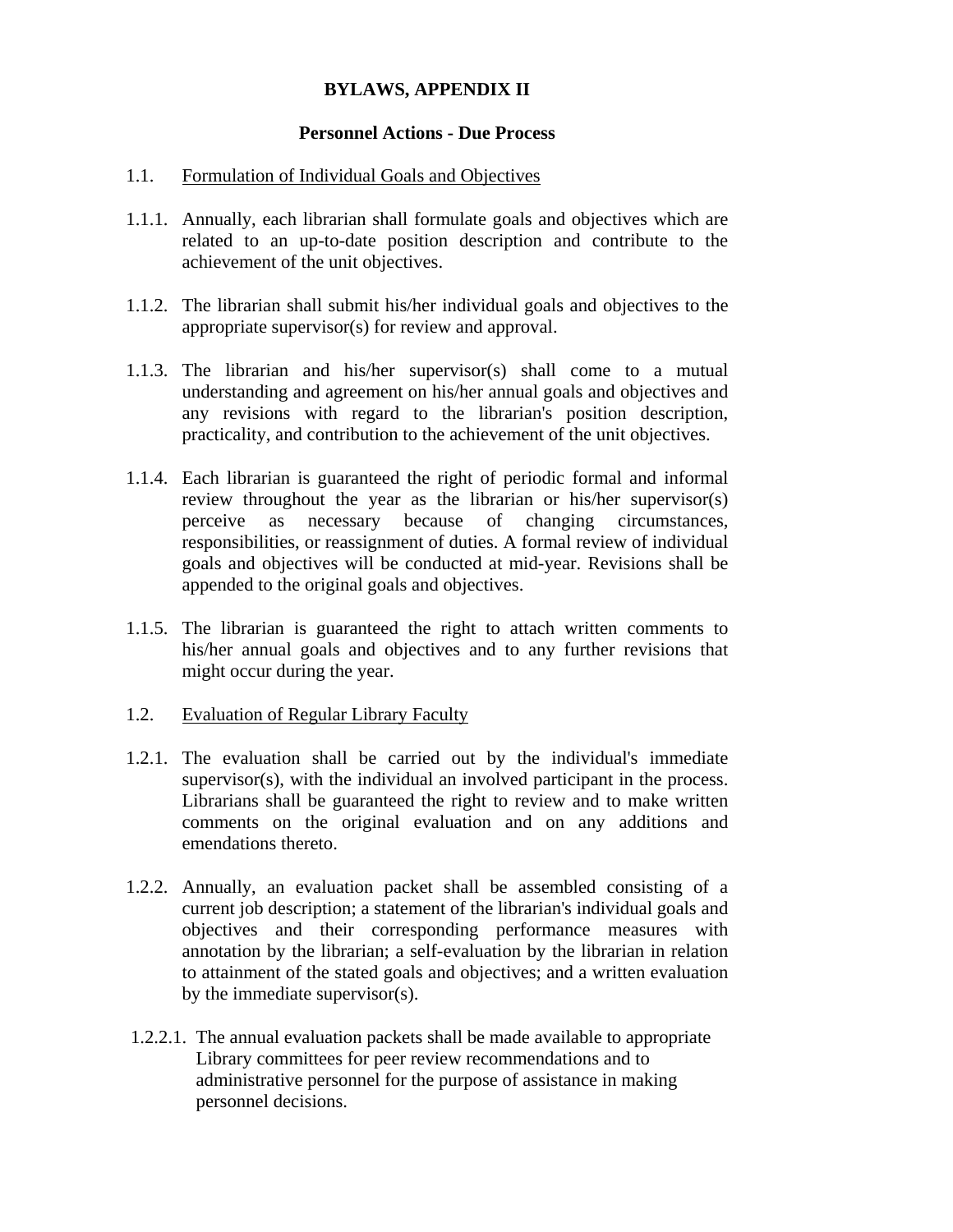**BYLAWS, APPENDIX II**

**Personnel Actions - Due Process**

1.1. Formulation of Individual Goals and Objectives

1.1.1. Annually, each librarian shall formulate goals and objectives which are related to an up-to-date position description and contribute to the achievement of the unit objectives.

1.1.2. The librarian shall submit his/her individual goals and objectives to the appropriate supervisor(s) for review and approval.

1.1.3. The librarian and his/her supervisor(s) shall come to a mutual understanding and agreement on his/her annual goals and objectives and any revisions with regard to the librarian's position description, practicality, and contribution to the achievement of the unit objectives.

1.1.4. Each librarian is guaranteed the right of periodic formal and informal review throughout the year as the librarian or his/her supervisor(s) perceive as necessary because of changing circumstances, responsibilities, or reassignment of duties. A formal review of individual goals and objectives will be conducted at mid-year. Revisions shall be appended to the original goals and objectives.

1.1.5. The librarian is guaranteed the right to attach written comments to his/her annual goals and objectives and to any further revisions that might occur during the year.

1.2. Evaluation of Regular Library Faculty

1.2.1. The evaluation shall be carried out by the individual's immediate supervisor(s), with the individual an involved participant in the process. Librarians shall be guaranteed the right to review and to make written comments on the original evaluation and on any additions and emendations thereto.

1.2.2. Annually, an evaluation packet shall be assembled consisting of a current job description; a statement of the librarian's individual goals and objectives and their corresponding performance measures with annotation by the librarian; a self-evaluation by the librarian in relation to attainment of the stated goals and objectives; and a written evaluation by the immediate supervisor(s).

1.2.2.1. The annual evaluation packets shall be made available to appropriate Library committees for peer review recommendations and to administrative personnel for the purpose of assistance in making personnel decisions.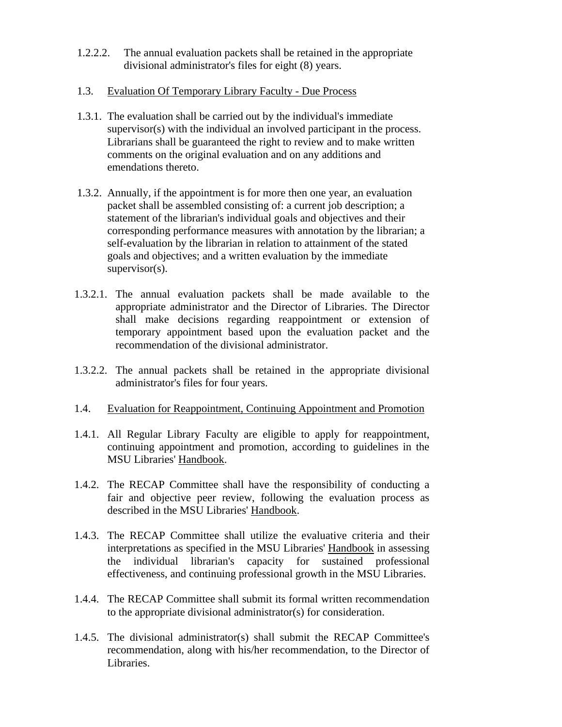1.2.2.2. The annual evaluation packets shall be retained in the appropriate divisional administrator's files for eight (8) years.

1.3. Evaluation Of Temporary Library Faculty - Due Process

1.3.1. The evaluation shall be carried out by the individual's immediate supervisor(s) with the individual an involved participant in the process. Librarians shall be guaranteed the right to review and to make written comments on the original evaluation and on any additions and emendations thereto.

1.3.2. Annually, if the appointment is for more then one year, an evaluation packet shall be assembled consisting of: a current job description; a statement of the librarian's individual goals and objectives and their corresponding performance measures with annotation by the librarian; a self-evaluation by the librarian in relation to attainment of the stated goals and objectives; and a written evaluation by the immediate supervisor(s).

1.3.2.1. The annual evaluation packets shall be made available to the appropriate administrator and the Director of Libraries. The Director shall make decisions regarding reappointment or extension of temporary appointment based upon the evaluation packet and the recommendation of the divisional administrator.

1.3.2.2. The annual packets shall be retained in the appropriate divisional administrator's files for four years.

1.4. Evaluation for Reappointment, Continuing Appointment and Promotion

1.4.1. All Regular Library Faculty are eligible to apply for reappointment, continuing appointment and promotion, according to guidelines in the MSU Libraries' Handbook.

1.4.2. The RECAP Committee shall have the responsibility of conducting a fair and objective peer review, following the evaluation process as described in the MSU Libraries' Handbook.

1.4.3. The RECAP Committee shall utilize the evaluative criteria and their interpretations as specified in the MSU Libraries' Handbook in assessing the individual librarian's capacity for sustained professional effectiveness, and continuing professional growth in the MSU Libraries.

1.4.4. The RECAP Committee shall submit its formal written recommendation to the appropriate divisional administrator(s) for consideration.

1.4.5. The divisional administrator(s) shall submit the RECAP Committee's recommendation, along with his/her recommendation, to the Director of Libraries.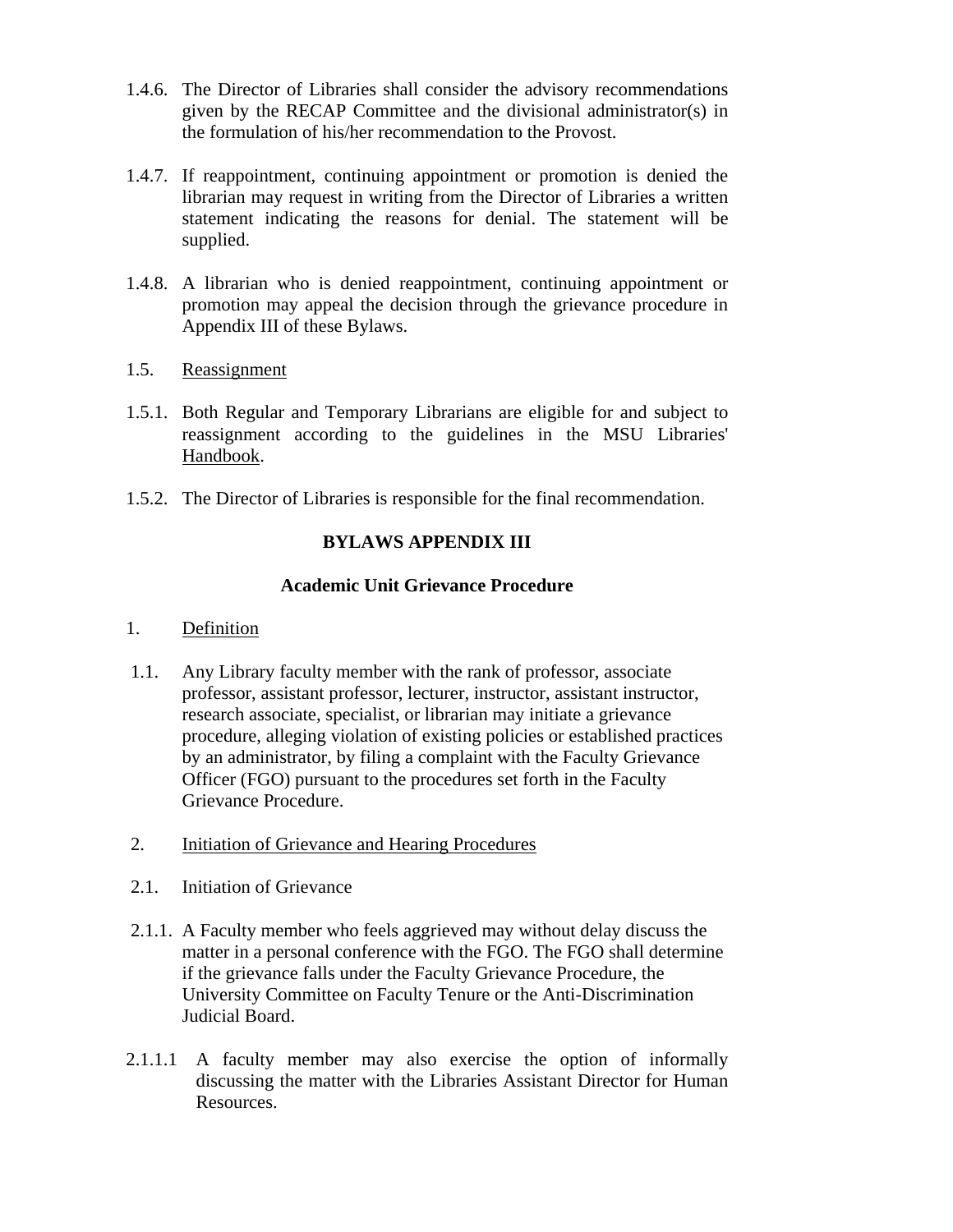1.4.6. The Director of Libraries shall consider the advisory recommendations given by the RECAP Committee and the divisional administrator(s) in the formulation of his/her recommendation to the Provost.

1.4.7. If reappointment, continuing appointment or promotion is denied the librarian may request in writing from the Director of Libraries a written statement indicating the reasons for denial. The statement will be supplied.

1.4.8. A librarian who is denied reappointment, continuing appointment or promotion may appeal the decision through the grievance procedure in Appendix III of these Bylaws.

1.5. Reassignment

1.5.1. Both Regular and Temporary Librarians are eligible for and subject to reassignment according to the guidelines in the MSU Libraries' Handbook.

1.5.2. The Director of Libraries is responsible for the final recommendation.

## BYLAWS APPENDIX III

### Academic Unit Grievance Procedure

1. Definition

1.1. Any Library faculty member with the rank of professor, associate professor, assistant professor, lecturer, instructor, assistant instructor, research associate, specialist, or librarian may initiate a grievance procedure, alleging violation of existing policies or established practices by an administrator, by filing a complaint with the Faculty Grievance Officer (FGO) pursuant to the procedures set forth in the Faculty Grievance Procedure.

2. Initiation of Grievance and Hearing Procedures

2.1. Initiation of Grievance

2.1.1. A Faculty member who feels aggrieved may without delay discuss the matter in a personal conference with the FGO. The FGO shall determine if the grievance falls under the Faculty Grievance Procedure, the University Committee on Faculty Tenure or the Anti-Discrimination Judicial Board.

2.1.1.1 A faculty member may also exercise the option of informally discussing the matter with the Libraries Assistant Director for Human Resources.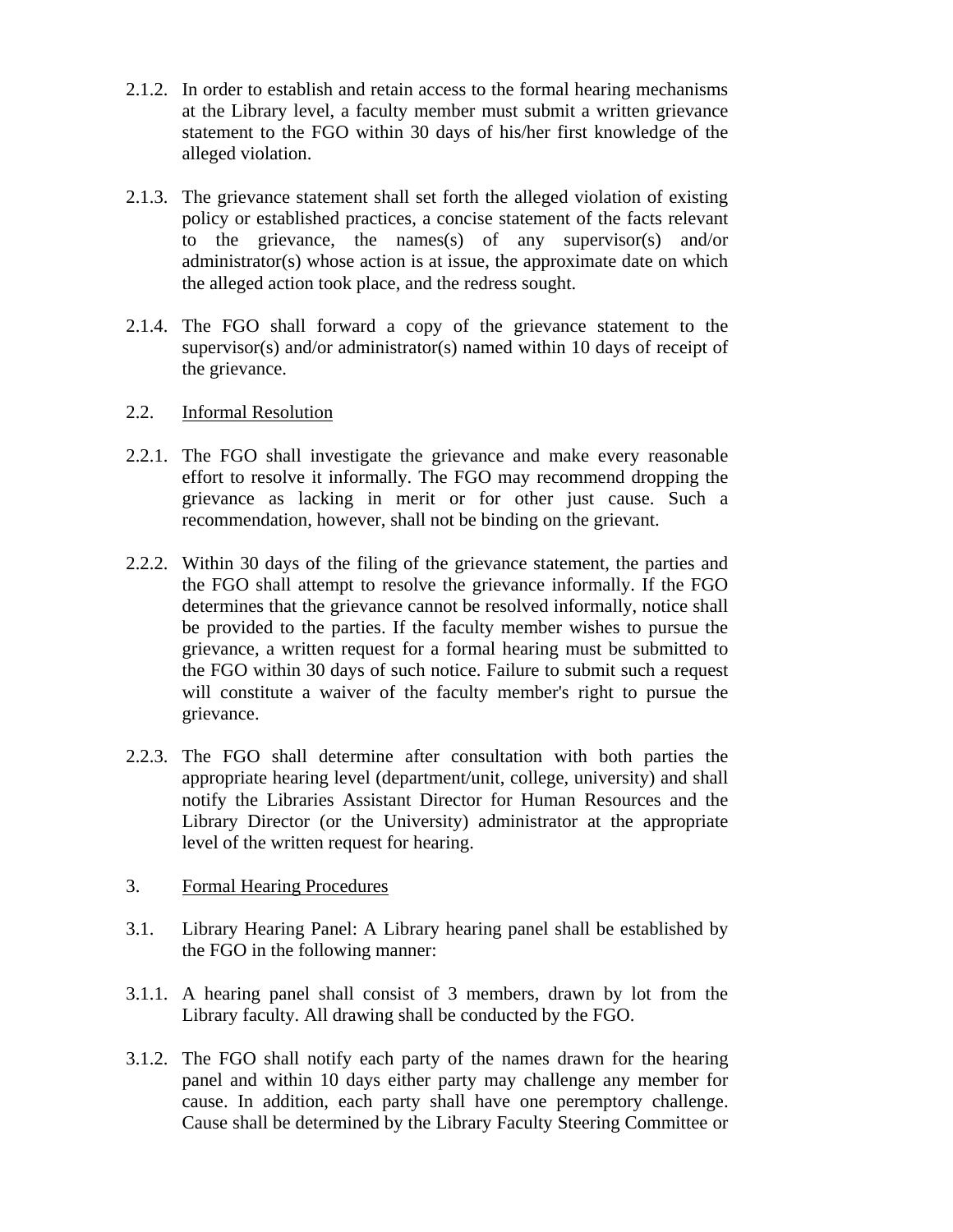2.1.2. In order to establish and retain access to the formal hearing mechanisms at the Library level, a faculty member must submit a written grievance statement to the FGO within 30 days of his/her first knowledge of the alleged violation.

2.1.3. The grievance statement shall set forth the alleged violation of existing policy or established practices, a concise statement of the facts relevant to the grievance, the names(s) of any supervisor(s) and/or administrator(s) whose action is at issue, the approximate date on which the alleged action took place, and the redress sought.

2.1.4. The FGO shall forward a copy of the grievance statement to the supervisor(s) and/or administrator(s) named within 10 days of receipt of the grievance.

2.2. Informal Resolution

2.2.1. The FGO shall investigate the grievance and make every reasonable effort to resolve it informally. The FGO may recommend dropping the grievance as lacking in merit or for other just cause. Such a recommendation, however, shall not be binding on the grievant.

2.2.2. Within 30 days of the filing of the grievance statement, the parties and the FGO shall attempt to resolve the grievance informally. If the FGO determines that the grievance cannot be resolved informally, notice shall be provided to the parties. If the faculty member wishes to pursue the grievance, a written request for a formal hearing must be submitted to the FGO within 30 days of such notice. Failure to submit such a request will constitute a waiver of the faculty member's right to pursue the grievance.

2.2.3. The FGO shall determine after consultation with both parties the appropriate hearing level (department/unit, college, university) and shall notify the Libraries Assistant Director for Human Resources and the Library Director (or the University) administrator at the appropriate level of the written request for hearing.

3. Formal Hearing Procedures

3.1. Library Hearing Panel: A Library hearing panel shall be established by the FGO in the following manner:

3.1.1. A hearing panel shall consist of 3 members, drawn by lot from the Library faculty. All drawing shall be conducted by the FGO.

3.1.2. The FGO shall notify each party of the names drawn for the hearing panel and within 10 days either party may challenge any member for cause. In addition, each party shall have one peremptory challenge. Cause shall be determined by the Library Faculty Steering Committee or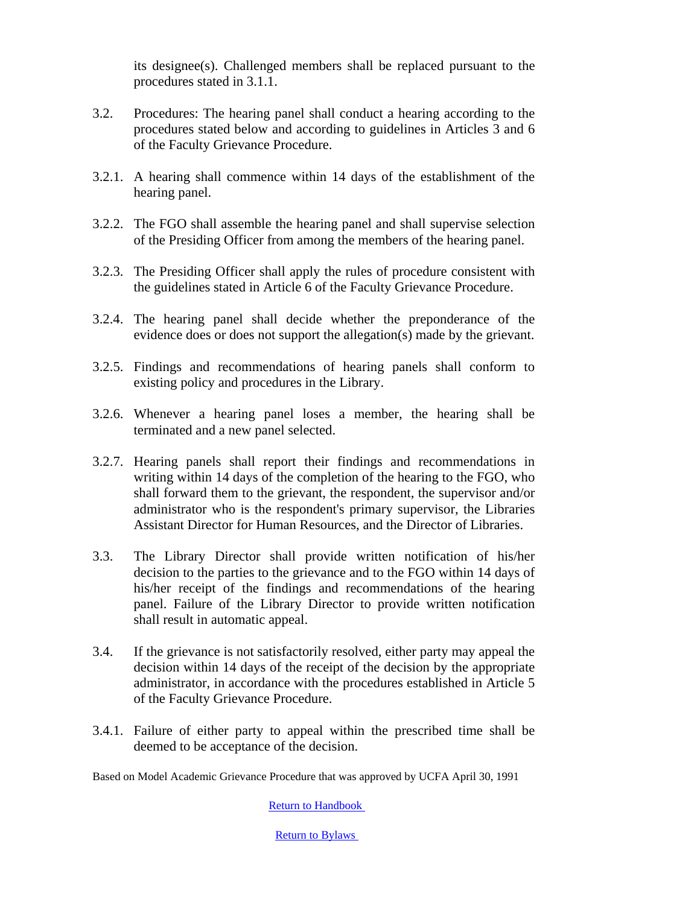its designee(s). Challenged members shall be replaced pursuant to the procedures stated in 3.1.1.

3.2. Procedures: The hearing panel shall conduct a hearing according to the procedures stated below and according to guidelines in Articles 3 and 6 of the Faculty Grievance Procedure.

3.2.1. A hearing shall commence within 14 days of the establishment of the hearing panel.

3.2.2. The FGO shall assemble the hearing panel and shall supervise selection of the Presiding Officer from among the members of the hearing panel.

3.2.3. The Presiding Officer shall apply the rules of procedure consistent with the guidelines stated in Article 6 of the Faculty Grievance Procedure.

3.2.4. The hearing panel shall decide whether the preponderance of the evidence does or does not support the allegation(s) made by the grievant.

3.2.5. Findings and recommendations of hearing panels shall conform to existing policy and procedures in the Library.

3.2.6. Whenever a hearing panel loses a member, the hearing shall be terminated and a new panel selected.

3.2.7. Hearing panels shall report their findings and recommendations in writing within 14 days of the completion of the hearing to the FGO, who shall forward them to the grievant, the respondent, the supervisor and/or administrator who is the respondent's primary supervisor, the Libraries Assistant Director for Human Resources, and the Director of Libraries.

3.3. The Library Director shall provide written notification of his/her decision to the parties to the grievance and to the FGO within 14 days of his/her receipt of the findings and recommendations of the hearing panel. Failure of the Library Director to provide written notification shall result in automatic appeal.

3.4. If the grievance is not satisfactorily resolved, either party may appeal the decision within 14 days of the receipt of the decision by the appropriate administrator, in accordance with the procedures established in Article 5 of the Faculty Grievance Procedure.

3.4.1. Failure of either party to appeal within the prescribed time shall be deemed to be acceptance of the decision.

Based on Model Academic Grievance Procedure that was approved by UCFA April 30, 1991

Return to Handbook

Return to Bylaws